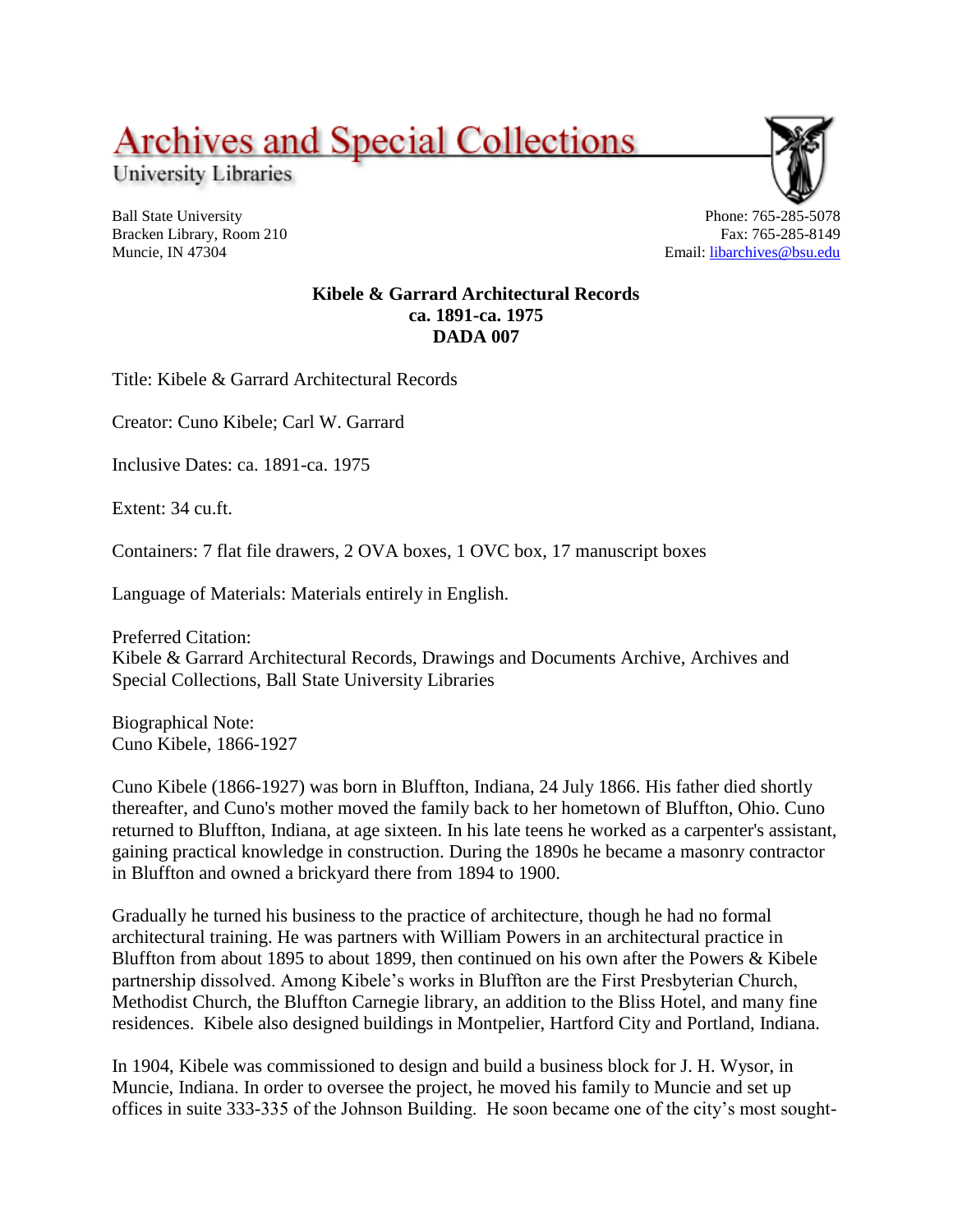# Archives and Special Collections

University Libraries

Ball State University
Bracken Library, Room 210
Muncie, IN 47304

Phone: 765-285-5078
Fax: 765-285-8149
Email: libarchives@bsu.edu

**Kibele & Garrard Architectural Records**
**ca. 1891-ca. 1975**
**DADA 007**

Title: Kibele & Garrard Architectural Records

Creator: Cuno Kibele; Carl W. Garrard

Inclusive Dates: ca. 1891-ca. 1975

Extent: 34 cu.ft.

Containers: 7 flat file drawers, 2 OVA boxes, 1 OVC box, 17 manuscript boxes

Language of Materials: Materials entirely in English.

Preferred Citation:
Kibele & Garrard Architectural Records, Drawings and Documents Archive, Archives and Special Collections, Ball State University Libraries

Biographical Note:
Cuno Kibele, 1866-1927

Cuno Kibele (1866-1927) was born in Bluffton, Indiana, 24 July 1866. His father died shortly thereafter, and Cuno's mother moved the family back to her hometown of Bluffton, Ohio. Cuno returned to Bluffton, Indiana, at age sixteen. In his late teens he worked as a carpenter's assistant, gaining practical knowledge in construction. During the 1890s he became a masonry contractor in Bluffton and owned a brickyard there from 1894 to 1900.

Gradually he turned his business to the practice of architecture, though he had no formal architectural training. He was partners with William Powers in an architectural practice in Bluffton from about 1895 to about 1899, then continued on his own after the Powers & Kibele partnership dissolved. Among Kibele's works in Bluffton are the First Presbyterian Church, Methodist Church, the Bluffton Carnegie library, an addition to the Bliss Hotel, and many fine residences. Kibele also designed buildings in Montpelier, Hartford City and Portland, Indiana.

In 1904, Kibele was commissioned to design and build a business block for J. H. Wysor, in Muncie, Indiana. In order to oversee the project, he moved his family to Muncie and set up offices in suite 333-335 of the Johnson Building. He soon became one of the city's most sought-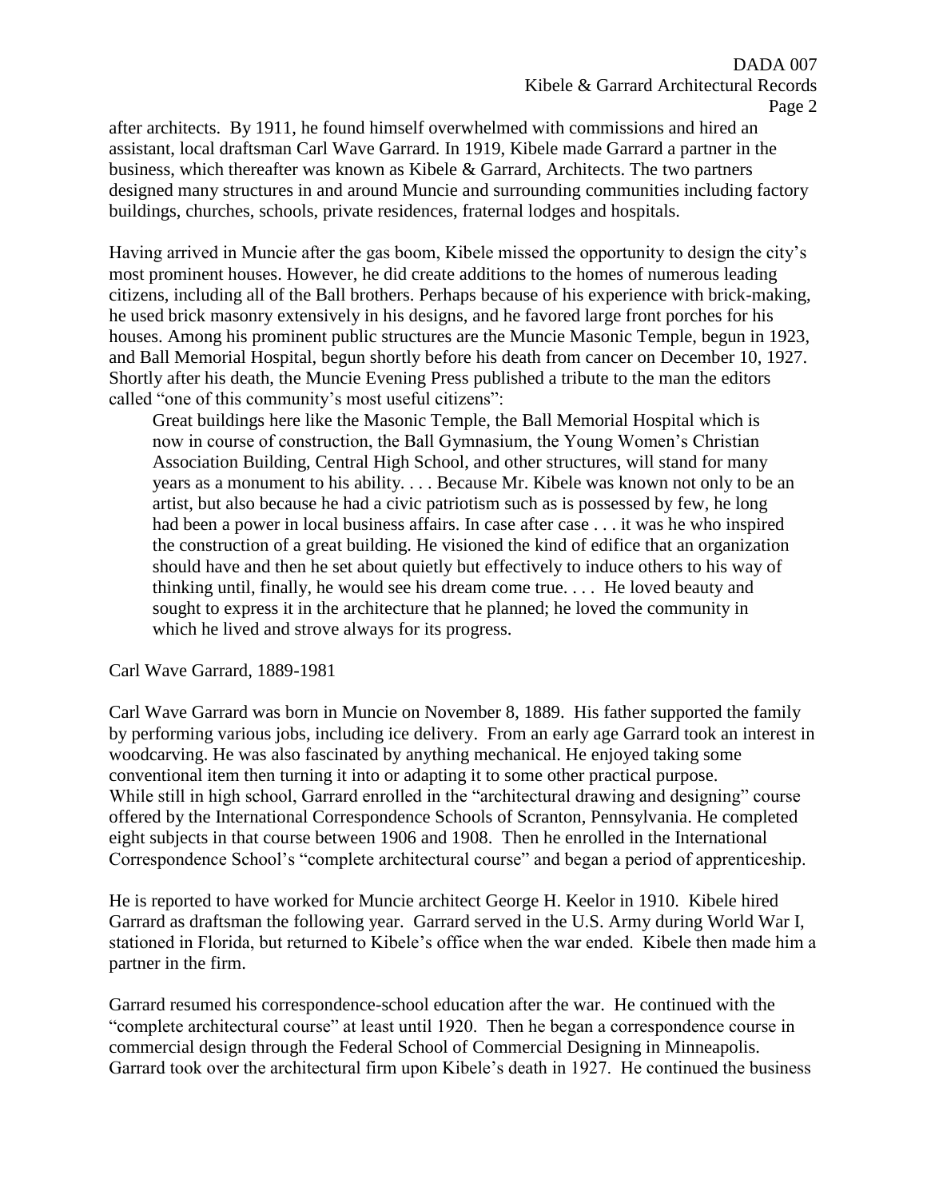after architects. By 1911, he found himself overwhelmed with commissions and hired an assistant, local draftsman Carl Wave Garrard. In 1919, Kibele made Garrard a partner in the business, which thereafter was known as Kibele & Garrard, Architects. The two partners designed many structures in and around Muncie and surrounding communities including factory buildings, churches, schools, private residences, fraternal lodges and hospitals.

Having arrived in Muncie after the gas boom, Kibele missed the opportunity to design the city's most prominent houses. However, he did create additions to the homes of numerous leading citizens, including all of the Ball brothers. Perhaps because of his experience with brick-making, he used brick masonry extensively in his designs, and he favored large front porches for his houses. Among his prominent public structures are the Muncie Masonic Temple, begun in 1923, and Ball Memorial Hospital, begun shortly before his death from cancer on December 10, 1927. Shortly after his death, the Muncie Evening Press published a tribute to the man the editors called "one of this community's most useful citizens":

> Great buildings here like the Masonic Temple, the Ball Memorial Hospital which is now in course of construction, the Ball Gymnasium, the Young Women's Christian Association Building, Central High School, and other structures, will stand for many years as a monument to his ability. . . . Because Mr. Kibele was known not only to be an artist, but also because he had a civic patriotism such as is possessed by few, he long had been a power in local business affairs. In case after case . . . it was he who inspired the construction of a great building. He visioned the kind of edifice that an organization should have and then he set about quietly but effectively to induce others to his way of thinking until, finally, he would see his dream come true. . . . He loved beauty and sought to express it in the architecture that he planned; he loved the community in which he lived and strove always for its progress.

Carl Wave Garrard, 1889-1981

Carl Wave Garrard was born in Muncie on November 8, 1889. His father supported the family by performing various jobs, including ice delivery. From an early age Garrard took an interest in woodcarving. He was also fascinated by anything mechanical. He enjoyed taking some conventional item then turning it into or adapting it to some other practical purpose. While still in high school, Garrard enrolled in the "architectural drawing and designing" course offered by the International Correspondence Schools of Scranton, Pennsylvania. He completed eight subjects in that course between 1906 and 1908. Then he enrolled in the International Correspondence School's "complete architectural course" and began a period of apprenticeship.

He is reported to have worked for Muncie architect George H. Keelor in 1910. Kibele hired Garrard as draftsman the following year. Garrard served in the U.S. Army during World War I, stationed in Florida, but returned to Kibele's office when the war ended. Kibele then made him a partner in the firm.

Garrard resumed his correspondence-school education after the war. He continued with the "complete architectural course" at least until 1920. Then he began a correspondence course in commercial design through the Federal School of Commercial Designing in Minneapolis. Garrard took over the architectural firm upon Kibele's death in 1927. He continued the business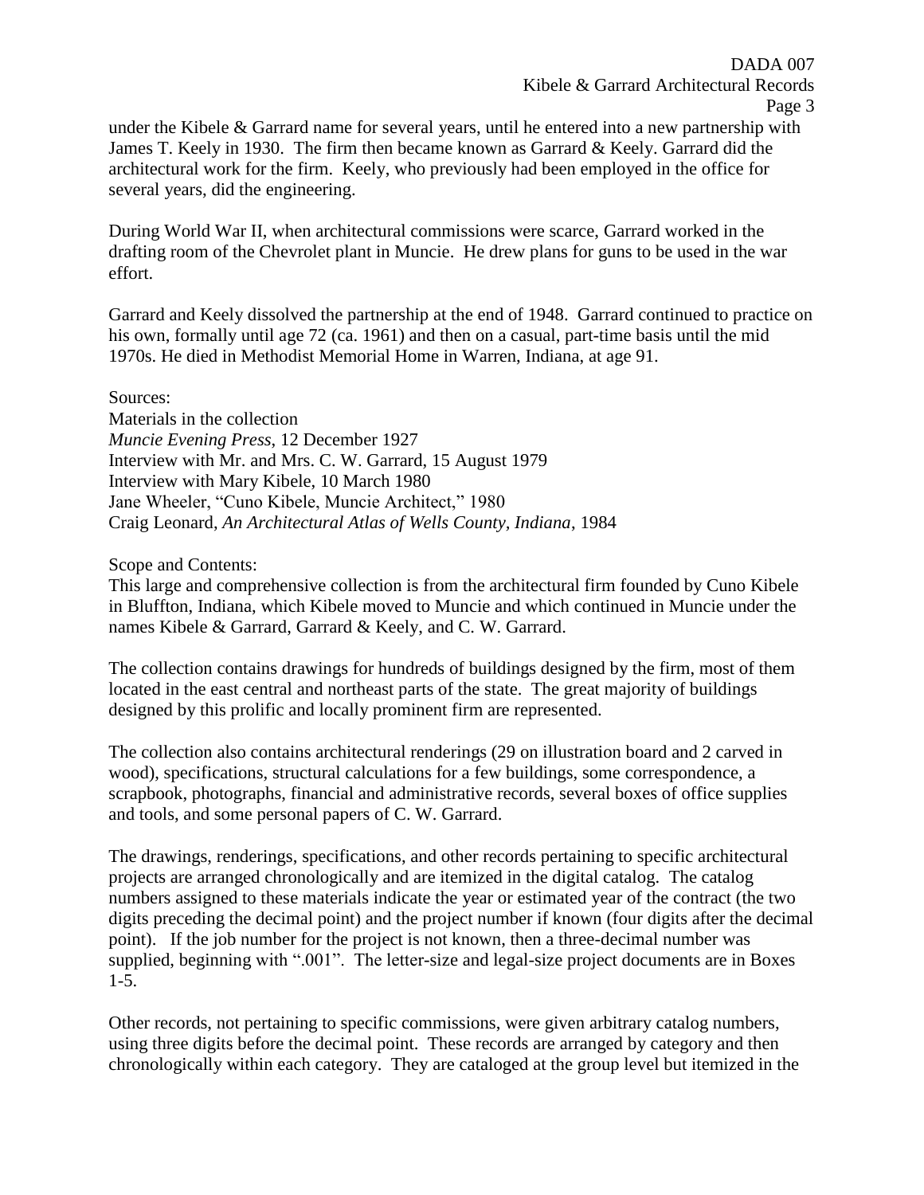under the Kibele & Garrard name for several years, until he entered into a new partnership with James T. Keely in 1930. The firm then became known as Garrard & Keely. Garrard did the architectural work for the firm. Keely, who previously had been employed in the office for several years, did the engineering.

During World War II, when architectural commissions were scarce, Garrard worked in the drafting room of the Chevrolet plant in Muncie. He drew plans for guns to be used in the war effort.

Garrard and Keely dissolved the partnership at the end of 1948. Garrard continued to practice on his own, formally until age 72 (ca. 1961) and then on a casual, part-time basis until the mid 1970s. He died in Methodist Memorial Home in Warren, Indiana, at age 91.

Sources:
Materials in the collection
*Muncie Evening Press*, 12 December 1927
Interview with Mr. and Mrs. C. W. Garrard, 15 August 1979
Interview with Mary Kibele, 10 March 1980
Jane Wheeler, "Cuno Kibele, Muncie Architect," 1980
Craig Leonard, *An Architectural Atlas of Wells County, Indiana*, 1984

Scope and Contents:
This large and comprehensive collection is from the architectural firm founded by Cuno Kibele in Bluffton, Indiana, which Kibele moved to Muncie and which continued in Muncie under the names Kibele & Garrard, Garrard & Keely, and C. W. Garrard.

The collection contains drawings for hundreds of buildings designed by the firm, most of them located in the east central and northeast parts of the state. The great majority of buildings designed by this prolific and locally prominent firm are represented.

The collection also contains architectural renderings (29 on illustration board and 2 carved in wood), specifications, structural calculations for a few buildings, some correspondence, a scrapbook, photographs, financial and administrative records, several boxes of office supplies and tools, and some personal papers of C. W. Garrard.

The drawings, renderings, specifications, and other records pertaining to specific architectural projects are arranged chronologically and are itemized in the digital catalog. The catalog numbers assigned to these materials indicate the year or estimated year of the contract (the two digits preceding the decimal point) and the project number if known (four digits after the decimal point). If the job number for the project is not known, then a three-decimal number was supplied, beginning with ".001". The letter-size and legal-size project documents are in Boxes 1-5.

Other records, not pertaining to specific commissions, were given arbitrary catalog numbers, using three digits before the decimal point. These records are arranged by category and then chronologically within each category. They are cataloged at the group level but itemized in the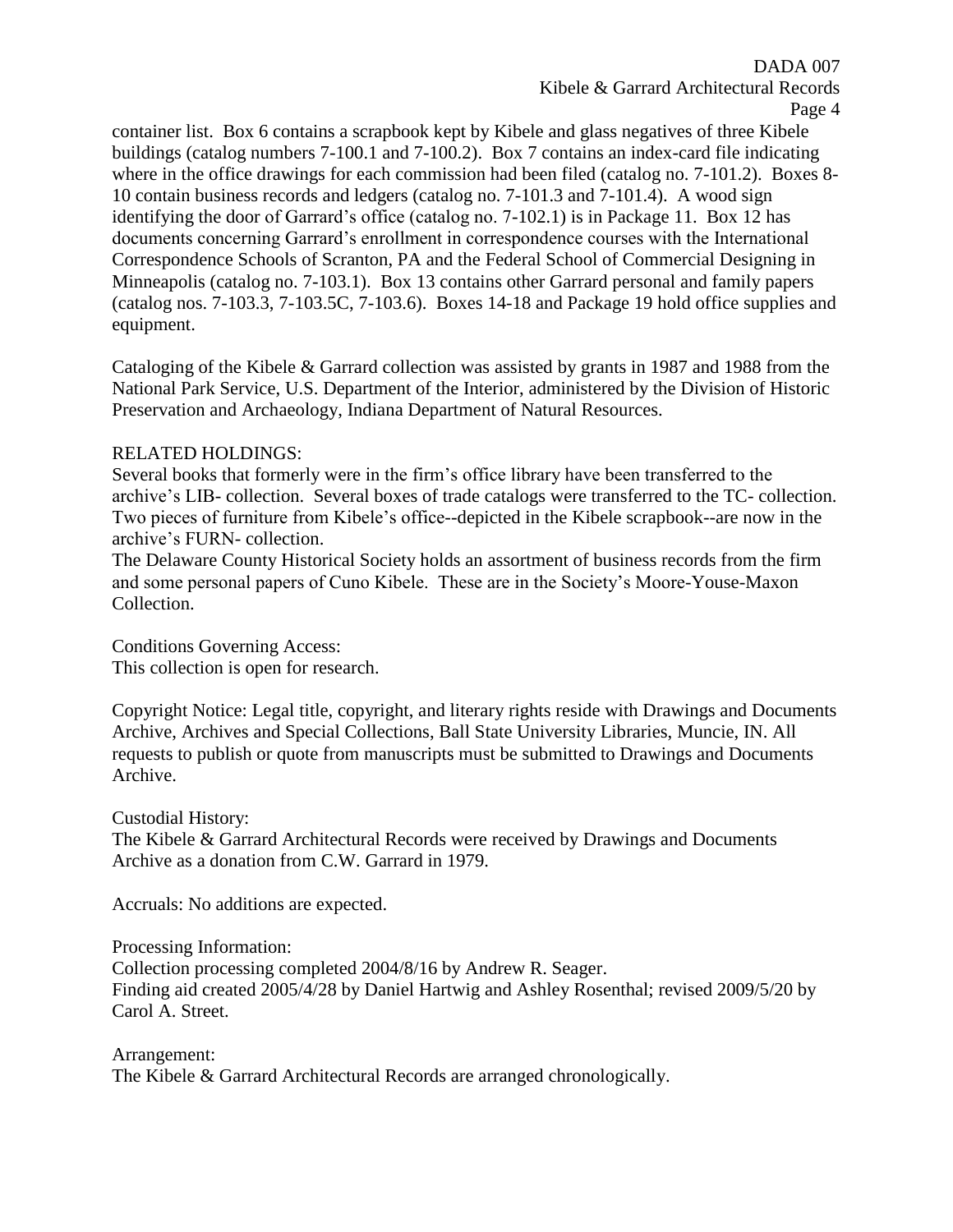container list. Box 6 contains a scrapbook kept by Kibele and glass negatives of three Kibele buildings (catalog numbers 7-100.1 and 7-100.2). Box 7 contains an index-card file indicating where in the office drawings for each commission had been filed (catalog no. 7-101.2). Boxes 8-10 contain business records and ledgers (catalog no. 7-101.3 and 7-101.4). A wood sign identifying the door of Garrard's office (catalog no. 7-102.1) is in Package 11. Box 12 has documents concerning Garrard's enrollment in correspondence courses with the International Correspondence Schools of Scranton, PA and the Federal School of Commercial Designing in Minneapolis (catalog no. 7-103.1). Box 13 contains other Garrard personal and family papers (catalog nos. 7-103.3, 7-103.5C, 7-103.6). Boxes 14-18 and Package 19 hold office supplies and equipment.

Cataloging of the Kibele & Garrard collection was assisted by grants in 1987 and 1988 from the National Park Service, U.S. Department of the Interior, administered by the Division of Historic Preservation and Archaeology, Indiana Department of Natural Resources.

RELATED HOLDINGS:
Several books that formerly were in the firm's office library have been transferred to the archive's LIB- collection. Several boxes of trade catalogs were transferred to the TC- collection. Two pieces of furniture from Kibele's office--depicted in the Kibele scrapbook--are now in the archive's FURN- collection.
The Delaware County Historical Society holds an assortment of business records from the firm and some personal papers of Cuno Kibele. These are in the Society's Moore-Youse-Maxon Collection.

Conditions Governing Access:
This collection is open for research.

Copyright Notice: Legal title, copyright, and literary rights reside with Drawings and Documents Archive, Archives and Special Collections, Ball State University Libraries, Muncie, IN. All requests to publish or quote from manuscripts must be submitted to Drawings and Documents Archive.

Custodial History:
The Kibele & Garrard Architectural Records were received by Drawings and Documents Archive as a donation from C.W. Garrard in 1979.

Accruals: No additions are expected.

Processing Information:
Collection processing completed 2004/8/16 by Andrew R. Seager.
Finding aid created 2005/4/28 by Daniel Hartwig and Ashley Rosenthal; revised 2009/5/20 by Carol A. Street.

Arrangement:
The Kibele & Garrard Architectural Records are arranged chronologically.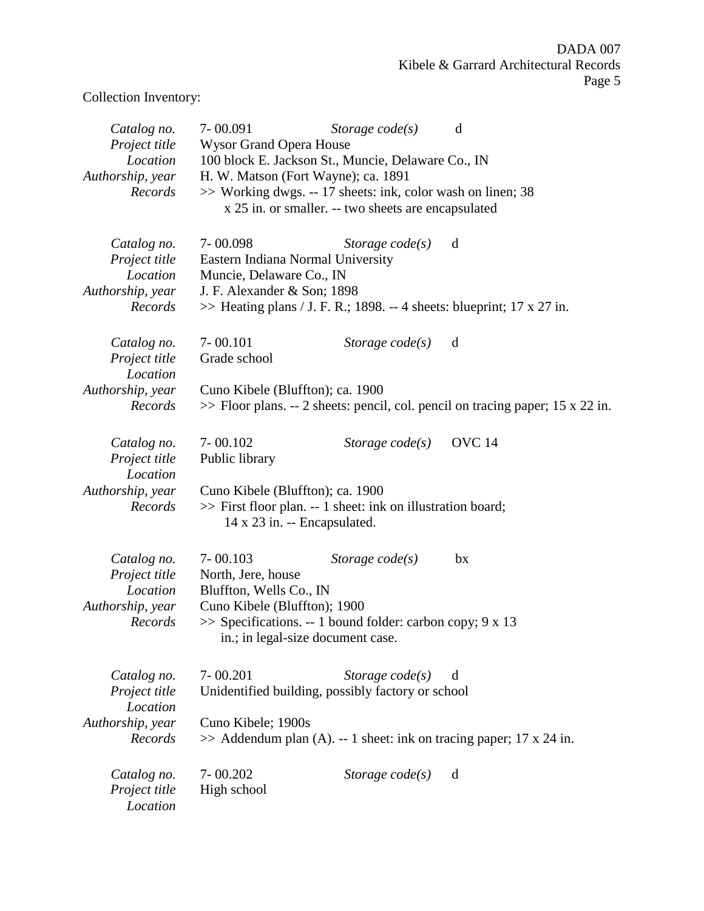Collection Inventory:

| | | | |
|---|---|---|---|
| *Catalog no.* | 7- 00.091 | *Storage code(s)* | d |
| *Project title* | Wysor Grand Opera House | | |
| *Location* | 100 block E. Jackson St., Muncie, Delaware Co., IN | | |
| *Authorship, year* | H. W. Matson (Fort Wayne); ca. 1891 | | |
| *Records* | >> Working dwgs. -- 17 sheets: ink, color wash on linen; 38 x 25 in. or smaller. -- two sheets are encapsulated | | |

| | | | |
|---|---|---|---|
| *Catalog no.* | 7- 00.098 | *Storage code(s)* | d |
| *Project title* | Eastern Indiana Normal University | | |
| *Location* | Muncie, Delaware Co., IN | | |
| *Authorship, year* | J. F. Alexander & Son; 1898 | | |
| *Records* | >> Heating plans / J. F. R.; 1898. -- 4 sheets: blueprint; 17 x 27 in. | | |

| | | | |
|---|---|---|---|
| *Catalog no.* | 7- 00.101 | *Storage code(s)* | d |
| *Project title* | Grade school | | |
| *Location* | | | |
| *Authorship, year* | Cuno Kibele (Bluffton); ca. 1900 | | |
| *Records* | >> Floor plans. -- 2 sheets: pencil, col. pencil on tracing paper; 15 x 22 in. | | |

| | | | |
|---|---|---|---|
| *Catalog no.* | 7- 00.102 | *Storage code(s)* | OVC 14 |
| *Project title* | Public library | | |
| *Location* | | | |
| *Authorship, year* | Cuno Kibele (Bluffton); ca. 1900 | | |
| *Records* | >> First floor plan. -- 1 sheet: ink on illustration board; 14 x 23 in. -- Encapsulated. | | |

| | | | |
|---|---|---|---|
| *Catalog no.* | 7- 00.103 | *Storage code(s)* | bx |
| *Project title* | North, Jere, house | | |
| *Location* | Bluffton, Wells Co., IN | | |
| *Authorship, year* | Cuno Kibele (Bluffton); 1900 | | |
| *Records* | >> Specifications. -- 1 bound folder: carbon copy; 9 x 13 in.; in legal-size document case. | | |

| | | | |
|---|---|---|---|
| *Catalog no.* | 7- 00.201 | *Storage code(s)* | d |
| *Project title* | Unidentified building, possibly factory or school | | |
| *Location* | | | |
| *Authorship, year* | Cuno Kibele; 1900s | | |
| *Records* | >> Addendum plan (A). -- 1 sheet: ink on tracing paper; 17 x 24 in. | | |

| | | | |
|---|---|---|---|
| *Catalog no.* | 7- 00.202 | *Storage code(s)* | d |
| *Project title* | High school | | |
| *Location* | | | |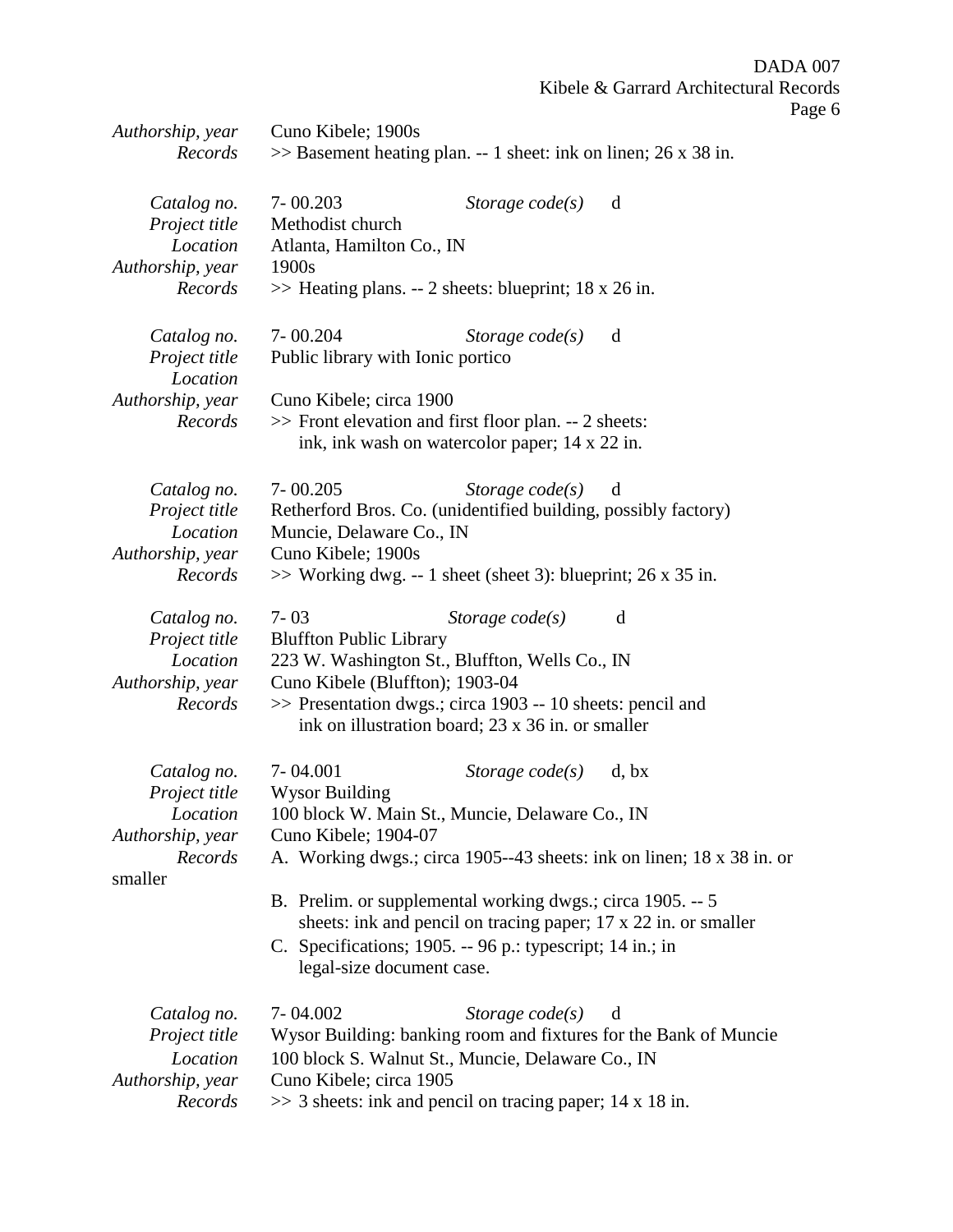*Authorship, year* Cuno Kibele; 1900s
*Records* >> Basement heating plan. -- 1 sheet: ink on linen; 26 x 38 in.

*Catalog no.* 7- 00.203 *Storage code(s)* d
*Project title* Methodist church
*Location* Atlanta, Hamilton Co., IN
*Authorship, year* 1900s
*Records* >> Heating plans. -- 2 sheets: blueprint; 18 x 26 in.

*Catalog no.* 7- 00.204 *Storage code(s)* d
*Project title* Public library with Ionic portico
*Location*
*Authorship, year* Cuno Kibele; circa 1900
*Records* >> Front elevation and first floor plan. -- 2 sheets: ink, ink wash on watercolor paper; 14 x 22 in.

*Catalog no.* 7- 00.205 *Storage code(s)* d
*Project title* Retherford Bros. Co. (unidentified building, possibly factory)
*Location* Muncie, Delaware Co., IN
*Authorship, year* Cuno Kibele; 1900s
*Records* >> Working dwg. -- 1 sheet (sheet 3): blueprint; 26 x 35 in.

*Catalog no.* 7- 03 *Storage code(s)* d
*Project title* Bluffton Public Library
*Location* 223 W. Washington St., Bluffton, Wells Co., IN
*Authorship, year* Cuno Kibele (Bluffton); 1903-04
*Records* >> Presentation dwgs.; circa 1903 -- 10 sheets: pencil and ink on illustration board; 23 x 36 in. or smaller

*Catalog no.* 7- 04.001 *Storage code(s)* d, bx
*Project title* Wysor Building
*Location* 100 block W. Main St., Muncie, Delaware Co., IN
*Authorship, year* Cuno Kibele; 1904-07
*Records* A. Working dwgs.; circa 1905--43 sheets: ink on linen; 18 x 38 in. or smaller

B. Prelim. or supplemental working dwgs.; circa 1905. -- 5 sheets: ink and pencil on tracing paper; 17 x 22 in. or smaller

C. Specifications; 1905. -- 96 p.: typescript; 14 in.; in legal-size document case.

*Catalog no.* 7- 04.002 *Storage code(s)* d
*Project title* Wysor Building: banking room and fixtures for the Bank of Muncie
*Location* 100 block S. Walnut St., Muncie, Delaware Co., IN
*Authorship, year* Cuno Kibele; circa 1905
*Records* >> 3 sheets: ink and pencil on tracing paper; 14 x 18 in.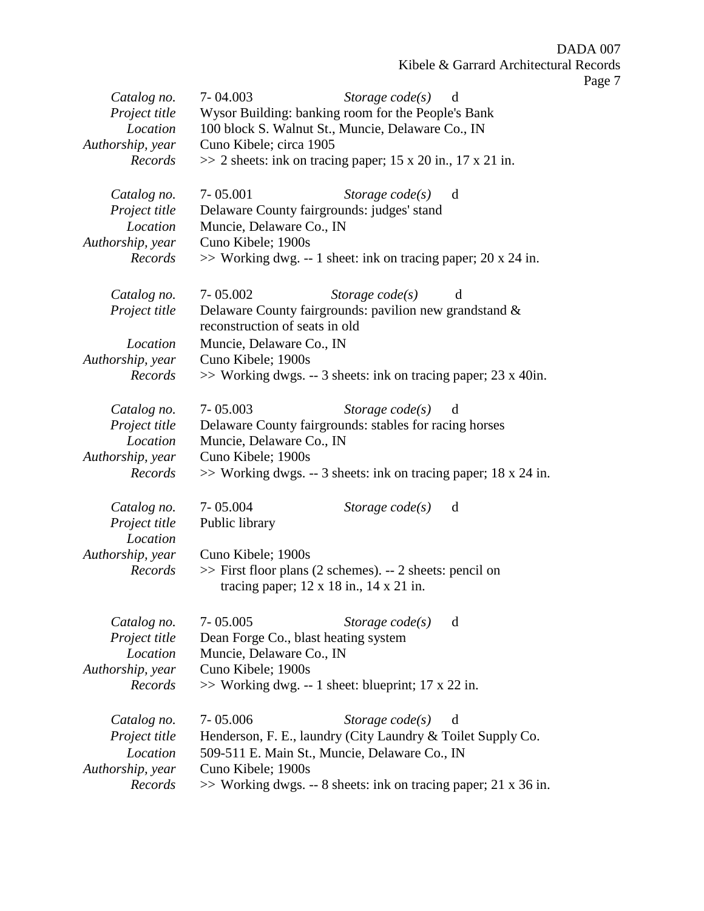*Catalog no.* 7- 04.003 *Storage code(s)* d
*Project title* Wysor Building: banking room for the People's Bank
*Location* 100 block S. Walnut St., Muncie, Delaware Co., IN
*Authorship, year* Cuno Kibele; circa 1905
*Records* >> 2 sheets: ink on tracing paper; 15 x 20 in., 17 x 21 in.

*Catalog no.* 7- 05.001 *Storage code(s)* d
*Project title* Delaware County fairgrounds: judges' stand
*Location* Muncie, Delaware Co., IN
*Authorship, year* Cuno Kibele; 1900s
*Records* >> Working dwg. -- 1 sheet: ink on tracing paper; 20 x 24 in.

*Catalog no.* 7- 05.002 *Storage code(s)* d
*Project title* Delaware County fairgrounds: pavilion new grandstand & reconstruction of seats in old
*Location* Muncie, Delaware Co., IN
*Authorship, year* Cuno Kibele; 1900s
*Records* >> Working dwgs. -- 3 sheets: ink on tracing paper; 23 x 40in.

*Catalog no.* 7- 05.003 *Storage code(s)* d
*Project title* Delaware County fairgrounds: stables for racing horses
*Location* Muncie, Delaware Co., IN
*Authorship, year* Cuno Kibele; 1900s
*Records* >> Working dwgs. -- 3 sheets: ink on tracing paper; 18 x 24 in.

*Catalog no.* 7- 05.004 *Storage code(s)* d
*Project title* Public library
*Location*
*Authorship, year* Cuno Kibele; 1900s
*Records* >> First floor plans (2 schemes). -- 2 sheets: pencil on tracing paper; 12 x 18 in., 14 x 21 in.

*Catalog no.* 7- 05.005 *Storage code(s)* d
*Project title* Dean Forge Co., blast heating system
*Location* Muncie, Delaware Co., IN
*Authorship, year* Cuno Kibele; 1900s
*Records* >> Working dwg. -- 1 sheet: blueprint; 17 x 22 in.

*Catalog no.* 7- 05.006 *Storage code(s)* d
*Project title* Henderson, F. E., laundry (City Laundry & Toilet Supply Co.
*Location* 509-511 E. Main St., Muncie, Delaware Co., IN
*Authorship, year* Cuno Kibele; 1900s
*Records* >> Working dwgs. -- 8 sheets: ink on tracing paper; 21 x 36 in.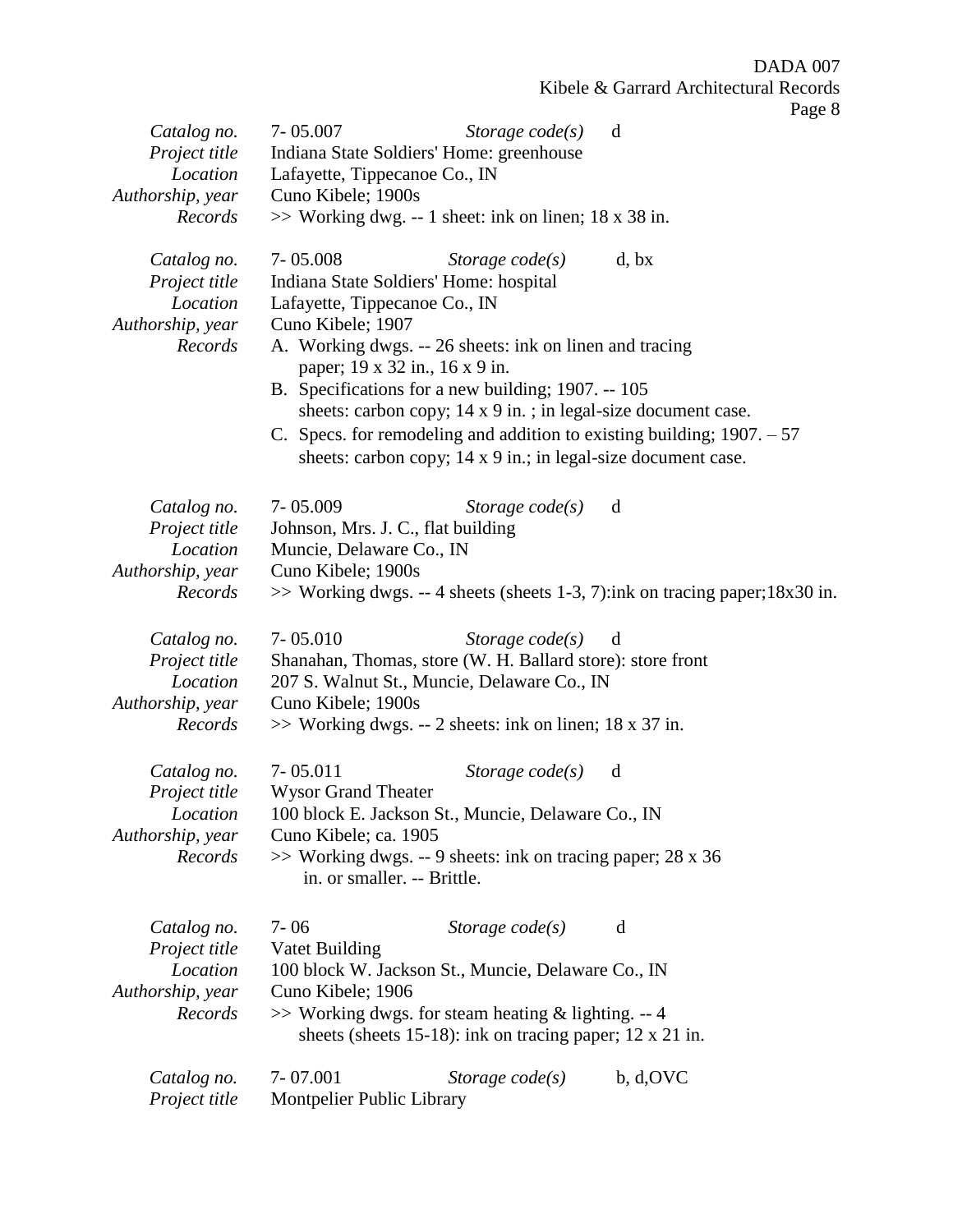| | | | |
|---|---|---|---|
| *Catalog no.* | 7- 05.007 | *Storage code(s)* | d |
| *Project title* | Indiana State Soldiers' Home: greenhouse | | |
| *Location* | Lafayette, Tippecanoe Co., IN | | |
| *Authorship, year* | Cuno Kibele; 1900s | | |
| *Records* | >> Working dwg. -- 1 sheet: ink on linen; 18 x 38 in. | | |

| | | | |
|---|---|---|---|
| *Catalog no.* | 7- 05.008 | *Storage code(s)* | d, bx |
| *Project title* | Indiana State Soldiers' Home: hospital | | |
| *Location* | Lafayette, Tippecanoe Co., IN | | |
| *Authorship, year* | Cuno Kibele; 1907 | | |
| *Records* | A. Working dwgs. -- 26 sheets: ink on linen and tracing paper; 19 x 32 in., 16 x 9 in.<br>B. Specifications for a new building; 1907. -- 105 sheets: carbon copy; 14 x 9 in. ; in legal-size document case.<br>C. Specs. for remodeling and addition to existing building; 1907. – 57 sheets: carbon copy; 14 x 9 in.; in legal-size document case. | | |

| | | | |
|---|---|---|---|
| *Catalog no.* | 7- 05.009 | *Storage code(s)* | d |
| *Project title* | Johnson, Mrs. J. C., flat building | | |
| *Location* | Muncie, Delaware Co., IN | | |
| *Authorship, year* | Cuno Kibele; 1900s | | |
| *Records* | >> Working dwgs. -- 4 sheets (sheets 1-3, 7):ink on tracing paper;18x30 in. | | |

| | | | |
|---|---|---|---|
| *Catalog no.* | 7- 05.010 | *Storage code(s)* | d |
| *Project title* | Shanahan, Thomas, store (W. H. Ballard store): store front | | |
| *Location* | 207 S. Walnut St., Muncie, Delaware Co., IN | | |
| *Authorship, year* | Cuno Kibele; 1900s | | |
| *Records* | >> Working dwgs. -- 2 sheets: ink on linen; 18 x 37 in. | | |

| | | | |
|---|---|---|---|
| *Catalog no.* | 7- 05.011 | *Storage code(s)* | d |
| *Project title* | Wysor Grand Theater | | |
| *Location* | 100 block E. Jackson St., Muncie, Delaware Co., IN | | |
| *Authorship, year* | Cuno Kibele; ca. 1905 | | |
| *Records* | >> Working dwgs. -- 9 sheets: ink on tracing paper; 28 x 36 in. or smaller. -- Brittle. | | |

| | | | |
|---|---|---|---|
| *Catalog no.* | 7- 06 | *Storage code(s)* | d |
| *Project title* | Vatet Building | | |
| *Location* | 100 block W. Jackson St., Muncie, Delaware Co., IN | | |
| *Authorship, year* | Cuno Kibele; 1906 | | |
| *Records* | >> Working dwgs. for steam heating & lighting. -- 4 sheets (sheets 15-18): ink on tracing paper; 12 x 21 in. | | |

| | | | |
|---|---|---|---|
| *Catalog no.* | 7- 07.001 | *Storage code(s)* | b, d,OVC |
| *Project title* | Montpelier Public Library | | |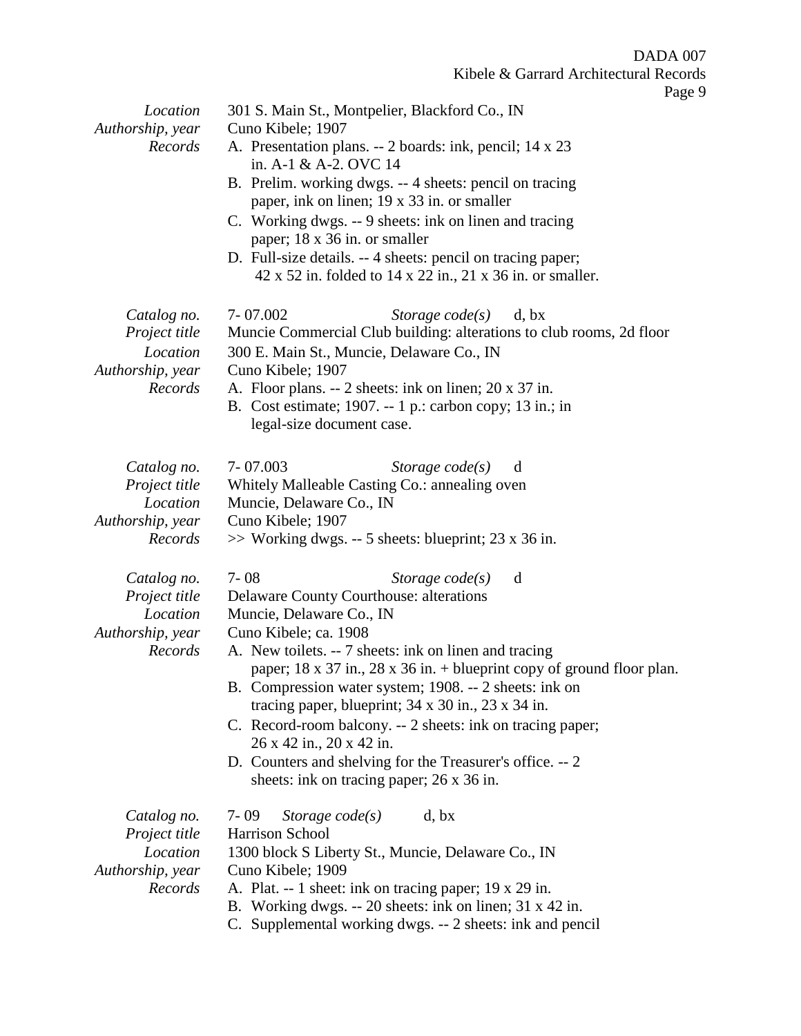*Location* 301 S. Main St., Montpelier, Blackford Co., IN
*Authorship, year* Cuno Kibele; 1907
*Records*
A. Presentation plans. -- 2 boards: ink, pencil; 14 x 23 in. A-1 & A-2. OVC 14
B. Prelim. working dwgs. -- 4 sheets: pencil on tracing paper, ink on linen; 19 x 33 in. or smaller
C. Working dwgs. -- 9 sheets: ink on linen and tracing paper; 18 x 36 in. or smaller
D. Full-size details. -- 4 sheets: pencil on tracing paper; 42 x 52 in. folded to 14 x 22 in., 21 x 36 in. or smaller.

*Catalog no.* 7- 07.002 *Storage code(s)* d, bx
*Project title* Muncie Commercial Club building: alterations to club rooms, 2d floor
*Location* 300 E. Main St., Muncie, Delaware Co., IN
*Authorship, year* Cuno Kibele; 1907
*Records*
A. Floor plans. -- 2 sheets: ink on linen; 20 x 37 in.
B. Cost estimate; 1907. -- 1 p.: carbon copy; 13 in.; in legal-size document case.

*Catalog no.* 7- 07.003 *Storage code(s)* d
*Project title* Whitely Malleable Casting Co.: annealing oven
*Location* Muncie, Delaware Co., IN
*Authorship, year* Cuno Kibele; 1907
*Records* >> Working dwgs. -- 5 sheets: blueprint; 23 x 36 in.

*Catalog no.* 7- 08 *Storage code(s)* d
*Project title* Delaware County Courthouse: alterations
*Location* Muncie, Delaware Co., IN
*Authorship, year* Cuno Kibele; ca. 1908
*Records*
A. New toilets. -- 7 sheets: ink on linen and tracing paper; 18 x 37 in., 28 x 36 in. + blueprint copy of ground floor plan.
B. Compression water system; 1908. -- 2 sheets: ink on tracing paper, blueprint; 34 x 30 in., 23 x 34 in.
C. Record-room balcony. -- 2 sheets: ink on tracing paper; 26 x 42 in., 20 x 42 in.
D. Counters and shelving for the Treasurer's office. -- 2 sheets: ink on tracing paper; 26 x 36 in.

*Catalog no.* 7- 09 *Storage code(s)* d, bx
*Project title* Harrison School
*Location* 1300 block S Liberty St., Muncie, Delaware Co., IN
*Authorship, year* Cuno Kibele; 1909
*Records*
A. Plat. -- 1 sheet: ink on tracing paper; 19 x 29 in.
B. Working dwgs. -- 20 sheets: ink on linen; 31 x 42 in.
C. Supplemental working dwgs. -- 2 sheets: ink and pencil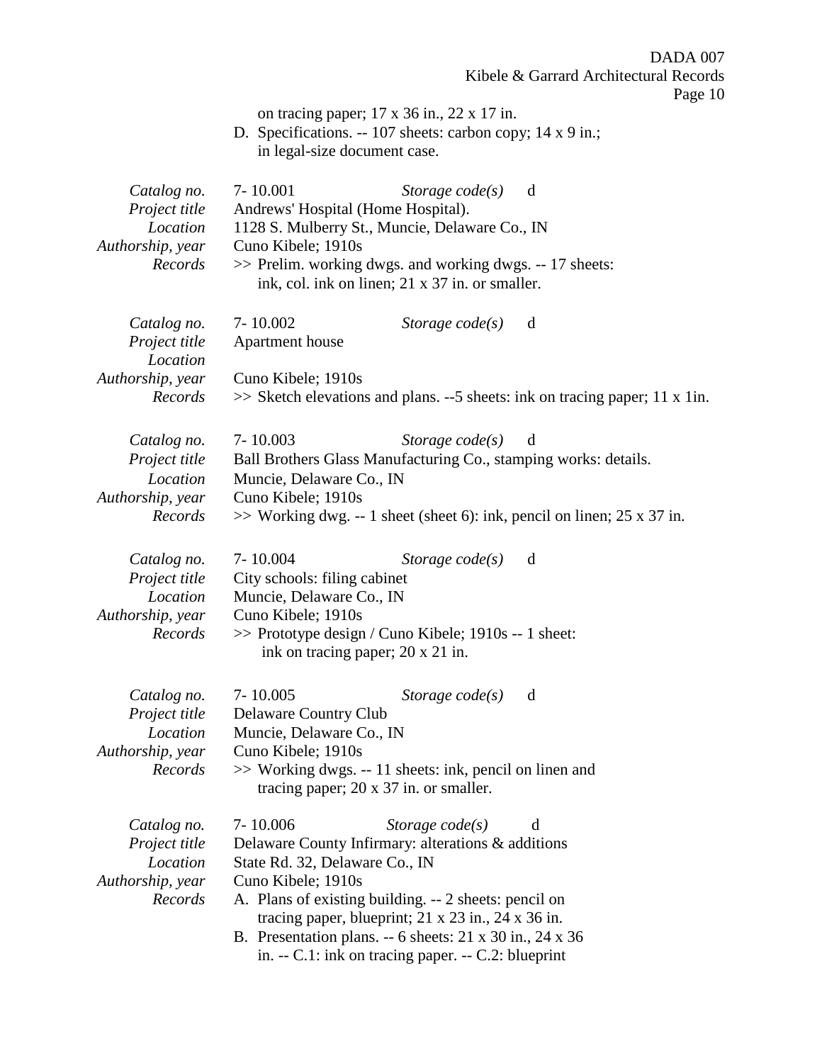on tracing paper; 17 x 36 in., 22 x 17 in.

D. Specifications. -- 107 sheets: carbon copy; 14 x 9 in.; in legal-size document case.

*Catalog no.* 7- 10.001 *Storage code(s)* d
*Project title* Andrews' Hospital (Home Hospital).
*Location* 1128 S. Mulberry St., Muncie, Delaware Co., IN
*Authorship, year* Cuno Kibele; 1910s
*Records* >> Prelim. working dwgs. and working dwgs. -- 17 sheets: ink, col. ink on linen; 21 x 37 in. or smaller.

*Catalog no.* 7- 10.002 *Storage code(s)* d
*Project title* Apartment house
*Location*
*Authorship, year* Cuno Kibele; 1910s
*Records* >> Sketch elevations and plans. --5 sheets: ink on tracing paper; 11 x 1in.

*Catalog no.* 7- 10.003 *Storage code(s)* d
*Project title* Ball Brothers Glass Manufacturing Co., stamping works: details.
*Location* Muncie, Delaware Co., IN
*Authorship, year* Cuno Kibele; 1910s
*Records* >> Working dwg. -- 1 sheet (sheet 6): ink, pencil on linen; 25 x 37 in.

*Catalog no.* 7- 10.004 *Storage code(s)* d
*Project title* City schools: filing cabinet
*Location* Muncie, Delaware Co., IN
*Authorship, year* Cuno Kibele; 1910s
*Records* >> Prototype design / Cuno Kibele; 1910s -- 1 sheet: ink on tracing paper; 20 x 21 in.

*Catalog no.* 7- 10.005 *Storage code(s)* d
*Project title* Delaware Country Club
*Location* Muncie, Delaware Co., IN
*Authorship, year* Cuno Kibele; 1910s
*Records* >> Working dwgs. -- 11 sheets: ink, pencil on linen and tracing paper; 20 x 37 in. or smaller.

*Catalog no.* 7- 10.006 *Storage code(s)* d
*Project title* Delaware County Infirmary: alterations & additions
*Location* State Rd. 32, Delaware Co., IN
*Authorship, year* Cuno Kibele; 1910s
*Records*

A. Plans of existing building. -- 2 sheets: pencil on tracing paper, blueprint; 21 x 23 in., 24 x 36 in.

B. Presentation plans. -- 6 sheets: 21 x 30 in., 24 x 36 in. -- C.1: ink on tracing paper. -- C.2: blueprint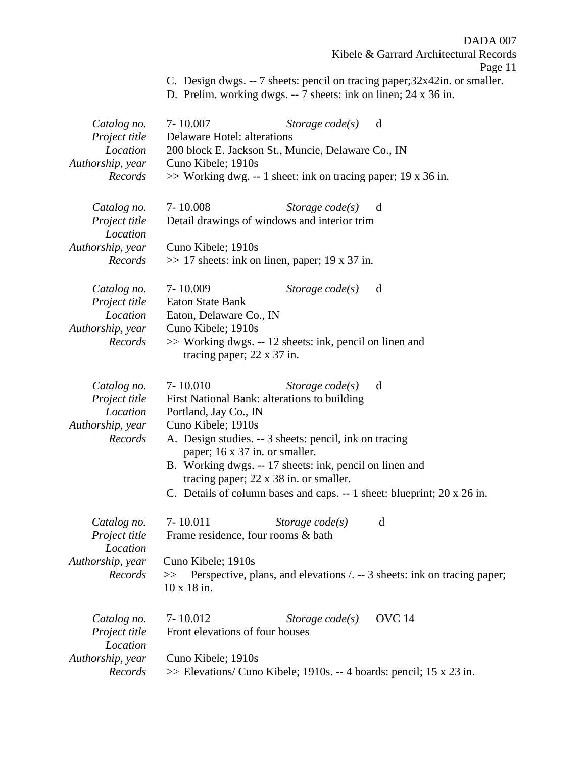C. Design dwgs. -- 7 sheets: pencil on tracing paper;32x42in. or smaller.
D. Prelim. working dwgs. -- 7 sheets: ink on linen; 24 x 36 in.

| | |
|---|---|
| *Catalog no.* | 7- 10.007 *Storage code(s)* d |
| *Project title* | Delaware Hotel: alterations |
| *Location* | 200 block E. Jackson St., Muncie, Delaware Co., IN |
| *Authorship, year* | Cuno Kibele; 1910s |
| *Records* | >> Working dwg. -- 1 sheet: ink on tracing paper; 19 x 36 in. |

| | |
|---|---|
| *Catalog no.* | 7- 10.008 *Storage code(s)* d |
| *Project title* | Detail drawings of windows and interior trim |
| *Location* | |
| *Authorship, year* | Cuno Kibele; 1910s |
| *Records* | >> 17 sheets: ink on linen, paper; 19 x 37 in. |

| | |
|---|---|
| *Catalog no.* | 7- 10.009 *Storage code(s)* d |
| *Project title* | Eaton State Bank |
| *Location* | Eaton, Delaware Co., IN |
| *Authorship, year* | Cuno Kibele; 1910s |
| *Records* | >> Working dwgs. -- 12 sheets: ink, pencil on linen and tracing paper; 22 x 37 in. |

| | |
|---|---|
| *Catalog no.* | 7- 10.010 *Storage code(s)* d |
| *Project title* | First National Bank: alterations to building |
| *Location* | Portland, Jay Co., IN |
| *Authorship, year* | Cuno Kibele; 1910s |
| *Records* | A. Design studies. -- 3 sheets: pencil, ink on tracing paper; 16 x 37 in. or smaller.<br>B. Working dwgs. -- 17 sheets: ink, pencil on linen and tracing paper; 22 x 38 in. or smaller.<br>C. Details of column bases and caps. -- 1 sheet: blueprint; 20 x 26 in. |

| | |
|---|---|
| *Catalog no.* | 7- 10.011 *Storage code(s)* d |
| *Project title* | Frame residence, four rooms & bath |
| *Location* | |
| *Authorship, year* | Cuno Kibele; 1910s |
| *Records* | >> Perspective, plans, and elevations /. -- 3 sheets: ink on tracing paper; 10 x 18 in. |

| | |
|---|---|
| *Catalog no.* | 7- 10.012 *Storage code(s)* OVC 14 |
| *Project title* | Front elevations of four houses |
| *Location* | |
| *Authorship, year* | Cuno Kibele; 1910s |
| *Records* | >> Elevations/ Cuno Kibele; 1910s. -- 4 boards: pencil; 15 x 23 in. |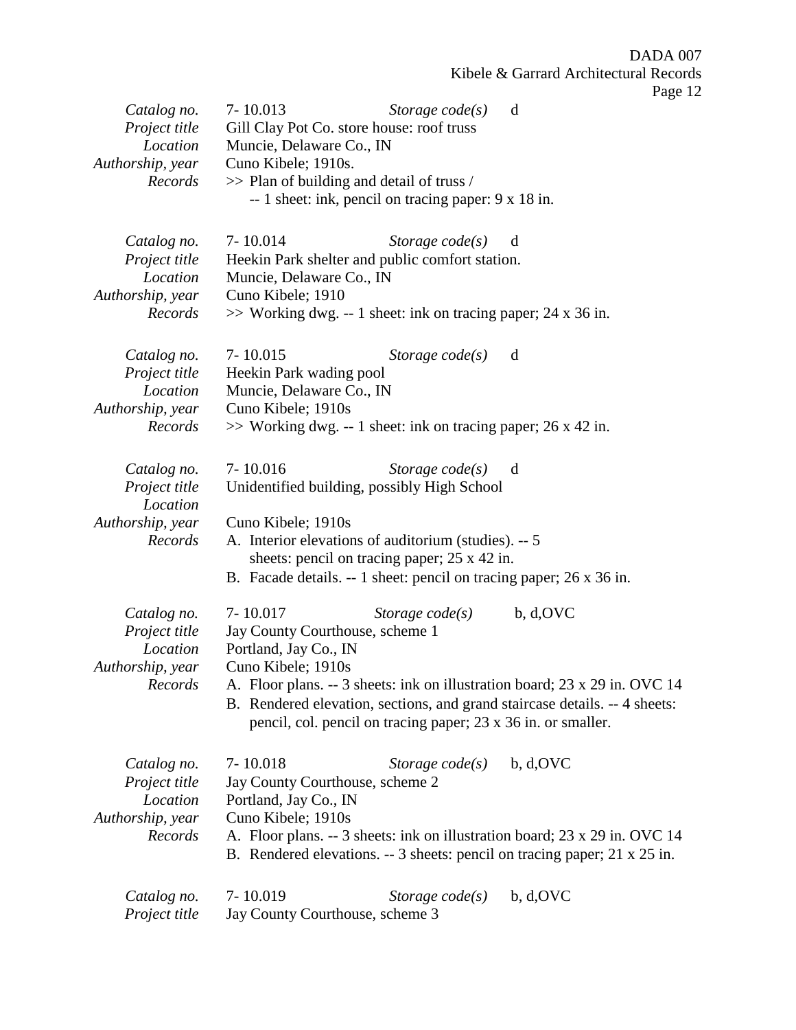*Catalog no.* 7- 10.013 *Storage code(s)* d
*Project title* Gill Clay Pot Co. store house: roof truss
*Location* Muncie, Delaware Co., IN
*Authorship, year* Cuno Kibele; 1910s.
*Records* >> Plan of building and detail of truss /
-- 1 sheet: ink, pencil on tracing paper: 9 x 18 in.

*Catalog no.* 7- 10.014 *Storage code(s)* d
*Project title* Heekin Park shelter and public comfort station.
*Location* Muncie, Delaware Co., IN
*Authorship, year* Cuno Kibele; 1910
*Records* >> Working dwg. -- 1 sheet: ink on tracing paper; 24 x 36 in.

*Catalog no.* 7- 10.015 *Storage code(s)* d
*Project title* Heekin Park wading pool
*Location* Muncie, Delaware Co., IN
*Authorship, year* Cuno Kibele; 1910s
*Records* >> Working dwg. -- 1 sheet: ink on tracing paper; 26 x 42 in.

*Catalog no.* 7- 10.016 *Storage code(s)* d
*Project title* Unidentified building, possibly High School
*Location*
*Authorship, year* Cuno Kibele; 1910s
*Records*
A. Interior elevations of auditorium (studies). -- 5 sheets: pencil on tracing paper; 25 x 42 in.
B. Facade details. -- 1 sheet: pencil on tracing paper; 26 x 36 in.

*Catalog no.* 7- 10.017 *Storage code(s)* b, d,OVC
*Project title* Jay County Courthouse, scheme 1
*Location* Portland, Jay Co., IN
*Authorship, year* Cuno Kibele; 1910s
*Records*
A. Floor plans. -- 3 sheets: ink on illustration board; 23 x 29 in. OVC 14
B. Rendered elevation, sections, and grand staircase details. -- 4 sheets: pencil, col. pencil on tracing paper; 23 x 36 in. or smaller.

*Catalog no.* 7- 10.018 *Storage code(s)* b, d,OVC
*Project title* Jay County Courthouse, scheme 2
*Location* Portland, Jay Co., IN
*Authorship, year* Cuno Kibele; 1910s
*Records*
A. Floor plans. -- 3 sheets: ink on illustration board; 23 x 29 in. OVC 14
B. Rendered elevations. -- 3 sheets: pencil on tracing paper; 21 x 25 in.

*Catalog no.* 7- 10.019 *Storage code(s)* b, d,OVC
*Project title* Jay County Courthouse, scheme 3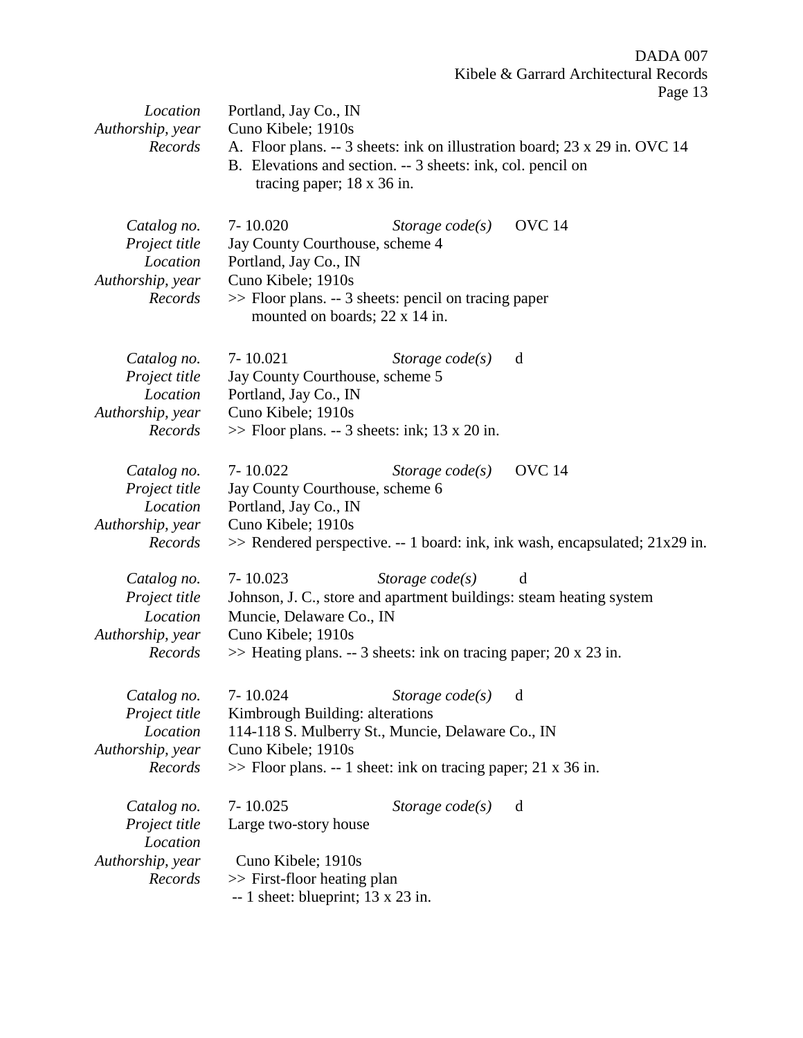*Location* Portland, Jay Co., IN
*Authorship, year* Cuno Kibele; 1910s
*Records* A. Floor plans. -- 3 sheets: ink on illustration board; 23 x 29 in. OVC 14
B. Elevations and section. -- 3 sheets: ink, col. pencil on tracing paper; 18 x 36 in.

*Catalog no.* 7- 10.020 *Storage code(s)* OVC 14
*Project title* Jay County Courthouse, scheme 4
*Location* Portland, Jay Co., IN
*Authorship, year* Cuno Kibele; 1910s
*Records* >> Floor plans. -- 3 sheets: pencil on tracing paper mounted on boards; 22 x 14 in.

*Catalog no.* 7- 10.021 *Storage code(s)* d
*Project title* Jay County Courthouse, scheme 5
*Location* Portland, Jay Co., IN
*Authorship, year* Cuno Kibele; 1910s
*Records* >> Floor plans. -- 3 sheets: ink; 13 x 20 in.

*Catalog no.* 7- 10.022 *Storage code(s)* OVC 14
*Project title* Jay County Courthouse, scheme 6
*Location* Portland, Jay Co., IN
*Authorship, year* Cuno Kibele; 1910s
*Records* >> Rendered perspective. -- 1 board: ink, ink wash, encapsulated; 21x29 in.

*Catalog no.* 7- 10.023 *Storage code(s)* d
*Project title* Johnson, J. C., store and apartment buildings: steam heating system
*Location* Muncie, Delaware Co., IN
*Authorship, year* Cuno Kibele; 1910s
*Records* >> Heating plans. -- 3 sheets: ink on tracing paper; 20 x 23 in.

*Catalog no.* 7- 10.024 *Storage code(s)* d
*Project title* Kimbrough Building: alterations
*Location* 114-118 S. Mulberry St., Muncie, Delaware Co., IN
*Authorship, year* Cuno Kibele; 1910s
*Records* >> Floor plans. -- 1 sheet: ink on tracing paper; 21 x 36 in.

*Catalog no.* 7- 10.025 *Storage code(s)* d
*Project title* Large two-story house
*Location*
*Authorship, year* Cuno Kibele; 1910s
*Records* >> First-floor heating plan -- 1 sheet: blueprint; 13 x 23 in.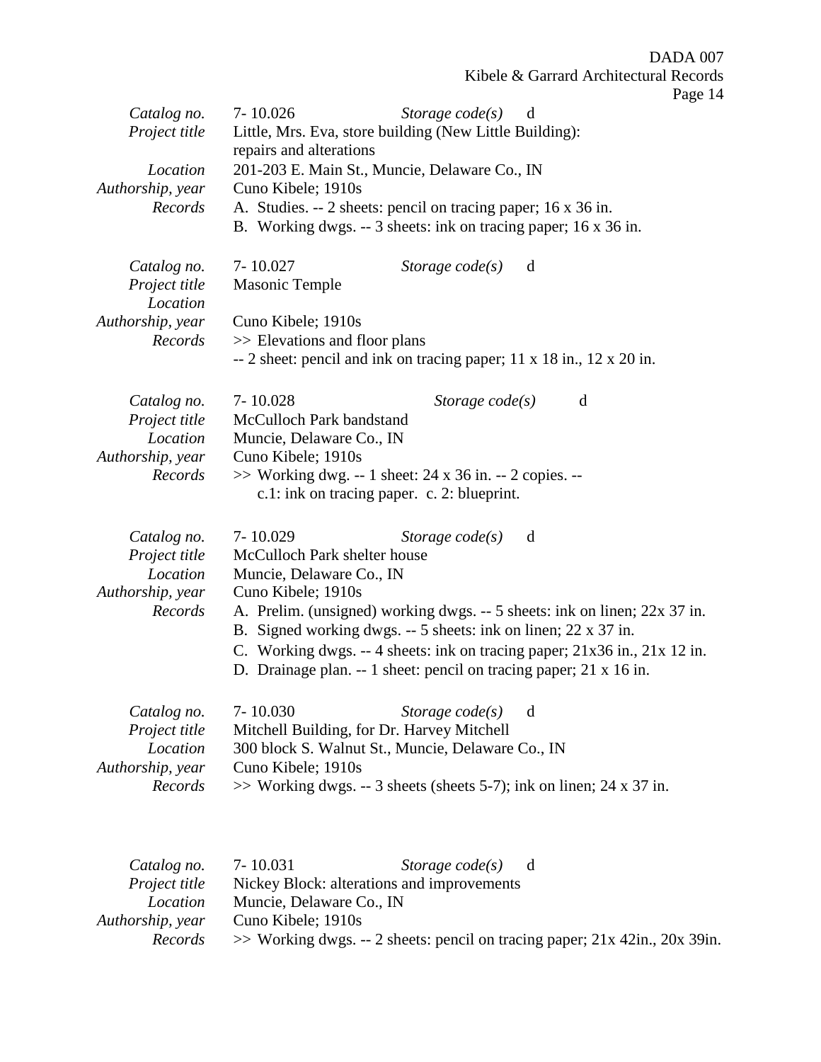| | |
|---|---|
| *Catalog no.* | 7- 10.026 *Storage code(s)* d |
| *Project title* | Little, Mrs. Eva, store building (New Little Building): repairs and alterations |
| *Location* | 201-203 E. Main St., Muncie, Delaware Co., IN |
| *Authorship, year* | Cuno Kibele; 1910s |
| *Records* | A. Studies. -- 2 sheets: pencil on tracing paper; 16 x 36 in.<br>B. Working dwgs. -- 3 sheets: ink on tracing paper; 16 x 36 in. |

| | |
|---|---|
| *Catalog no.* | 7- 10.027 *Storage code(s)* d |
| *Project title* | Masonic Temple |
| *Location* | |
| *Authorship, year* | Cuno Kibele; 1910s |
| *Records* | >> Elevations and floor plans<br>-- 2 sheet: pencil and ink on tracing paper; 11 x 18 in., 12 x 20 in. |

| | |
|---|---|
| *Catalog no.* | 7- 10.028 *Storage code(s)* d |
| *Project title* | McCulloch Park bandstand |
| *Location* | Muncie, Delaware Co., IN |
| *Authorship, year* | Cuno Kibele; 1910s |
| *Records* | >> Working dwg. -- 1 sheet: 24 x 36 in. -- 2 copies. --<br>c.1: ink on tracing paper. c. 2: blueprint. |

| | |
|---|---|
| *Catalog no.* | 7- 10.029 *Storage code(s)* d |
| *Project title* | McCulloch Park shelter house |
| *Location* | Muncie, Delaware Co., IN |
| *Authorship, year* | Cuno Kibele; 1910s |
| *Records* | A. Prelim. (unsigned) working dwgs. -- 5 sheets: ink on linen; 22x 37 in.<br>B. Signed working dwgs. -- 5 sheets: ink on linen; 22 x 37 in.<br>C. Working dwgs. -- 4 sheets: ink on tracing paper; 21x36 in., 21x 12 in.<br>D. Drainage plan. -- 1 sheet: pencil on tracing paper; 21 x 16 in. |

| | |
|---|---|
| *Catalog no.* | 7- 10.030 *Storage code(s)* d |
| *Project title* | Mitchell Building, for Dr. Harvey Mitchell |
| *Location* | 300 block S. Walnut St., Muncie, Delaware Co., IN |
| *Authorship, year* | Cuno Kibele; 1910s |
| *Records* | >> Working dwgs. -- 3 sheets (sheets 5-7); ink on linen; 24 x 37 in. |

| | |
|---|---|
| *Catalog no.* | 7- 10.031 *Storage code(s)* d |
| *Project title* | Nickey Block: alterations and improvements |
| *Location* | Muncie, Delaware Co., IN |
| *Authorship, year* | Cuno Kibele; 1910s |
| *Records* | >> Working dwgs. -- 2 sheets: pencil on tracing paper; 21x 42in., 20x 39in. |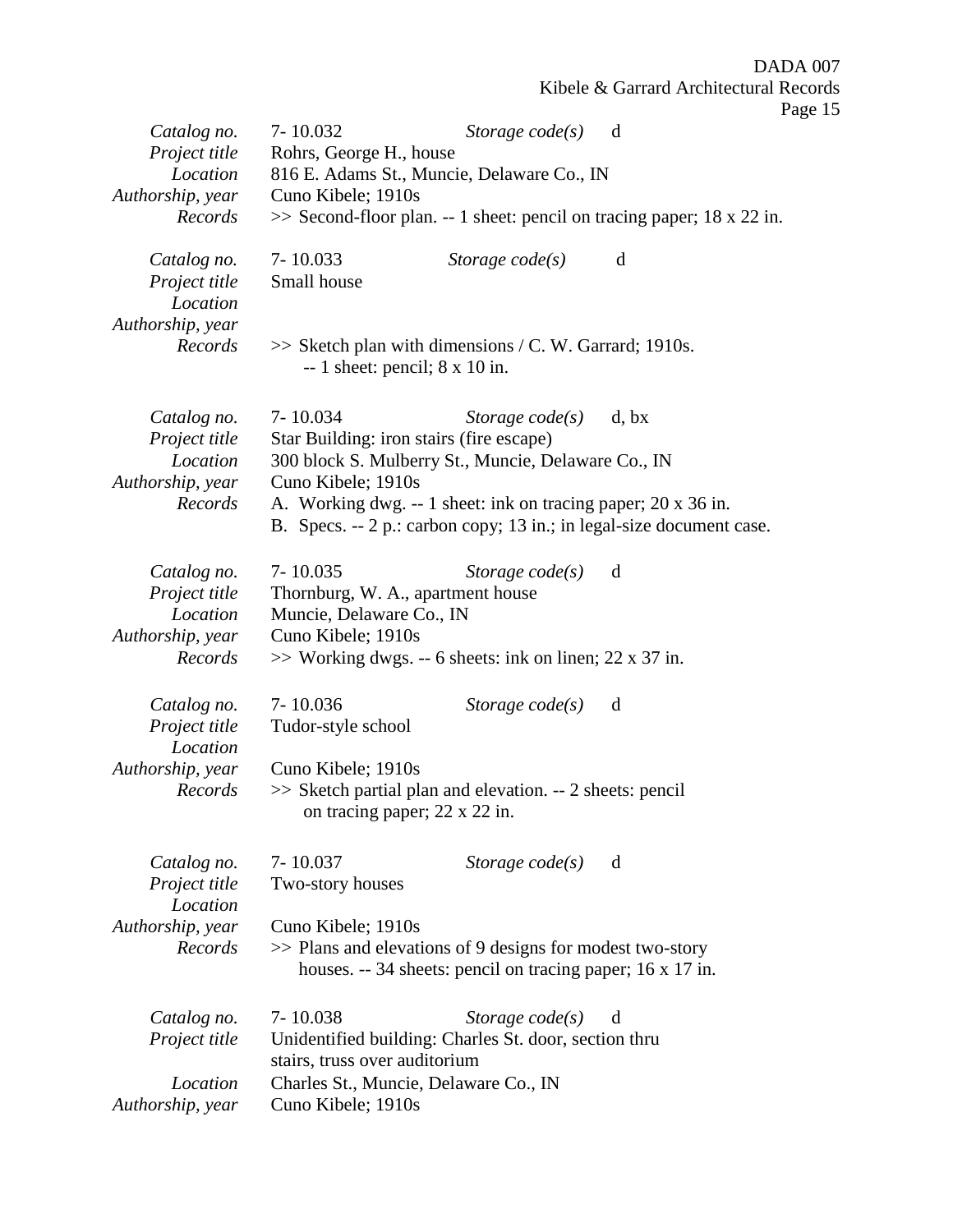| | |
|---|---|
| *Catalog no.* | 7- 10.032 *Storage code(s)* d |
| *Project title* | Rohrs, George H., house |
| *Location* | 816 E. Adams St., Muncie, Delaware Co., IN |
| *Authorship, year* | Cuno Kibele; 1910s |
| *Records* | >> Second-floor plan. -- 1 sheet: pencil on tracing paper; 18 x 22 in. |

| | |
|---|---|
| *Catalog no.* | 7- 10.033 *Storage code(s)* d |
| *Project title* | Small house |
| *Location* | |
| *Authorship, year* | |
| *Records* | >> Sketch plan with dimensions / C. W. Garrard; 1910s. -- 1 sheet: pencil; 8 x 10 in. |

| | |
|---|---|
| *Catalog no.* | 7- 10.034 *Storage code(s)* d, bx |
| *Project title* | Star Building: iron stairs (fire escape) |
| *Location* | 300 block S. Mulberry St., Muncie, Delaware Co., IN |
| *Authorship, year* | Cuno Kibele; 1910s |
| *Records* | A. Working dwg. -- 1 sheet: ink on tracing paper; 20 x 36 in.<br>B. Specs. -- 2 p.: carbon copy; 13 in.; in legal-size document case. |

| | |
|---|---|
| *Catalog no.* | 7- 10.035 *Storage code(s)* d |
| *Project title* | Thornburg, W. A., apartment house |
| *Location* | Muncie, Delaware Co., IN |
| *Authorship, year* | Cuno Kibele; 1910s |
| *Records* | >> Working dwgs. -- 6 sheets: ink on linen; 22 x 37 in. |

| | |
|---|---|
| *Catalog no.* | 7- 10.036 *Storage code(s)* d |
| *Project title* | Tudor-style school |
| *Location* | |
| *Authorship, year* | Cuno Kibele; 1910s |
| *Records* | >> Sketch partial plan and elevation. -- 2 sheets: pencil on tracing paper; 22 x 22 in. |

| | |
|---|---|
| *Catalog no.* | 7- 10.037 *Storage code(s)* d |
| *Project title* | Two-story houses |
| *Location* | |
| *Authorship, year* | Cuno Kibele; 1910s |
| *Records* | >> Plans and elevations of 9 designs for modest two-story houses. -- 34 sheets: pencil on tracing paper; 16 x 17 in. |

| | |
|---|---|
| *Catalog no.* | 7- 10.038 *Storage code(s)* d |
| *Project title* | Unidentified building: Charles St. door, section thru stairs, truss over auditorium |
| *Location* | Charles St., Muncie, Delaware Co., IN |
| *Authorship, year* | Cuno Kibele; 1910s |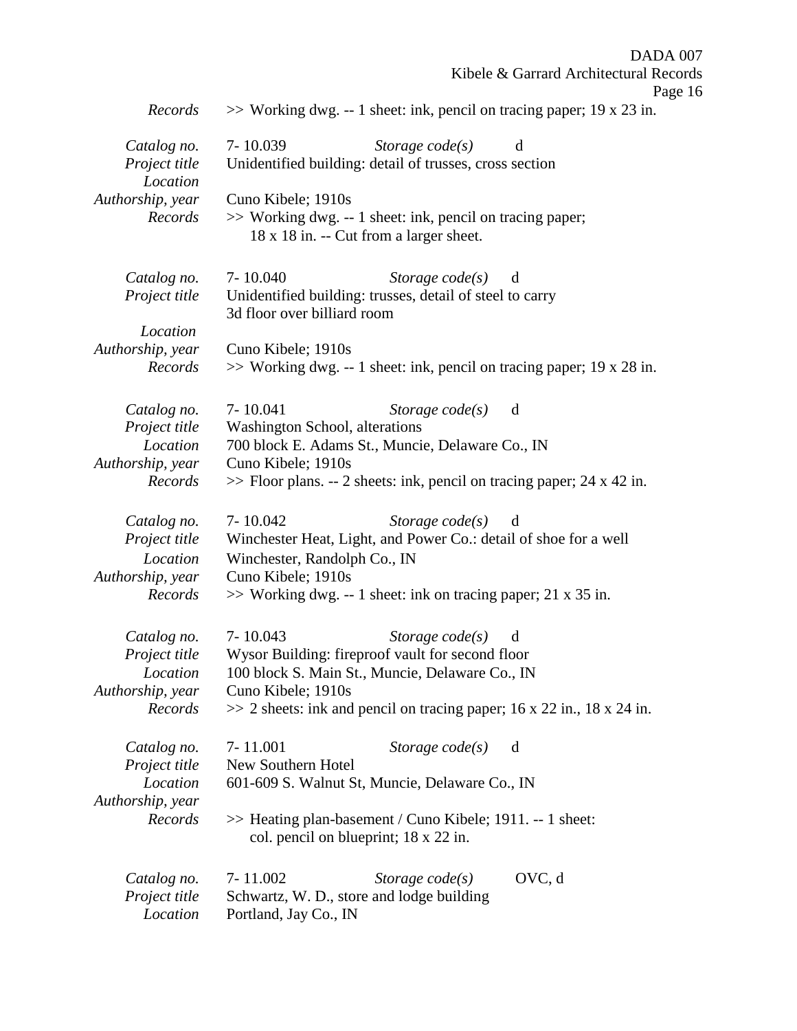*Records* >> Working dwg. -- 1 sheet: ink, pencil on tracing paper; 19 x 23 in.

*Catalog no.* 7- 10.039 *Storage code(s)* d
*Project title* Unidentified building: detail of trusses, cross section
*Location*
*Authorship, year* Cuno Kibele; 1910s
*Records* >> Working dwg. -- 1 sheet: ink, pencil on tracing paper; 18 x 18 in. -- Cut from a larger sheet.

*Catalog no.* 7- 10.040 *Storage code(s)* d
*Project title* Unidentified building: trusses, detail of steel to carry 3d floor over billiard room
*Location*
*Authorship, year* Cuno Kibele; 1910s
*Records* >> Working dwg. -- 1 sheet: ink, pencil on tracing paper; 19 x 28 in.

*Catalog no.* 7- 10.041 *Storage code(s)* d
*Project title* Washington School, alterations
*Location* 700 block E. Adams St., Muncie, Delaware Co., IN
*Authorship, year* Cuno Kibele; 1910s
*Records* >> Floor plans. -- 2 sheets: ink, pencil on tracing paper; 24 x 42 in.

*Catalog no.* 7- 10.042 *Storage code(s)* d
*Project title* Winchester Heat, Light, and Power Co.: detail of shoe for a well
*Location* Winchester, Randolph Co., IN
*Authorship, year* Cuno Kibele; 1910s
*Records* >> Working dwg. -- 1 sheet: ink on tracing paper; 21 x 35 in.

*Catalog no.* 7- 10.043 *Storage code(s)* d
*Project title* Wysor Building: fireproof vault for second floor
*Location* 100 block S. Main St., Muncie, Delaware Co., IN
*Authorship, year* Cuno Kibele; 1910s
*Records* >> 2 sheets: ink and pencil on tracing paper; 16 x 22 in., 18 x 24 in.

*Catalog no.* 7- 11.001 *Storage code(s)* d
*Project title* New Southern Hotel
*Location* 601-609 S. Walnut St, Muncie, Delaware Co., IN
*Authorship, year*
*Records* >> Heating plan-basement / Cuno Kibele; 1911. -- 1 sheet: col. pencil on blueprint; 18 x 22 in.

*Catalog no.* 7- 11.002 *Storage code(s)* OVC, d
*Project title* Schwartz, W. D., store and lodge building
*Location* Portland, Jay Co., IN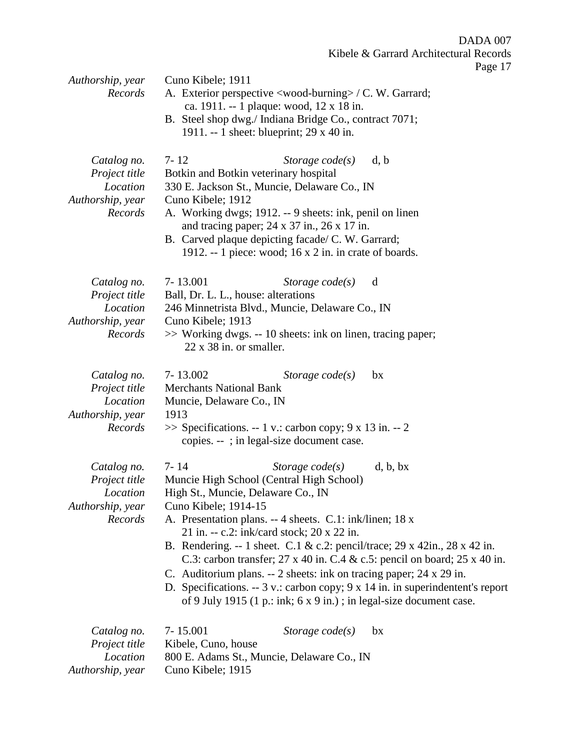*Authorship, year* Cuno Kibele; 1911

*Records*
A. Exterior perspective <wood-burning> / C. W. Garrard; ca. 1911. -- 1 plaque: wood, 12 x 18 in.
B. Steel shop dwg./ Indiana Bridge Co., contract 7071; 1911. -- 1 sheet: blueprint; 29 x 40 in.

*Catalog no.* 7- 12 *Storage code(s)* d, b
*Project title* Botkin and Botkin veterinary hospital
*Location* 330 E. Jackson St., Muncie, Delaware Co., IN
*Authorship, year* Cuno Kibele; 1912
*Records*
A. Working dwgs; 1912. -- 9 sheets: ink, penil on linen and tracing paper; 24 x 37 in., 26 x 17 in.
B. Carved plaque depicting facade/ C. W. Garrard; 1912. -- 1 piece: wood; 16 x 2 in. in crate of boards.

*Catalog no.* 7- 13.001 *Storage code(s)* d
*Project title* Ball, Dr. L. L., house: alterations
*Location* 246 Minnetrista Blvd., Muncie, Delaware Co., IN
*Authorship, year* Cuno Kibele; 1913
*Records* >> Working dwgs. -- 10 sheets: ink on linen, tracing paper; 22 x 38 in. or smaller.

*Catalog no.* 7- 13.002 *Storage code(s)* bx
*Project title* Merchants National Bank
*Location* Muncie, Delaware Co., IN
*Authorship, year* 1913
*Records* >> Specifications. -- 1 v.: carbon copy; 9 x 13 in. -- 2 copies. -- ; in legal-size document case.

*Catalog no.* 7- 14 *Storage code(s)* d, b, bx
*Project title* Muncie High School (Central High School)
*Location* High St., Muncie, Delaware Co., IN
*Authorship, year* Cuno Kibele; 1914-15
*Records*
A. Presentation plans. -- 4 sheets. C.1: ink/linen; 18 x 21 in. -- c.2: ink/card stock; 20 x 22 in.
B. Rendering. -- 1 sheet. C.1 & c.2: pencil/trace; 29 x 42in., 28 x 42 in. C.3: carbon transfer; 27 x 40 in. C.4 & c.5: pencil on board; 25 x 40 in.
C. Auditorium plans. -- 2 sheets: ink on tracing paper; 24 x 29 in.
D. Specifications. -- 3 v.: carbon copy; 9 x 14 in. in superindentent's report of 9 July 1915 (1 p.: ink; 6 x 9 in.) ; in legal-size document case.

*Catalog no.* 7- 15.001 *Storage code(s)* bx
*Project title* Kibele, Cuno, house
*Location* 800 E. Adams St., Muncie, Delaware Co., IN
*Authorship, year* Cuno Kibele; 1915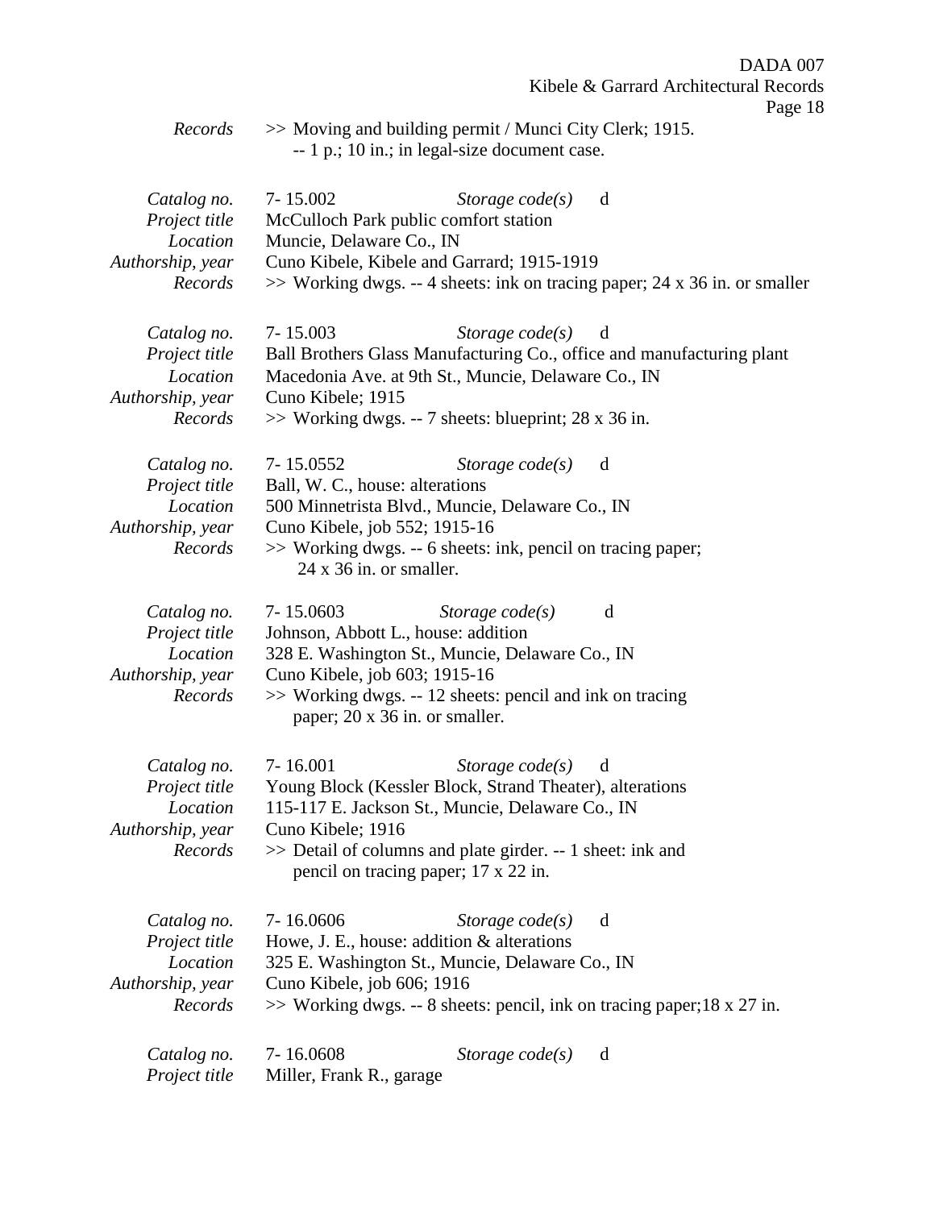*Records* >> Moving and building permit / Munci City Clerk; 1915.
-- 1 p.; 10 in.; in legal-size document case.

*Catalog no.* 7- 15.002 *Storage code(s)* d
*Project title* McCulloch Park public comfort station
*Location* Muncie, Delaware Co., IN
*Authorship, year* Cuno Kibele, Kibele and Garrard; 1915-1919
*Records* >> Working dwgs. -- 4 sheets: ink on tracing paper; 24 x 36 in. or smaller

*Catalog no.* 7- 15.003 *Storage code(s)* d
*Project title* Ball Brothers Glass Manufacturing Co., office and manufacturing plant
*Location* Macedonia Ave. at 9th St., Muncie, Delaware Co., IN
*Authorship, year* Cuno Kibele; 1915
*Records* >> Working dwgs. -- 7 sheets: blueprint; 28 x 36 in.

*Catalog no.* 7- 15.0552 *Storage code(s)* d
*Project title* Ball, W. C., house: alterations
*Location* 500 Minnetrista Blvd., Muncie, Delaware Co., IN
*Authorship, year* Cuno Kibele, job 552; 1915-16
*Records* >> Working dwgs. -- 6 sheets: ink, pencil on tracing paper;
24 x 36 in. or smaller.

*Catalog no.* 7- 15.0603 *Storage code(s)* d
*Project title* Johnson, Abbott L., house: addition
*Location* 328 E. Washington St., Muncie, Delaware Co., IN
*Authorship, year* Cuno Kibele, job 603; 1915-16
*Records* >> Working dwgs. -- 12 sheets: pencil and ink on tracing
paper; 20 x 36 in. or smaller.

*Catalog no.* 7- 16.001 *Storage code(s)* d
*Project title* Young Block (Kessler Block, Strand Theater), alterations
*Location* 115-117 E. Jackson St., Muncie, Delaware Co., IN
*Authorship, year* Cuno Kibele; 1916
*Records* >> Detail of columns and plate girder. -- 1 sheet: ink and
pencil on tracing paper; 17 x 22 in.

*Catalog no.* 7- 16.0606 *Storage code(s)* d
*Project title* Howe, J. E., house: addition & alterations
*Location* 325 E. Washington St., Muncie, Delaware Co., IN
*Authorship, year* Cuno Kibele, job 606; 1916
*Records* >> Working dwgs. -- 8 sheets: pencil, ink on tracing paper;18 x 27 in.

*Catalog no.* 7- 16.0608 *Storage code(s)* d
*Project title* Miller, Frank R., garage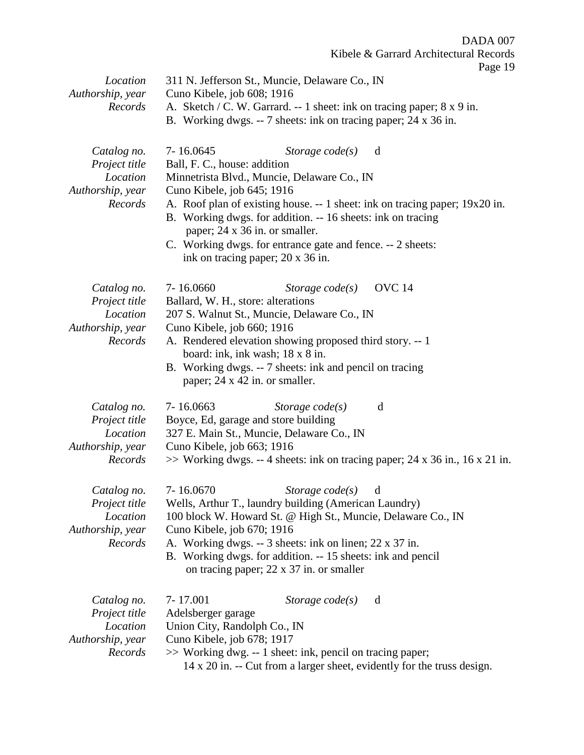*Location* 311 N. Jefferson St., Muncie, Delaware Co., IN
*Authorship, year* Cuno Kibele, job 608; 1916
*Records*
A. Sketch / C. W. Garrard. -- 1 sheet: ink on tracing paper; 8 x 9 in.
B. Working dwgs. -- 7 sheets: ink on tracing paper; 24 x 36 in.

*Catalog no.* 7- 16.0645 *Storage code(s)* d
*Project title* Ball, F. C., house: addition
*Location* Minnetrista Blvd., Muncie, Delaware Co., IN
*Authorship, year* Cuno Kibele, job 645; 1916
*Records*
A. Roof plan of existing house. -- 1 sheet: ink on tracing paper; 19x20 in.
B. Working dwgs. for addition. -- 16 sheets: ink on tracing paper; 24 x 36 in. or smaller.
C. Working dwgs. for entrance gate and fence. -- 2 sheets: ink on tracing paper; 20 x 36 in.

*Catalog no.* 7- 16.0660 *Storage code(s)* OVC 14
*Project title* Ballard, W. H., store: alterations
*Location* 207 S. Walnut St., Muncie, Delaware Co., IN
*Authorship, year* Cuno Kibele, job 660; 1916
*Records*
A. Rendered elevation showing proposed third story. -- 1 board: ink, ink wash; 18 x 8 in.
B. Working dwgs. -- 7 sheets: ink and pencil on tracing paper; 24 x 42 in. or smaller.

*Catalog no.* 7- 16.0663 *Storage code(s)* d
*Project title* Boyce, Ed, garage and store building
*Location* 327 E. Main St., Muncie, Delaware Co., IN
*Authorship, year* Cuno Kibele, job 663; 1916
*Records* >> Working dwgs. -- 4 sheets: ink on tracing paper; 24 x 36 in., 16 x 21 in.

*Catalog no.* 7- 16.0670 *Storage code(s)* d
*Project title* Wells, Arthur T., laundry building (American Laundry)
*Location* 100 block W. Howard St. @ High St., Muncie, Delaware Co., IN
*Authorship, year* Cuno Kibele, job 670; 1916
*Records*
A. Working dwgs. -- 3 sheets: ink on linen; 22 x 37 in.
B. Working dwgs. for addition. -- 15 sheets: ink and pencil on tracing paper; 22 x 37 in. or smaller

*Catalog no.* 7- 17.001 *Storage code(s)* d
*Project title* Adelsberger garage
*Location* Union City, Randolph Co., IN
*Authorship, year* Cuno Kibele, job 678; 1917
*Records* >> Working dwg. -- 1 sheet: ink, pencil on tracing paper; 14 x 20 in. -- Cut from a larger sheet, evidently for the truss design.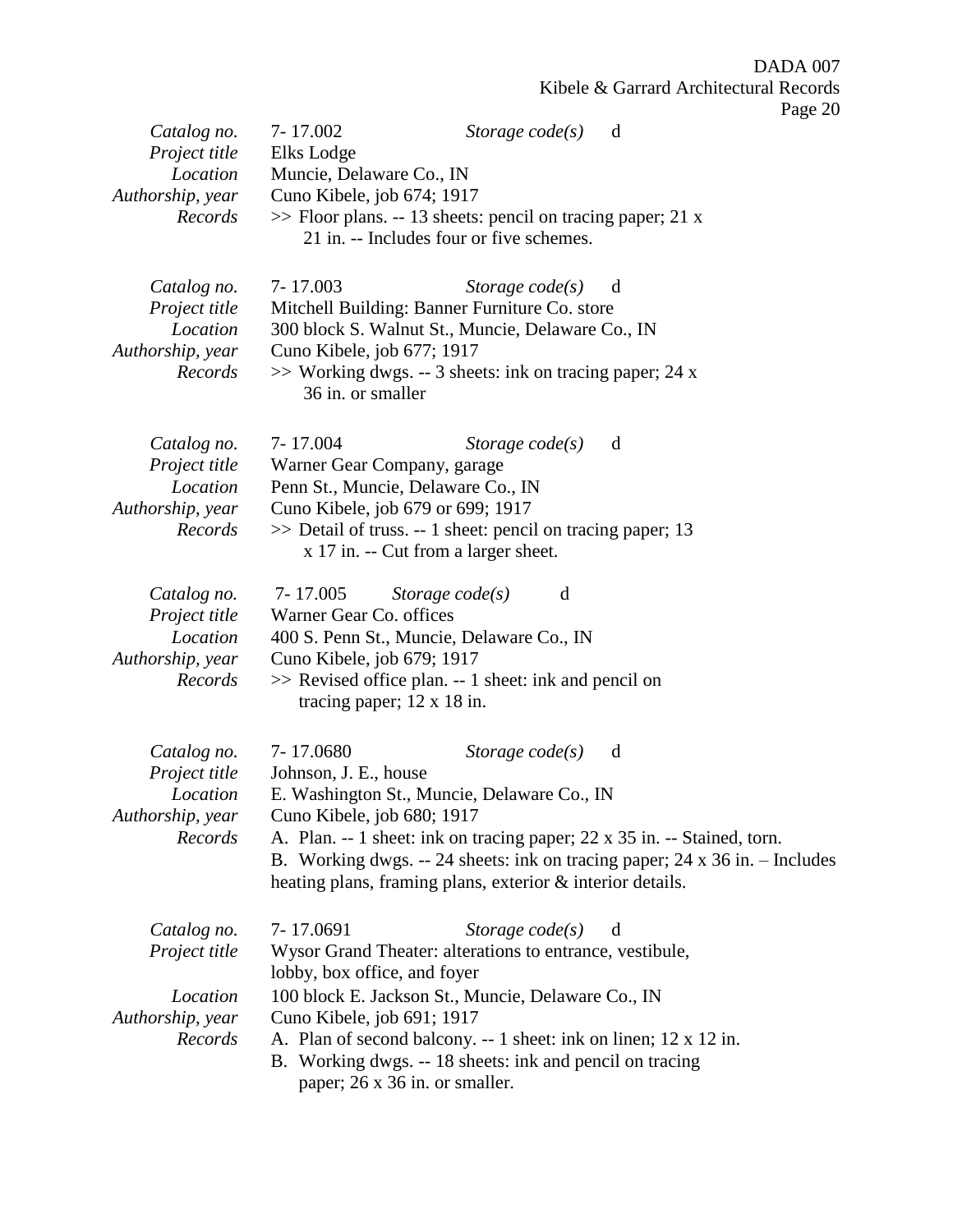| | |
|---|---|
| *Catalog no.* | 7- 17.002 *Storage code(s)* d |
| *Project title* | Elks Lodge |
| *Location* | Muncie, Delaware Co., IN |
| *Authorship, year* | Cuno Kibele, job 674; 1917 |
| *Records* | >> Floor plans. -- 13 sheets: pencil on tracing paper; 21 x 21 in. -- Includes four or five schemes. |

| | |
|---|---|
| *Catalog no.* | 7- 17.003 *Storage code(s)* d |
| *Project title* | Mitchell Building: Banner Furniture Co. store |
| *Location* | 300 block S. Walnut St., Muncie, Delaware Co., IN |
| *Authorship, year* | Cuno Kibele, job 677; 1917 |
| *Records* | >> Working dwgs. -- 3 sheets: ink on tracing paper; 24 x 36 in. or smaller |

| | |
|---|---|
| *Catalog no.* | 7- 17.004 *Storage code(s)* d |
| *Project title* | Warner Gear Company, garage |
| *Location* | Penn St., Muncie, Delaware Co., IN |
| *Authorship, year* | Cuno Kibele, job 679 or 699; 1917 |
| *Records* | >> Detail of truss. -- 1 sheet: pencil on tracing paper; 13 x 17 in. -- Cut from a larger sheet. |

| | |
|---|---|
| *Catalog no.* | 7- 17.005 *Storage code(s)* d |
| *Project title* | Warner Gear Co. offices |
| *Location* | 400 S. Penn St., Muncie, Delaware Co., IN |
| *Authorship, year* | Cuno Kibele, job 679; 1917 |
| *Records* | >> Revised office plan. -- 1 sheet: ink and pencil on tracing paper; 12 x 18 in. |

| | |
|---|---|
| *Catalog no.* | 7- 17.0680 *Storage code(s)* d |
| *Project title* | Johnson, J. E., house |
| *Location* | E. Washington St., Muncie, Delaware Co., IN |
| *Authorship, year* | Cuno Kibele, job 680; 1917 |
| *Records* | A. Plan. -- 1 sheet: ink on tracing paper; 22 x 35 in. -- Stained, torn.<br>B. Working dwgs. -- 24 sheets: ink on tracing paper; 24 x 36 in. – Includes heating plans, framing plans, exterior & interior details. |

| | |
|---|---|
| *Catalog no.* | 7- 17.0691 *Storage code(s)* d |
| *Project title* | Wysor Grand Theater: alterations to entrance, vestibule, lobby, box office, and foyer |
| *Location* | 100 block E. Jackson St., Muncie, Delaware Co., IN |
| *Authorship, year* | Cuno Kibele, job 691; 1917 |
| *Records* | A. Plan of second balcony. -- 1 sheet: ink on linen; 12 x 12 in.<br>B. Working dwgs. -- 18 sheets: ink and pencil on tracing paper; 26 x 36 in. or smaller. |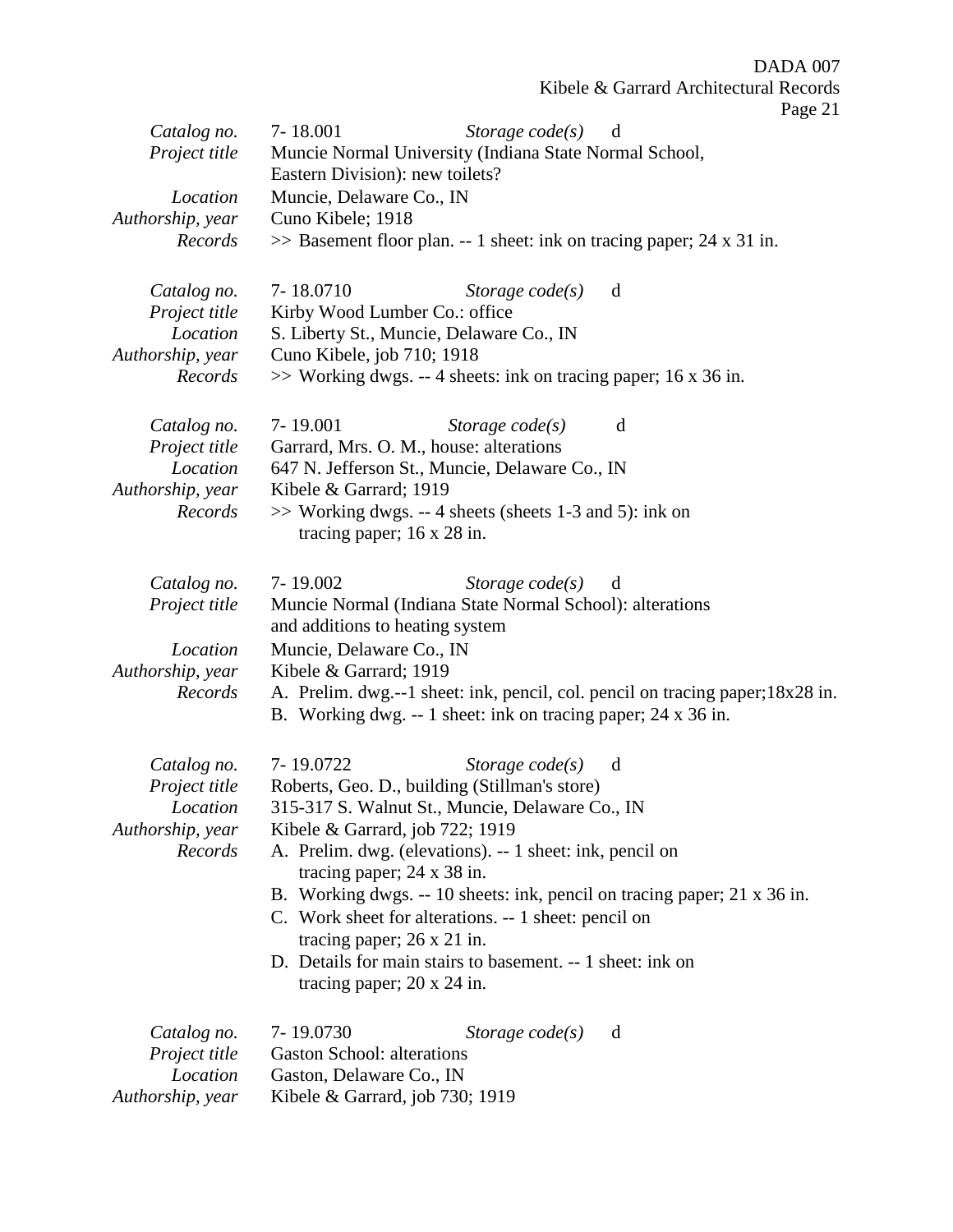| | |
|---|---|
| *Catalog no.* | 7- 18.001 *Storage code(s)* d |
| *Project title* | Muncie Normal University (Indiana State Normal School, Eastern Division): new toilets? |
| *Location* | Muncie, Delaware Co., IN |
| *Authorship, year* | Cuno Kibele; 1918 |
| *Records* | >> Basement floor plan. -- 1 sheet: ink on tracing paper; 24 x 31 in. |

| | |
|---|---|
| *Catalog no.* | 7- 18.0710 *Storage code(s)* d |
| *Project title* | Kirby Wood Lumber Co.: office |
| *Location* | S. Liberty St., Muncie, Delaware Co., IN |
| *Authorship, year* | Cuno Kibele, job 710; 1918 |
| *Records* | >> Working dwgs. -- 4 sheets: ink on tracing paper; 16 x 36 in. |

| | |
|---|---|
| *Catalog no.* | 7- 19.001 *Storage code(s)* d |
| *Project title* | Garrard, Mrs. O. M., house: alterations |
| *Location* | 647 N. Jefferson St., Muncie, Delaware Co., IN |
| *Authorship, year* | Kibele & Garrard; 1919 |
| *Records* | >> Working dwgs. -- 4 sheets (sheets 1-3 and 5): ink on tracing paper; 16 x 28 in. |

| | |
|---|---|
| *Catalog no.* | 7- 19.002 *Storage code(s)* d |
| *Project title* | Muncie Normal (Indiana State Normal School): alterations and additions to heating system |
| *Location* | Muncie, Delaware Co., IN |
| *Authorship, year* | Kibele & Garrard; 1919 |
| *Records* | A. Prelim. dwg.--1 sheet: ink, pencil, col. pencil on tracing paper;18x28 in.<br>B. Working dwg. -- 1 sheet: ink on tracing paper; 24 x 36 in. |

| | |
|---|---|
| *Catalog no.* | 7- 19.0722 *Storage code(s)* d |
| *Project title* | Roberts, Geo. D., building (Stillman's store) |
| *Location* | 315-317 S. Walnut St., Muncie, Delaware Co., IN |
| *Authorship, year* | Kibele & Garrard, job 722; 1919 |
| *Records* | A. Prelim. dwg. (elevations). -- 1 sheet: ink, pencil on tracing paper; 24 x 38 in.<br>B. Working dwgs. -- 10 sheets: ink, pencil on tracing paper; 21 x 36 in.<br>C. Work sheet for alterations. -- 1 sheet: pencil on tracing paper; 26 x 21 in.<br>D. Details for main stairs to basement. -- 1 sheet: ink on tracing paper; 20 x 24 in. |

| | |
|---|---|
| *Catalog no.* | 7- 19.0730 *Storage code(s)* d |
| *Project title* | Gaston School: alterations |
| *Location* | Gaston, Delaware Co., IN |
| *Authorship, year* | Kibele & Garrard, job 730; 1919 |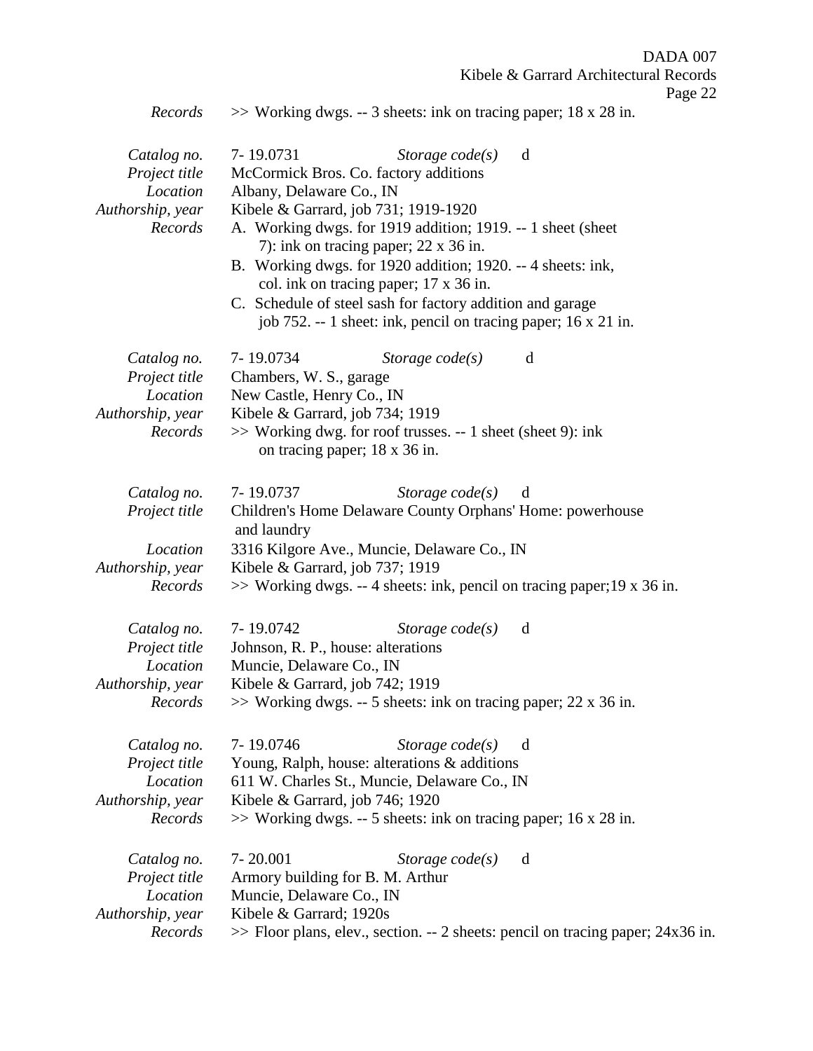*Records* >> Working dwgs. -- 3 sheets: ink on tracing paper; 18 x 28 in.

*Catalog no.* 7- 19.0731 *Storage code(s)* d
*Project title* McCormick Bros. Co. factory additions
*Location* Albany, Delaware Co., IN
*Authorship, year* Kibele & Garrard, job 731; 1919-1920
*Records*
A. Working dwgs. for 1919 addition; 1919. -- 1 sheet (sheet 7): ink on tracing paper; 22 x 36 in.
B. Working dwgs. for 1920 addition; 1920. -- 4 sheets: ink, col. ink on tracing paper; 17 x 36 in.
C. Schedule of steel sash for factory addition and garage job 752. -- 1 sheet: ink, pencil on tracing paper; 16 x 21 in.

*Catalog no.* 7- 19.0734 *Storage code(s)* d
*Project title* Chambers, W. S., garage
*Location* New Castle, Henry Co., IN
*Authorship, year* Kibele & Garrard, job 734; 1919
*Records* >> Working dwg. for roof trusses. -- 1 sheet (sheet 9): ink on tracing paper; 18 x 36 in.

*Catalog no.* 7- 19.0737 *Storage code(s)* d
*Project title* Children's Home Delaware County Orphans' Home: powerhouse and laundry
*Location* 3316 Kilgore Ave., Muncie, Delaware Co., IN
*Authorship, year* Kibele & Garrard, job 737; 1919
*Records* >> Working dwgs. -- 4 sheets: ink, pencil on tracing paper;19 x 36 in.

*Catalog no.* 7- 19.0742 *Storage code(s)* d
*Project title* Johnson, R. P., house: alterations
*Location* Muncie, Delaware Co., IN
*Authorship, year* Kibele & Garrard, job 742; 1919
*Records* >> Working dwgs. -- 5 sheets: ink on tracing paper; 22 x 36 in.

*Catalog no.* 7- 19.0746 *Storage code(s)* d
*Project title* Young, Ralph, house: alterations & additions
*Location* 611 W. Charles St., Muncie, Delaware Co., IN
*Authorship, year* Kibele & Garrard, job 746; 1920
*Records* >> Working dwgs. -- 5 sheets: ink on tracing paper; 16 x 28 in.

*Catalog no.* 7- 20.001 *Storage code(s)* d
*Project title* Armory building for B. M. Arthur
*Location* Muncie, Delaware Co., IN
*Authorship, year* Kibele & Garrard; 1920s
*Records* >> Floor plans, elev., section. -- 2 sheets: pencil on tracing paper; 24x36 in.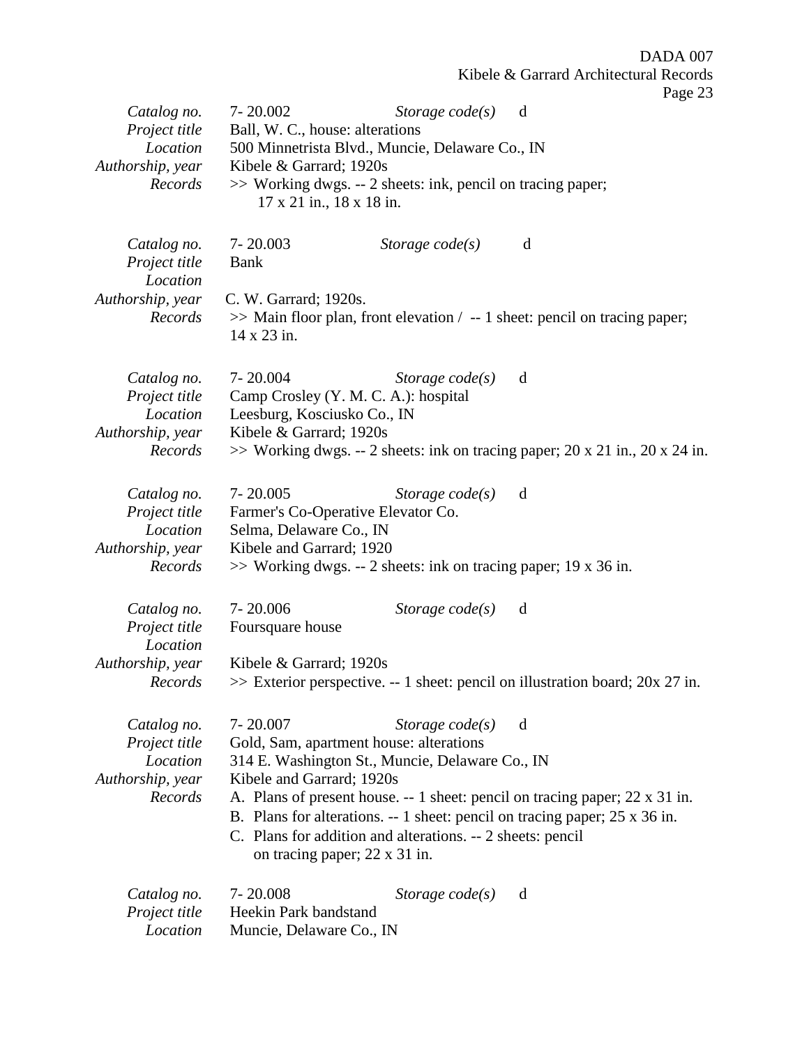*Catalog no.* 7- 20.002 *Storage code(s)* d
*Project title* Ball, W. C., house: alterations
*Location* 500 Minnetrista Blvd., Muncie, Delaware Co., IN
*Authorship, year* Kibele & Garrard; 1920s
*Records* >> Working dwgs. -- 2 sheets: ink, pencil on tracing paper; 17 x 21 in., 18 x 18 in.

*Catalog no.* 7- 20.003 *Storage code(s)* d
*Project title* Bank
*Location*
*Authorship, year* C. W. Garrard; 1920s.
*Records* >> Main floor plan, front elevation / -- 1 sheet: pencil on tracing paper; 14 x 23 in.

*Catalog no.* 7- 20.004 *Storage code(s)* d
*Project title* Camp Crosley (Y. M. C. A.): hospital
*Location* Leesburg, Kosciusko Co., IN
*Authorship, year* Kibele & Garrard; 1920s
*Records* >> Working dwgs. -- 2 sheets: ink on tracing paper; 20 x 21 in., 20 x 24 in.

*Catalog no.* 7- 20.005 *Storage code(s)* d
*Project title* Farmer's Co-Operative Elevator Co.
*Location* Selma, Delaware Co., IN
*Authorship, year* Kibele and Garrard; 1920
*Records* >> Working dwgs. -- 2 sheets: ink on tracing paper; 19 x 36 in.

*Catalog no.* 7- 20.006 *Storage code(s)* d
*Project title* Foursquare house
*Location*
*Authorship, year* Kibele & Garrard; 1920s
*Records* >> Exterior perspective. -- 1 sheet: pencil on illustration board; 20x 27 in.

*Catalog no.* 7- 20.007 *Storage code(s)* d
*Project title* Gold, Sam, apartment house: alterations
*Location* 314 E. Washington St., Muncie, Delaware Co., IN
*Authorship, year* Kibele and Garrard; 1920s
*Records*
A. Plans of present house. -- 1 sheet: pencil on tracing paper; 22 x 31 in.
B. Plans for alterations. -- 1 sheet: pencil on tracing paper; 25 x 36 in.
C. Plans for addition and alterations. -- 2 sheets: pencil on tracing paper; 22 x 31 in.

*Catalog no.* 7- 20.008 *Storage code(s)* d
*Project title* Heekin Park bandstand
*Location* Muncie, Delaware Co., IN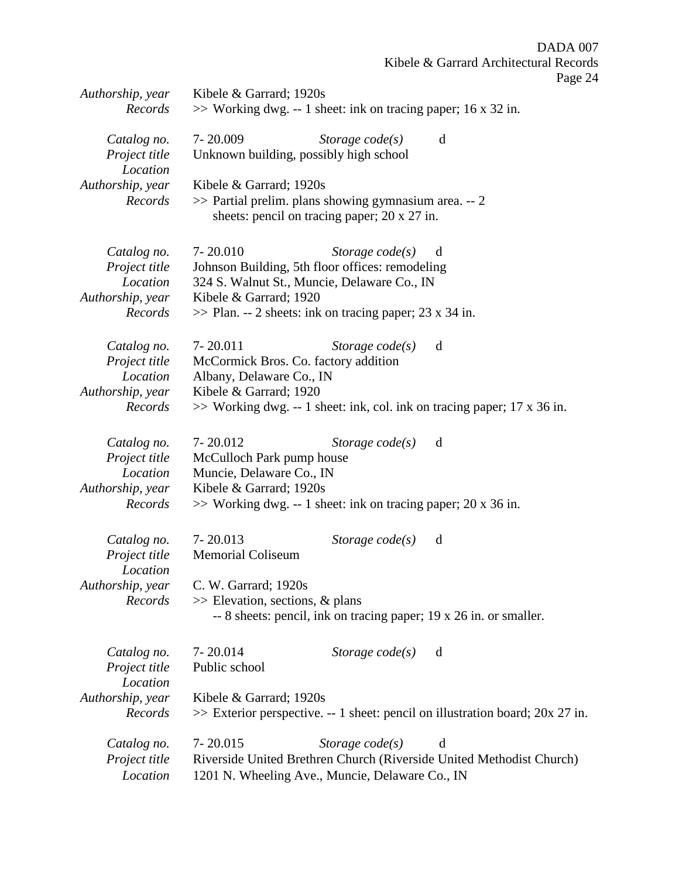*Authorship, year* Kibele & Garrard; 1920s
*Records* >> Working dwg. -- 1 sheet: ink on tracing paper; 16 x 32 in.

*Catalog no.* 7- 20.009 *Storage code(s)* d
*Project title* Unknown building, possibly high school
*Location*
*Authorship, year* Kibele & Garrard; 1920s
*Records* >> Partial prelim. plans showing gymnasium area. -- 2 sheets: pencil on tracing paper; 20 x 27 in.

*Catalog no.* 7- 20.010 *Storage code(s)* d
*Project title* Johnson Building, 5th floor offices: remodeling
*Location* 324 S. Walnut St., Muncie, Delaware Co., IN
*Authorship, year* Kibele & Garrard; 1920
*Records* >> Plan. -- 2 sheets: ink on tracing paper; 23 x 34 in.

*Catalog no.* 7- 20.011 *Storage code(s)* d
*Project title* McCormick Bros. Co. factory addition
*Location* Albany, Delaware Co., IN
*Authorship, year* Kibele & Garrard; 1920
*Records* >> Working dwg. -- 1 sheet: ink, col. ink on tracing paper; 17 x 36 in.

*Catalog no.* 7- 20.012 *Storage code(s)* d
*Project title* McCulloch Park pump house
*Location* Muncie, Delaware Co., IN
*Authorship, year* Kibele & Garrard; 1920s
*Records* >> Working dwg. -- 1 sheet: ink on tracing paper; 20 x 36 in.

*Catalog no.* 7- 20.013 *Storage code(s)* d
*Project title* Memorial Coliseum
*Location*
*Authorship, year* C. W. Garrard; 1920s
*Records* >> Elevation, sections, & plans -- 8 sheets: pencil, ink on tracing paper; 19 x 26 in. or smaller.

*Catalog no.* 7- 20.014 *Storage code(s)* d
*Project title* Public school
*Location*
*Authorship, year* Kibele & Garrard; 1920s
*Records* >> Exterior perspective. -- 1 sheet: pencil on illustration board; 20x 27 in.

*Catalog no.* 7- 20.015 *Storage code(s)* d
*Project title* Riverside United Brethren Church (Riverside United Methodist Church)
*Location* 1201 N. Wheeling Ave., Muncie, Delaware Co., IN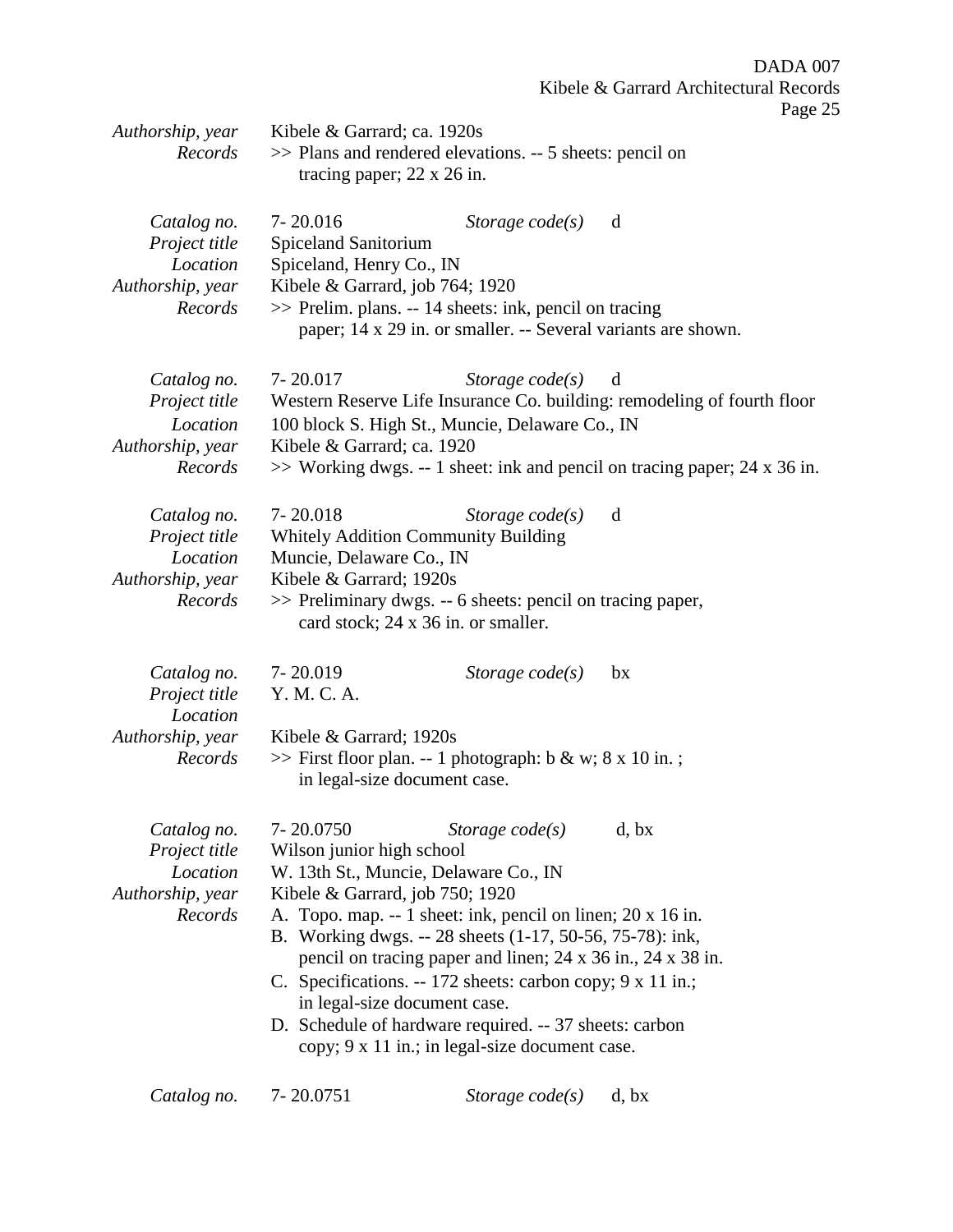*Authorship, year* Kibele & Garrard; ca. 1920s
*Records* >> Plans and rendered elevations. -- 5 sheets: pencil on tracing paper; 22 x 26 in.

*Catalog no.* 7- 20.016 *Storage code(s)* d
*Project title* Spiceland Sanitorium
*Location* Spiceland, Henry Co., IN
*Authorship, year* Kibele & Garrard, job 764; 1920
*Records* >> Prelim. plans. -- 14 sheets: ink, pencil on tracing paper; 14 x 29 in. or smaller. -- Several variants are shown.

*Catalog no.* 7- 20.017 *Storage code(s)* d
*Project title* Western Reserve Life Insurance Co. building: remodeling of fourth floor
*Location* 100 block S. High St., Muncie, Delaware Co., IN
*Authorship, year* Kibele & Garrard; ca. 1920
*Records* >> Working dwgs. -- 1 sheet: ink and pencil on tracing paper; 24 x 36 in.

*Catalog no.* 7- 20.018 *Storage code(s)* d
*Project title* Whitely Addition Community Building
*Location* Muncie, Delaware Co., IN
*Authorship, year* Kibele & Garrard; 1920s
*Records* >> Preliminary dwgs. -- 6 sheets: pencil on tracing paper, card stock; 24 x 36 in. or smaller.

*Catalog no.* 7- 20.019 *Storage code(s)* bx
*Project title* Y. M. C. A.
*Location*
*Authorship, year* Kibele & Garrard; 1920s
*Records* >> First floor plan. -- 1 photograph: b & w; 8 x 10 in. ; in legal-size document case.

*Catalog no.* 7- 20.0750 *Storage code(s)* d, bx
*Project title* Wilson junior high school
*Location* W. 13th St., Muncie, Delaware Co., IN
*Authorship, year* Kibele & Garrard, job 750; 1920
*Records*
A. Topo. map. -- 1 sheet: ink, pencil on linen; 20 x 16 in.
B. Working dwgs. -- 28 sheets (1-17, 50-56, 75-78): ink, pencil on tracing paper and linen; 24 x 36 in., 24 x 38 in.
C. Specifications. -- 172 sheets: carbon copy; 9 x 11 in.; in legal-size document case.
D. Schedule of hardware required. -- 37 sheets: carbon copy; 9 x 11 in.; in legal-size document case.

*Catalog no.* 7- 20.0751 *Storage code(s)* d, bx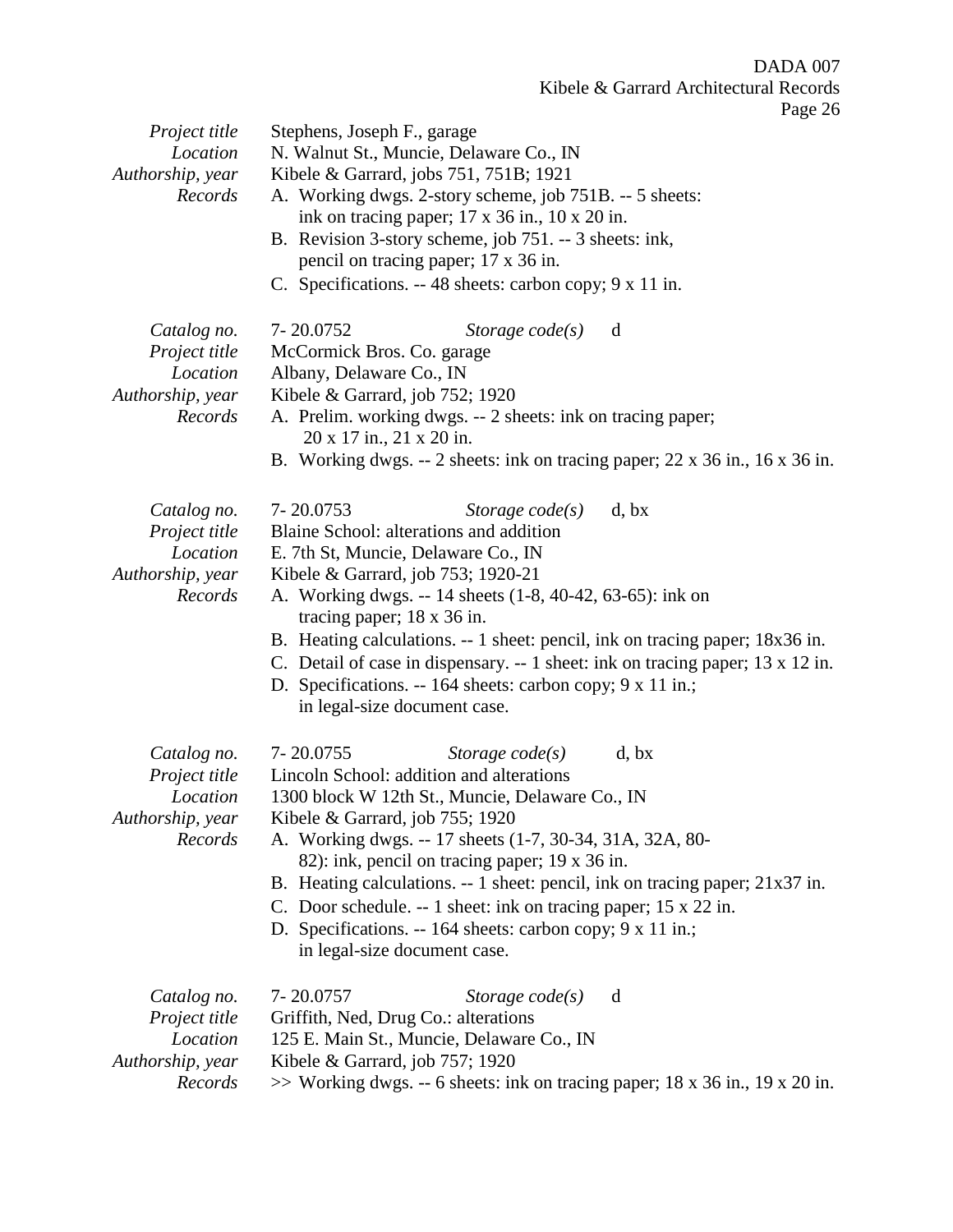*Project title* Stephens, Joseph F., garage
*Location* N. Walnut St., Muncie, Delaware Co., IN
*Authorship, year* Kibele & Garrard, jobs 751, 751B; 1921
*Records*
A. Working dwgs. 2-story scheme, job 751B. -- 5 sheets: ink on tracing paper; 17 x 36 in., 10 x 20 in.
B. Revision 3-story scheme, job 751. -- 3 sheets: ink, pencil on tracing paper; 17 x 36 in.
C. Specifications. -- 48 sheets: carbon copy; 9 x 11 in.

*Catalog no.* 7- 20.0752 *Storage code(s)* d
*Project title* McCormick Bros. Co. garage
*Location* Albany, Delaware Co., IN
*Authorship, year* Kibele & Garrard, job 752; 1920
*Records*
A. Prelim. working dwgs. -- 2 sheets: ink on tracing paper; 20 x 17 in., 21 x 20 in.
B. Working dwgs. -- 2 sheets: ink on tracing paper; 22 x 36 in., 16 x 36 in.

*Catalog no.* 7- 20.0753 *Storage code(s)* d, bx
*Project title* Blaine School: alterations and addition
*Location* E. 7th St, Muncie, Delaware Co., IN
*Authorship, year* Kibele & Garrard, job 753; 1920-21
*Records*
A. Working dwgs. -- 14 sheets (1-8, 40-42, 63-65): ink on tracing paper; 18 x 36 in.
B. Heating calculations. -- 1 sheet: pencil, ink on tracing paper; 18x36 in.
C. Detail of case in dispensary. -- 1 sheet: ink on tracing paper; 13 x 12 in.
D. Specifications. -- 164 sheets: carbon copy; 9 x 11 in.; in legal-size document case.

*Catalog no.* 7- 20.0755 *Storage code(s)* d, bx
*Project title* Lincoln School: addition and alterations
*Location* 1300 block W 12th St., Muncie, Delaware Co., IN
*Authorship, year* Kibele & Garrard, job 755; 1920
*Records*
A. Working dwgs. -- 17 sheets (1-7, 30-34, 31A, 32A, 80-82): ink, pencil on tracing paper; 19 x 36 in.
B. Heating calculations. -- 1 sheet: pencil, ink on tracing paper; 21x37 in.
C. Door schedule. -- 1 sheet: ink on tracing paper; 15 x 22 in.
D. Specifications. -- 164 sheets: carbon copy; 9 x 11 in.; in legal-size document case.

*Catalog no.* 7- 20.0757 *Storage code(s)* d
*Project title* Griffith, Ned, Drug Co.: alterations
*Location* 125 E. Main St., Muncie, Delaware Co., IN
*Authorship, year* Kibele & Garrard, job 757; 1920
*Records* >> Working dwgs. -- 6 sheets: ink on tracing paper; 18 x 36 in., 19 x 20 in.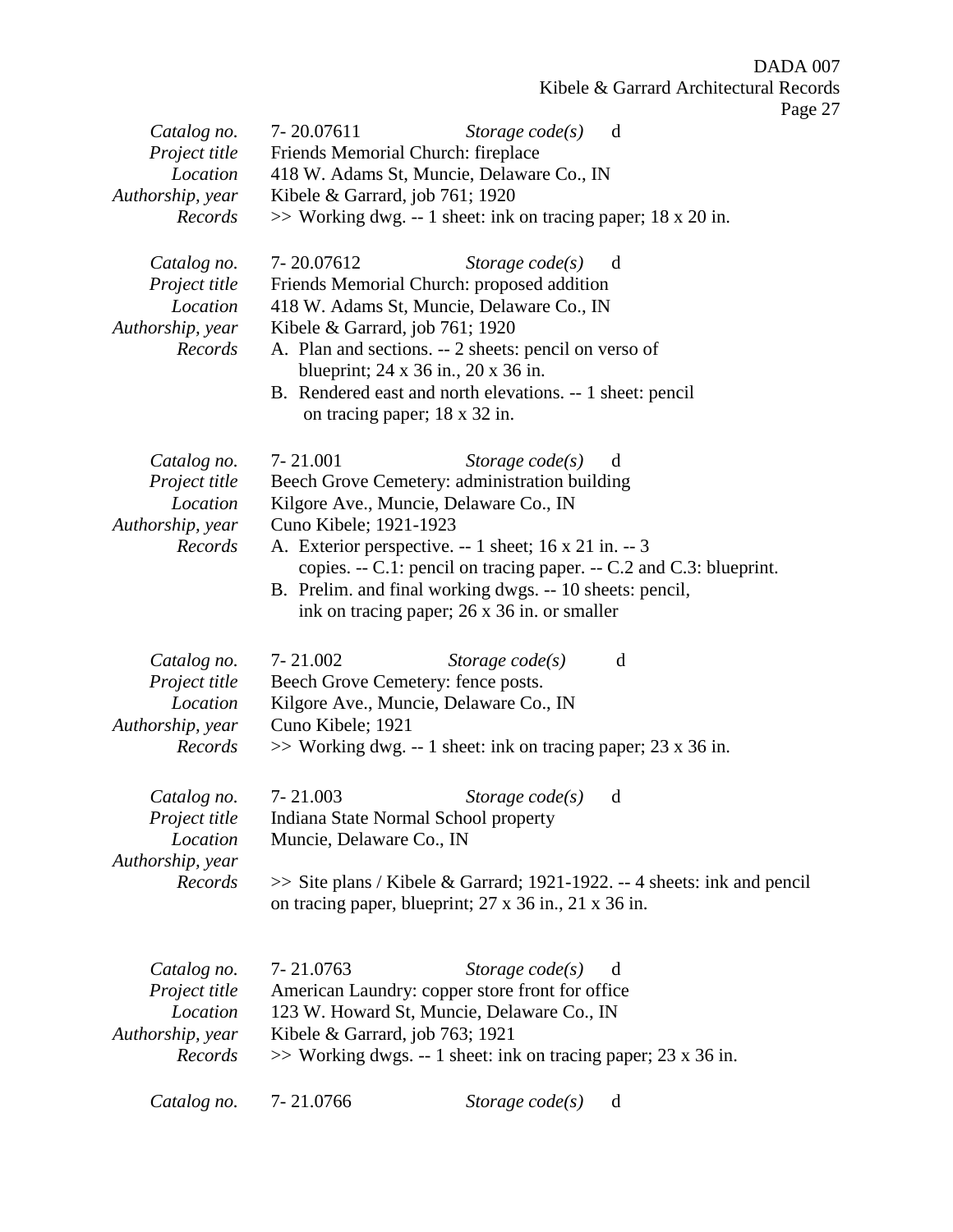| | |
|---|---|
| *Catalog no.* | 7- 20.07611 *Storage code(s)* d |
| *Project title* | Friends Memorial Church: fireplace |
| *Location* | 418 W. Adams St, Muncie, Delaware Co., IN |
| *Authorship, year* | Kibele & Garrard, job 761; 1920 |
| *Records* | >> Working dwg. -- 1 sheet: ink on tracing paper; 18 x 20 in. |

| | |
|---|---|
| *Catalog no.* | 7- 20.07612 *Storage code(s)* d |
| *Project title* | Friends Memorial Church: proposed addition |
| *Location* | 418 W. Adams St, Muncie, Delaware Co., IN |
| *Authorship, year* | Kibele & Garrard, job 761; 1920 |
| *Records* | A. Plan and sections. -- 2 sheets: pencil on verso of blueprint; 24 x 36 in., 20 x 36 in.<br>B. Rendered east and north elevations. -- 1 sheet: pencil on tracing paper; 18 x 32 in. |

| | |
|---|---|
| *Catalog no.* | 7- 21.001 *Storage code(s)* d |
| *Project title* | Beech Grove Cemetery: administration building |
| *Location* | Kilgore Ave., Muncie, Delaware Co., IN |
| *Authorship, year* | Cuno Kibele; 1921-1923 |
| *Records* | A. Exterior perspective. -- 1 sheet; 16 x 21 in. -- 3 copies. -- C.1: pencil on tracing paper. -- C.2 and C.3: blueprint.<br>B. Prelim. and final working dwgs. -- 10 sheets: pencil, ink on tracing paper; 26 x 36 in. or smaller |

| | |
|---|---|
| *Catalog no.* | 7- 21.002 *Storage code(s)* d |
| *Project title* | Beech Grove Cemetery: fence posts. |
| *Location* | Kilgore Ave., Muncie, Delaware Co., IN |
| *Authorship, year* | Cuno Kibele; 1921 |
| *Records* | >> Working dwg. -- 1 sheet: ink on tracing paper; 23 x 36 in. |

| | |
|---|---|
| *Catalog no.* | 7- 21.003 *Storage code(s)* d |
| *Project title* | Indiana State Normal School property |
| *Location* | Muncie, Delaware Co., IN |
| *Authorship, year* | |
| *Records* | >> Site plans / Kibele & Garrard; 1921-1922. -- 4 sheets: ink and pencil on tracing paper, blueprint; 27 x 36 in., 21 x 36 in. |

| | |
|---|---|
| *Catalog no.* | 7- 21.0763 *Storage code(s)* d |
| *Project title* | American Laundry: copper store front for office |
| *Location* | 123 W. Howard St, Muncie, Delaware Co., IN |
| *Authorship, year* | Kibele & Garrard, job 763; 1921 |
| *Records* | >> Working dwgs. -- 1 sheet: ink on tracing paper; 23 x 36 in. |

| | |
|---|---|
| *Catalog no.* | 7- 21.0766 *Storage code(s)* d |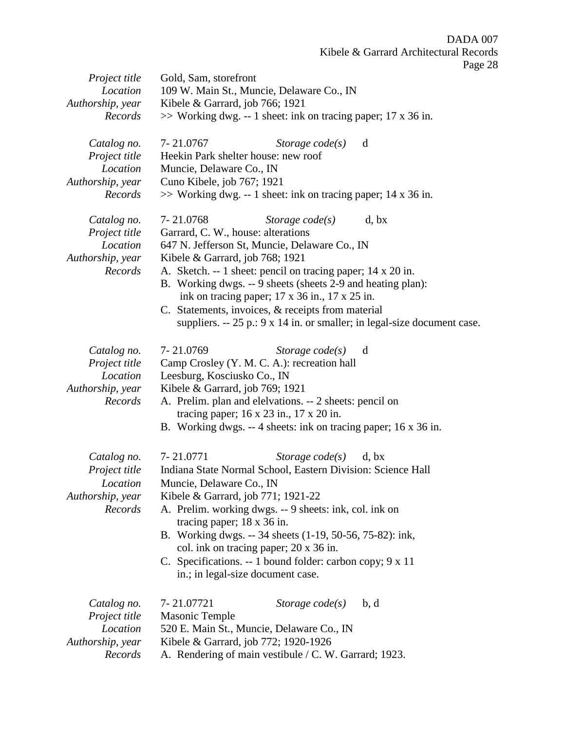*Project title* Gold, Sam, storefront
*Location* 109 W. Main St., Muncie, Delaware Co., IN
*Authorship, year* Kibele & Garrard, job 766; 1921
*Records* >> Working dwg. -- 1 sheet: ink on tracing paper; 17 x 36 in.

*Catalog no.* 7- 21.0767 *Storage code(s)* d
*Project title* Heekin Park shelter house: new roof
*Location* Muncie, Delaware Co., IN
*Authorship, year* Cuno Kibele, job 767; 1921
*Records* >> Working dwg. -- 1 sheet: ink on tracing paper; 14 x 36 in.

*Catalog no.* 7- 21.0768 *Storage code(s)* d, bx
*Project title* Garrard, C. W., house: alterations
*Location* 647 N. Jefferson St, Muncie, Delaware Co., IN
*Authorship, year* Kibele & Garrard, job 768; 1921
*Records*
A. Sketch. -- 1 sheet: pencil on tracing paper; 14 x 20 in.
B. Working dwgs. -- 9 sheets (sheets 2-9 and heating plan): ink on tracing paper; 17 x 36 in., 17 x 25 in.
C. Statements, invoices, & receipts from material suppliers. -- 25 p.: 9 x 14 in. or smaller; in legal-size document case.

*Catalog no.* 7- 21.0769 *Storage code(s)* d
*Project title* Camp Crosley (Y. M. C. A.): recreation hall
*Location* Leesburg, Kosciusko Co., IN
*Authorship, year* Kibele & Garrard, job 769; 1921
*Records*
A. Prelim. plan and elelvations. -- 2 sheets: pencil on tracing paper; 16 x 23 in., 17 x 20 in.
B. Working dwgs. -- 4 sheets: ink on tracing paper; 16 x 36 in.

*Catalog no.* 7- 21.0771 *Storage code(s)* d, bx
*Project title* Indiana State Normal School, Eastern Division: Science Hall
*Location* Muncie, Delaware Co., IN
*Authorship, year* Kibele & Garrard, job 771; 1921-22
*Records*
A. Prelim. working dwgs. -- 9 sheets: ink, col. ink on tracing paper; 18 x 36 in.
B. Working dwgs. -- 34 sheets (1-19, 50-56, 75-82): ink, col. ink on tracing paper; 20 x 36 in.
C. Specifications. -- 1 bound folder: carbon copy; 9 x 11 in.; in legal-size document case.

*Catalog no.* 7- 21.07721 *Storage code(s)* b, d
*Project title* Masonic Temple
*Location* 520 E. Main St., Muncie, Delaware Co., IN
*Authorship, year* Kibele & Garrard, job 772; 1920-1926
*Records*
A. Rendering of main vestibule / C. W. Garrard; 1923.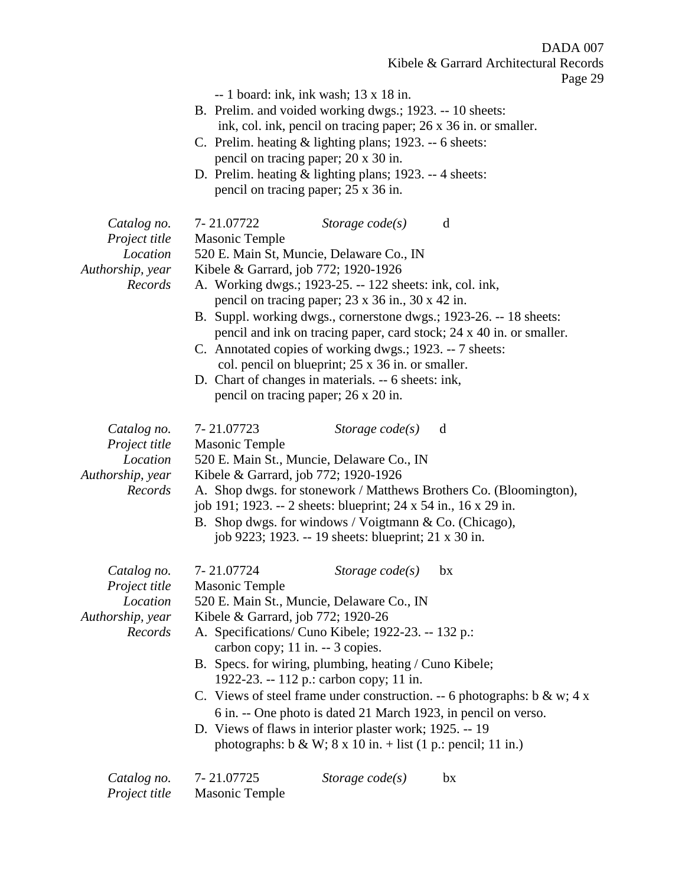-- 1 board: ink, ink wash; 13 x 18 in.

B. Prelim. and voided working dwgs.; 1923. -- 10 sheets: ink, col. ink, pencil on tracing paper; 26 x 36 in. or smaller.
C. Prelim. heating & lighting plans; 1923. -- 6 sheets: pencil on tracing paper; 20 x 30 in.
D. Prelim. heating & lighting plans; 1923. -- 4 sheets: pencil on tracing paper; 25 x 36 in.

| | |
|---|---|
| *Catalog no.* | 7- 21.07722 *Storage code(s)* d |
| *Project title* | Masonic Temple |
| *Location* | 520 E. Main St, Muncie, Delaware Co., IN |
| *Authorship, year* | Kibele & Garrard, job 772; 1920-1926 |
| *Records* | A. Working dwgs.; 1923-25. -- 122 sheets: ink, col. ink, pencil on tracing paper; 23 x 36 in., 30 x 42 in.<br>B. Suppl. working dwgs., cornerstone dwgs.; 1923-26. -- 18 sheets: pencil and ink on tracing paper, card stock; 24 x 40 in. or smaller.<br>C. Annotated copies of working dwgs.; 1923. -- 7 sheets: col. pencil on blueprint; 25 x 36 in. or smaller.<br>D. Chart of changes in materials. -- 6 sheets: ink, pencil on tracing paper; 26 x 20 in. |

| | |
|---|---|
| *Catalog no.* | 7- 21.07723 *Storage code(s)* d |
| *Project title* | Masonic Temple |
| *Location* | 520 E. Main St., Muncie, Delaware Co., IN |
| *Authorship, year* | Kibele & Garrard, job 772; 1920-1926 |
| *Records* | A. Shop dwgs. for stonework / Matthews Brothers Co. (Bloomington), job 191; 1923. -- 2 sheets: blueprint; 24 x 54 in., 16 x 29 in.<br>B. Shop dwgs. for windows / Voigtmann & Co. (Chicago), job 9223; 1923. -- 19 sheets: blueprint; 21 x 30 in. |

| | |
|---|---|
| *Catalog no.* | 7- 21.07724 *Storage code(s)* bx |
| *Project title* | Masonic Temple |
| *Location* | 520 E. Main St., Muncie, Delaware Co., IN |
| *Authorship, year* | Kibele & Garrard, job 772; 1920-26 |
| *Records* | A. Specifications/ Cuno Kibele; 1922-23. -- 132 p.: carbon copy; 11 in. -- 3 copies.<br>B. Specs. for wiring, plumbing, heating / Cuno Kibele; 1922-23. -- 112 p.: carbon copy; 11 in.<br>C. Views of steel frame under construction. -- 6 photographs: b & w; 4 x 6 in. -- One photo is dated 21 March 1923, in pencil on verso.<br>D. Views of flaws in interior plaster work; 1925. -- 19 photographs: b & W; 8 x 10 in. + list (1 p.: pencil; 11 in.) |

| | |
|---|---|
| *Catalog no.* | 7- 21.07725 *Storage code(s)* bx |
| *Project title* | Masonic Temple |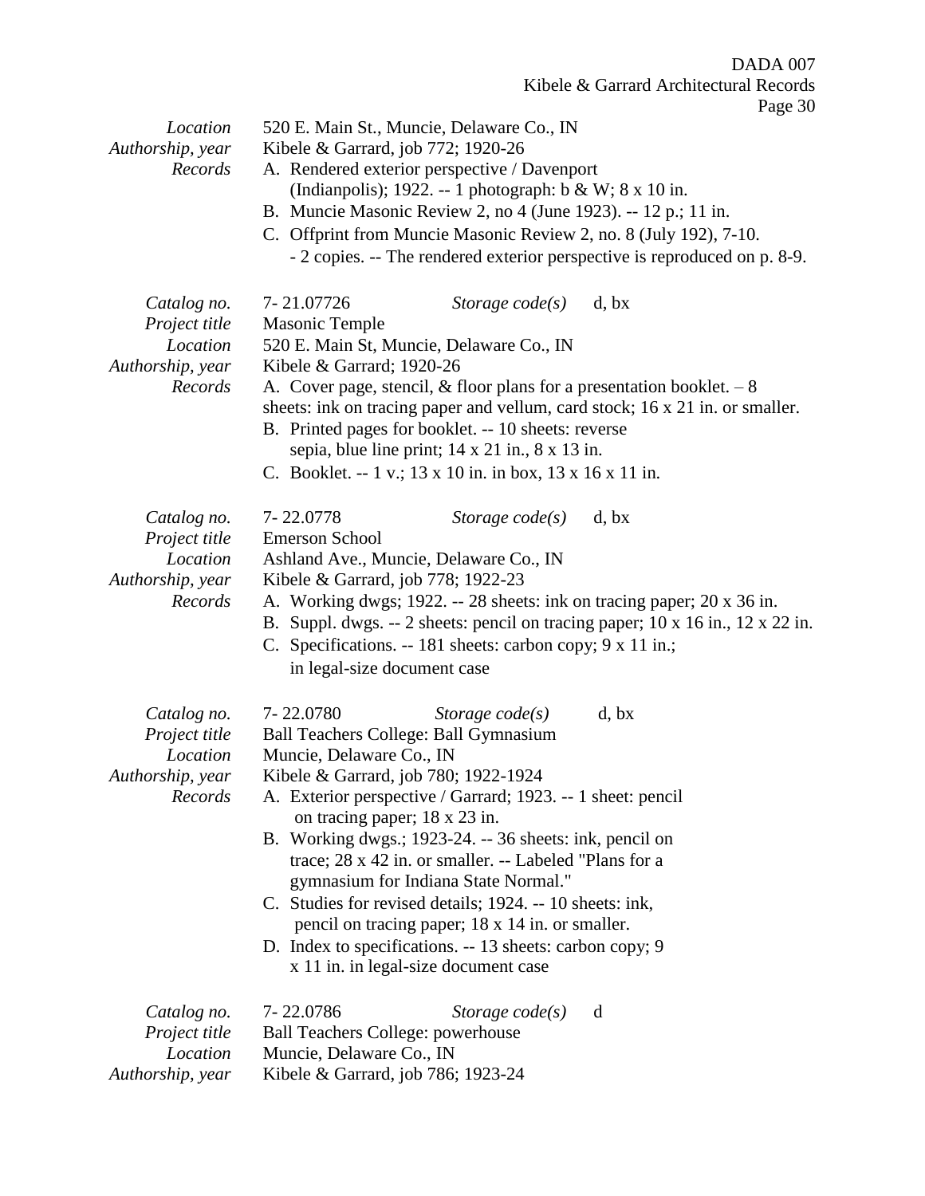*Location* 520 E. Main St., Muncie, Delaware Co., IN
*Authorship, year* Kibele & Garrard, job 772; 1920-26
*Records*
A. Rendered exterior perspective / Davenport (Indianpolis); 1922. -- 1 photograph: b & W; 8 x 10 in.
B. Muncie Masonic Review 2, no 4 (June 1923). -- 12 p.; 11 in.
C. Offprint from Muncie Masonic Review 2, no. 8 (July 192), 7-10. - 2 copies. -- The rendered exterior perspective is reproduced on p. 8-9.

*Catalog no.* 7- 21.07726 *Storage code(s)* d, bx
*Project title* Masonic Temple
*Location* 520 E. Main St, Muncie, Delaware Co., IN
*Authorship, year* Kibele & Garrard; 1920-26
*Records*
A. Cover page, stencil, & floor plans for a presentation booklet. – 8 sheets: ink on tracing paper and vellum, card stock; 16 x 21 in. or smaller.
B. Printed pages for booklet. -- 10 sheets: reverse sepia, blue line print; 14 x 21 in., 8 x 13 in.
C. Booklet. -- 1 v.; 13 x 10 in. in box, 13 x 16 x 11 in.

*Catalog no.* 7- 22.0778 *Storage code(s)* d, bx
*Project title* Emerson School
*Location* Ashland Ave., Muncie, Delaware Co., IN
*Authorship, year* Kibele & Garrard, job 778; 1922-23
*Records*
A. Working dwgs; 1922. -- 28 sheets: ink on tracing paper; 20 x 36 in.
B. Suppl. dwgs. -- 2 sheets: pencil on tracing paper; 10 x 16 in., 12 x 22 in.
C. Specifications. -- 181 sheets: carbon copy; 9 x 11 in.; in legal-size document case

*Catalog no.* 7- 22.0780 *Storage code(s)* d, bx
*Project title* Ball Teachers College: Ball Gymnasium
*Location* Muncie, Delaware Co., IN
*Authorship, year* Kibele & Garrard, job 780; 1922-1924
*Records*
A. Exterior perspective / Garrard; 1923. -- 1 sheet: pencil on tracing paper; 18 x 23 in.
B. Working dwgs.; 1923-24. -- 36 sheets: ink, pencil on trace; 28 x 42 in. or smaller. -- Labeled "Plans for a gymnasium for Indiana State Normal."
C. Studies for revised details; 1924. -- 10 sheets: ink, pencil on tracing paper; 18 x 14 in. or smaller.
D. Index to specifications. -- 13 sheets: carbon copy; 9 x 11 in. in legal-size document case

*Catalog no.* 7- 22.0786 *Storage code(s)* d
*Project title* Ball Teachers College: powerhouse
*Location* Muncie, Delaware Co., IN
*Authorship, year* Kibele & Garrard, job 786; 1923-24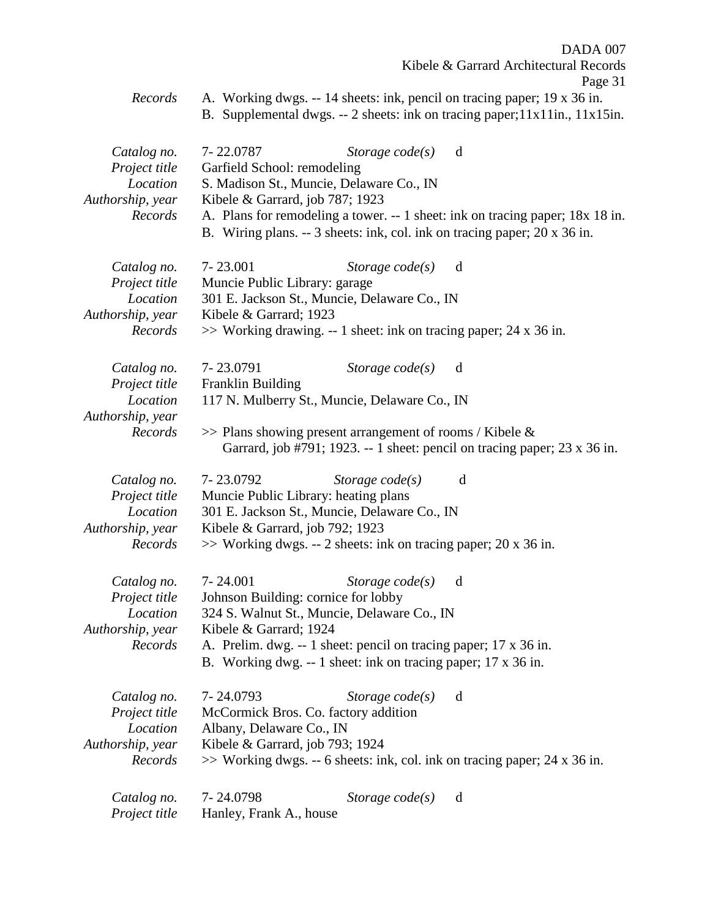*Records* A. Working dwgs. -- 14 sheets: ink, pencil on tracing paper; 19 x 36 in.
B. Supplemental dwgs. -- 2 sheets: ink on tracing paper;11x11in., 11x15in.

*Catalog no.* 7- 22.0787 *Storage code(s)* d
*Project title* Garfield School: remodeling
*Location* S. Madison St., Muncie, Delaware Co., IN
*Authorship, year* Kibele & Garrard, job 787; 1923
*Records* A. Plans for remodeling a tower. -- 1 sheet: ink on tracing paper; 18x 18 in.
B. Wiring plans. -- 3 sheets: ink, col. ink on tracing paper; 20 x 36 in.

*Catalog no.* 7- 23.001 *Storage code(s)* d
*Project title* Muncie Public Library: garage
*Location* 301 E. Jackson St., Muncie, Delaware Co., IN
*Authorship, year* Kibele & Garrard; 1923
*Records* >> Working drawing. -- 1 sheet: ink on tracing paper; 24 x 36 in.

*Catalog no.* 7- 23.0791 *Storage code(s)* d
*Project title* Franklin Building
*Location* 117 N. Mulberry St., Muncie, Delaware Co., IN
*Authorship, year*
*Records* >> Plans showing present arrangement of rooms / Kibele & Garrard, job #791; 1923. -- 1 sheet: pencil on tracing paper; 23 x 36 in.

*Catalog no.* 7- 23.0792 *Storage code(s)* d
*Project title* Muncie Public Library: heating plans
*Location* 301 E. Jackson St., Muncie, Delaware Co., IN
*Authorship, year* Kibele & Garrard, job 792; 1923
*Records* >> Working dwgs. -- 2 sheets: ink on tracing paper; 20 x 36 in.

*Catalog no.* 7- 24.001 *Storage code(s)* d
*Project title* Johnson Building: cornice for lobby
*Location* 324 S. Walnut St., Muncie, Delaware Co., IN
*Authorship, year* Kibele & Garrard; 1924
*Records* A. Prelim. dwg. -- 1 sheet: pencil on tracing paper; 17 x 36 in.
B. Working dwg. -- 1 sheet: ink on tracing paper; 17 x 36 in.

*Catalog no.* 7- 24.0793 *Storage code(s)* d
*Project title* McCormick Bros. Co. factory addition
*Location* Albany, Delaware Co., IN
*Authorship, year* Kibele & Garrard, job 793; 1924
*Records* >> Working dwgs. -- 6 sheets: ink, col. ink on tracing paper; 24 x 36 in.

*Catalog no.* 7- 24.0798 *Storage code(s)* d
*Project title* Hanley, Frank A., house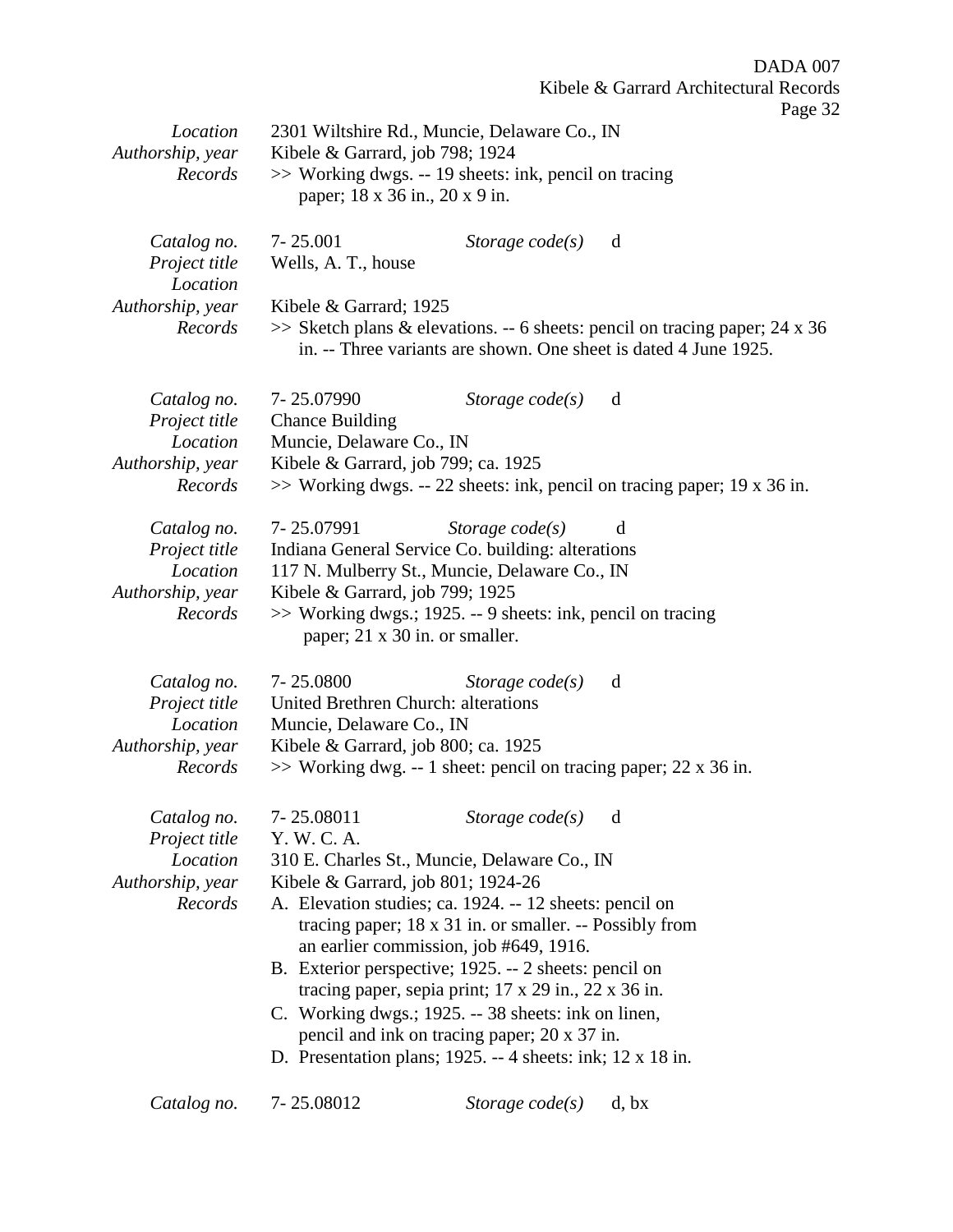*Location* 2301 Wiltshire Rd., Muncie, Delaware Co., IN
*Authorship, year* Kibele & Garrard, job 798; 1924
*Records* >> Working dwgs. -- 19 sheets: ink, pencil on tracing paper; 18 x 36 in., 20 x 9 in.

*Catalog no.* 7- 25.001 *Storage code(s)* d
*Project title* Wells, A. T., house
*Location*
*Authorship, year* Kibele & Garrard; 1925
*Records* >> Sketch plans & elevations. -- 6 sheets: pencil on tracing paper; 24 x 36 in. -- Three variants are shown. One sheet is dated 4 June 1925.

*Catalog no.* 7- 25.07990 *Storage code(s)* d
*Project title* Chance Building
*Location* Muncie, Delaware Co., IN
*Authorship, year* Kibele & Garrard, job 799; ca. 1925
*Records* >> Working dwgs. -- 22 sheets: ink, pencil on tracing paper; 19 x 36 in.

*Catalog no.* 7- 25.07991 *Storage code(s)* d
*Project title* Indiana General Service Co. building: alterations
*Location* 117 N. Mulberry St., Muncie, Delaware Co., IN
*Authorship, year* Kibele & Garrard, job 799; 1925
*Records* >> Working dwgs.; 1925. -- 9 sheets: ink, pencil on tracing paper; 21 x 30 in. or smaller.

*Catalog no.* 7- 25.0800 *Storage code(s)* d
*Project title* United Brethren Church: alterations
*Location* Muncie, Delaware Co., IN
*Authorship, year* Kibele & Garrard, job 800; ca. 1925
*Records* >> Working dwg. -- 1 sheet: pencil on tracing paper; 22 x 36 in.

*Catalog no.* 7- 25.08011 *Storage code(s)* d
*Project title* Y. W. C. A.
*Location* 310 E. Charles St., Muncie, Delaware Co., IN
*Authorship, year* Kibele & Garrard, job 801; 1924-26
*Records*
A. Elevation studies; ca. 1924. -- 12 sheets: pencil on tracing paper; 18 x 31 in. or smaller. -- Possibly from an earlier commission, job #649, 1916.
B. Exterior perspective; 1925. -- 2 sheets: pencil on tracing paper, sepia print; 17 x 29 in., 22 x 36 in.
C. Working dwgs.; 1925. -- 38 sheets: ink on linen, pencil and ink on tracing paper; 20 x 37 in.
D. Presentation plans; 1925. -- 4 sheets: ink; 12 x 18 in.

*Catalog no.* 7- 25.08012 *Storage code(s)* d, bx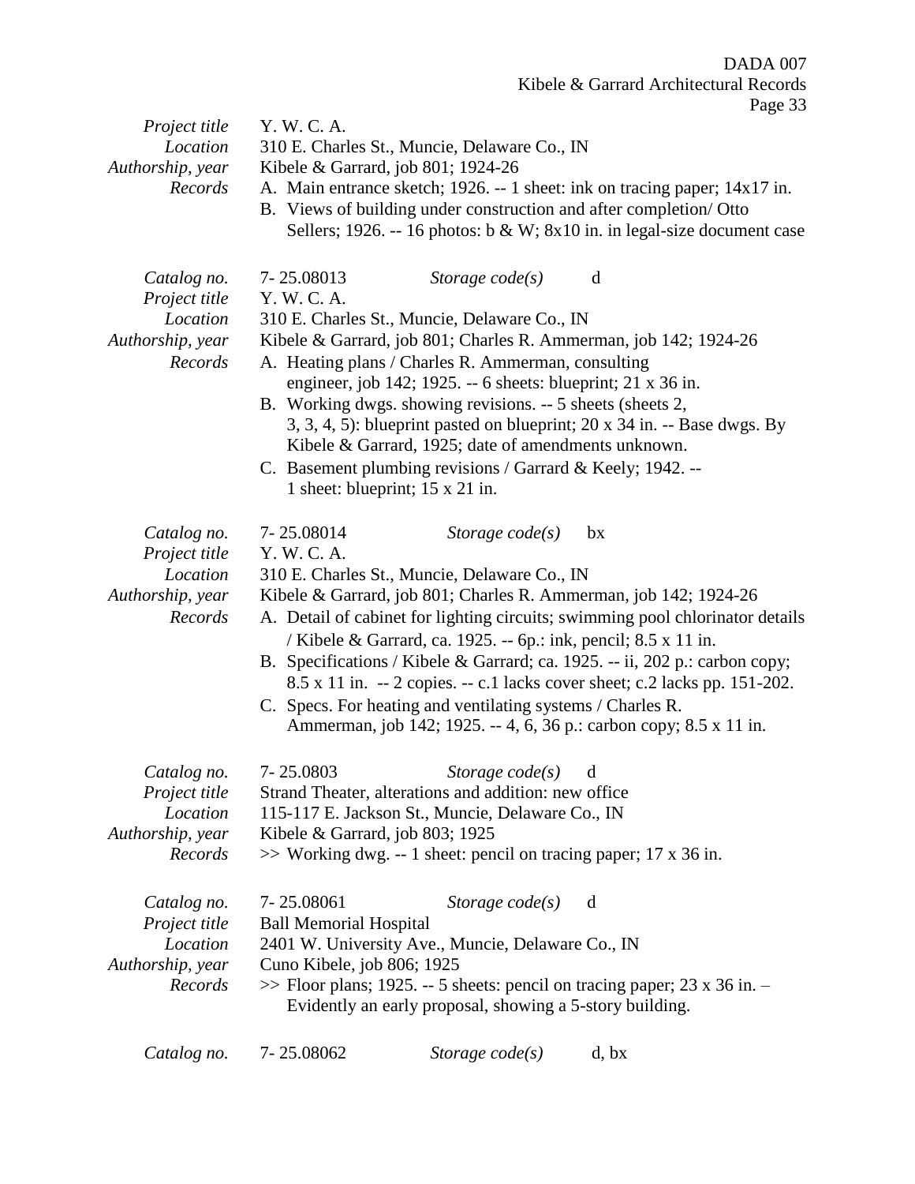*Project title* Y. W. C. A.
*Location* 310 E. Charles St., Muncie, Delaware Co., IN
*Authorship, year* Kibele & Garrard, job 801; 1924-26
*Records*
A. Main entrance sketch; 1926. -- 1 sheet: ink on tracing paper; 14x17 in.
B. Views of building under construction and after completion/ Otto Sellers; 1926. -- 16 photos: b & W; 8x10 in. in legal-size document case

*Catalog no.* 7- 25.08013 *Storage code(s)* d
*Project title* Y. W. C. A.
*Location* 310 E. Charles St., Muncie, Delaware Co., IN
*Authorship, year* Kibele & Garrard, job 801; Charles R. Ammerman, job 142; 1924-26
*Records*
A. Heating plans / Charles R. Ammerman, consulting engineer, job 142; 1925. -- 6 sheets: blueprint; 21 x 36 in.
B. Working dwgs. showing revisions. -- 5 sheets (sheets 2, 3, 3, 4, 5): blueprint pasted on blueprint; 20 x 34 in. -- Base dwgs. By Kibele & Garrard, 1925; date of amendments unknown.
C. Basement plumbing revisions / Garrard & Keely; 1942. -- 1 sheet: blueprint; 15 x 21 in.

*Catalog no.* 7- 25.08014 *Storage code(s)* bx
*Project title* Y. W. C. A.
*Location* 310 E. Charles St., Muncie, Delaware Co., IN
*Authorship, year* Kibele & Garrard, job 801; Charles R. Ammerman, job 142; 1924-26
*Records*
A. Detail of cabinet for lighting circuits; swimming pool chlorinator details / Kibele & Garrard, ca. 1925. -- 6p.: ink, pencil; 8.5 x 11 in.
B. Specifications / Kibele & Garrard; ca. 1925. -- ii, 202 p.: carbon copy; 8.5 x 11 in. -- 2 copies. -- c.1 lacks cover sheet; c.2 lacks pp. 151-202.
C. Specs. For heating and ventilating systems / Charles R. Ammerman, job 142; 1925. -- 4, 6, 36 p.: carbon copy; 8.5 x 11 in.

*Catalog no.* 7- 25.0803 *Storage code(s)* d
*Project title* Strand Theater, alterations and addition: new office
*Location* 115-117 E. Jackson St., Muncie, Delaware Co., IN
*Authorship, year* Kibele & Garrard, job 803; 1925
*Records* >> Working dwg. -- 1 sheet: pencil on tracing paper; 17 x 36 in.

*Catalog no.* 7- 25.08061 *Storage code(s)* d
*Project title* Ball Memorial Hospital
*Location* 2401 W. University Ave., Muncie, Delaware Co., IN
*Authorship, year* Cuno Kibele, job 806; 1925
*Records* >> Floor plans; 1925. -- 5 sheets: pencil on tracing paper; 23 x 36 in. – Evidently an early proposal, showing a 5-story building.

*Catalog no.* 7- 25.08062 *Storage code(s)* d, bx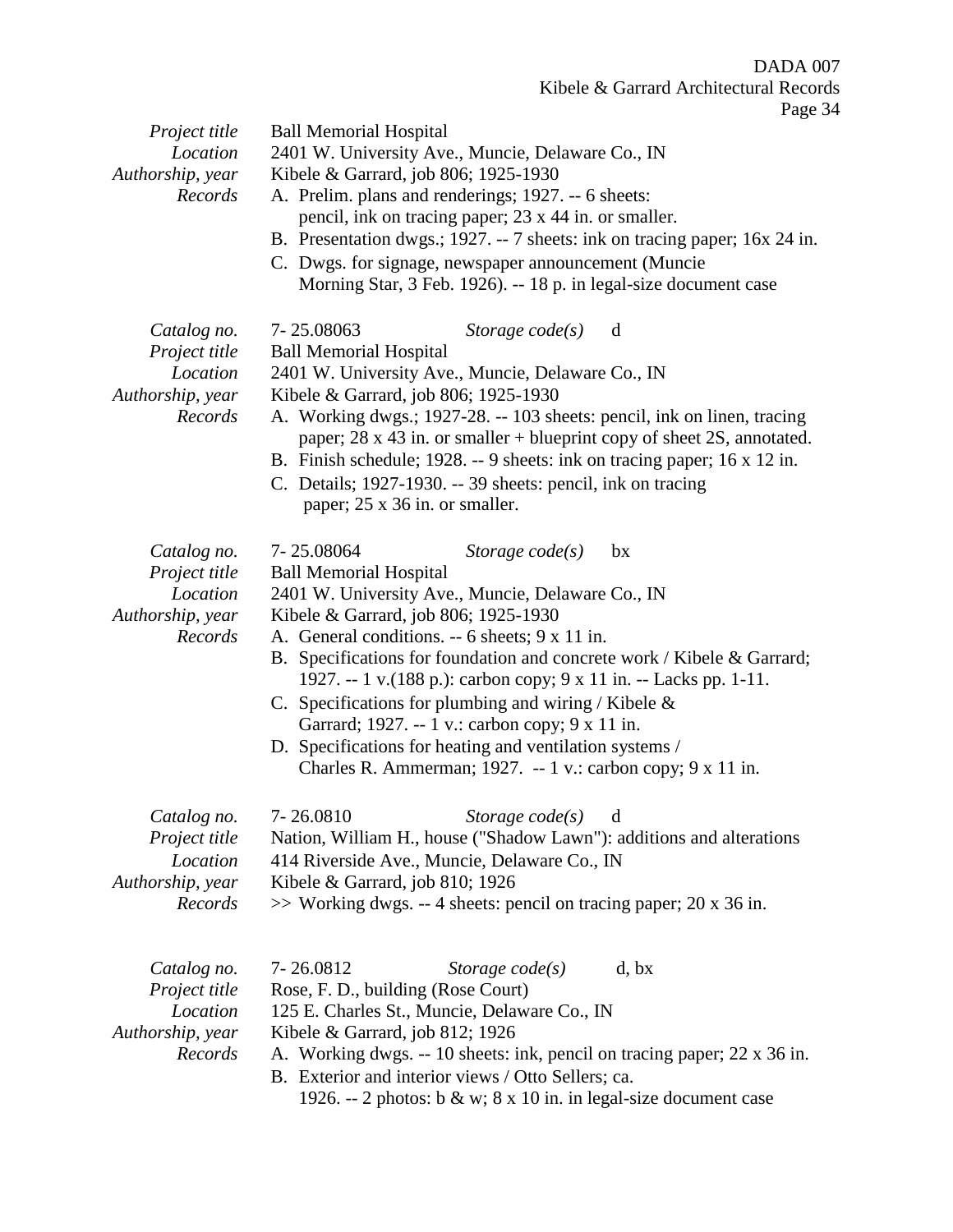| | |
|---|---|
| *Project title* | Ball Memorial Hospital |
| *Location* | 2401 W. University Ave., Muncie, Delaware Co., IN |
| *Authorship, year* | Kibele & Garrard, job 806; 1925-1930 |
| *Records* | A. Prelim. plans and renderings; 1927. -- 6 sheets: pencil, ink on tracing paper; 23 x 44 in. or smaller.<br>B. Presentation dwgs.; 1927. -- 7 sheets: ink on tracing paper; 16x 24 in.<br>C. Dwgs. for signage, newspaper announcement (Muncie Morning Star, 3 Feb. 1926). -- 18 p. in legal-size document case |

| | |
|---|---|
| *Catalog no.* | 7- 25.08063 &nbsp;&nbsp;&nbsp; *Storage code(s)* &nbsp;&nbsp; d |
| *Project title* | Ball Memorial Hospital |
| *Location* | 2401 W. University Ave., Muncie, Delaware Co., IN |
| *Authorship, year* | Kibele & Garrard, job 806; 1925-1930 |
| *Records* | A. Working dwgs.; 1927-28. -- 103 sheets: pencil, ink on linen, tracing paper; 28 x 43 in. or smaller + blueprint copy of sheet 2S, annotated.<br>B. Finish schedule; 1928. -- 9 sheets: ink on tracing paper; 16 x 12 in.<br>C. Details; 1927-1930. -- 39 sheets: pencil, ink on tracing paper; 25 x 36 in. or smaller. |

| | |
|---|---|
| *Catalog no.* | 7- 25.08064 &nbsp;&nbsp;&nbsp; *Storage code(s)* &nbsp;&nbsp; bx |
| *Project title* | Ball Memorial Hospital |
| *Location* | 2401 W. University Ave., Muncie, Delaware Co., IN |
| *Authorship, year* | Kibele & Garrard, job 806; 1925-1930 |
| *Records* | A. General conditions. -- 6 sheets; 9 x 11 in.<br>B. Specifications for foundation and concrete work / Kibele & Garrard; 1927. -- 1 v.(188 p.): carbon copy; 9 x 11 in. -- Lacks pp. 1-11.<br>C. Specifications for plumbing and wiring / Kibele & Garrard; 1927. -- 1 v.: carbon copy; 9 x 11 in.<br>D. Specifications for heating and ventilation systems / Charles R. Ammerman; 1927. -- 1 v.: carbon copy; 9 x 11 in. |

| | |
|---|---|
| *Catalog no.* | 7- 26.0810 &nbsp;&nbsp;&nbsp; *Storage code(s)* &nbsp;&nbsp; d |
| *Project title* | Nation, William H., house ("Shadow Lawn"): additions and alterations |
| *Location* | 414 Riverside Ave., Muncie, Delaware Co., IN |
| *Authorship, year* | Kibele & Garrard, job 810; 1926 |
| *Records* | >> Working dwgs. -- 4 sheets: pencil on tracing paper; 20 x 36 in. |

| | |
|---|---|
| *Catalog no.* | 7- 26.0812 &nbsp;&nbsp;&nbsp; *Storage code(s)* &nbsp;&nbsp; d, bx |
| *Project title* | Rose, F. D., building (Rose Court) |
| *Location* | 125 E. Charles St., Muncie, Delaware Co., IN |
| *Authorship, year* | Kibele & Garrard, job 812; 1926 |
| *Records* | A. Working dwgs. -- 10 sheets: ink, pencil on tracing paper; 22 x 36 in.<br>B. Exterior and interior views / Otto Sellers; ca. 1926. -- 2 photos: b & w; 8 x 10 in. in legal-size document case |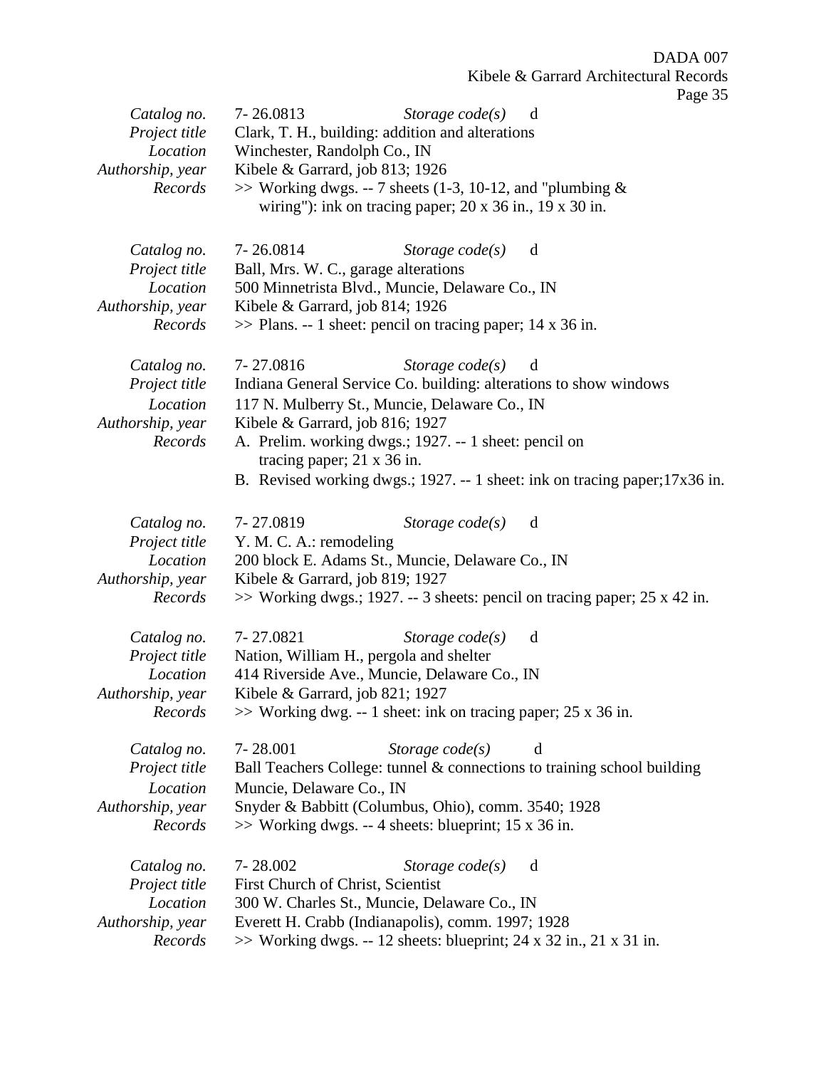| | |
|---|---|
| *Catalog no.* | 7- 26.0813 *Storage code(s)* d |
| *Project title* | Clark, T. H., building: addition and alterations |
| *Location* | Winchester, Randolph Co., IN |
| *Authorship, year* | Kibele & Garrard, job 813; 1926 |
| *Records* | >> Working dwgs. -- 7 sheets (1-3, 10-12, and "plumbing & wiring"): ink on tracing paper; 20 x 36 in., 19 x 30 in. |

| | |
|---|---|
| *Catalog no.* | 7- 26.0814 *Storage code(s)* d |
| *Project title* | Ball, Mrs. W. C., garage alterations |
| *Location* | 500 Minnetrista Blvd., Muncie, Delaware Co., IN |
| *Authorship, year* | Kibele & Garrard, job 814; 1926 |
| *Records* | >> Plans. -- 1 sheet: pencil on tracing paper; 14 x 36 in. |

| | |
|---|---|
| *Catalog no.* | 7- 27.0816 *Storage code(s)* d |
| *Project title* | Indiana General Service Co. building: alterations to show windows |
| *Location* | 117 N. Mulberry St., Muncie, Delaware Co., IN |
| *Authorship, year* | Kibele & Garrard, job 816; 1927 |
| *Records* | A. Prelim. working dwgs.; 1927. -- 1 sheet: pencil on tracing paper; 21 x 36 in.<br>B. Revised working dwgs.; 1927. -- 1 sheet: ink on tracing paper;17x36 in. |

| | |
|---|---|
| *Catalog no.* | 7- 27.0819 *Storage code(s)* d |
| *Project title* | Y. M. C. A.: remodeling |
| *Location* | 200 block E. Adams St., Muncie, Delaware Co., IN |
| *Authorship, year* | Kibele & Garrard, job 819; 1927 |
| *Records* | >> Working dwgs.; 1927. -- 3 sheets: pencil on tracing paper; 25 x 42 in. |

| | |
|---|---|
| *Catalog no.* | 7- 27.0821 *Storage code(s)* d |
| *Project title* | Nation, William H., pergola and shelter |
| *Location* | 414 Riverside Ave., Muncie, Delaware Co., IN |
| *Authorship, year* | Kibele & Garrard, job 821; 1927 |
| *Records* | >> Working dwg. -- 1 sheet: ink on tracing paper; 25 x 36 in. |

| | |
|---|---|
| *Catalog no.* | 7- 28.001 *Storage code(s)* d |
| *Project title* | Ball Teachers College: tunnel & connections to training school building |
| *Location* | Muncie, Delaware Co., IN |
| *Authorship, year* | Snyder & Babbitt (Columbus, Ohio), comm. 3540; 1928 |
| *Records* | >> Working dwgs. -- 4 sheets: blueprint; 15 x 36 in. |

| | |
|---|---|
| *Catalog no.* | 7- 28.002 *Storage code(s)* d |
| *Project title* | First Church of Christ, Scientist |
| *Location* | 300 W. Charles St., Muncie, Delaware Co., IN |
| *Authorship, year* | Everett H. Crabb (Indianapolis), comm. 1997; 1928 |
| *Records* | >> Working dwgs. -- 12 sheets: blueprint; 24 x 32 in., 21 x 31 in. |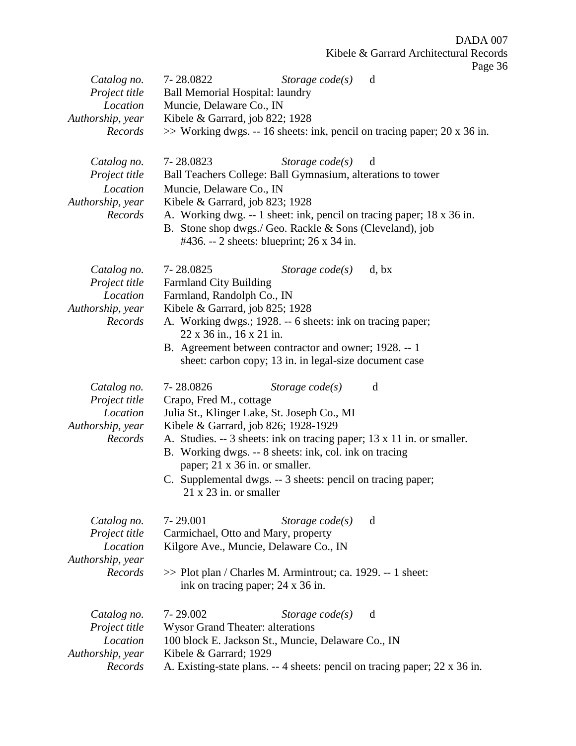*Catalog no.* 7- 28.0822 *Storage code(s)* d
*Project title* Ball Memorial Hospital: laundry
*Location* Muncie, Delaware Co., IN
*Authorship, year* Kibele & Garrard, job 822; 1928
*Records* >> Working dwgs. -- 16 sheets: ink, pencil on tracing paper; 20 x 36 in.

*Catalog no.* 7- 28.0823 *Storage code(s)* d
*Project title* Ball Teachers College: Ball Gymnasium, alterations to tower
*Location* Muncie, Delaware Co., IN
*Authorship, year* Kibele & Garrard, job 823; 1928
*Records*
A. Working dwg. -- 1 sheet: ink, pencil on tracing paper; 18 x 36 in.
B. Stone shop dwgs./ Geo. Rackle & Sons (Cleveland), job #436. -- 2 sheets: blueprint; 26 x 34 in.

*Catalog no.* 7- 28.0825 *Storage code(s)* d, bx
*Project title* Farmland City Building
*Location* Farmland, Randolph Co., IN
*Authorship, year* Kibele & Garrard, job 825; 1928
*Records*
A. Working dwgs.; 1928. -- 6 sheets: ink on tracing paper; 22 x 36 in., 16 x 21 in.
B. Agreement between contractor and owner; 1928. -- 1 sheet: carbon copy; 13 in. in legal-size document case

*Catalog no.* 7- 28.0826 *Storage code(s)* d
*Project title* Crapo, Fred M., cottage
*Location* Julia St., Klinger Lake, St. Joseph Co., MI
*Authorship, year* Kibele & Garrard, job 826; 1928-1929
*Records*
A. Studies. -- 3 sheets: ink on tracing paper; 13 x 11 in. or smaller.
B. Working dwgs. -- 8 sheets: ink, col. ink on tracing paper; 21 x 36 in. or smaller.
C. Supplemental dwgs. -- 3 sheets: pencil on tracing paper; 21 x 23 in. or smaller

*Catalog no.* 7- 29.001 *Storage code(s)* d
*Project title* Carmichael, Otto and Mary, property
*Location* Kilgore Ave., Muncie, Delaware Co., IN
*Authorship, year*
*Records* >> Plot plan / Charles M. Armintrout; ca. 1929. -- 1 sheet: ink on tracing paper; 24 x 36 in.

*Catalog no.* 7- 29.002 *Storage code(s)* d
*Project title* Wysor Grand Theater: alterations
*Location* 100 block E. Jackson St., Muncie, Delaware Co., IN
*Authorship, year* Kibele & Garrard; 1929
*Records* A. Existing-state plans. -- 4 sheets: pencil on tracing paper; 22 x 36 in.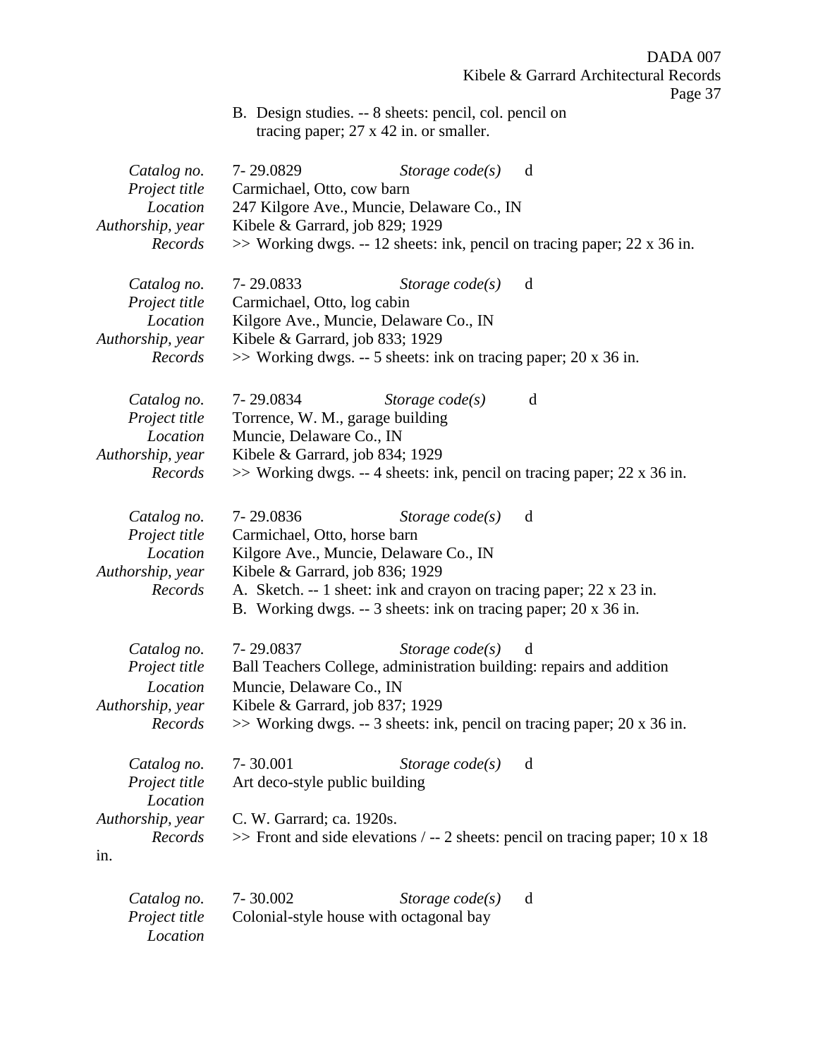B. Design studies. -- 8 sheets: pencil, col. pencil on tracing paper; 27 x 42 in. or smaller.

*Catalog no.* 7- 29.0829 *Storage code(s)* d
*Project title* Carmichael, Otto, cow barn
*Location* 247 Kilgore Ave., Muncie, Delaware Co., IN
*Authorship, year* Kibele & Garrard, job 829; 1929
*Records* >> Working dwgs. -- 12 sheets: ink, pencil on tracing paper; 22 x 36 in.

*Catalog no.* 7- 29.0833 *Storage code(s)* d
*Project title* Carmichael, Otto, log cabin
*Location* Kilgore Ave., Muncie, Delaware Co., IN
*Authorship, year* Kibele & Garrard, job 833; 1929
*Records* >> Working dwgs. -- 5 sheets: ink on tracing paper; 20 x 36 in.

*Catalog no.* 7- 29.0834 *Storage code(s)* d
*Project title* Torrence, W. M., garage building
*Location* Muncie, Delaware Co., IN
*Authorship, year* Kibele & Garrard, job 834; 1929
*Records* >> Working dwgs. -- 4 sheets: ink, pencil on tracing paper; 22 x 36 in.

*Catalog no.* 7- 29.0836 *Storage code(s)* d
*Project title* Carmichael, Otto, horse barn
*Location* Kilgore Ave., Muncie, Delaware Co., IN
*Authorship, year* Kibele & Garrard, job 836; 1929
*Records* A. Sketch. -- 1 sheet: ink and crayon on tracing paper; 22 x 23 in.
B. Working dwgs. -- 3 sheets: ink on tracing paper; 20 x 36 in.

*Catalog no.* 7- 29.0837 *Storage code(s)* d
*Project title* Ball Teachers College, administration building: repairs and addition
*Location* Muncie, Delaware Co., IN
*Authorship, year* Kibele & Garrard, job 837; 1929
*Records* >> Working dwgs. -- 3 sheets: ink, pencil on tracing paper; 20 x 36 in.

*Catalog no.* 7- 30.001 *Storage code(s)* d
*Project title* Art deco-style public building
*Location*
*Authorship, year* C. W. Garrard; ca. 1920s.
*Records* >> Front and side elevations / -- 2 sheets: pencil on tracing paper; 10 x 18 in.

*Catalog no.* 7- 30.002 *Storage code(s)* d
*Project title* Colonial-style house with octagonal bay
*Location*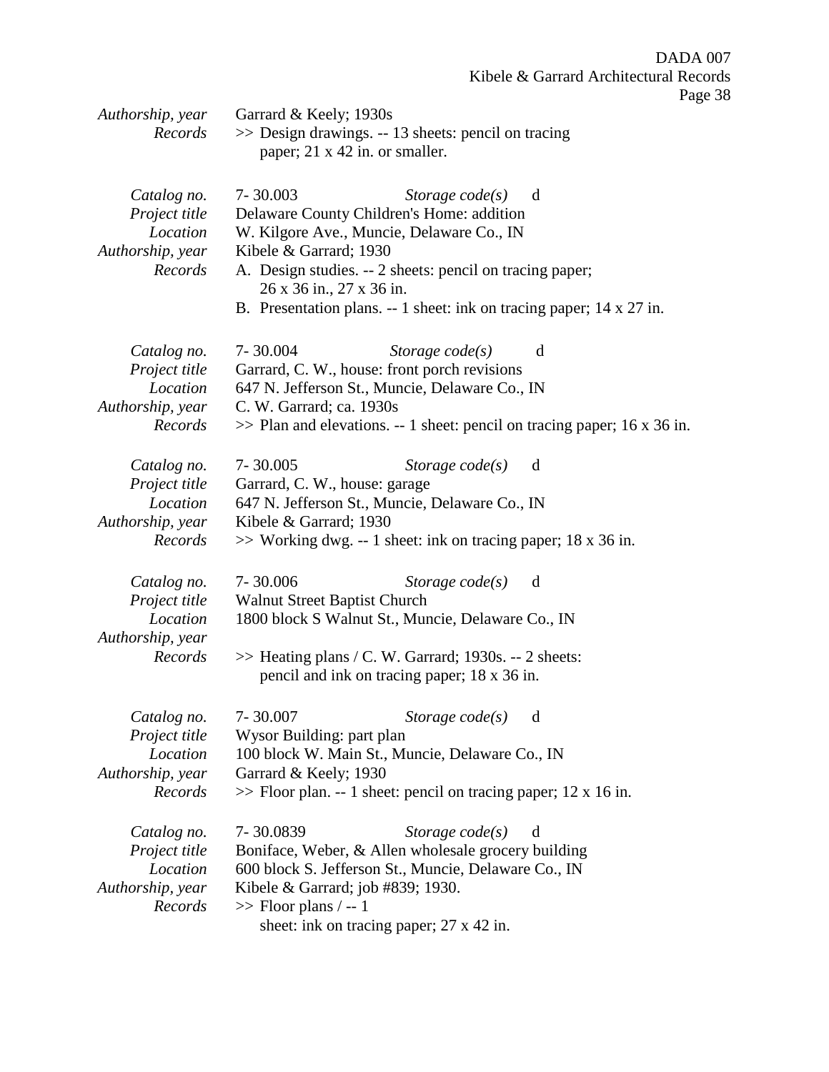*Authorship, year* Garrard & Keely; 1930s
*Records* >> Design drawings. -- 13 sheets: pencil on tracing paper; 21 x 42 in. or smaller.

*Catalog no.* 7- 30.003 *Storage code(s)* d
*Project title* Delaware County Children's Home: addition
*Location* W. Kilgore Ave., Muncie, Delaware Co., IN
*Authorship, year* Kibele & Garrard; 1930
*Records* A. Design studies. -- 2 sheets: pencil on tracing paper; 26 x 36 in., 27 x 36 in.
B. Presentation plans. -- 1 sheet: ink on tracing paper; 14 x 27 in.

*Catalog no.* 7- 30.004 *Storage code(s)* d
*Project title* Garrard, C. W., house: front porch revisions
*Location* 647 N. Jefferson St., Muncie, Delaware Co., IN
*Authorship, year* C. W. Garrard; ca. 1930s
*Records* >> Plan and elevations. -- 1 sheet: pencil on tracing paper; 16 x 36 in.

*Catalog no.* 7- 30.005 *Storage code(s)* d
*Project title* Garrard, C. W., house: garage
*Location* 647 N. Jefferson St., Muncie, Delaware Co., IN
*Authorship, year* Kibele & Garrard; 1930
*Records* >> Working dwg. -- 1 sheet: ink on tracing paper; 18 x 36 in.

*Catalog no.* 7- 30.006 *Storage code(s)* d
*Project title* Walnut Street Baptist Church
*Location* 1800 block S Walnut St., Muncie, Delaware Co., IN
*Authorship, year*
*Records* >> Heating plans / C. W. Garrard; 1930s. -- 2 sheets: pencil and ink on tracing paper; 18 x 36 in.

*Catalog no.* 7- 30.007 *Storage code(s)* d
*Project title* Wysor Building: part plan
*Location* 100 block W. Main St., Muncie, Delaware Co., IN
*Authorship, year* Garrard & Keely; 1930
*Records* >> Floor plan. -- 1 sheet: pencil on tracing paper; 12 x 16 in.

*Catalog no.* 7- 30.0839 *Storage code(s)* d
*Project title* Boniface, Weber, & Allen wholesale grocery building
*Location* 600 block S. Jefferson St., Muncie, Delaware Co., IN
*Authorship, year* Kibele & Garrard; job #839; 1930.
*Records* >> Floor plans / -- 1 sheet: ink on tracing paper; 27 x 42 in.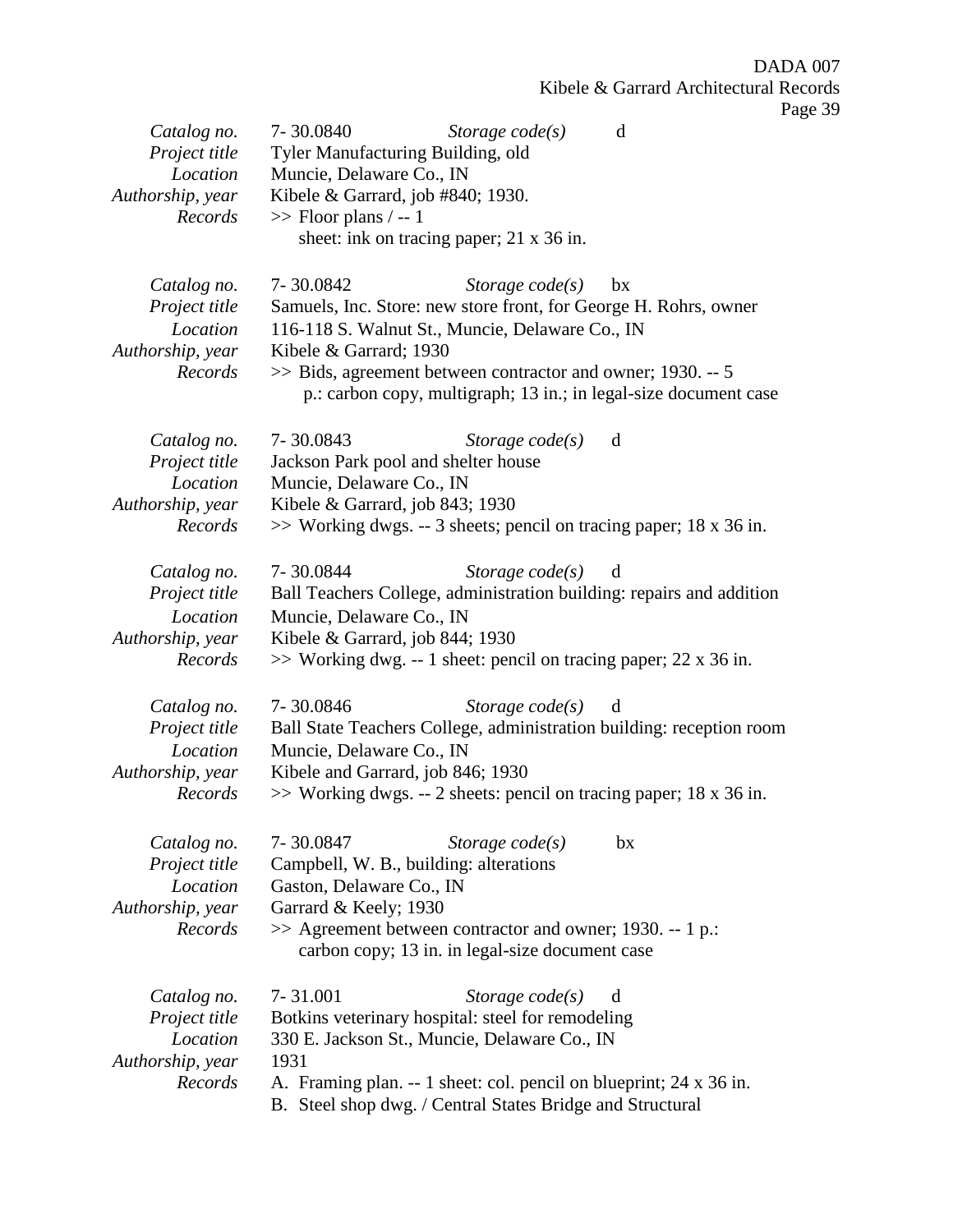| | |
|---|---|
| *Catalog no.* | 7- 30.0840 *Storage code(s)* d |
| *Project title* | Tyler Manufacturing Building, old |
| *Location* | Muncie, Delaware Co., IN |
| *Authorship, year* | Kibele & Garrard, job #840; 1930. |
| *Records* | >> Floor plans / -- 1 sheet: ink on tracing paper; 21 x 36 in. |

| | |
|---|---|
| *Catalog no.* | 7- 30.0842 *Storage code(s)* bx |
| *Project title* | Samuels, Inc. Store: new store front, for George H. Rohrs, owner |
| *Location* | 116-118 S. Walnut St., Muncie, Delaware Co., IN |
| *Authorship, year* | Kibele & Garrard; 1930 |
| *Records* | >> Bids, agreement between contractor and owner; 1930. -- 5 p.: carbon copy, multigraph; 13 in.; in legal-size document case |

| | |
|---|---|
| *Catalog no.* | 7- 30.0843 *Storage code(s)* d |
| *Project title* | Jackson Park pool and shelter house |
| *Location* | Muncie, Delaware Co., IN |
| *Authorship, year* | Kibele & Garrard, job 843; 1930 |
| *Records* | >> Working dwgs. -- 3 sheets; pencil on tracing paper; 18 x 36 in. |

| | |
|---|---|
| *Catalog no.* | 7- 30.0844 *Storage code(s)* d |
| *Project title* | Ball Teachers College, administration building: repairs and addition |
| *Location* | Muncie, Delaware Co., IN |
| *Authorship, year* | Kibele & Garrard, job 844; 1930 |
| *Records* | >> Working dwg. -- 1 sheet: pencil on tracing paper; 22 x 36 in. |

| | |
|---|---|
| *Catalog no.* | 7- 30.0846 *Storage code(s)* d |
| *Project title* | Ball State Teachers College, administration building: reception room |
| *Location* | Muncie, Delaware Co., IN |
| *Authorship, year* | Kibele and Garrard, job 846; 1930 |
| *Records* | >> Working dwgs. -- 2 sheets: pencil on tracing paper; 18 x 36 in. |

| | |
|---|---|
| *Catalog no.* | 7- 30.0847 *Storage code(s)* bx |
| *Project title* | Campbell, W. B., building: alterations |
| *Location* | Gaston, Delaware Co., IN |
| *Authorship, year* | Garrard & Keely; 1930 |
| *Records* | >> Agreement between contractor and owner; 1930. -- 1 p.: carbon copy; 13 in. in legal-size document case |

| | |
|---|---|
| *Catalog no.* | 7- 31.001 *Storage code(s)* d |
| *Project title* | Botkins veterinary hospital: steel for remodeling |
| *Location* | 330 E. Jackson St., Muncie, Delaware Co., IN |
| *Authorship, year* | 1931 |
| *Records* | A. Framing plan. -- 1 sheet: col. pencil on blueprint; 24 x 36 in.<br>B. Steel shop dwg. / Central States Bridge and Structural |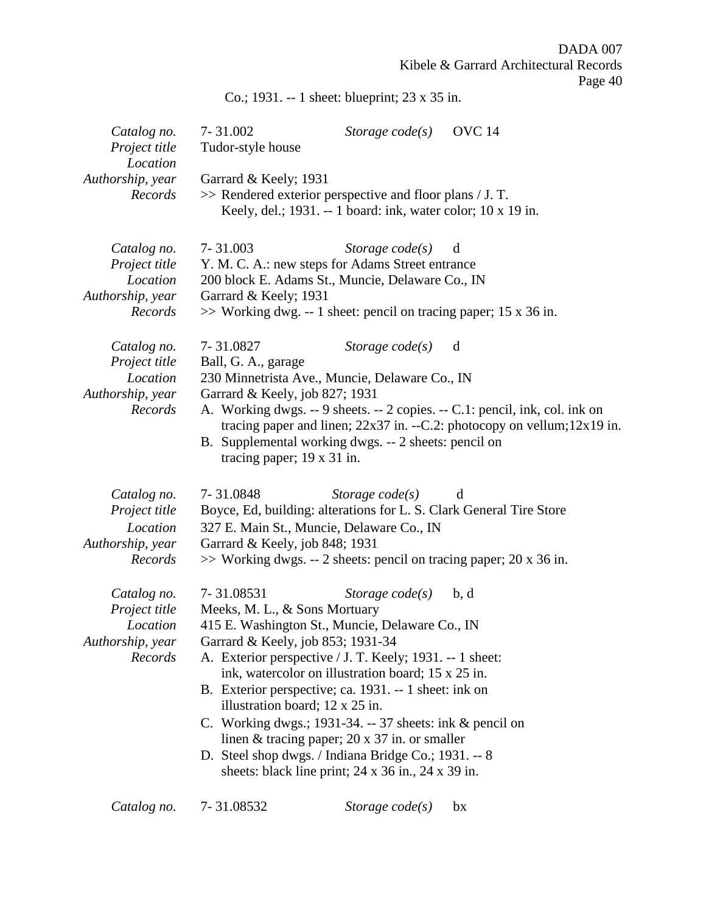Co.; 1931. -- 1 sheet: blueprint; 23 x 35 in.

| | |
|---|---|
| *Catalog no.* | 7- 31.002 &nbsp;&nbsp;&nbsp; *Storage code(s)* &nbsp; OVC 14 |
| *Project title* | Tudor-style house |
| *Location* | |
| *Authorship, year* | Garrard & Keely; 1931 |
| *Records* | >> Rendered exterior perspective and floor plans / J. T. Keely, del.; 1931. -- 1 board: ink, water color; 10 x 19 in. |

| | |
|---|---|
| *Catalog no.* | 7- 31.003 &nbsp;&nbsp;&nbsp; *Storage code(s)* &nbsp; d |
| *Project title* | Y. M. C. A.: new steps for Adams Street entrance |
| *Location* | 200 block E. Adams St., Muncie, Delaware Co., IN |
| *Authorship, year* | Garrard & Keely; 1931 |
| *Records* | >> Working dwg. -- 1 sheet: pencil on tracing paper; 15 x 36 in. |

| | |
|---|---|
| *Catalog no.* | 7- 31.0827 &nbsp;&nbsp;&nbsp; *Storage code(s)* &nbsp; d |
| *Project title* | Ball, G. A., garage |
| *Location* | 230 Minnetrista Ave., Muncie, Delaware Co., IN |
| *Authorship, year* | Garrard & Keely, job 827; 1931 |
| *Records* | A. Working dwgs. -- 9 sheets. -- 2 copies. -- C.1: pencil, ink, col. ink on tracing paper and linen; 22x37 in. --C.2: photocopy on vellum;12x19 in.<br>B. Supplemental working dwgs. -- 2 sheets: pencil on tracing paper; 19 x 31 in. |

| | |
|---|---|
| *Catalog no.* | 7- 31.0848 &nbsp;&nbsp;&nbsp; *Storage code(s)* &nbsp; d |
| *Project title* | Boyce, Ed, building: alterations for L. S. Clark General Tire Store |
| *Location* | 327 E. Main St., Muncie, Delaware Co., IN |
| *Authorship, year* | Garrard & Keely, job 848; 1931 |
| *Records* | >> Working dwgs. -- 2 sheets: pencil on tracing paper; 20 x 36 in. |

| | |
|---|---|
| *Catalog no.* | 7- 31.08531 &nbsp;&nbsp;&nbsp; *Storage code(s)* &nbsp; b, d |
| *Project title* | Meeks, M. L., & Sons Mortuary |
| *Location* | 415 E. Washington St., Muncie, Delaware Co., IN |
| *Authorship, year* | Garrard & Keely, job 853; 1931-34 |
| *Records* | A. Exterior perspective / J. T. Keely; 1931. -- 1 sheet: ink, watercolor on illustration board; 15 x 25 in.<br>B. Exterior perspective; ca. 1931. -- 1 sheet: ink on illustration board; 12 x 25 in.<br>C. Working dwgs.; 1931-34. -- 37 sheets: ink & pencil on linen & tracing paper; 20 x 37 in. or smaller<br>D. Steel shop dwgs. / Indiana Bridge Co.; 1931. -- 8 sheets: black line print; 24 x 36 in., 24 x 39 in. |

| | |
|---|---|
| *Catalog no.* | 7- 31.08532 &nbsp;&nbsp;&nbsp; *Storage code(s)* &nbsp; bx |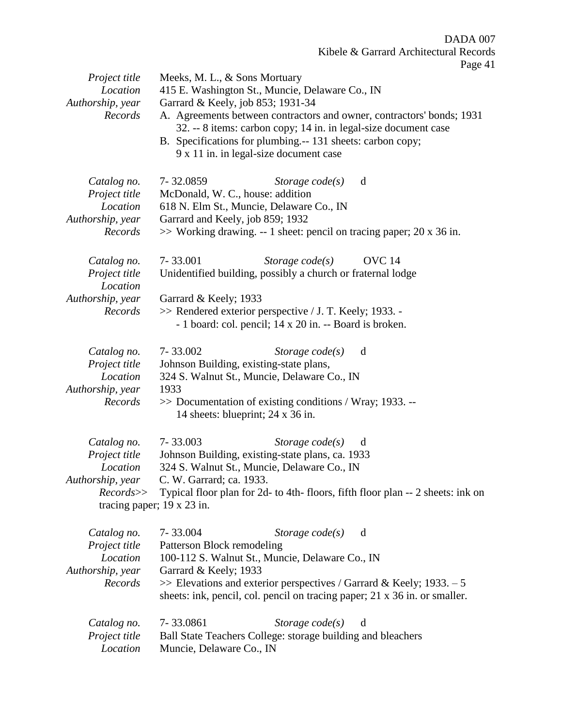*Project title* Meeks, M. L., & Sons Mortuary
*Location* 415 E. Washington St., Muncie, Delaware Co., IN
*Authorship, year* Garrard & Keely, job 853; 1931-34
*Records*
A. Agreements between contractors and owner, contractors' bonds; 1931 32. -- 8 items: carbon copy; 14 in. in legal-size document case
B. Specifications for plumbing.-- 131 sheets: carbon copy; 9 x 11 in. in legal-size document case

*Catalog no.* 7- 32.0859 *Storage code(s)* d
*Project title* McDonald, W. C., house: addition
*Location* 618 N. Elm St., Muncie, Delaware Co., IN
*Authorship, year* Garrard and Keely, job 859; 1932
*Records* >> Working drawing. -- 1 sheet: pencil on tracing paper; 20 x 36 in.

*Catalog no.* 7- 33.001 *Storage code(s)* OVC 14
*Project title* Unidentified building, possibly a church or fraternal lodge
*Location*
*Authorship, year* Garrard & Keely; 1933
*Records* >> Rendered exterior perspective / J. T. Keely; 1933. - - 1 board: col. pencil; 14 x 20 in. -- Board is broken.

*Catalog no.* 7- 33.002 *Storage code(s)* d
*Project title* Johnson Building, existing-state plans,
*Location* 324 S. Walnut St., Muncie, Delaware Co., IN
*Authorship, year* 1933
*Records* >> Documentation of existing conditions / Wray; 1933. -- 14 sheets: blueprint; 24 x 36 in.

*Catalog no.* 7- 33.003 *Storage code(s)* d
*Project title* Johnson Building, existing-state plans, ca. 1933
*Location* 324 S. Walnut St., Muncie, Delaware Co., IN
*Authorship, year* C. W. Garrard; ca. 1933.
*Records*>> Typical floor plan for 2d- to 4th- floors, fifth floor plan -- 2 sheets: ink on tracing paper; 19 x 23 in.

*Catalog no.* 7- 33.004 *Storage code(s)* d
*Project title* Patterson Block remodeling
*Location* 100-112 S. Walnut St., Muncie, Delaware Co., IN
*Authorship, year* Garrard & Keely; 1933
*Records* >> Elevations and exterior perspectives / Garrard & Keely; 1933. – 5 sheets: ink, pencil, col. pencil on tracing paper; 21 x 36 in. or smaller.

*Catalog no.* 7- 33.0861 *Storage code(s)* d
*Project title* Ball State Teachers College: storage building and bleachers
*Location* Muncie, Delaware Co., IN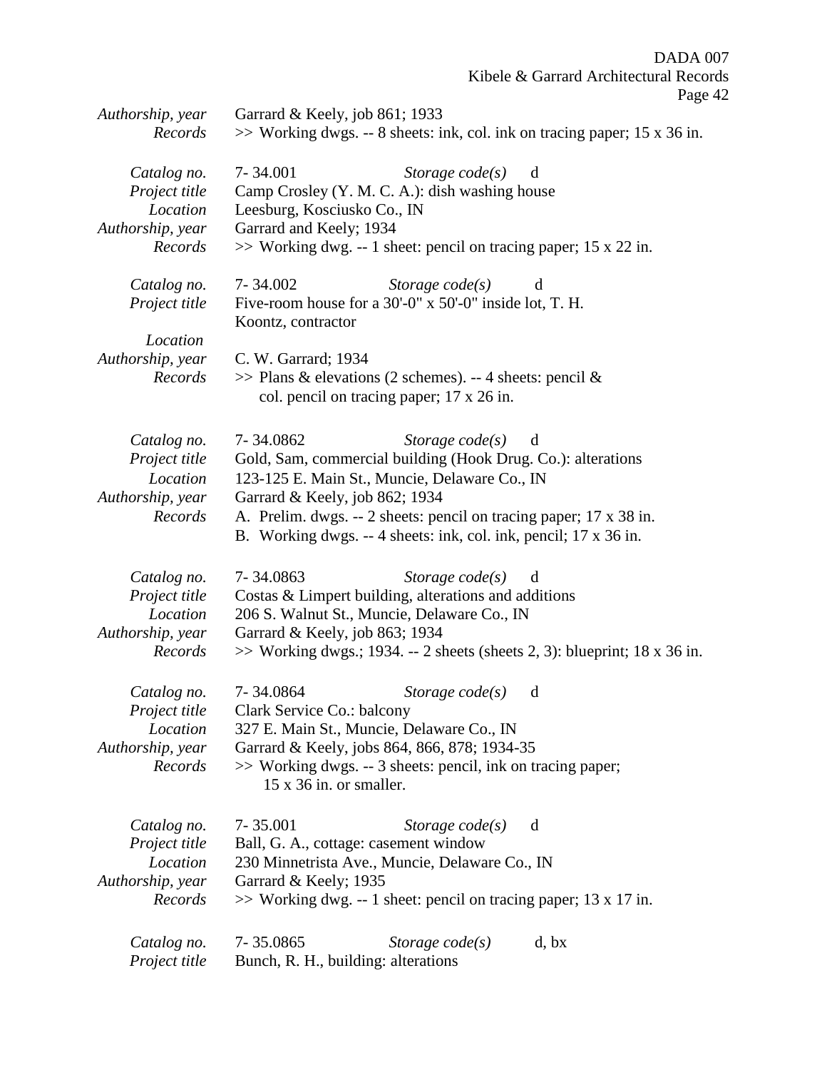*Authorship, year* Garrard & Keely, job 861; 1933
*Records* >> Working dwgs. -- 8 sheets: ink, col. ink on tracing paper; 15 x 36 in.

*Catalog no.* 7- 34.001 *Storage code(s)* d
*Project title* Camp Crosley (Y. M. C. A.): dish washing house
*Location* Leesburg, Kosciusko Co., IN
*Authorship, year* Garrard and Keely; 1934
*Records* >> Working dwg. -- 1 sheet: pencil on tracing paper; 15 x 22 in.

*Catalog no.* 7- 34.002 *Storage code(s)* d
*Project title* Five-room house for a 30'-0" x 50'-0" inside lot, T. H. Koontz, contractor
*Location*
*Authorship, year* C. W. Garrard; 1934
*Records* >> Plans & elevations (2 schemes). -- 4 sheets: pencil & col. pencil on tracing paper; 17 x 26 in.

*Catalog no.* 7- 34.0862 *Storage code(s)* d
*Project title* Gold, Sam, commercial building (Hook Drug. Co.): alterations
*Location* 123-125 E. Main St., Muncie, Delaware Co., IN
*Authorship, year* Garrard & Keely, job 862; 1934
*Records* A. Prelim. dwgs. -- 2 sheets: pencil on tracing paper; 17 x 38 in.
B. Working dwgs. -- 4 sheets: ink, col. ink, pencil; 17 x 36 in.

*Catalog no.* 7- 34.0863 *Storage code(s)* d
*Project title* Costas & Limpert building, alterations and additions
*Location* 206 S. Walnut St., Muncie, Delaware Co., IN
*Authorship, year* Garrard & Keely, job 863; 1934
*Records* >> Working dwgs.; 1934. -- 2 sheets (sheets 2, 3): blueprint; 18 x 36 in.

*Catalog no.* 7- 34.0864 *Storage code(s)* d
*Project title* Clark Service Co.: balcony
*Location* 327 E. Main St., Muncie, Delaware Co., IN
*Authorship, year* Garrard & Keely, jobs 864, 866, 878; 1934-35
*Records* >> Working dwgs. -- 3 sheets: pencil, ink on tracing paper; 15 x 36 in. or smaller.

*Catalog no.* 7- 35.001 *Storage code(s)* d
*Project title* Ball, G. A., cottage: casement window
*Location* 230 Minnetrista Ave., Muncie, Delaware Co., IN
*Authorship, year* Garrard & Keely; 1935
*Records* >> Working dwg. -- 1 sheet: pencil on tracing paper; 13 x 17 in.

*Catalog no.* 7- 35.0865 *Storage code(s)* d, bx
*Project title* Bunch, R. H., building: alterations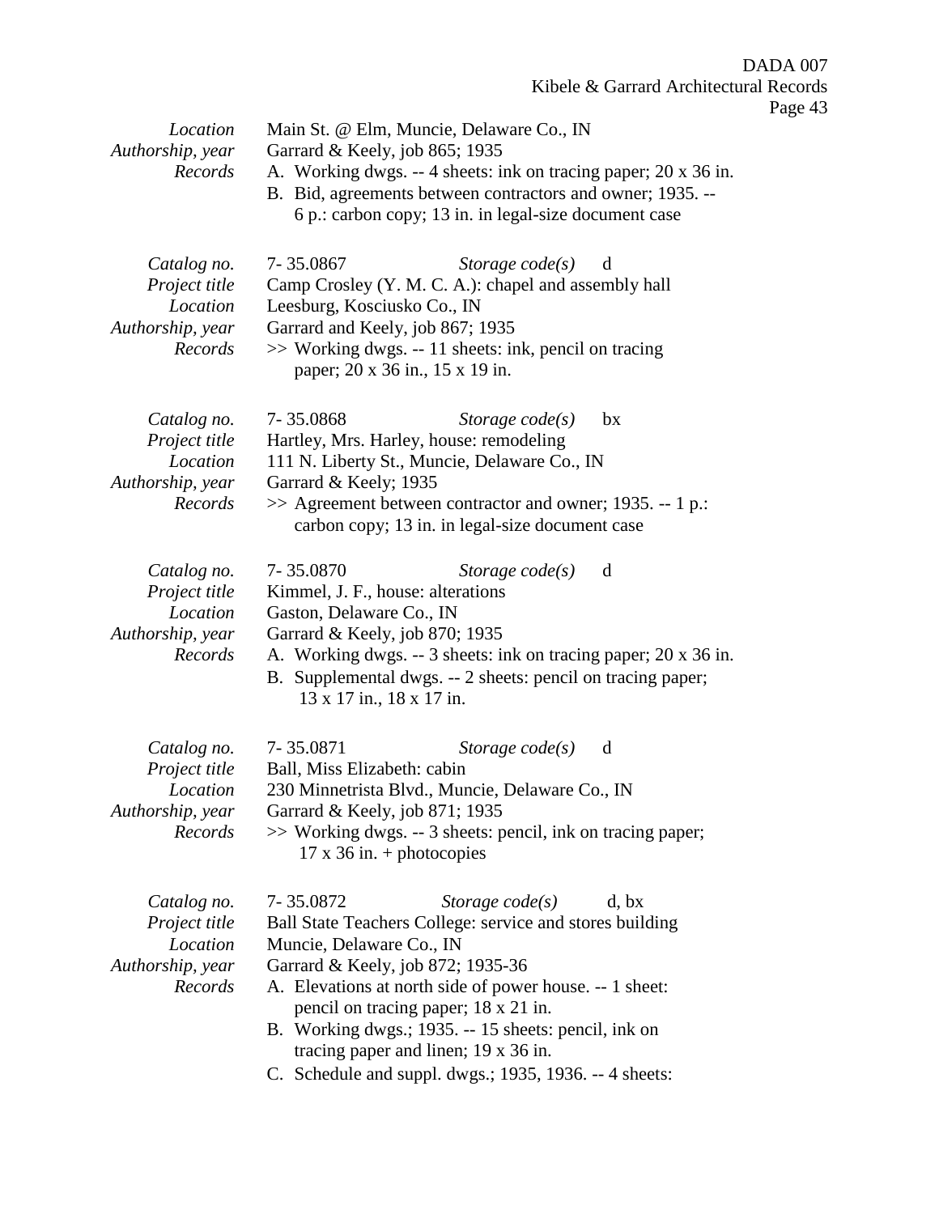*Location* Main St. @ Elm, Muncie, Delaware Co., IN
*Authorship, year* Garrard & Keely, job 865; 1935
*Records* A. Working dwgs. -- 4 sheets: ink on tracing paper; 20 x 36 in.
B. Bid, agreements between contractors and owner; 1935. -- 6 p.: carbon copy; 13 in. in legal-size document case

*Catalog no.* 7- 35.0867 *Storage code(s)* d
*Project title* Camp Crosley (Y. M. C. A.): chapel and assembly hall
*Location* Leesburg, Kosciusko Co., IN
*Authorship, year* Garrard and Keely, job 867; 1935
*Records* >> Working dwgs. -- 11 sheets: ink, pencil on tracing paper; 20 x 36 in., 15 x 19 in.

*Catalog no.* 7- 35.0868 *Storage code(s)* bx
*Project title* Hartley, Mrs. Harley, house: remodeling
*Location* 111 N. Liberty St., Muncie, Delaware Co., IN
*Authorship, year* Garrard & Keely; 1935
*Records* >> Agreement between contractor and owner; 1935. -- 1 p.: carbon copy; 13 in. in legal-size document case

*Catalog no.* 7- 35.0870 *Storage code(s)* d
*Project title* Kimmel, J. F., house: alterations
*Location* Gaston, Delaware Co., IN
*Authorship, year* Garrard & Keely, job 870; 1935
*Records* A. Working dwgs. -- 3 sheets: ink on tracing paper; 20 x 36 in.
B. Supplemental dwgs. -- 2 sheets: pencil on tracing paper; 13 x 17 in., 18 x 17 in.

*Catalog no.* 7- 35.0871 *Storage code(s)* d
*Project title* Ball, Miss Elizabeth: cabin
*Location* 230 Minnetrista Blvd., Muncie, Delaware Co., IN
*Authorship, year* Garrard & Keely, job 871; 1935
*Records* >> Working dwgs. -- 3 sheets: pencil, ink on tracing paper; 17 x 36 in. + photocopies

*Catalog no.* 7- 35.0872 *Storage code(s)* d, bx
*Project title* Ball State Teachers College: service and stores building
*Location* Muncie, Delaware Co., IN
*Authorship, year* Garrard & Keely, job 872; 1935-36
*Records* A. Elevations at north side of power house. -- 1 sheet: pencil on tracing paper; 18 x 21 in.
B. Working dwgs.; 1935. -- 15 sheets: pencil, ink on tracing paper and linen; 19 x 36 in.
C. Schedule and suppl. dwgs.; 1935, 1936. -- 4 sheets: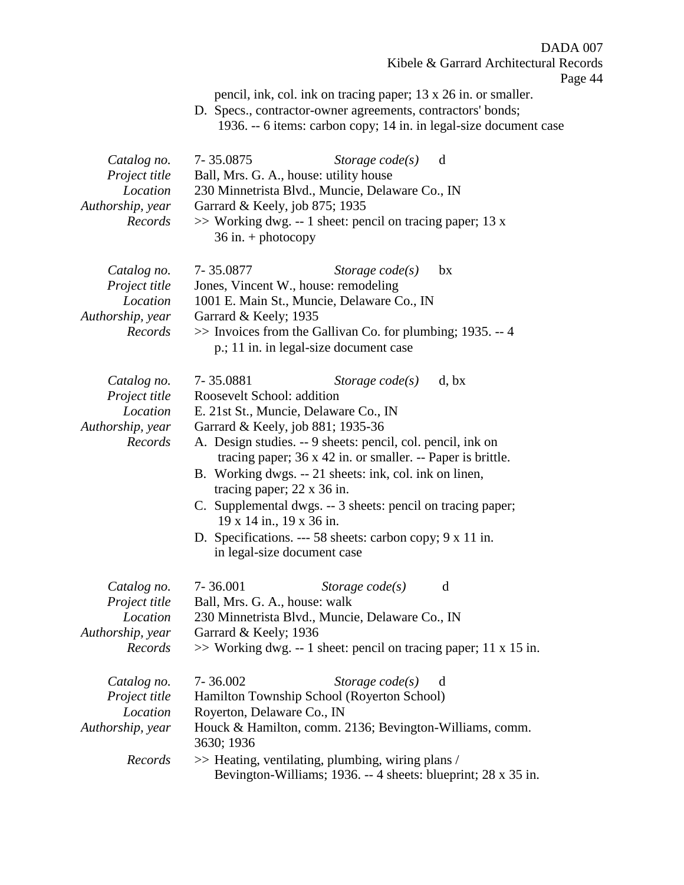pencil, ink, col. ink on tracing paper; 13 x 26 in. or smaller.

D. Specs., contractor-owner agreements, contractors' bonds; 1936. -- 6 items: carbon copy; 14 in. in legal-size document case

*Catalog no.* 7- 35.0875 *Storage code(s)* d
*Project title* Ball, Mrs. G. A., house: utility house
*Location* 230 Minnetrista Blvd., Muncie, Delaware Co., IN
*Authorship, year* Garrard & Keely, job 875; 1935
*Records* >> Working dwg. -- 1 sheet: pencil on tracing paper; 13 x 36 in. + photocopy

*Catalog no.* 7- 35.0877 *Storage code(s)* bx
*Project title* Jones, Vincent W., house: remodeling
*Location* 1001 E. Main St., Muncie, Delaware Co., IN
*Authorship, year* Garrard & Keely; 1935
*Records* >> Invoices from the Gallivan Co. for plumbing; 1935. -- 4 p.; 11 in. in legal-size document case

*Catalog no.* 7- 35.0881 *Storage code(s)* d, bx
*Project title* Roosevelt School: addition
*Location* E. 21st St., Muncie, Delaware Co., IN
*Authorship, year* Garrard & Keely, job 881; 1935-36
*Records*
A. Design studies. -- 9 sheets: pencil, col. pencil, ink on tracing paper; 36 x 42 in. or smaller. -- Paper is brittle.
B. Working dwgs. -- 21 sheets: ink, col. ink on linen, tracing paper; 22 x 36 in.
C. Supplemental dwgs. -- 3 sheets: pencil on tracing paper; 19 x 14 in., 19 x 36 in.
D. Specifications. --- 58 sheets: carbon copy; 9 x 11 in. in legal-size document case

*Catalog no.* 7- 36.001 *Storage code(s)* d
*Project title* Ball, Mrs. G. A., house: walk
*Location* 230 Minnetrista Blvd., Muncie, Delaware Co., IN
*Authorship, year* Garrard & Keely; 1936
*Records* >> Working dwg. -- 1 sheet: pencil on tracing paper; 11 x 15 in.

*Catalog no.* 7- 36.002 *Storage code(s)* d
*Project title* Hamilton Township School (Royerton School)
*Location* Royerton, Delaware Co., IN
*Authorship, year* Houck & Hamilton, comm. 2136; Bevington-Williams, comm. 3630; 1936
*Records* >> Heating, ventilating, plumbing, wiring plans / Bevington-Williams; 1936. -- 4 sheets: blueprint; 28 x 35 in.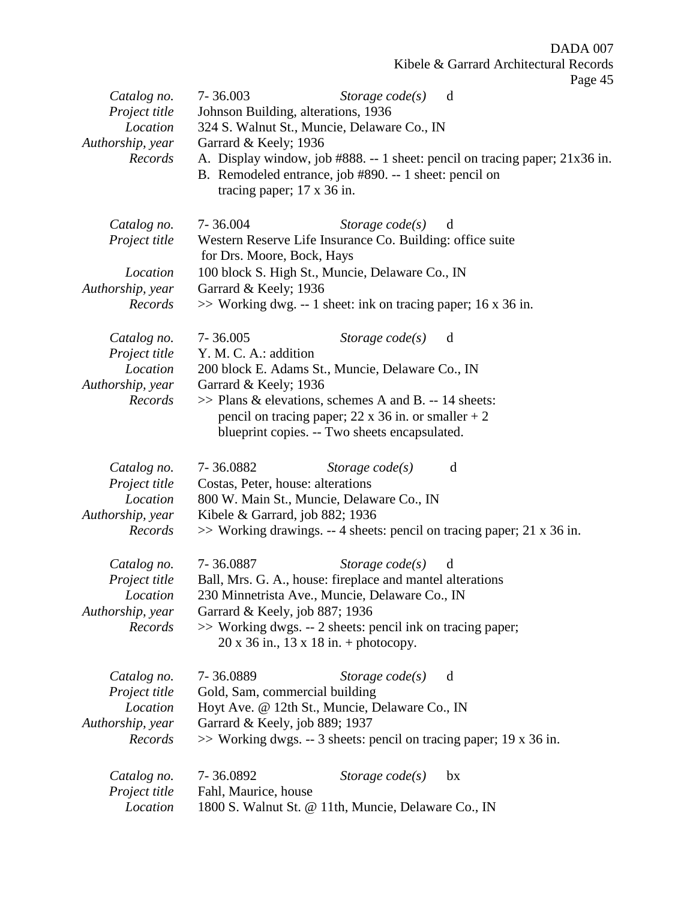| | |
|---|---|
| *Catalog no.* | 7- 36.003 *Storage code(s)* d |
| *Project title* | Johnson Building, alterations, 1936 |
| *Location* | 324 S. Walnut St., Muncie, Delaware Co., IN |
| *Authorship, year* | Garrard & Keely; 1936 |
| *Records* | A. Display window, job #888. -- 1 sheet: pencil on tracing paper; 21x36 in.<br>B. Remodeled entrance, job #890. -- 1 sheet: pencil on tracing paper; 17 x 36 in. |

| | |
|---|---|
| *Catalog no.* | 7- 36.004 *Storage code(s)* d |
| *Project title* | Western Reserve Life Insurance Co. Building: office suite for Drs. Moore, Bock, Hays |
| *Location* | 100 block S. High St., Muncie, Delaware Co., IN |
| *Authorship, year* | Garrard & Keely; 1936 |
| *Records* | >> Working dwg. -- 1 sheet: ink on tracing paper; 16 x 36 in. |

| | |
|---|---|
| *Catalog no.* | 7- 36.005 *Storage code(s)* d |
| *Project title* | Y. M. C. A.: addition |
| *Location* | 200 block E. Adams St., Muncie, Delaware Co., IN |
| *Authorship, year* | Garrard & Keely; 1936 |
| *Records* | >> Plans & elevations, schemes A and B. -- 14 sheets: pencil on tracing paper; 22 x 36 in. or smaller + 2 blueprint copies. -- Two sheets encapsulated. |

| | |
|---|---|
| *Catalog no.* | 7- 36.0882 *Storage code(s)* d |
| *Project title* | Costas, Peter, house: alterations |
| *Location* | 800 W. Main St., Muncie, Delaware Co., IN |
| *Authorship, year* | Kibele & Garrard, job 882; 1936 |
| *Records* | >> Working drawings. -- 4 sheets: pencil on tracing paper; 21 x 36 in. |

| | |
|---|---|
| *Catalog no.* | 7- 36.0887 *Storage code(s)* d |
| *Project title* | Ball, Mrs. G. A., house: fireplace and mantel alterations |
| *Location* | 230 Minnetrista Ave., Muncie, Delaware Co., IN |
| *Authorship, year* | Garrard & Keely, job 887; 1936 |
| *Records* | >> Working dwgs. -- 2 sheets: pencil ink on tracing paper; 20 x 36 in., 13 x 18 in. + photocopy. |

| | |
|---|---|
| *Catalog no.* | 7- 36.0889 *Storage code(s)* d |
| *Project title* | Gold, Sam, commercial building |
| *Location* | Hoyt Ave. @ 12th St., Muncie, Delaware Co., IN |
| *Authorship, year* | Garrard & Keely, job 889; 1937 |
| *Records* | >> Working dwgs. -- 3 sheets: pencil on tracing paper; 19 x 36 in. |

| | |
|---|---|
| *Catalog no.* | 7- 36.0892 *Storage code(s)* bx |
| *Project title* | Fahl, Maurice, house |
| *Location* | 1800 S. Walnut St. @ 11th, Muncie, Delaware Co., IN |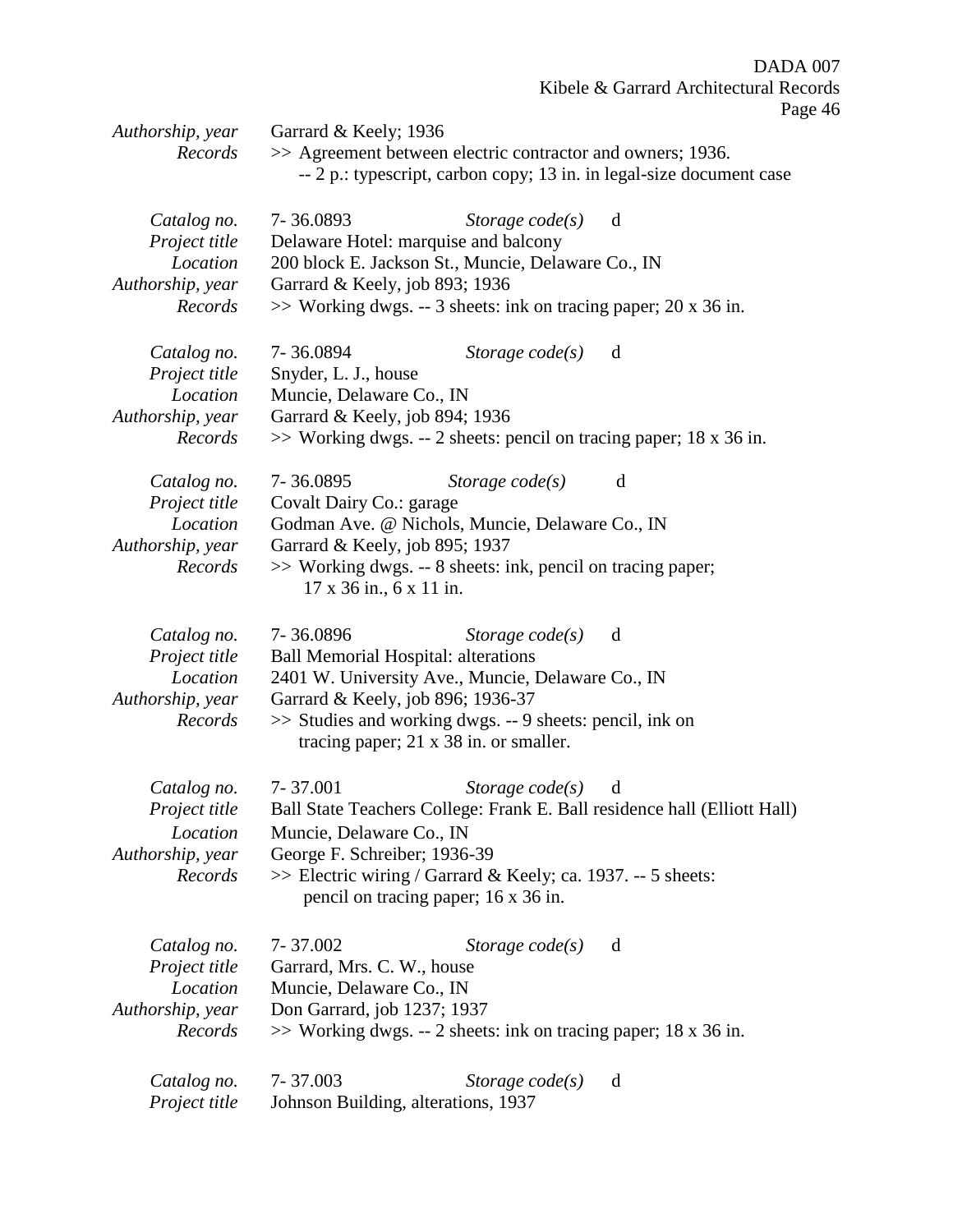*Authorship, year* Garrard & Keely; 1936
*Records* >> Agreement between electric contractor and owners; 1936.
-- 2 p.: typescript, carbon copy; 13 in. in legal-size document case

*Catalog no.* 7- 36.0893 *Storage code(s)* d
*Project title* Delaware Hotel: marquise and balcony
*Location* 200 block E. Jackson St., Muncie, Delaware Co., IN
*Authorship, year* Garrard & Keely, job 893; 1936
*Records* >> Working dwgs. -- 3 sheets: ink on tracing paper; 20 x 36 in.

*Catalog no.* 7- 36.0894 *Storage code(s)* d
*Project title* Snyder, L. J., house
*Location* Muncie, Delaware Co., IN
*Authorship, year* Garrard & Keely, job 894; 1936
*Records* >> Working dwgs. -- 2 sheets: pencil on tracing paper; 18 x 36 in.

*Catalog no.* 7- 36.0895 *Storage code(s)* d
*Project title* Covalt Dairy Co.: garage
*Location* Godman Ave. @ Nichols, Muncie, Delaware Co., IN
*Authorship, year* Garrard & Keely, job 895; 1937
*Records* >> Working dwgs. -- 8 sheets: ink, pencil on tracing paper;
17 x 36 in., 6 x 11 in.

*Catalog no.* 7- 36.0896 *Storage code(s)* d
*Project title* Ball Memorial Hospital: alterations
*Location* 2401 W. University Ave., Muncie, Delaware Co., IN
*Authorship, year* Garrard & Keely, job 896; 1936-37
*Records* >> Studies and working dwgs. -- 9 sheets: pencil, ink on
tracing paper; 21 x 38 in. or smaller.

*Catalog no.* 7- 37.001 *Storage code(s)* d
*Project title* Ball State Teachers College: Frank E. Ball residence hall (Elliott Hall)
*Location* Muncie, Delaware Co., IN
*Authorship, year* George F. Schreiber; 1936-39
*Records* >> Electric wiring / Garrard & Keely; ca. 1937. -- 5 sheets:
pencil on tracing paper; 16 x 36 in.

*Catalog no.* 7- 37.002 *Storage code(s)* d
*Project title* Garrard, Mrs. C. W., house
*Location* Muncie, Delaware Co., IN
*Authorship, year* Don Garrard, job 1237; 1937
*Records* >> Working dwgs. -- 2 sheets: ink on tracing paper; 18 x 36 in.

*Catalog no.* 7- 37.003 *Storage code(s)* d
*Project title* Johnson Building, alterations, 1937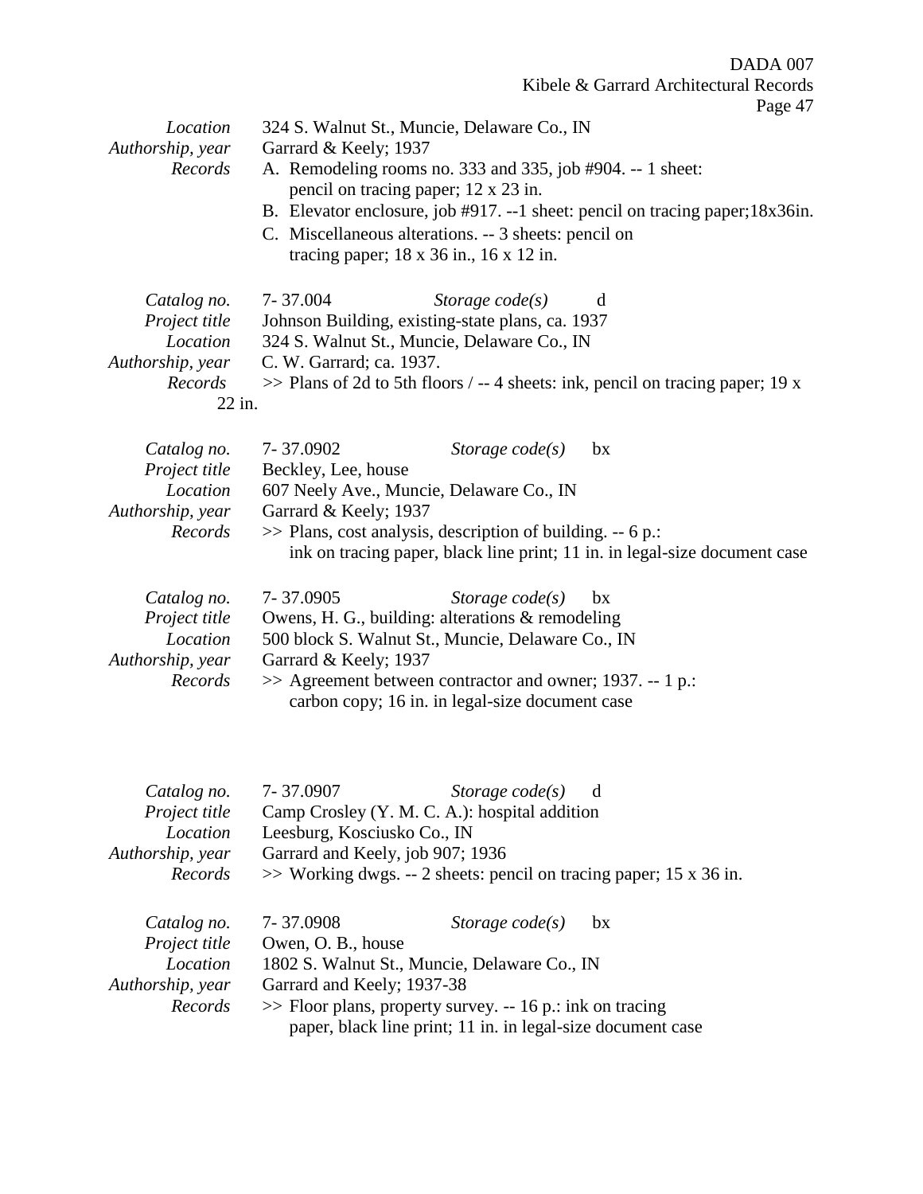*Location* 324 S. Walnut St., Muncie, Delaware Co., IN
*Authorship, year* Garrard & Keely; 1937
*Records*
A. Remodeling rooms no. 333 and 335, job #904. -- 1 sheet: pencil on tracing paper; 12 x 23 in.
B. Elevator enclosure, job #917. --1 sheet: pencil on tracing paper;18x36in.
C. Miscellaneous alterations. -- 3 sheets: pencil on tracing paper; 18 x 36 in., 16 x 12 in.

*Catalog no.* 7- 37.004 *Storage code(s)* d
*Project title* Johnson Building, existing-state plans, ca. 1937
*Location* 324 S. Walnut St., Muncie, Delaware Co., IN
*Authorship, year* C. W. Garrard; ca. 1937.
*Records* >> Plans of 2d to 5th floors / -- 4 sheets: ink, pencil on tracing paper; 19 x 22 in.

*Catalog no.* 7- 37.0902 *Storage code(s)* bx
*Project title* Beckley, Lee, house
*Location* 607 Neely Ave., Muncie, Delaware Co., IN
*Authorship, year* Garrard & Keely; 1937
*Records* >> Plans, cost analysis, description of building. -- 6 p.: ink on tracing paper, black line print; 11 in. in legal-size document case

*Catalog no.* 7- 37.0905 *Storage code(s)* bx
*Project title* Owens, H. G., building: alterations & remodeling
*Location* 500 block S. Walnut St., Muncie, Delaware Co., IN
*Authorship, year* Garrard & Keely; 1937
*Records* >> Agreement between contractor and owner; 1937. -- 1 p.: carbon copy; 16 in. in legal-size document case

*Catalog no.* 7- 37.0907 *Storage code(s)* d
*Project title* Camp Crosley (Y. M. C. A.): hospital addition
*Location* Leesburg, Kosciusko Co., IN
*Authorship, year* Garrard and Keely, job 907; 1936
*Records* >> Working dwgs. -- 2 sheets: pencil on tracing paper; 15 x 36 in.

*Catalog no.* 7- 37.0908 *Storage code(s)* bx
*Project title* Owen, O. B., house
*Location* 1802 S. Walnut St., Muncie, Delaware Co., IN
*Authorship, year* Garrard and Keely; 1937-38
*Records* >> Floor plans, property survey. -- 16 p.: ink on tracing paper, black line print; 11 in. in legal-size document case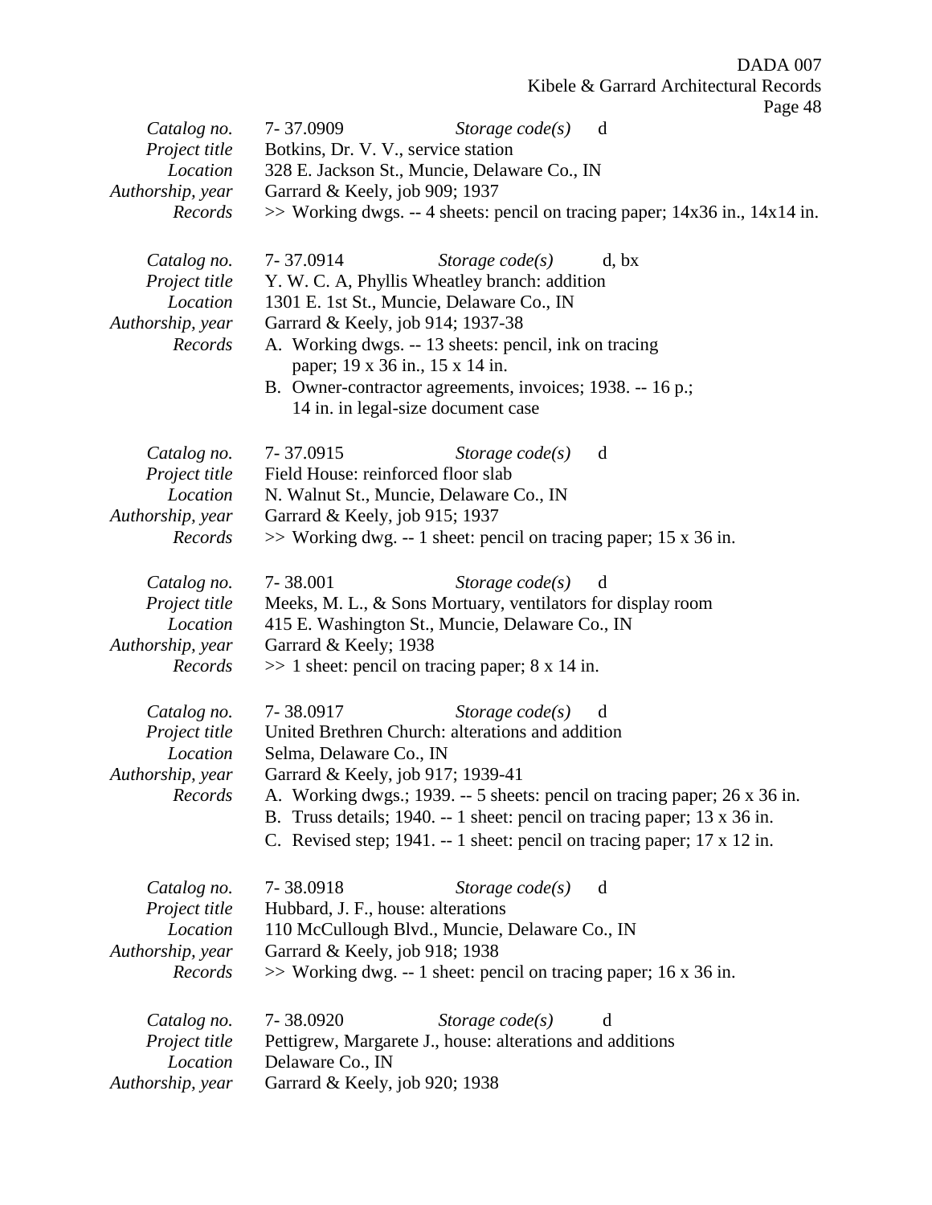| | |
|---|---|
| *Catalog no.* | 7- 37.0909 *Storage code(s)* d |
| *Project title* | Botkins, Dr. V. V., service station |
| *Location* | 328 E. Jackson St., Muncie, Delaware Co., IN |
| *Authorship, year* | Garrard & Keely, job 909; 1937 |
| *Records* | >> Working dwgs. -- 4 sheets: pencil on tracing paper; 14x36 in., 14x14 in. |

| | |
|---|---|
| *Catalog no.* | 7- 37.0914 *Storage code(s)* d, bx |
| *Project title* | Y. W. C. A, Phyllis Wheatley branch: addition |
| *Location* | 1301 E. 1st St., Muncie, Delaware Co., IN |
| *Authorship, year* | Garrard & Keely, job 914; 1937-38 |
| *Records* | A. Working dwgs. -- 13 sheets: pencil, ink on tracing paper; 19 x 36 in., 15 x 14 in.<br>B. Owner-contractor agreements, invoices; 1938. -- 16 p.; 14 in. in legal-size document case |

| | |
|---|---|
| *Catalog no.* | 7- 37.0915 *Storage code(s)* d |
| *Project title* | Field House: reinforced floor slab |
| *Location* | N. Walnut St., Muncie, Delaware Co., IN |
| *Authorship, year* | Garrard & Keely, job 915; 1937 |
| *Records* | >> Working dwg. -- 1 sheet: pencil on tracing paper; 15 x 36 in. |

| | |
|---|---|
| *Catalog no.* | 7- 38.001 *Storage code(s)* d |
| *Project title* | Meeks, M. L., & Sons Mortuary, ventilators for display room |
| *Location* | 415 E. Washington St., Muncie, Delaware Co., IN |
| *Authorship, year* | Garrard & Keely; 1938 |
| *Records* | >> 1 sheet: pencil on tracing paper; 8 x 14 in. |

| | |
|---|---|
| *Catalog no.* | 7- 38.0917 *Storage code(s)* d |
| *Project title* | United Brethren Church: alterations and addition |
| *Location* | Selma, Delaware Co., IN |
| *Authorship, year* | Garrard & Keely, job 917; 1939-41 |
| *Records* | A. Working dwgs.; 1939. -- 5 sheets: pencil on tracing paper; 26 x 36 in.<br>B. Truss details; 1940. -- 1 sheet: pencil on tracing paper; 13 x 36 in.<br>C. Revised step; 1941. -- 1 sheet: pencil on tracing paper; 17 x 12 in. |

| | |
|---|---|
| *Catalog no.* | 7- 38.0918 *Storage code(s)* d |
| *Project title* | Hubbard, J. F., house: alterations |
| *Location* | 110 McCullough Blvd., Muncie, Delaware Co., IN |
| *Authorship, year* | Garrard & Keely, job 918; 1938 |
| *Records* | >> Working dwg. -- 1 sheet: pencil on tracing paper; 16 x 36 in. |

| | |
|---|---|
| *Catalog no.* | 7- 38.0920 *Storage code(s)* d |
| *Project title* | Pettigrew, Margarete J., house: alterations and additions |
| *Location* | Delaware Co., IN |
| *Authorship, year* | Garrard & Keely, job 920; 1938 |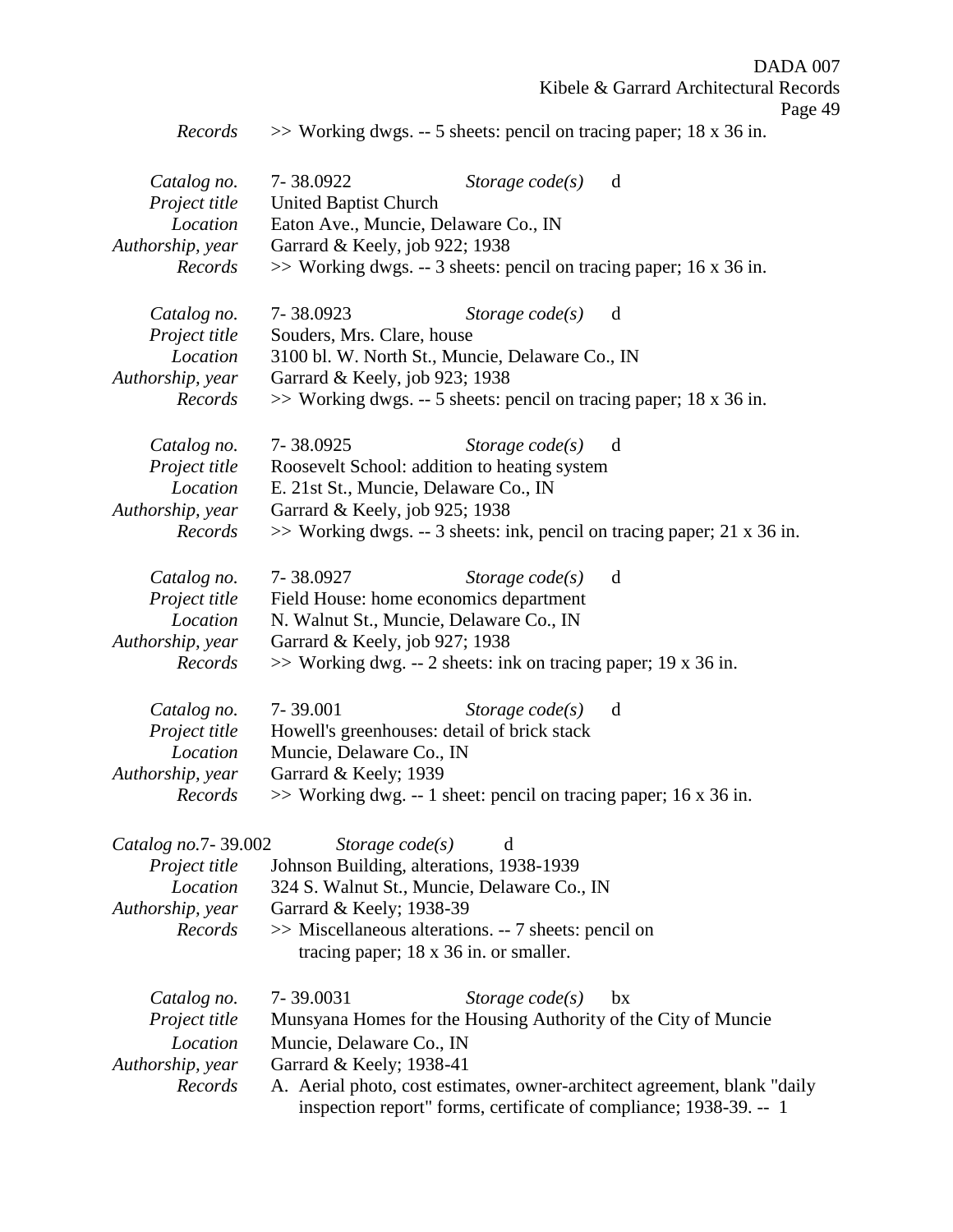*Records* >> Working dwgs. -- 5 sheets: pencil on tracing paper; 18 x 36 in.

*Catalog no.* 7- 38.0922 *Storage code(s)* d
*Project title* United Baptist Church
*Location* Eaton Ave., Muncie, Delaware Co., IN
*Authorship, year* Garrard & Keely, job 922; 1938
*Records* >> Working dwgs. -- 3 sheets: pencil on tracing paper; 16 x 36 in.

*Catalog no.* 7- 38.0923 *Storage code(s)* d
*Project title* Souders, Mrs. Clare, house
*Location* 3100 bl. W. North St., Muncie, Delaware Co., IN
*Authorship, year* Garrard & Keely, job 923; 1938
*Records* >> Working dwgs. -- 5 sheets: pencil on tracing paper; 18 x 36 in.

*Catalog no.* 7- 38.0925 *Storage code(s)* d
*Project title* Roosevelt School: addition to heating system
*Location* E. 21st St., Muncie, Delaware Co., IN
*Authorship, year* Garrard & Keely, job 925; 1938
*Records* >> Working dwgs. -- 3 sheets: ink, pencil on tracing paper; 21 x 36 in.

*Catalog no.* 7- 38.0927 *Storage code(s)* d
*Project title* Field House: home economics department
*Location* N. Walnut St., Muncie, Delaware Co., IN
*Authorship, year* Garrard & Keely, job 927; 1938
*Records* >> Working dwg. -- 2 sheets: ink on tracing paper; 19 x 36 in.

*Catalog no.* 7- 39.001 *Storage code(s)* d
*Project title* Howell's greenhouses: detail of brick stack
*Location* Muncie, Delaware Co., IN
*Authorship, year* Garrard & Keely; 1939
*Records* >> Working dwg. -- 1 sheet: pencil on tracing paper; 16 x 36 in.

*Catalog no.* 7- 39.002 *Storage code(s)* d
*Project title* Johnson Building, alterations, 1938-1939
*Location* 324 S. Walnut St., Muncie, Delaware Co., IN
*Authorship, year* Garrard & Keely; 1938-39
*Records* >> Miscellaneous alterations. -- 7 sheets: pencil on tracing paper; 18 x 36 in. or smaller.

*Catalog no.* 7- 39.0031 *Storage code(s)* bx
*Project title* Munsyana Homes for the Housing Authority of the City of Muncie
*Location* Muncie, Delaware Co., IN
*Authorship, year* Garrard & Keely; 1938-41
*Records* A. Aerial photo, cost estimates, owner-architect agreement, blank "daily inspection report" forms, certificate of compliance; 1938-39. -- 1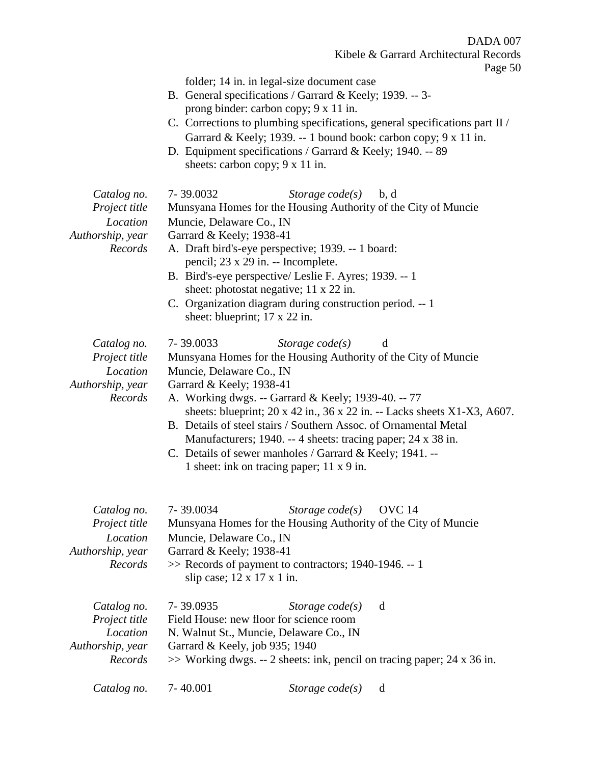folder; 14 in. in legal-size document case

B. General specifications / Garrard & Keely; 1939. -- 3-prong binder: carbon copy; 9 x 11 in.

C. Corrections to plumbing specifications, general specifications part II / Garrard & Keely; 1939. -- 1 bound book: carbon copy; 9 x 11 in.

D. Equipment specifications / Garrard & Keely; 1940. -- 89 sheets: carbon copy; 9 x 11 in.

| | |
|---|---|
| *Catalog no.* | 7- 39.0032 *Storage code(s)* b, d |
| *Project title* | Munsyana Homes for the Housing Authority of the City of Muncie |
| *Location* | Muncie, Delaware Co., IN |
| *Authorship, year* | Garrard & Keely; 1938-41 |
| *Records* | A. Draft bird's-eye perspective; 1939. -- 1 board: pencil; 23 x 29 in. -- Incomplete.<br>B. Bird's-eye perspective/ Leslie F. Ayres; 1939. -- 1 sheet: photostat negative; 11 x 22 in.<br>C. Organization diagram during construction period. -- 1 sheet: blueprint; 17 x 22 in. |

| | |
|---|---|
| *Catalog no.* | 7- 39.0033 *Storage code(s)* d |
| *Project title* | Munsyana Homes for the Housing Authority of the City of Muncie |
| *Location* | Muncie, Delaware Co., IN |
| *Authorship, year* | Garrard & Keely; 1938-41 |
| *Records* | A. Working dwgs. -- Garrard & Keely; 1939-40. -- 77 sheets: blueprint; 20 x 42 in., 36 x 22 in. -- Lacks sheets X1-X3, A607.<br>B. Details of steel stairs / Southern Assoc. of Ornamental Metal Manufacturers; 1940. -- 4 sheets: tracing paper; 24 x 38 in.<br>C. Details of sewer manholes / Garrard & Keely; 1941. -- 1 sheet: ink on tracing paper; 11 x 9 in. |

| | |
|---|---|
| *Catalog no.* | 7- 39.0034 *Storage code(s)* OVC 14 |
| *Project title* | Munsyana Homes for the Housing Authority of the City of Muncie |
| *Location* | Muncie, Delaware Co., IN |
| *Authorship, year* | Garrard & Keely; 1938-41 |
| *Records* | >> Records of payment to contractors; 1940-1946. -- 1 slip case; 12 x 17 x 1 in. |

| | |
|---|---|
| *Catalog no.* | 7- 39.0935 *Storage code(s)* d |
| *Project title* | Field House: new floor for science room |
| *Location* | N. Walnut St., Muncie, Delaware Co., IN |
| *Authorship, year* | Garrard & Keely, job 935; 1940 |
| *Records* | >> Working dwgs. -- 2 sheets: ink, pencil on tracing paper; 24 x 36 in. |

| | |
|---|---|
| *Catalog no.* | 7- 40.001 *Storage code(s)* d |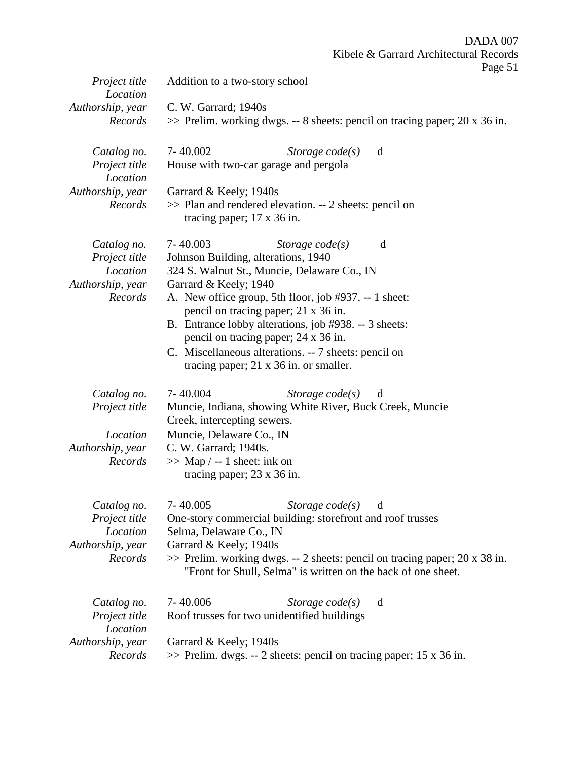| | |
|---|---|
| *Project title* | Addition to a two-story school |
| *Location* | |
| *Authorship, year* | C. W. Garrard; 1940s |
| *Records* | >> Prelim. working dwgs. -- 8 sheets: pencil on tracing paper; 20 x 36 in. |

| | |
|---|---|
| *Catalog no.* | 7- 40.002 *Storage code(s)* d |
| *Project title* | House with two-car garage and pergola |
| *Location* | |
| *Authorship, year* | Garrard & Keely; 1940s |
| *Records* | >> Plan and rendered elevation. -- 2 sheets: pencil on tracing paper; 17 x 36 in. |

| | |
|---|---|
| *Catalog no.* | 7- 40.003 *Storage code(s)* d |
| *Project title* | Johnson Building, alterations, 1940 |
| *Location* | 324 S. Walnut St., Muncie, Delaware Co., IN |
| *Authorship, year* | Garrard & Keely; 1940 |
| *Records* | A. New office group, 5th floor, job #937. -- 1 sheet: pencil on tracing paper; 21 x 36 in.<br>B. Entrance lobby alterations, job #938. -- 3 sheets: pencil on tracing paper; 24 x 36 in.<br>C. Miscellaneous alterations. -- 7 sheets: pencil on tracing paper; 21 x 36 in. or smaller. |

| | |
|---|---|
| *Catalog no.* | 7- 40.004 *Storage code(s)* d |
| *Project title* | Muncie, Indiana, showing White River, Buck Creek, Muncie Creek, intercepting sewers. |
| *Location* | Muncie, Delaware Co., IN |
| *Authorship, year* | C. W. Garrard; 1940s. |
| *Records* | >> Map / -- 1 sheet: ink on tracing paper; 23 x 36 in. |

| | |
|---|---|
| *Catalog no.* | 7- 40.005 *Storage code(s)* d |
| *Project title* | One-story commercial building: storefront and roof trusses |
| *Location* | Selma, Delaware Co., IN |
| *Authorship, year* | Garrard & Keely; 1940s |
| *Records* | >> Prelim. working dwgs. -- 2 sheets: pencil on tracing paper; 20 x 38 in. – "Front for Shull, Selma" is written on the back of one sheet. |

| | |
|---|---|
| *Catalog no.* | 7- 40.006 *Storage code(s)* d |
| *Project title* | Roof trusses for two unidentified buildings |
| *Location* | |
| *Authorship, year* | Garrard & Keely; 1940s |
| *Records* | >> Prelim. dwgs. -- 2 sheets: pencil on tracing paper; 15 x 36 in. |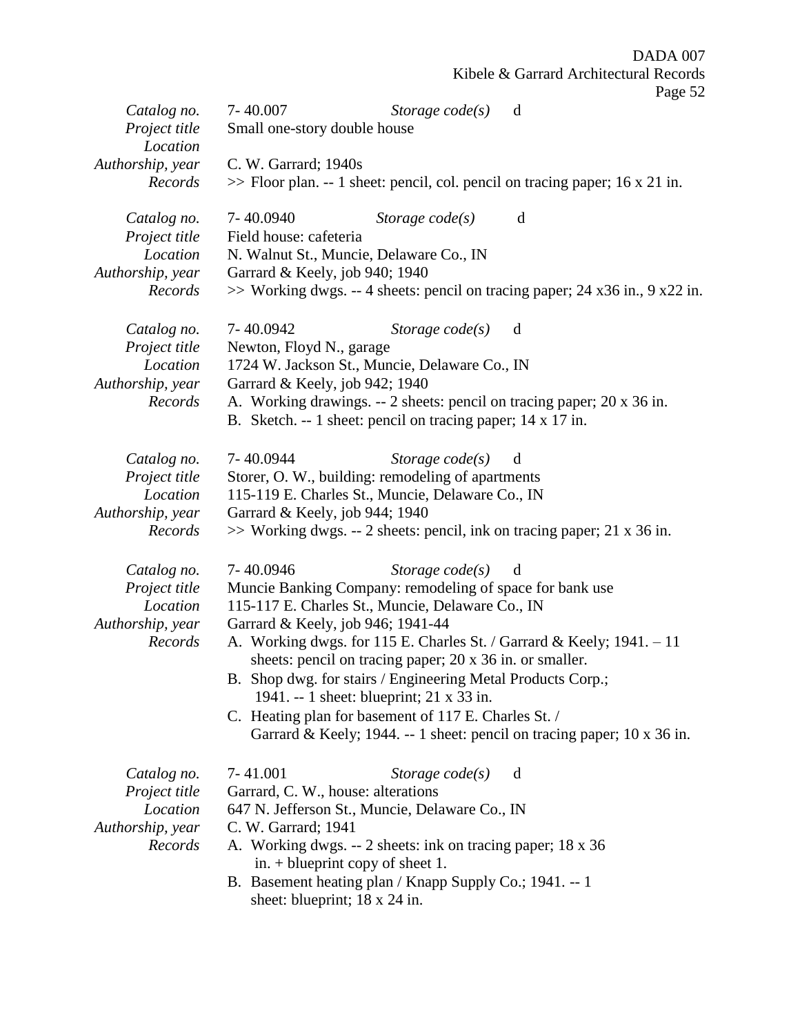| | |
|---|---|
| *Catalog no.* | 7- 40.007 *Storage code(s)* d |
| *Project title* | Small one-story double house |
| *Location* | |
| *Authorship, year* | C. W. Garrard; 1940s |
| *Records* | >> Floor plan. -- 1 sheet: pencil, col. pencil on tracing paper; 16 x 21 in. |

| | |
|---|---|
| *Catalog no.* | 7- 40.0940 *Storage code(s)* d |
| *Project title* | Field house: cafeteria |
| *Location* | N. Walnut St., Muncie, Delaware Co., IN |
| *Authorship, year* | Garrard & Keely, job 940; 1940 |
| *Records* | >> Working dwgs. -- 4 sheets: pencil on tracing paper; 24 x36 in., 9 x22 in. |

| | |
|---|---|
| *Catalog no.* | 7- 40.0942 *Storage code(s)* d |
| *Project title* | Newton, Floyd N., garage |
| *Location* | 1724 W. Jackson St., Muncie, Delaware Co., IN |
| *Authorship, year* | Garrard & Keely, job 942; 1940 |
| *Records* | A. Working drawings. -- 2 sheets: pencil on tracing paper; 20 x 36 in.<br>B. Sketch. -- 1 sheet: pencil on tracing paper; 14 x 17 in. |

| | |
|---|---|
| *Catalog no.* | 7- 40.0944 *Storage code(s)* d |
| *Project title* | Storer, O. W., building: remodeling of apartments |
| *Location* | 115-119 E. Charles St., Muncie, Delaware Co., IN |
| *Authorship, year* | Garrard & Keely, job 944; 1940 |
| *Records* | >> Working dwgs. -- 2 sheets: pencil, ink on tracing paper; 21 x 36 in. |

| | |
|---|---|
| *Catalog no.* | 7- 40.0946 *Storage code(s)* d |
| *Project title* | Muncie Banking Company: remodeling of space for bank use |
| *Location* | 115-117 E. Charles St., Muncie, Delaware Co., IN |
| *Authorship, year* | Garrard & Keely, job 946; 1941-44 |
| *Records* | A. Working dwgs. for 115 E. Charles St. / Garrard & Keely; 1941. – 11 sheets: pencil on tracing paper; 20 x 36 in. or smaller.<br>B. Shop dwg. for stairs / Engineering Metal Products Corp.; 1941. -- 1 sheet: blueprint; 21 x 33 in.<br>C. Heating plan for basement of 117 E. Charles St. / Garrard & Keely; 1944. -- 1 sheet: pencil on tracing paper; 10 x 36 in. |

| | |
|---|---|
| *Catalog no.* | 7- 41.001 *Storage code(s)* d |
| *Project title* | Garrard, C. W., house: alterations |
| *Location* | 647 N. Jefferson St., Muncie, Delaware Co., IN |
| *Authorship, year* | C. W. Garrard; 1941 |
| *Records* | A. Working dwgs. -- 2 sheets: ink on tracing paper; 18 x 36 in. + blueprint copy of sheet 1.<br>B. Basement heating plan / Knapp Supply Co.; 1941. -- 1 sheet: blueprint; 18 x 24 in. |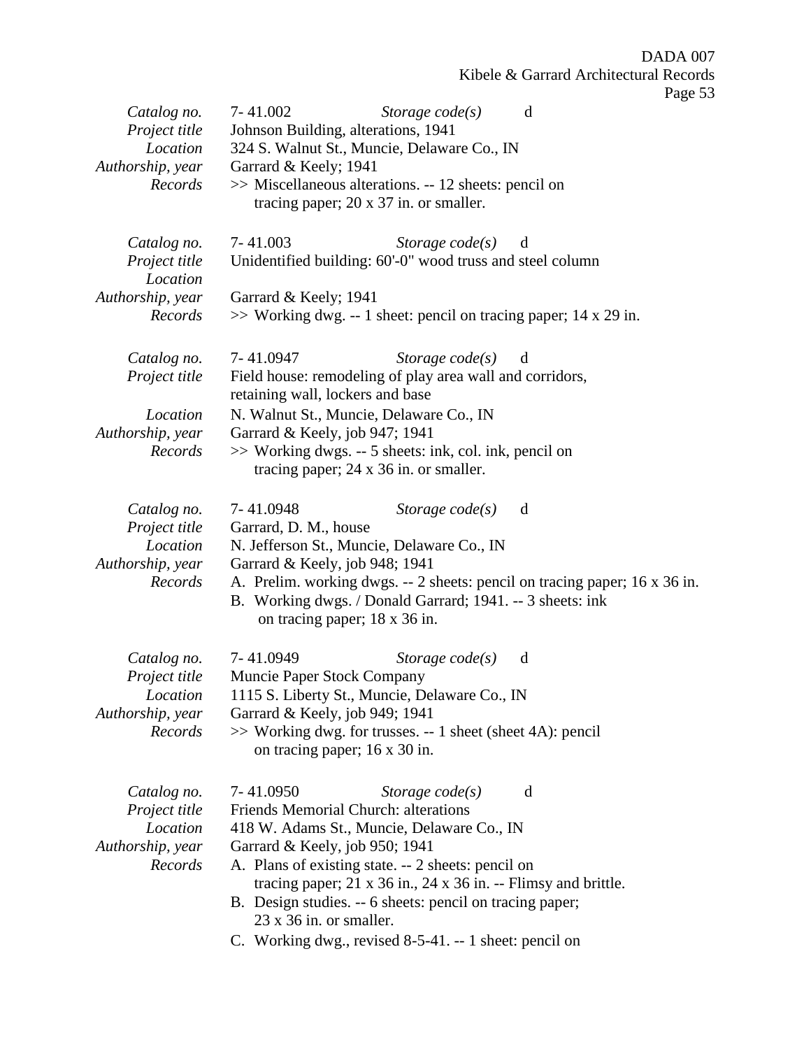*Catalog no.* 7- 41.002 *Storage code(s)* d
*Project title* Johnson Building, alterations, 1941
*Location* 324 S. Walnut St., Muncie, Delaware Co., IN
*Authorship, year* Garrard & Keely; 1941
*Records* >> Miscellaneous alterations. -- 12 sheets: pencil on tracing paper; 20 x 37 in. or smaller.

*Catalog no.* 7- 41.003 *Storage code(s)* d
*Project title* Unidentified building: 60'-0" wood truss and steel column
*Location*
*Authorship, year* Garrard & Keely; 1941
*Records* >> Working dwg. -- 1 sheet: pencil on tracing paper; 14 x 29 in.

*Catalog no.* 7- 41.0947 *Storage code(s)* d
*Project title* Field house: remodeling of play area wall and corridors, retaining wall, lockers and base
*Location* N. Walnut St., Muncie, Delaware Co., IN
*Authorship, year* Garrard & Keely, job 947; 1941
*Records* >> Working dwgs. -- 5 sheets: ink, col. ink, pencil on tracing paper; 24 x 36 in. or smaller.

*Catalog no.* 7- 41.0948 *Storage code(s)* d
*Project title* Garrard, D. M., house
*Location* N. Jefferson St., Muncie, Delaware Co., IN
*Authorship, year* Garrard & Keely, job 948; 1941
*Records*
A. Prelim. working dwgs. -- 2 sheets: pencil on tracing paper; 16 x 36 in.
B. Working dwgs. / Donald Garrard; 1941. -- 3 sheets: ink on tracing paper; 18 x 36 in.

*Catalog no.* 7- 41.0949 *Storage code(s)* d
*Project title* Muncie Paper Stock Company
*Location* 1115 S. Liberty St., Muncie, Delaware Co., IN
*Authorship, year* Garrard & Keely, job 949; 1941
*Records* >> Working dwg. for trusses. -- 1 sheet (sheet 4A): pencil on tracing paper; 16 x 30 in.

*Catalog no.* 7- 41.0950 *Storage code(s)* d
*Project title* Friends Memorial Church: alterations
*Location* 418 W. Adams St., Muncie, Delaware Co., IN
*Authorship, year* Garrard & Keely, job 950; 1941
*Records*
A. Plans of existing state. -- 2 sheets: pencil on tracing paper; 21 x 36 in., 24 x 36 in. -- Flimsy and brittle.
B. Design studies. -- 6 sheets: pencil on tracing paper; 23 x 36 in. or smaller.
C. Working dwg., revised 8-5-41. -- 1 sheet: pencil on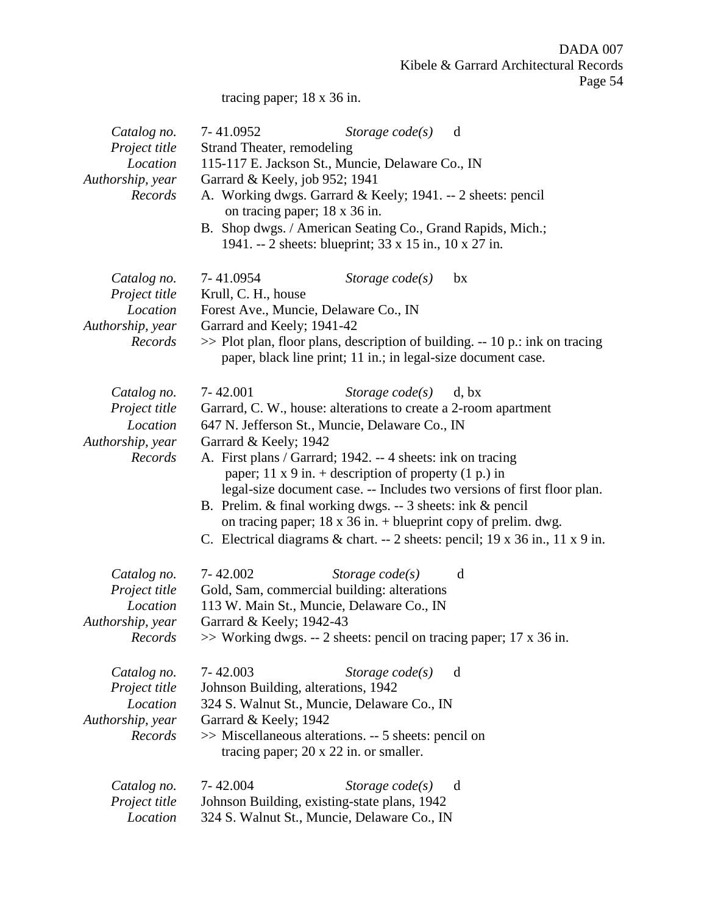tracing paper; 18 x 36 in.

*Catalog no.* 7- 41.0952 *Storage code(s)* d
*Project title* Strand Theater, remodeling
*Location* 115-117 E. Jackson St., Muncie, Delaware Co., IN
*Authorship, year* Garrard & Keely, job 952; 1941
*Records*
A. Working dwgs. Garrard & Keely; 1941. -- 2 sheets: pencil on tracing paper; 18 x 36 in.
B. Shop dwgs. / American Seating Co., Grand Rapids, Mich.; 1941. -- 2 sheets: blueprint; 33 x 15 in., 10 x 27 in.

*Catalog no.* 7- 41.0954 *Storage code(s)* bx
*Project title* Krull, C. H., house
*Location* Forest Ave., Muncie, Delaware Co., IN
*Authorship, year* Garrard and Keely; 1941-42
*Records*
>> Plot plan, floor plans, description of building. -- 10 p.: ink on tracing paper, black line print; 11 in.; in legal-size document case.

*Catalog no.* 7- 42.001 *Storage code(s)* d, bx
*Project title* Garrard, C. W., house: alterations to create a 2-room apartment
*Location* 647 N. Jefferson St., Muncie, Delaware Co., IN
*Authorship, year* Garrard & Keely; 1942
*Records*
A. First plans / Garrard; 1942. -- 4 sheets: ink on tracing paper; 11 x 9 in. + description of property (1 p.) in legal-size document case. -- Includes two versions of first floor plan.
B. Prelim. & final working dwgs. -- 3 sheets: ink & pencil on tracing paper; 18 x 36 in. + blueprint copy of prelim. dwg.
C. Electrical diagrams & chart. -- 2 sheets: pencil; 19 x 36 in., 11 x 9 in.

*Catalog no.* 7- 42.002 *Storage code(s)* d
*Project title* Gold, Sam, commercial building: alterations
*Location* 113 W. Main St., Muncie, Delaware Co., IN
*Authorship, year* Garrard & Keely; 1942-43
*Records*
>> Working dwgs. -- 2 sheets: pencil on tracing paper; 17 x 36 in.

*Catalog no.* 7- 42.003 *Storage code(s)* d
*Project title* Johnson Building, alterations, 1942
*Location* 324 S. Walnut St., Muncie, Delaware Co., IN
*Authorship, year* Garrard & Keely; 1942
*Records*
>> Miscellaneous alterations. -- 5 sheets: pencil on tracing paper; 20 x 22 in. or smaller.

*Catalog no.* 7- 42.004 *Storage code(s)* d
*Project title* Johnson Building, existing-state plans, 1942
*Location* 324 S. Walnut St., Muncie, Delaware Co., IN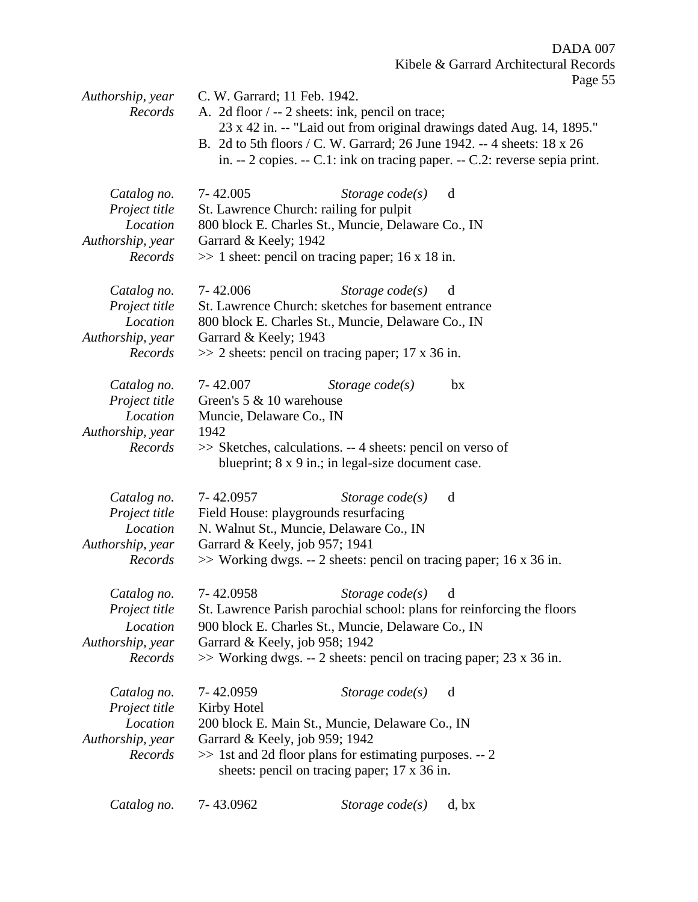*Authorship, year* C. W. Garrard; 11 Feb. 1942.
*Records* A. 2d floor / -- 2 sheets: ink, pencil on trace; 23 x 42 in. -- "Laid out from original drawings dated Aug. 14, 1895."
B. 2d to 5th floors / C. W. Garrard; 26 June 1942. -- 4 sheets: 18 x 26 in. -- 2 copies. -- C.1: ink on tracing paper. -- C.2: reverse sepia print.

*Catalog no.* 7- 42.005 *Storage code(s)* d
*Project title* St. Lawrence Church: railing for pulpit
*Location* 800 block E. Charles St., Muncie, Delaware Co., IN
*Authorship, year* Garrard & Keely; 1942
*Records* >> 1 sheet: pencil on tracing paper; 16 x 18 in.

*Catalog no.* 7- 42.006 *Storage code(s)* d
*Project title* St. Lawrence Church: sketches for basement entrance
*Location* 800 block E. Charles St., Muncie, Delaware Co., IN
*Authorship, year* Garrard & Keely; 1943
*Records* >> 2 sheets: pencil on tracing paper; 17 x 36 in.

*Catalog no.* 7- 42.007 *Storage code(s)* bx
*Project title* Green's 5 & 10 warehouse
*Location* Muncie, Delaware Co., IN
*Authorship, year* 1942
*Records* >> Sketches, calculations. -- 4 sheets: pencil on verso of blueprint; 8 x 9 in.; in legal-size document case.

*Catalog no.* 7- 42.0957 *Storage code(s)* d
*Project title* Field House: playgrounds resurfacing
*Location* N. Walnut St., Muncie, Delaware Co., IN
*Authorship, year* Garrard & Keely, job 957; 1941
*Records* >> Working dwgs. -- 2 sheets: pencil on tracing paper; 16 x 36 in.

*Catalog no.* 7- 42.0958 *Storage code(s)* d
*Project title* St. Lawrence Parish parochial school: plans for reinforcing the floors
*Location* 900 block E. Charles St., Muncie, Delaware Co., IN
*Authorship, year* Garrard & Keely, job 958; 1942
*Records* >> Working dwgs. -- 2 sheets: pencil on tracing paper; 23 x 36 in.

*Catalog no.* 7- 42.0959 *Storage code(s)* d
*Project title* Kirby Hotel
*Location* 200 block E. Main St., Muncie, Delaware Co., IN
*Authorship, year* Garrard & Keely, job 959; 1942
*Records* >> 1st and 2d floor plans for estimating purposes. -- 2 sheets: pencil on tracing paper; 17 x 36 in.

*Catalog no.* 7- 43.0962 *Storage code(s)* d, bx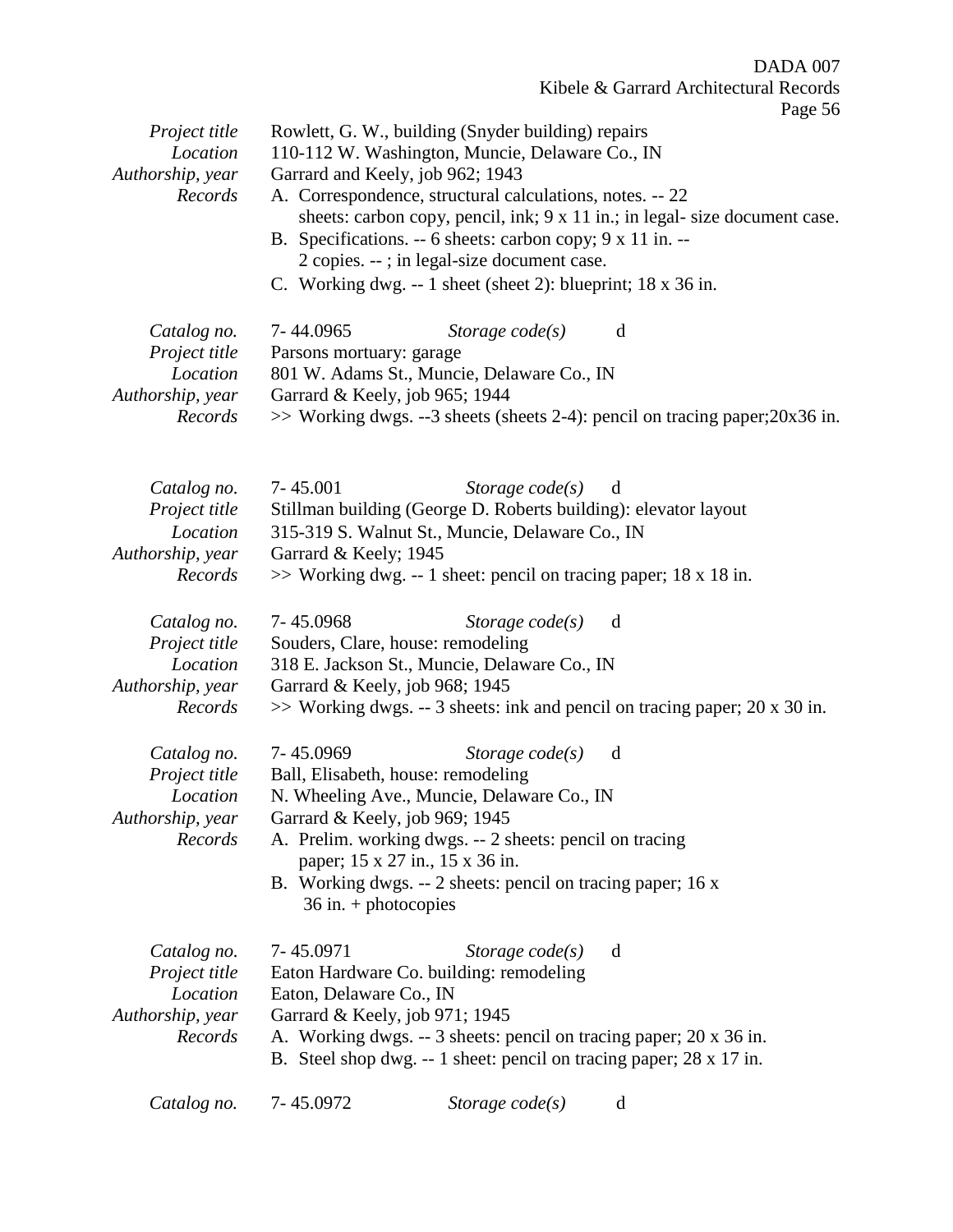*Project title* Rowlett, G. W., building (Snyder building) repairs
*Location* 110-112 W. Washington, Muncie, Delaware Co., IN
*Authorship, year* Garrard and Keely, job 962; 1943
*Records*
A. Correspondence, structural calculations, notes. -- 22 sheets: carbon copy, pencil, ink; 9 x 11 in.; in legal- size document case.
B. Specifications. -- 6 sheets: carbon copy; 9 x 11 in. -- 2 copies. -- ; in legal-size document case.
C. Working dwg. -- 1 sheet (sheet 2): blueprint; 18 x 36 in.

*Catalog no.* 7- 44.0965 *Storage code(s)* d
*Project title* Parsons mortuary: garage
*Location* 801 W. Adams St., Muncie, Delaware Co., IN
*Authorship, year* Garrard & Keely, job 965; 1944
*Records* >> Working dwgs. --3 sheets (sheets 2-4): pencil on tracing paper;20x36 in.

*Catalog no.* 7- 45.001 *Storage code(s)* d
*Project title* Stillman building (George D. Roberts building): elevator layout
*Location* 315-319 S. Walnut St., Muncie, Delaware Co., IN
*Authorship, year* Garrard & Keely; 1945
*Records* >> Working dwg. -- 1 sheet: pencil on tracing paper; 18 x 18 in.

*Catalog no.* 7- 45.0968 *Storage code(s)* d
*Project title* Souders, Clare, house: remodeling
*Location* 318 E. Jackson St., Muncie, Delaware Co., IN
*Authorship, year* Garrard & Keely, job 968; 1945
*Records* >> Working dwgs. -- 3 sheets: ink and pencil on tracing paper; 20 x 30 in.

*Catalog no.* 7- 45.0969 *Storage code(s)* d
*Project title* Ball, Elisabeth, house: remodeling
*Location* N. Wheeling Ave., Muncie, Delaware Co., IN
*Authorship, year* Garrard & Keely, job 969; 1945
*Records*
A. Prelim. working dwgs. -- 2 sheets: pencil on tracing paper; 15 x 27 in., 15 x 36 in.
B. Working dwgs. -- 2 sheets: pencil on tracing paper; 16 x 36 in. + photocopies

*Catalog no.* 7- 45.0971 *Storage code(s)* d
*Project title* Eaton Hardware Co. building: remodeling
*Location* Eaton, Delaware Co., IN
*Authorship, year* Garrard & Keely, job 971; 1945
*Records*
A. Working dwgs. -- 3 sheets: pencil on tracing paper; 20 x 36 in.
B. Steel shop dwg. -- 1 sheet: pencil on tracing paper; 28 x 17 in.

*Catalog no.* 7- 45.0972 *Storage code(s)* d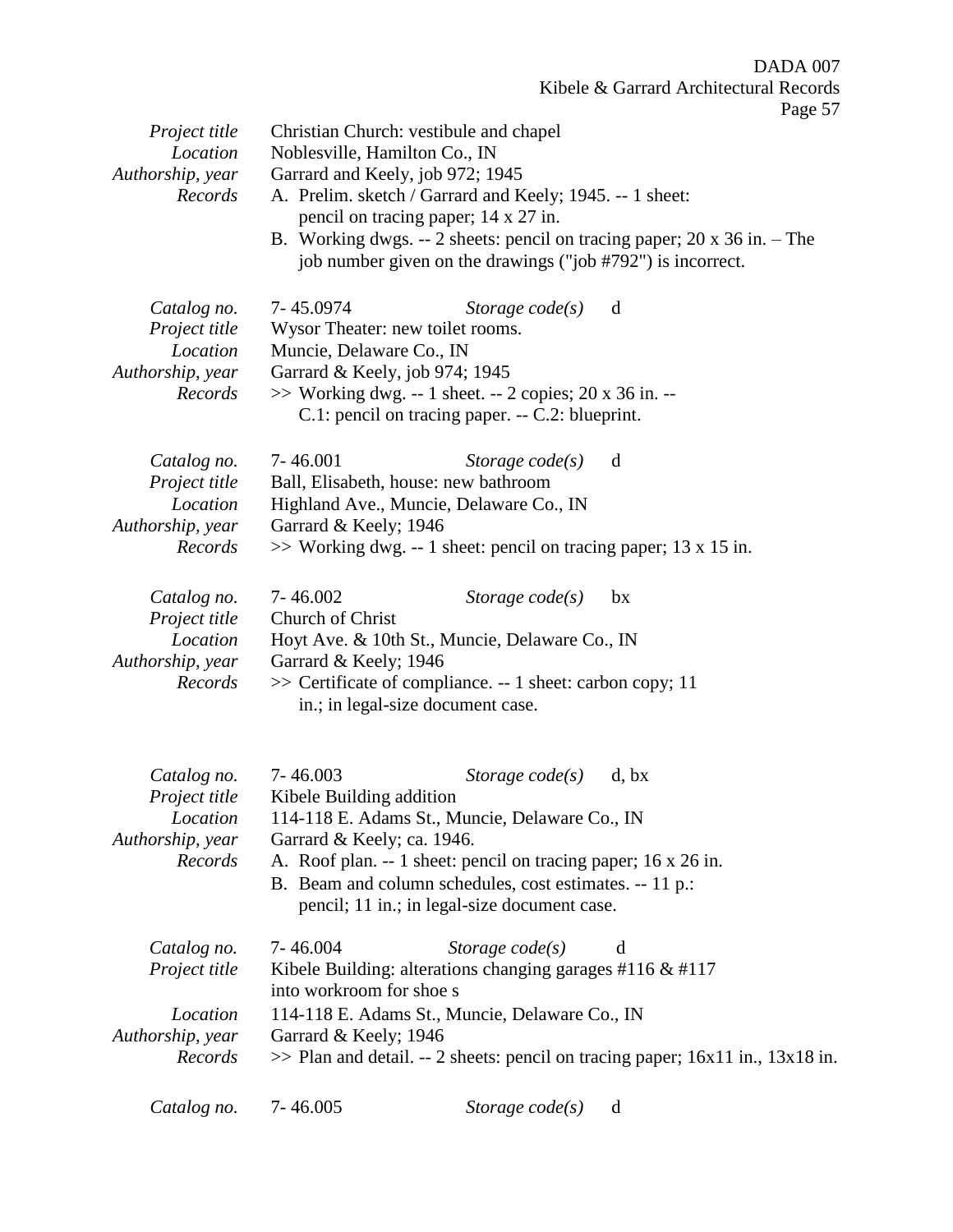| | |
|---|---|
| *Project title* | Christian Church: vestibule and chapel |
| *Location* | Noblesville, Hamilton Co., IN |
| *Authorship, year* | Garrard and Keely, job 972; 1945 |
| *Records* | A. Prelim. sketch / Garrard and Keely; 1945. -- 1 sheet: pencil on tracing paper; 14 x 27 in.<br>B. Working dwgs. -- 2 sheets: pencil on tracing paper; 20 x 36 in. – The job number given on the drawings ("job #792") is incorrect. |

| | | | |
|---|---|---|---|
| *Catalog no.* | 7- 45.0974 | *Storage code(s)* | d |
| *Project title* | Wysor Theater: new toilet rooms. | | |
| *Location* | Muncie, Delaware Co., IN | | |
| *Authorship, year* | Garrard & Keely, job 974; 1945 | | |
| *Records* | >> Working dwg. -- 1 sheet. -- 2 copies; 20 x 36 in. -- C.1: pencil on tracing paper. -- C.2: blueprint. | | |

| | | | |
|---|---|---|---|
| *Catalog no.* | 7- 46.001 | *Storage code(s)* | d |
| *Project title* | Ball, Elisabeth, house: new bathroom | | |
| *Location* | Highland Ave., Muncie, Delaware Co., IN | | |
| *Authorship, year* | Garrard & Keely; 1946 | | |
| *Records* | >> Working dwg. -- 1 sheet: pencil on tracing paper; 13 x 15 in. | | |

| | | | |
|---|---|---|---|
| *Catalog no.* | 7- 46.002 | *Storage code(s)* | bx |
| *Project title* | Church of Christ | | |
| *Location* | Hoyt Ave. & 10th St., Muncie, Delaware Co., IN | | |
| *Authorship, year* | Garrard & Keely; 1946 | | |
| *Records* | >> Certificate of compliance. -- 1 sheet: carbon copy; 11 in.; in legal-size document case. | | |

| | | | |
|---|---|---|---|
| *Catalog no.* | 7- 46.003 | *Storage code(s)* | d, bx |
| *Project title* | Kibele Building addition | | |
| *Location* | 114-118 E. Adams St., Muncie, Delaware Co., IN | | |
| *Authorship, year* | Garrard & Keely; ca. 1946. | | |
| *Records* | A. Roof plan. -- 1 sheet: pencil on tracing paper; 16 x 26 in.<br>B. Beam and column schedules, cost estimates. -- 11 p.: pencil; 11 in.; in legal-size document case. | | |

| | | | |
|---|---|---|---|
| *Catalog no.* | 7- 46.004 | *Storage code(s)* | d |
| *Project title* | Kibele Building: alterations changing garages #116 & #117 into workroom for shoe s | | |
| *Location* | 114-118 E. Adams St., Muncie, Delaware Co., IN | | |
| *Authorship, year* | Garrard & Keely; 1946 | | |
| *Records* | >> Plan and detail. -- 2 sheets: pencil on tracing paper; 16x11 in., 13x18 in. | | |

| | | | |
|---|---|---|---|
| *Catalog no.* | 7- 46.005 | *Storage code(s)* | d |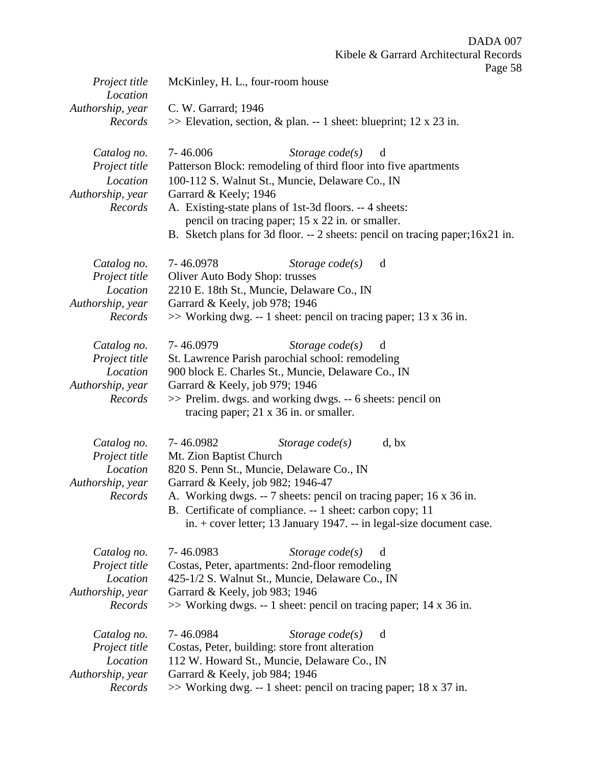| | |
|---|---|
| *Project title* | McKinley, H. L., four-room house |
| *Location* | |
| *Authorship, year* | C. W. Garrard; 1946 |
| *Records* | >> Elevation, section, & plan. -- 1 sheet: blueprint; 12 x 23 in. |

| | |
|---|---|
| *Catalog no.* | 7- 46.006 *Storage code(s)* d |
| *Project title* | Patterson Block: remodeling of third floor into five apartments |
| *Location* | 100-112 S. Walnut St., Muncie, Delaware Co., IN |
| *Authorship, year* | Garrard & Keely; 1946 |
| *Records* | A. Existing-state plans of 1st-3d floors. -- 4 sheets: pencil on tracing paper; 15 x 22 in. or smaller.<br>B. Sketch plans for 3d floor. -- 2 sheets: pencil on tracing paper;16x21 in. |

| | |
|---|---|
| *Catalog no.* | 7- 46.0978 *Storage code(s)* d |
| *Project title* | Oliver Auto Body Shop: trusses |
| *Location* | 2210 E. 18th St., Muncie, Delaware Co., IN |
| *Authorship, year* | Garrard & Keely, job 978; 1946 |
| *Records* | >> Working dwg. -- 1 sheet: pencil on tracing paper; 13 x 36 in. |

| | |
|---|---|
| *Catalog no.* | 7- 46.0979 *Storage code(s)* d |
| *Project title* | St. Lawrence Parish parochial school: remodeling |
| *Location* | 900 block E. Charles St., Muncie, Delaware Co., IN |
| *Authorship, year* | Garrard & Keely, job 979; 1946 |
| *Records* | >> Prelim. dwgs. and working dwgs. -- 6 sheets: pencil on tracing paper; 21 x 36 in. or smaller. |

| | |
|---|---|
| *Catalog no.* | 7- 46.0982 *Storage code(s)* d, bx |
| *Project title* | Mt. Zion Baptist Church |
| *Location* | 820 S. Penn St., Muncie, Delaware Co., IN |
| *Authorship, year* | Garrard & Keely, job 982; 1946-47 |
| *Records* | A. Working dwgs. -- 7 sheets: pencil on tracing paper; 16 x 36 in.<br>B. Certificate of compliance. -- 1 sheet: carbon copy; 11 in. + cover letter; 13 January 1947. -- in legal-size document case. |

| | |
|---|---|
| *Catalog no.* | 7- 46.0983 *Storage code(s)* d |
| *Project title* | Costas, Peter, apartments: 2nd-floor remodeling |
| *Location* | 425-1/2 S. Walnut St., Muncie, Delaware Co., IN |
| *Authorship, year* | Garrard & Keely, job 983; 1946 |
| *Records* | >> Working dwgs. -- 1 sheet: pencil on tracing paper; 14 x 36 in. |

| | |
|---|---|
| *Catalog no.* | 7- 46.0984 *Storage code(s)* d |
| *Project title* | Costas, Peter, building: store front alteration |
| *Location* | 112 W. Howard St., Muncie, Delaware Co., IN |
| *Authorship, year* | Garrard & Keely, job 984; 1946 |
| *Records* | >> Working dwg. -- 1 sheet: pencil on tracing paper; 18 x 37 in. |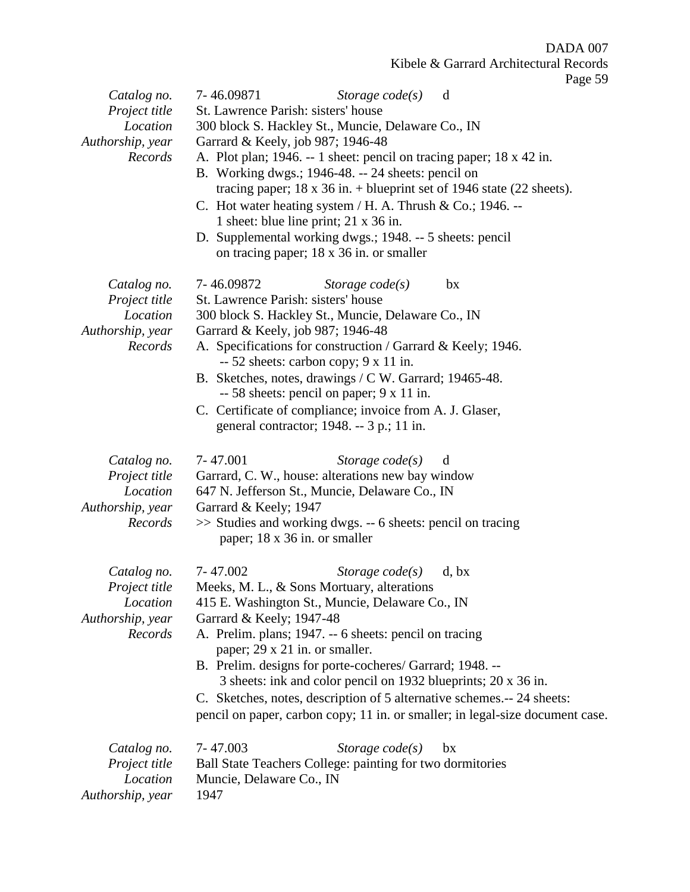| | |
|---|---|
| *Catalog no.* | 7- 46.09871 *Storage code(s)* d |
| *Project title* | St. Lawrence Parish: sisters' house |
| *Location* | 300 block S. Hackley St., Muncie, Delaware Co., IN |
| *Authorship, year* | Garrard & Keely, job 987; 1946-48 |
| *Records* | A. Plot plan; 1946. -- 1 sheet: pencil on tracing paper; 18 x 42 in.<br>B. Working dwgs.; 1946-48. -- 24 sheets: pencil on tracing paper; 18 x 36 in. + blueprint set of 1946 state (22 sheets).<br>C. Hot water heating system / H. A. Thrush & Co.; 1946. -- 1 sheet: blue line print; 21 x 36 in.<br>D. Supplemental working dwgs.; 1948. -- 5 sheets: pencil on tracing paper; 18 x 36 in. or smaller |

| | |
|---|---|
| *Catalog no.* | 7- 46.09872 *Storage code(s)* bx |
| *Project title* | St. Lawrence Parish: sisters' house |
| *Location* | 300 block S. Hackley St., Muncie, Delaware Co., IN |
| *Authorship, year* | Garrard & Keely, job 987; 1946-48 |
| *Records* | A. Specifications for construction / Garrard & Keely; 1946. -- 52 sheets: carbon copy; 9 x 11 in.<br>B. Sketches, notes, drawings / C W. Garrard; 19465-48. -- 58 sheets: pencil on paper; 9 x 11 in.<br>C. Certificate of compliance; invoice from A. J. Glaser, general contractor; 1948. -- 3 p.; 11 in. |

| | |
|---|---|
| *Catalog no.* | 7- 47.001 *Storage code(s)* d |
| *Project title* | Garrard, C. W., house: alterations new bay window |
| *Location* | 647 N. Jefferson St., Muncie, Delaware Co., IN |
| *Authorship, year* | Garrard & Keely; 1947 |
| *Records* | >> Studies and working dwgs. -- 6 sheets: pencil on tracing paper; 18 x 36 in. or smaller |

| | |
|---|---|
| *Catalog no.* | 7- 47.002 *Storage code(s)* d, bx |
| *Project title* | Meeks, M. L., & Sons Mortuary, alterations |
| *Location* | 415 E. Washington St., Muncie, Delaware Co., IN |
| *Authorship, year* | Garrard & Keely; 1947-48 |
| *Records* | A. Prelim. plans; 1947. -- 6 sheets: pencil on tracing paper; 29 x 21 in. or smaller.<br>B. Prelim. designs for porte-cocheres/ Garrard; 1948. -- 3 sheets: ink and color pencil on 1932 blueprints; 20 x 36 in.<br>C. Sketches, notes, description of 5 alternative schemes.-- 24 sheets: pencil on paper, carbon copy; 11 in. or smaller; in legal-size document case. |

| | |
|---|---|
| *Catalog no.* | 7- 47.003 *Storage code(s)* bx |
| *Project title* | Ball State Teachers College: painting for two dormitories |
| *Location* | Muncie, Delaware Co., IN |
| *Authorship, year* | 1947 |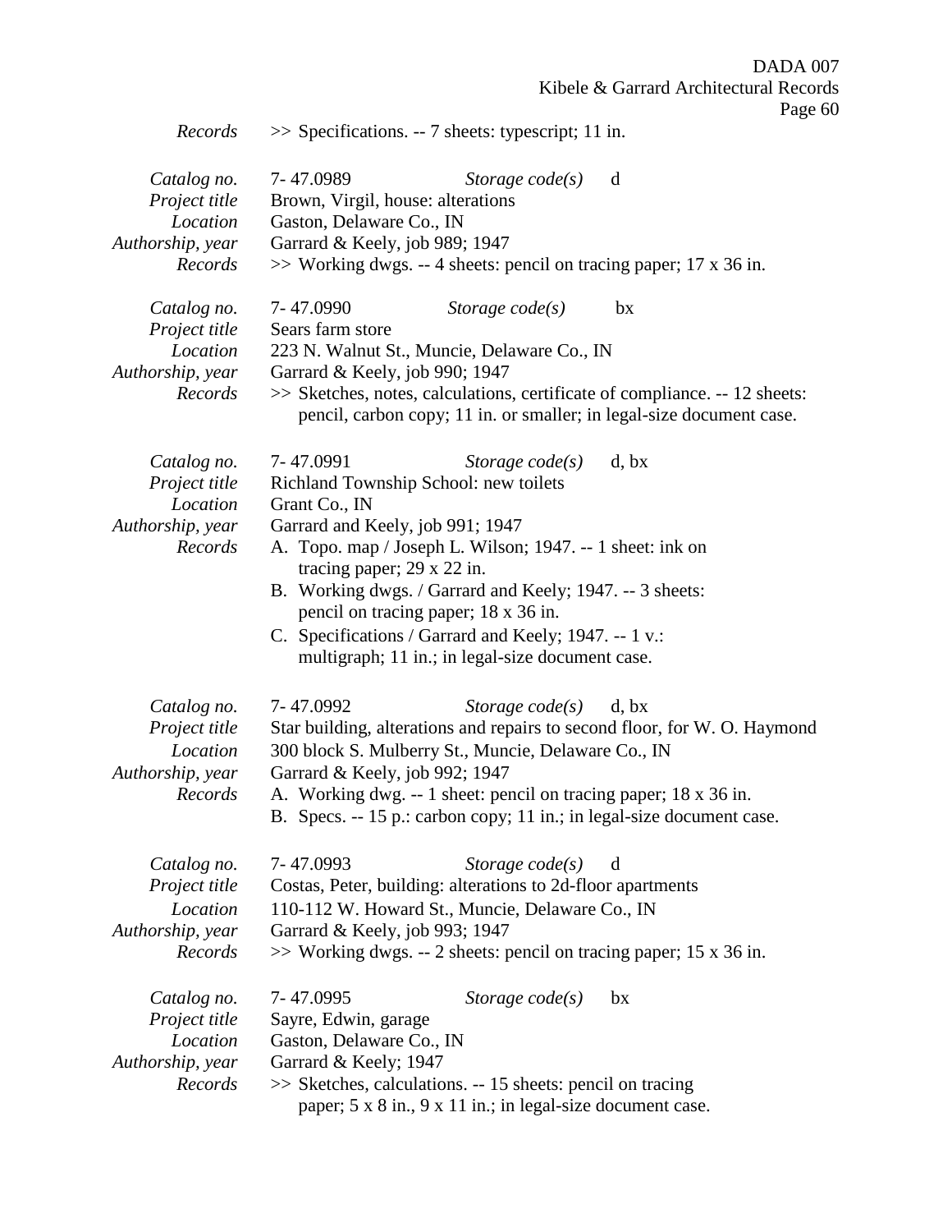*Records* >> Specifications. -- 7 sheets: typescript; 11 in.

*Catalog no.* 7- 47.0989 *Storage code(s)* d
*Project title* Brown, Virgil, house: alterations
*Location* Gaston, Delaware Co., IN
*Authorship, year* Garrard & Keely, job 989; 1947
*Records* >> Working dwgs. -- 4 sheets: pencil on tracing paper; 17 x 36 in.

*Catalog no.* 7- 47.0990 *Storage code(s)* bx
*Project title* Sears farm store
*Location* 223 N. Walnut St., Muncie, Delaware Co., IN
*Authorship, year* Garrard & Keely, job 990; 1947
*Records* >> Sketches, notes, calculations, certificate of compliance. -- 12 sheets: pencil, carbon copy; 11 in. or smaller; in legal-size document case.

*Catalog no.* 7- 47.0991 *Storage code(s)* d, bx
*Project title* Richland Township School: new toilets
*Location* Grant Co., IN
*Authorship, year* Garrard and Keely, job 991; 1947
*Records*
A. Topo. map / Joseph L. Wilson; 1947. -- 1 sheet: ink on tracing paper; 29 x 22 in.
B. Working dwgs. / Garrard and Keely; 1947. -- 3 sheets: pencil on tracing paper; 18 x 36 in.
C. Specifications / Garrard and Keely; 1947. -- 1 v.: multigraph; 11 in.; in legal-size document case.

*Catalog no.* 7- 47.0992 *Storage code(s)* d, bx
*Project title* Star building, alterations and repairs to second floor, for W. O. Haymond
*Location* 300 block S. Mulberry St., Muncie, Delaware Co., IN
*Authorship, year* Garrard & Keely, job 992; 1947
*Records*
A. Working dwg. -- 1 sheet: pencil on tracing paper; 18 x 36 in.
B. Specs. -- 15 p.: carbon copy; 11 in.; in legal-size document case.

*Catalog no.* 7- 47.0993 *Storage code(s)* d
*Project title* Costas, Peter, building: alterations to 2d-floor apartments
*Location* 110-112 W. Howard St., Muncie, Delaware Co., IN
*Authorship, year* Garrard & Keely, job 993; 1947
*Records* >> Working dwgs. -- 2 sheets: pencil on tracing paper; 15 x 36 in.

*Catalog no.* 7- 47.0995 *Storage code(s)* bx
*Project title* Sayre, Edwin, garage
*Location* Gaston, Delaware Co., IN
*Authorship, year* Garrard & Keely; 1947
*Records* >> Sketches, calculations. -- 15 sheets: pencil on tracing paper; 5 x 8 in., 9 x 11 in.; in legal-size document case.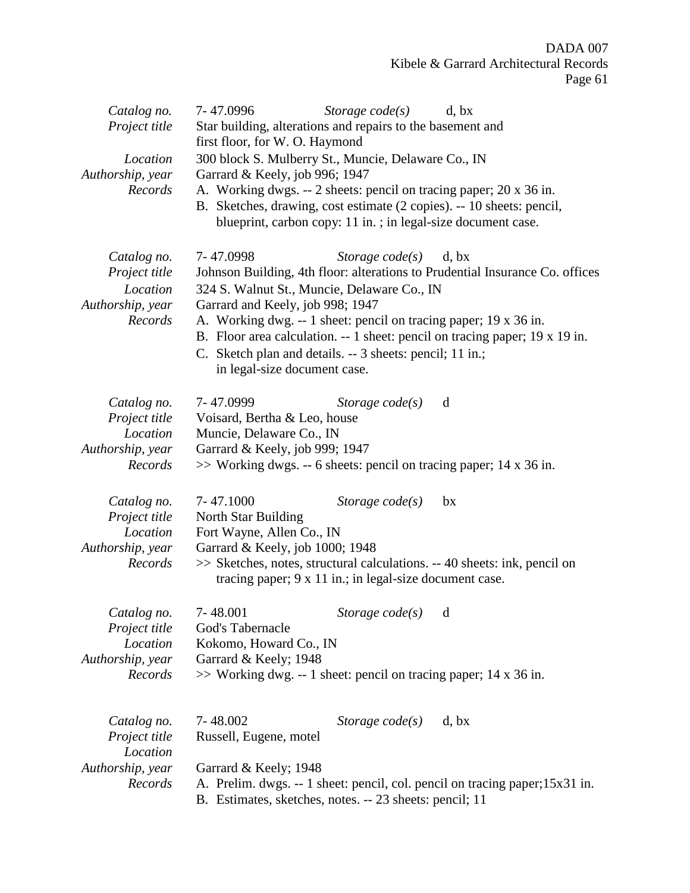*Catalog no.* 7- 47.0996 *Storage code(s)* d, bx
*Project title* Star building, alterations and repairs to the basement and first floor, for W. O. Haymond
*Location* 300 block S. Mulberry St., Muncie, Delaware Co., IN
*Authorship, year* Garrard & Keely, job 996; 1947
*Records*
A. Working dwgs. -- 2 sheets: pencil on tracing paper; 20 x 36 in.
B. Sketches, drawing, cost estimate (2 copies). -- 10 sheets: pencil, blueprint, carbon copy: 11 in. ; in legal-size document case.

*Catalog no.* 7- 47.0998 *Storage code(s)* d, bx
*Project title* Johnson Building, 4th floor: alterations to Prudential Insurance Co. offices
*Location* 324 S. Walnut St., Muncie, Delaware Co., IN
*Authorship, year* Garrard and Keely, job 998; 1947
*Records*
A. Working dwg. -- 1 sheet: pencil on tracing paper; 19 x 36 in.
B. Floor area calculation. -- 1 sheet: pencil on tracing paper; 19 x 19 in.
C. Sketch plan and details. -- 3 sheets: pencil; 11 in.; in legal-size document case.

*Catalog no.* 7- 47.0999 *Storage code(s)* d
*Project title* Voisard, Bertha & Leo, house
*Location* Muncie, Delaware Co., IN
*Authorship, year* Garrard & Keely, job 999; 1947
*Records* >> Working dwgs. -- 6 sheets: pencil on tracing paper; 14 x 36 in.

*Catalog no.* 7- 47.1000 *Storage code(s)* bx
*Project title* North Star Building
*Location* Fort Wayne, Allen Co., IN
*Authorship, year* Garrard & Keely, job 1000; 1948
*Records* >> Sketches, notes, structural calculations. -- 40 sheets: ink, pencil on tracing paper; 9 x 11 in.; in legal-size document case.

*Catalog no.* 7- 48.001 *Storage code(s)* d
*Project title* God's Tabernacle
*Location* Kokomo, Howard Co., IN
*Authorship, year* Garrard & Keely; 1948
*Records* >> Working dwg. -- 1 sheet: pencil on tracing paper; 14 x 36 in.

*Catalog no.* 7- 48.002 *Storage code(s)* d, bx
*Project title* Russell, Eugene, motel
*Location*
*Authorship, year* Garrard & Keely; 1948
*Records*
A. Prelim. dwgs. -- 1 sheet: pencil, col. pencil on tracing paper;15x31 in.
B. Estimates, sketches, notes. -- 23 sheets: pencil; 11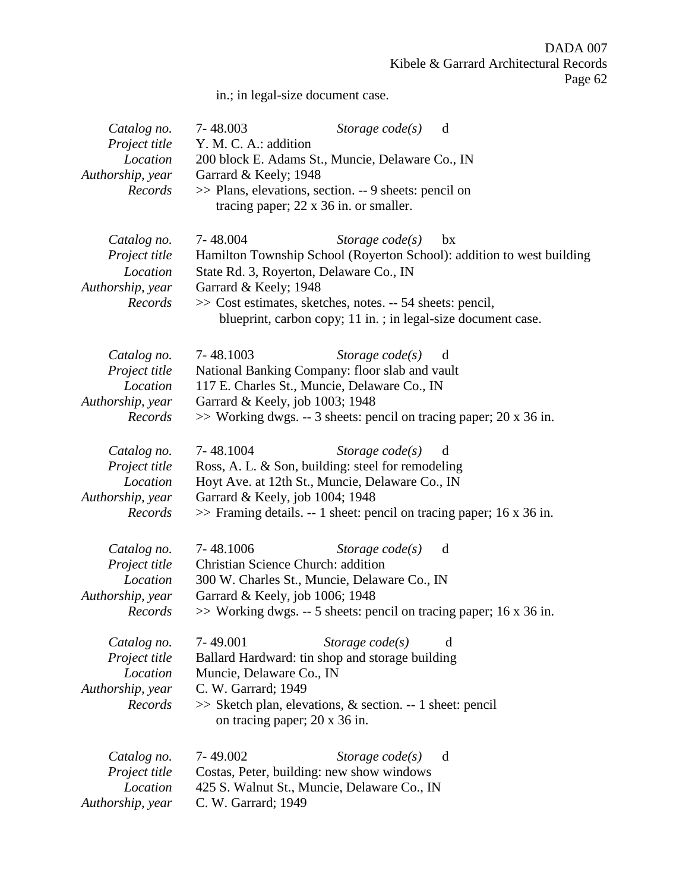in.; in legal-size document case.

*Catalog no.* 7- 48.003 *Storage code(s)* d
*Project title* Y. M. C. A.: addition
*Location* 200 block E. Adams St., Muncie, Delaware Co., IN
*Authorship, year* Garrard & Keely; 1948
*Records* >> Plans, elevations, section. -- 9 sheets: pencil on tracing paper; 22 x 36 in. or smaller.

*Catalog no.* 7- 48.004 *Storage code(s)* bx
*Project title* Hamilton Township School (Royerton School): addition to west building
*Location* State Rd. 3, Royerton, Delaware Co., IN
*Authorship, year* Garrard & Keely; 1948
*Records* >> Cost estimates, sketches, notes. -- 54 sheets: pencil, blueprint, carbon copy; 11 in. ; in legal-size document case.

*Catalog no.* 7- 48.1003 *Storage code(s)* d
*Project title* National Banking Company: floor slab and vault
*Location* 117 E. Charles St., Muncie, Delaware Co., IN
*Authorship, year* Garrard & Keely, job 1003; 1948
*Records* >> Working dwgs. -- 3 sheets: pencil on tracing paper; 20 x 36 in.

*Catalog no.* 7- 48.1004 *Storage code(s)* d
*Project title* Ross, A. L. & Son, building: steel for remodeling
*Location* Hoyt Ave. at 12th St., Muncie, Delaware Co., IN
*Authorship, year* Garrard & Keely, job 1004; 1948
*Records* >> Framing details. -- 1 sheet: pencil on tracing paper; 16 x 36 in.

*Catalog no.* 7- 48.1006 *Storage code(s)* d
*Project title* Christian Science Church: addition
*Location* 300 W. Charles St., Muncie, Delaware Co., IN
*Authorship, year* Garrard & Keely, job 1006; 1948
*Records* >> Working dwgs. -- 5 sheets: pencil on tracing paper; 16 x 36 in.

*Catalog no.* 7- 49.001 *Storage code(s)* d
*Project title* Ballard Hardward: tin shop and storage building
*Location* Muncie, Delaware Co., IN
*Authorship, year* C. W. Garrard; 1949
*Records* >> Sketch plan, elevations, & section. -- 1 sheet: pencil on tracing paper; 20 x 36 in.

*Catalog no.* 7- 49.002 *Storage code(s)* d
*Project title* Costas, Peter, building: new show windows
*Location* 425 S. Walnut St., Muncie, Delaware Co., IN
*Authorship, year* C. W. Garrard; 1949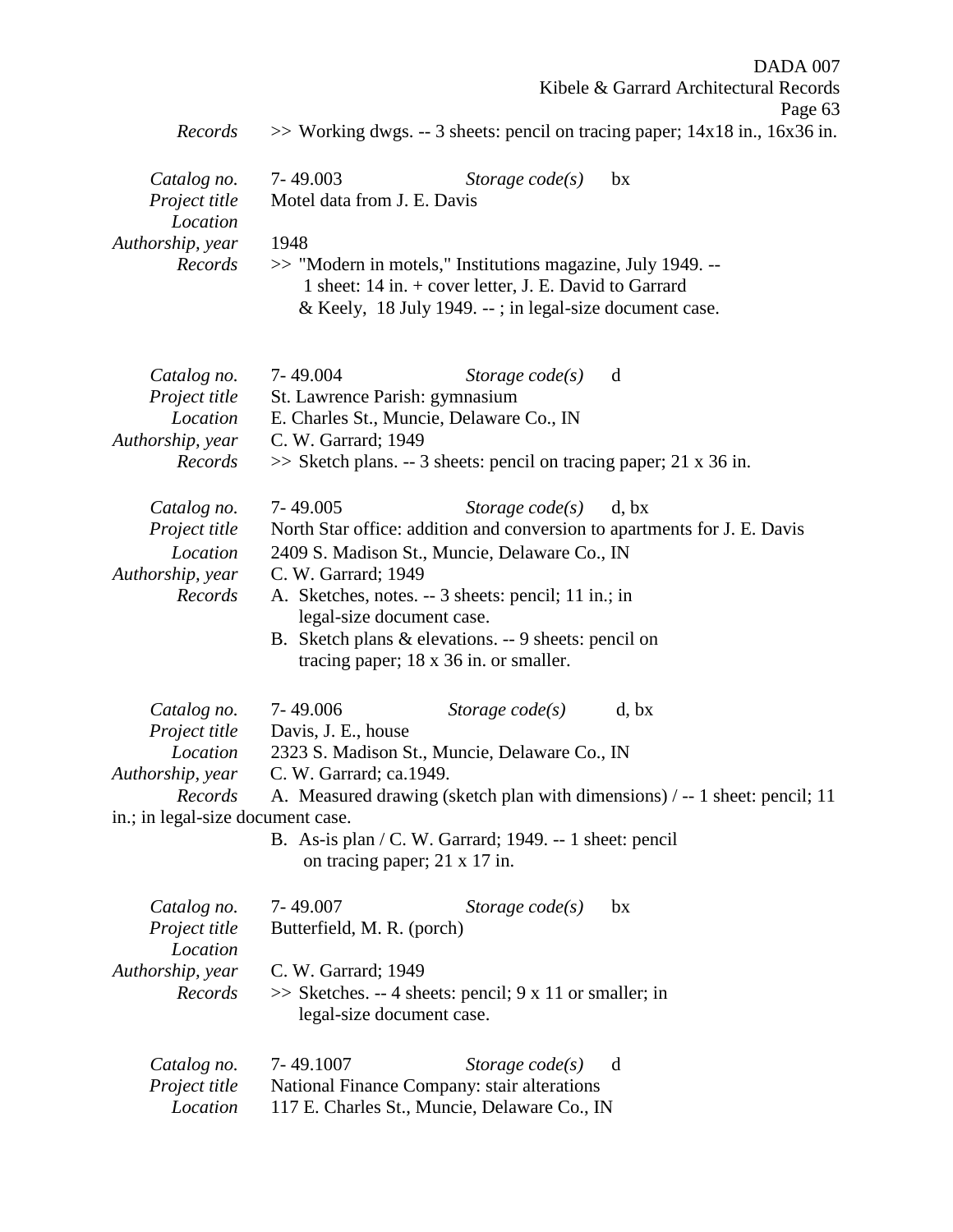*Records* >> Working dwgs. -- 3 sheets: pencil on tracing paper; 14x18 in., 16x36 in.

*Catalog no.* 7- 49.003 *Storage code(s)* bx
*Project title* Motel data from J. E. Davis
*Location*
*Authorship, year* 1948
*Records* >> "Modern in motels," Institutions magazine, July 1949. -- 1 sheet: 14 in. + cover letter, J. E. David to Garrard & Keely, 18 July 1949. -- ; in legal-size document case.

*Catalog no.* 7- 49.004 *Storage code(s)* d
*Project title* St. Lawrence Parish: gymnasium
*Location* E. Charles St., Muncie, Delaware Co., IN
*Authorship, year* C. W. Garrard; 1949
*Records* >> Sketch plans. -- 3 sheets: pencil on tracing paper; 21 x 36 in.

*Catalog no.* 7- 49.005 *Storage code(s)* d, bx
*Project title* North Star office: addition and conversion to apartments for J. E. Davis
*Location* 2409 S. Madison St., Muncie, Delaware Co., IN
*Authorship, year* C. W. Garrard; 1949
*Records* A. Sketches, notes. -- 3 sheets: pencil; 11 in.; in legal-size document case.
B. Sketch plans & elevations. -- 9 sheets: pencil on tracing paper; 18 x 36 in. or smaller.

*Catalog no.* 7- 49.006 *Storage code(s)* d, bx
*Project title* Davis, J. E., house
*Location* 2323 S. Madison St., Muncie, Delaware Co., IN
*Authorship, year* C. W. Garrard; ca.1949.
*Records* A. Measured drawing (sketch plan with dimensions) / -- 1 sheet: pencil; 11 in.; in legal-size document case.
B. As-is plan / C. W. Garrard; 1949. -- 1 sheet: pencil on tracing paper; 21 x 17 in.

*Catalog no.* 7- 49.007 *Storage code(s)* bx
*Project title* Butterfield, M. R. (porch)
*Location*
*Authorship, year* C. W. Garrard; 1949
*Records* >> Sketches. -- 4 sheets: pencil; 9 x 11 or smaller; in legal-size document case.

*Catalog no.* 7- 49.1007 *Storage code(s)* d
*Project title* National Finance Company: stair alterations
*Location* 117 E. Charles St., Muncie, Delaware Co., IN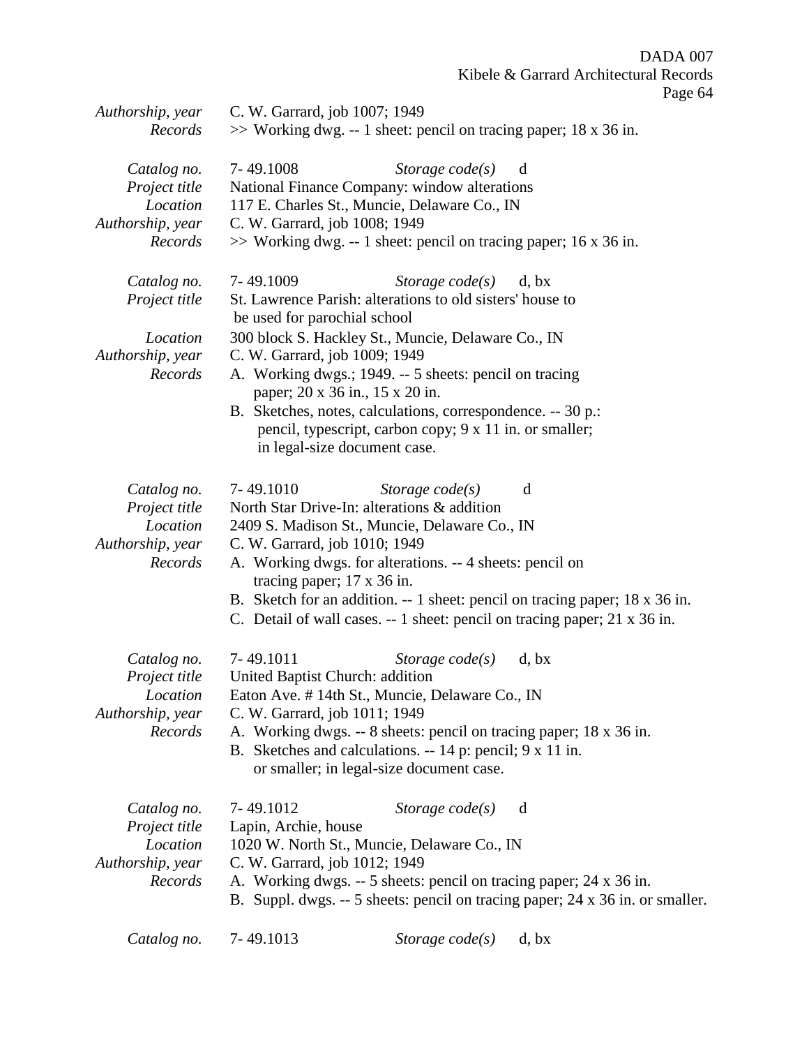*Authorship, year* C. W. Garrard, job 1007; 1949
*Records* >> Working dwg. -- 1 sheet: pencil on tracing paper; 18 x 36 in.

*Catalog no.* 7- 49.1008 *Storage code(s)* d
*Project title* National Finance Company: window alterations
*Location* 117 E. Charles St., Muncie, Delaware Co., IN
*Authorship, year* C. W. Garrard, job 1008; 1949
*Records* >> Working dwg. -- 1 sheet: pencil on tracing paper; 16 x 36 in.

*Catalog no.* 7- 49.1009 *Storage code(s)* d, bx
*Project title* St. Lawrence Parish: alterations to old sisters' house to be used for parochial school
*Location* 300 block S. Hackley St., Muncie, Delaware Co., IN
*Authorship, year* C. W. Garrard, job 1009; 1949
*Records*
A. Working dwgs.; 1949. -- 5 sheets: pencil on tracing paper; 20 x 36 in., 15 x 20 in.
B. Sketches, notes, calculations, correspondence. -- 30 p.: pencil, typescript, carbon copy; 9 x 11 in. or smaller; in legal-size document case.

*Catalog no.* 7- 49.1010 *Storage code(s)* d
*Project title* North Star Drive-In: alterations & addition
*Location* 2409 S. Madison St., Muncie, Delaware Co., IN
*Authorship, year* C. W. Garrard, job 1010; 1949
*Records*
A. Working dwgs. for alterations. -- 4 sheets: pencil on tracing paper; 17 x 36 in.
B. Sketch for an addition. -- 1 sheet: pencil on tracing paper; 18 x 36 in.
C. Detail of wall cases. -- 1 sheet: pencil on tracing paper; 21 x 36 in.

*Catalog no.* 7- 49.1011 *Storage code(s)* d, bx
*Project title* United Baptist Church: addition
*Location* Eaton Ave. # 14th St., Muncie, Delaware Co., IN
*Authorship, year* C. W. Garrard, job 1011; 1949
*Records*
A. Working dwgs. -- 8 sheets: pencil on tracing paper; 18 x 36 in.
B. Sketches and calculations. -- 14 p: pencil; 9 x 11 in. or smaller; in legal-size document case.

*Catalog no.* 7- 49.1012 *Storage code(s)* d
*Project title* Lapin, Archie, house
*Location* 1020 W. North St., Muncie, Delaware Co., IN
*Authorship, year* C. W. Garrard, job 1012; 1949
*Records*
A. Working dwgs. -- 5 sheets: pencil on tracing paper; 24 x 36 in.
B. Suppl. dwgs. -- 5 sheets: pencil on tracing paper; 24 x 36 in. or smaller.

*Catalog no.* 7- 49.1013 *Storage code(s)* d, bx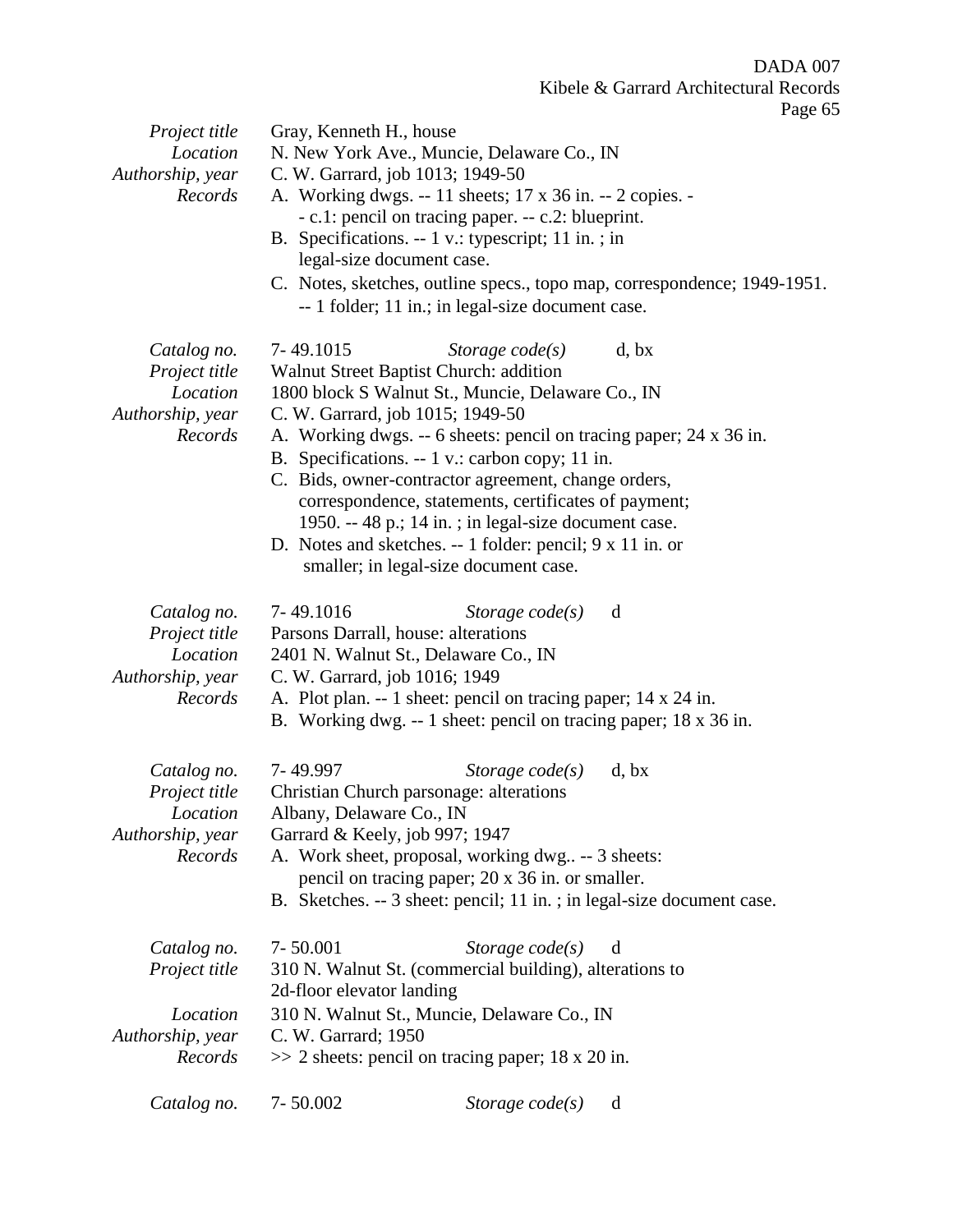*Project title* Gray, Kenneth H., house
*Location* N. New York Ave., Muncie, Delaware Co., IN
*Authorship, year* C. W. Garrard, job 1013; 1949-50
*Records*
A. Working dwgs. -- 11 sheets; 17 x 36 in. -- 2 copies. -- c.1: pencil on tracing paper. -- c.2: blueprint.
B. Specifications. -- 1 v.: typescript; 11 in. ; in legal-size document case.
C. Notes, sketches, outline specs., topo map, correspondence; 1949-1951. -- 1 folder; 11 in.; in legal-size document case.

*Catalog no.* 7- 49.1015 *Storage code(s)* d, bx
*Project title* Walnut Street Baptist Church: addition
*Location* 1800 block S Walnut St., Muncie, Delaware Co., IN
*Authorship, year* C. W. Garrard, job 1015; 1949-50
*Records*
A. Working dwgs. -- 6 sheets: pencil on tracing paper; 24 x 36 in.
B. Specifications. -- 1 v.: carbon copy; 11 in.
C. Bids, owner-contractor agreement, change orders, correspondence, statements, certificates of payment; 1950. -- 48 p.; 14 in. ; in legal-size document case.
D. Notes and sketches. -- 1 folder: pencil; 9 x 11 in. or smaller; in legal-size document case.

*Catalog no.* 7- 49.1016 *Storage code(s)* d
*Project title* Parsons Darrall, house: alterations
*Location* 2401 N. Walnut St., Delaware Co., IN
*Authorship, year* C. W. Garrard, job 1016; 1949
*Records*
A. Plot plan. -- 1 sheet: pencil on tracing paper; 14 x 24 in.
B. Working dwg. -- 1 sheet: pencil on tracing paper; 18 x 36 in.

*Catalog no.* 7- 49.997 *Storage code(s)* d, bx
*Project title* Christian Church parsonage: alterations
*Location* Albany, Delaware Co., IN
*Authorship, year* Garrard & Keely, job 997; 1947
*Records*
A. Work sheet, proposal, working dwg.. -- 3 sheets: pencil on tracing paper; 20 x 36 in. or smaller.
B. Sketches. -- 3 sheet: pencil; 11 in. ; in legal-size document case.

*Catalog no.* 7- 50.001 *Storage code(s)* d
*Project title* 310 N. Walnut St. (commercial building), alterations to 2d-floor elevator landing
*Location* 310 N. Walnut St., Muncie, Delaware Co., IN
*Authorship, year* C. W. Garrard; 1950
*Records* >> 2 sheets: pencil on tracing paper; 18 x 20 in.

*Catalog no.* 7- 50.002 *Storage code(s)* d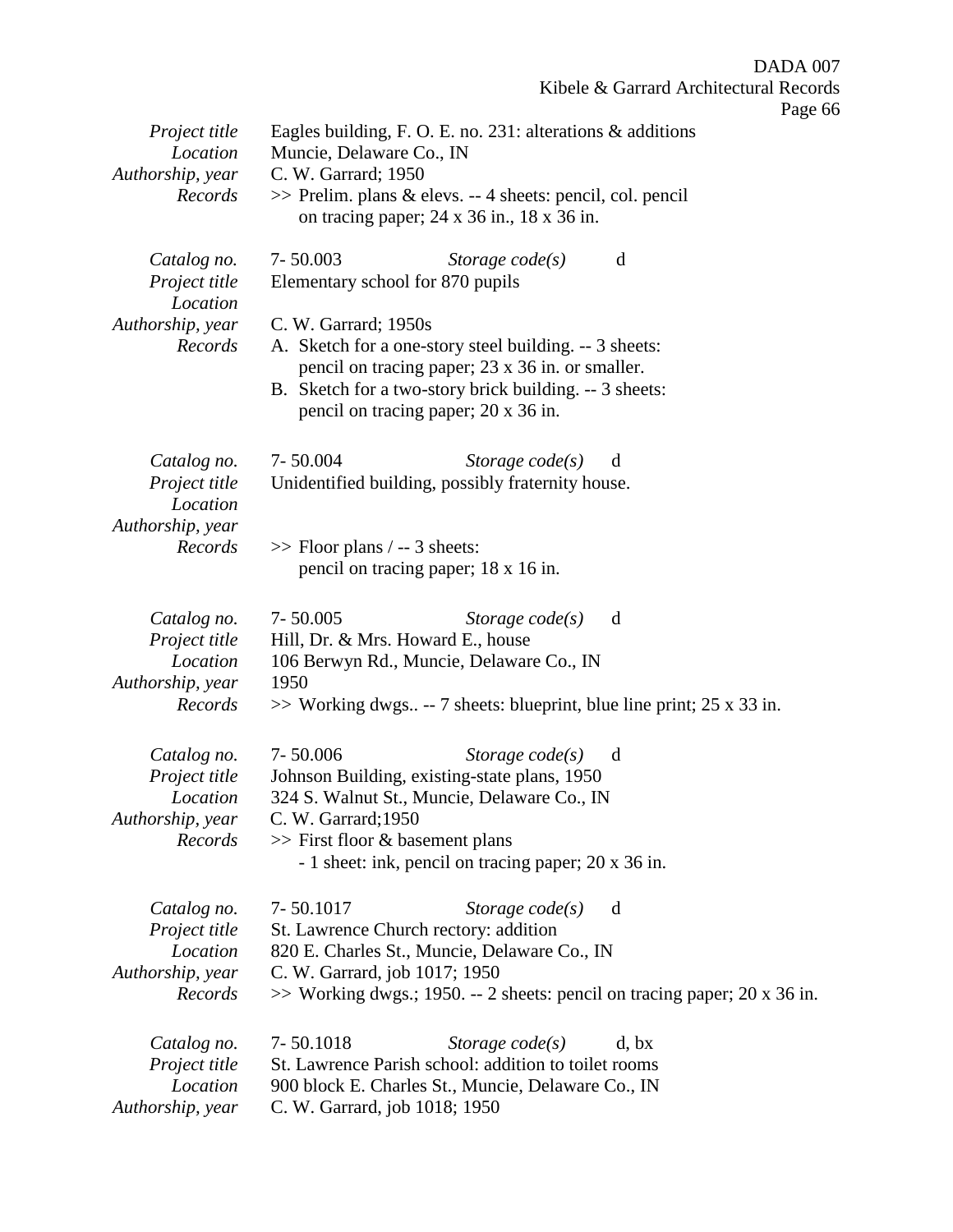*Project title* Eagles building, F. O. E. no. 231: alterations & additions
*Location* Muncie, Delaware Co., IN
*Authorship, year* C. W. Garrard; 1950
*Records* >> Prelim. plans & elevs. -- 4 sheets: pencil, col. pencil on tracing paper; 24 x 36 in., 18 x 36 in.

*Catalog no.* 7- 50.003 *Storage code(s)* d
*Project title* Elementary school for 870 pupils
*Location*
*Authorship, year* C. W. Garrard; 1950s
*Records*
A. Sketch for a one-story steel building. -- 3 sheets: pencil on tracing paper; 23 x 36 in. or smaller.
B. Sketch for a two-story brick building. -- 3 sheets: pencil on tracing paper; 20 x 36 in.

*Catalog no.* 7- 50.004 *Storage code(s)* d
*Project title* Unidentified building, possibly fraternity house.
*Location*
*Authorship, year*
*Records* >> Floor plans / -- 3 sheets: pencil on tracing paper; 18 x 16 in.

*Catalog no.* 7- 50.005 *Storage code(s)* d
*Project title* Hill, Dr. & Mrs. Howard E., house
*Location* 106 Berwyn Rd., Muncie, Delaware Co., IN
*Authorship, year* 1950
*Records* >> Working dwgs.. -- 7 sheets: blueprint, blue line print; 25 x 33 in.

*Catalog no.* 7- 50.006 *Storage code(s)* d
*Project title* Johnson Building, existing-state plans, 1950
*Location* 324 S. Walnut St., Muncie, Delaware Co., IN
*Authorship, year* C. W. Garrard;1950
*Records* >> First floor & basement plans - 1 sheet: ink, pencil on tracing paper; 20 x 36 in.

*Catalog no.* 7- 50.1017 *Storage code(s)* d
*Project title* St. Lawrence Church rectory: addition
*Location* 820 E. Charles St., Muncie, Delaware Co., IN
*Authorship, year* C. W. Garrard, job 1017; 1950
*Records* >> Working dwgs.; 1950. -- 2 sheets: pencil on tracing paper; 20 x 36 in.

*Catalog no.* 7- 50.1018 *Storage code(s)* d, bx
*Project title* St. Lawrence Parish school: addition to toilet rooms
*Location* 900 block E. Charles St., Muncie, Delaware Co., IN
*Authorship, year* C. W. Garrard, job 1018; 1950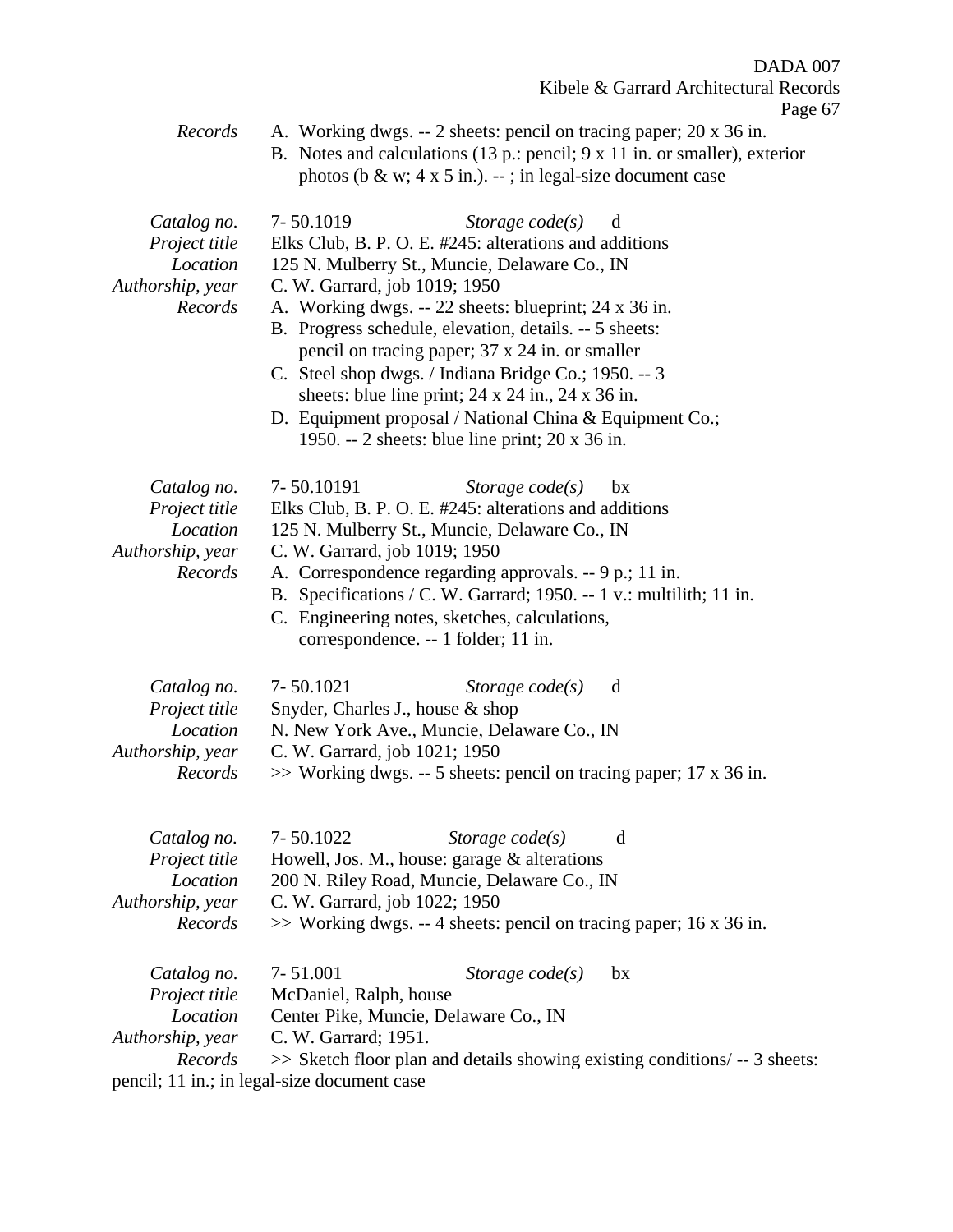*Records* A. Working dwgs. -- 2 sheets: pencil on tracing paper; 20 x 36 in.
B. Notes and calculations (13 p.: pencil; 9 x 11 in. or smaller), exterior photos (b & w; 4 x 5 in.). -- ; in legal-size document case

*Catalog no.* 7- 50.1019 *Storage code(s)* d
*Project title* Elks Club, B. P. O. E. #245: alterations and additions
*Location* 125 N. Mulberry St., Muncie, Delaware Co., IN
*Authorship, year* C. W. Garrard, job 1019; 1950
*Records* A. Working dwgs. -- 22 sheets: blueprint; 24 x 36 in.
B. Progress schedule, elevation, details. -- 5 sheets: pencil on tracing paper; 37 x 24 in. or smaller
C. Steel shop dwgs. / Indiana Bridge Co.; 1950. -- 3 sheets: blue line print; 24 x 24 in., 24 x 36 in.
D. Equipment proposal / National China & Equipment Co.; 1950. -- 2 sheets: blue line print; 20 x 36 in.

*Catalog no.* 7- 50.10191 *Storage code(s)* bx
*Project title* Elks Club, B. P. O. E. #245: alterations and additions
*Location* 125 N. Mulberry St., Muncie, Delaware Co., IN
*Authorship, year* C. W. Garrard, job 1019; 1950
*Records* A. Correspondence regarding approvals. -- 9 p.; 11 in.
B. Specifications / C. W. Garrard; 1950. -- 1 v.: multilith; 11 in.
C. Engineering notes, sketches, calculations, correspondence. -- 1 folder; 11 in.

*Catalog no.* 7- 50.1021 *Storage code(s)* d
*Project title* Snyder, Charles J., house & shop
*Location* N. New York Ave., Muncie, Delaware Co., IN
*Authorship, year* C. W. Garrard, job 1021; 1950
*Records* >> Working dwgs. -- 5 sheets: pencil on tracing paper; 17 x 36 in.

*Catalog no.* 7- 50.1022 *Storage code(s)* d
*Project title* Howell, Jos. M., house: garage & alterations
*Location* 200 N. Riley Road, Muncie, Delaware Co., IN
*Authorship, year* C. W. Garrard, job 1022; 1950
*Records* >> Working dwgs. -- 4 sheets: pencil on tracing paper; 16 x 36 in.

*Catalog no.* 7- 51.001 *Storage code(s)* bx
*Project title* McDaniel, Ralph, house
*Location* Center Pike, Muncie, Delaware Co., IN
*Authorship, year* C. W. Garrard; 1951.
*Records* >> Sketch floor plan and details showing existing conditions/ -- 3 sheets: pencil; 11 in.; in legal-size document case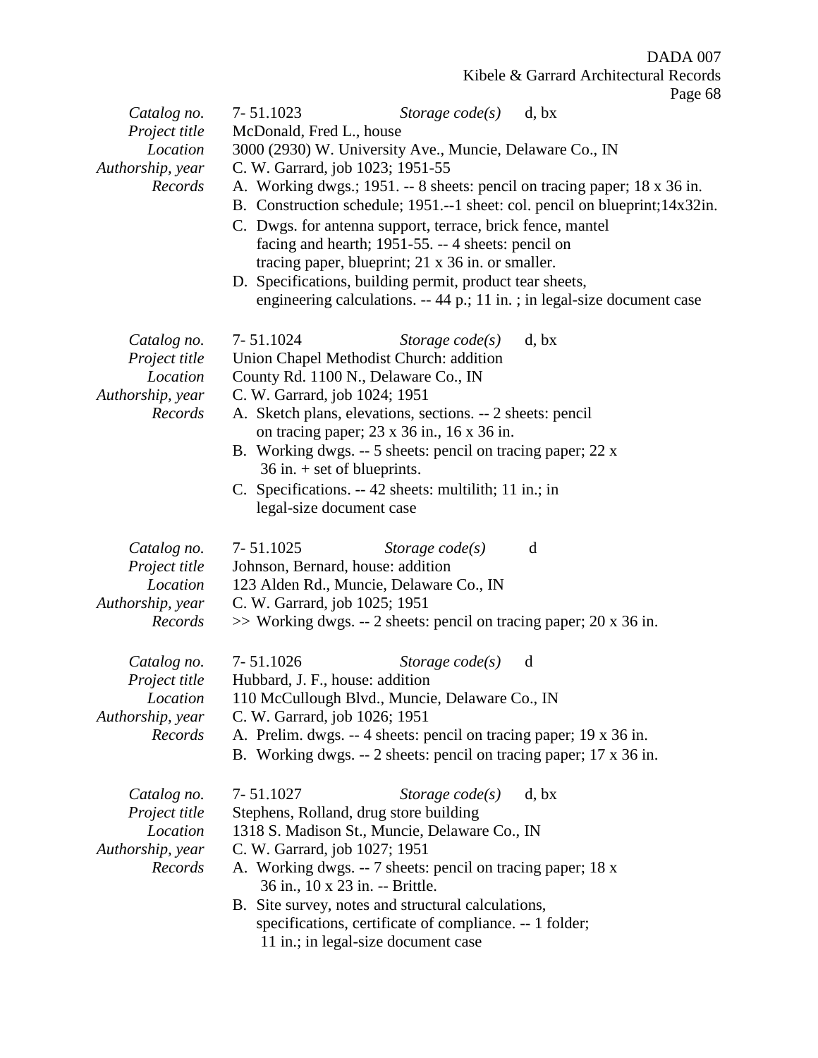*Catalog no.* 7- 51.1023 *Storage code(s)* d, bx
*Project title* McDonald, Fred L., house
*Location* 3000 (2930) W. University Ave., Muncie, Delaware Co., IN
*Authorship, year* C. W. Garrard, job 1023; 1951-55
*Records*
A. Working dwgs.; 1951. -- 8 sheets: pencil on tracing paper; 18 x 36 in.
B. Construction schedule; 1951.--1 sheet: col. pencil on blueprint;14x32in.
C. Dwgs. for antenna support, terrace, brick fence, mantel facing and hearth; 1951-55. -- 4 sheets: pencil on tracing paper, blueprint; 21 x 36 in. or smaller.
D. Specifications, building permit, product tear sheets, engineering calculations. -- 44 p.; 11 in. ; in legal-size document case

*Catalog no.* 7- 51.1024 *Storage code(s)* d, bx
*Project title* Union Chapel Methodist Church: addition
*Location* County Rd. 1100 N., Delaware Co., IN
*Authorship, year* C. W. Garrard, job 1024; 1951
*Records*
A. Sketch plans, elevations, sections. -- 2 sheets: pencil on tracing paper; 23 x 36 in., 16 x 36 in.
B. Working dwgs. -- 5 sheets: pencil on tracing paper; 22 x 36 in. + set of blueprints.
C. Specifications. -- 42 sheets: multilith; 11 in.; in legal-size document case

*Catalog no.* 7- 51.1025 *Storage code(s)* d
*Project title* Johnson, Bernard, house: addition
*Location* 123 Alden Rd., Muncie, Delaware Co., IN
*Authorship, year* C. W. Garrard, job 1025; 1951
*Records* >> Working dwgs. -- 2 sheets: pencil on tracing paper; 20 x 36 in.

*Catalog no.* 7- 51.1026 *Storage code(s)* d
*Project title* Hubbard, J. F., house: addition
*Location* 110 McCullough Blvd., Muncie, Delaware Co., IN
*Authorship, year* C. W. Garrard, job 1026; 1951
*Records*
A. Prelim. dwgs. -- 4 sheets: pencil on tracing paper; 19 x 36 in.
B. Working dwgs. -- 2 sheets: pencil on tracing paper; 17 x 36 in.

*Catalog no.* 7- 51.1027 *Storage code(s)* d, bx
*Project title* Stephens, Rolland, drug store building
*Location* 1318 S. Madison St., Muncie, Delaware Co., IN
*Authorship, year* C. W. Garrard, job 1027; 1951
*Records*
A. Working dwgs. -- 7 sheets: pencil on tracing paper; 18 x 36 in., 10 x 23 in. -- Brittle.
B. Site survey, notes and structural calculations, specifications, certificate of compliance. -- 1 folder; 11 in.; in legal-size document case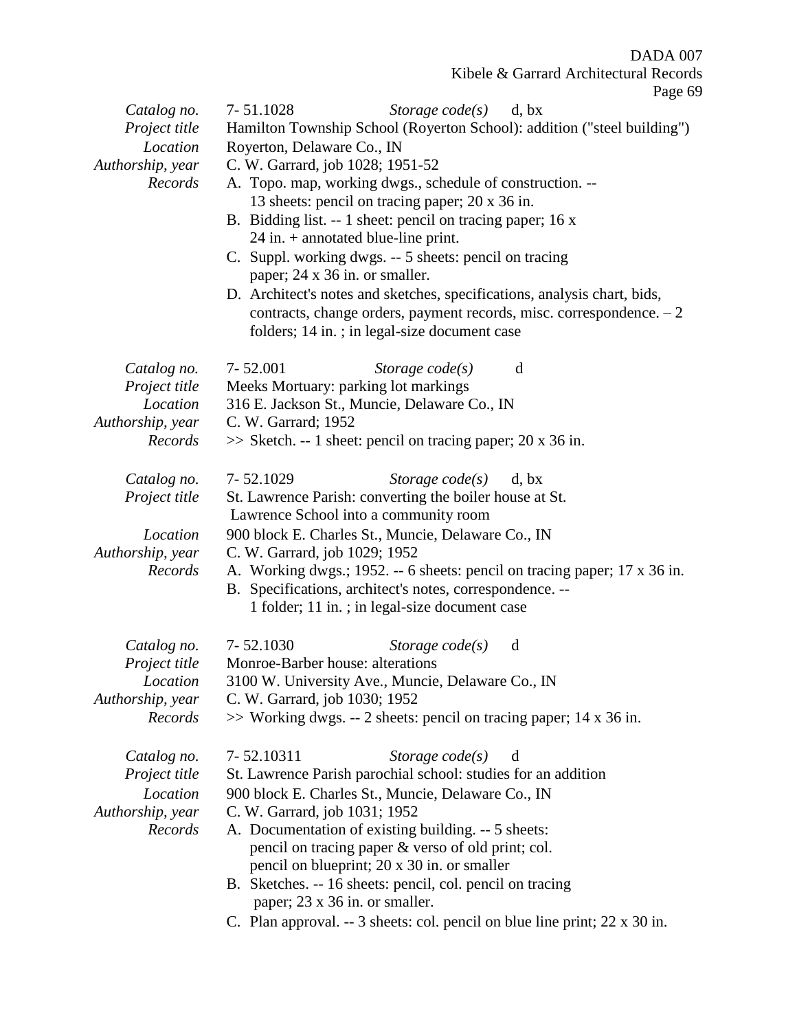| | |
|---|---|
| *Catalog no.* | 7- 51.1028 *Storage code(s)* d, bx |
| *Project title* | Hamilton Township School (Royerton School): addition ("steel building") |
| *Location* | Royerton, Delaware Co., IN |
| *Authorship, year* | C. W. Garrard, job 1028; 1951-52 |
| *Records* | A. Topo. map, working dwgs., schedule of construction. -- 13 sheets: pencil on tracing paper; 20 x 36 in.<br>B. Bidding list. -- 1 sheet: pencil on tracing paper; 16 x 24 in. + annotated blue-line print.<br>C. Suppl. working dwgs. -- 5 sheets: pencil on tracing paper; 24 x 36 in. or smaller.<br>D. Architect's notes and sketches, specifications, analysis chart, bids, contracts, change orders, payment records, misc. correspondence. – 2 folders; 14 in. ; in legal-size document case |

| | |
|---|---|
| *Catalog no.* | 7- 52.001 *Storage code(s)* d |
| *Project title* | Meeks Mortuary: parking lot markings |
| *Location* | 316 E. Jackson St., Muncie, Delaware Co., IN |
| *Authorship, year* | C. W. Garrard; 1952 |
| *Records* | >> Sketch. -- 1 sheet: pencil on tracing paper; 20 x 36 in. |

| | |
|---|---|
| *Catalog no.* | 7- 52.1029 *Storage code(s)* d, bx |
| *Project title* | St. Lawrence Parish: converting the boiler house at St. Lawrence School into a community room |
| *Location* | 900 block E. Charles St., Muncie, Delaware Co., IN |
| *Authorship, year* | C. W. Garrard, job 1029; 1952 |
| *Records* | A. Working dwgs.; 1952. -- 6 sheets: pencil on tracing paper; 17 x 36 in.<br>B. Specifications, architect's notes, correspondence. -- 1 folder; 11 in. ; in legal-size document case |

| | |
|---|---|
| *Catalog no.* | 7- 52.1030 *Storage code(s)* d |
| *Project title* | Monroe-Barber house: alterations |
| *Location* | 3100 W. University Ave., Muncie, Delaware Co., IN |
| *Authorship, year* | C. W. Garrard, job 1030; 1952 |
| *Records* | >> Working dwgs. -- 2 sheets: pencil on tracing paper; 14 x 36 in. |

| | |
|---|---|
| *Catalog no.* | 7- 52.10311 *Storage code(s)* d |
| *Project title* | St. Lawrence Parish parochial school: studies for an addition |
| *Location* | 900 block E. Charles St., Muncie, Delaware Co., IN |
| *Authorship, year* | C. W. Garrard, job 1031; 1952 |
| *Records* | A. Documentation of existing building. -- 5 sheets: pencil on tracing paper & verso of old print; col. pencil on blueprint; 20 x 30 in. or smaller<br>B. Sketches. -- 16 sheets: pencil, col. pencil on tracing paper; 23 x 36 in. or smaller.<br>C. Plan approval. -- 3 sheets: col. pencil on blue line print; 22 x 30 in. |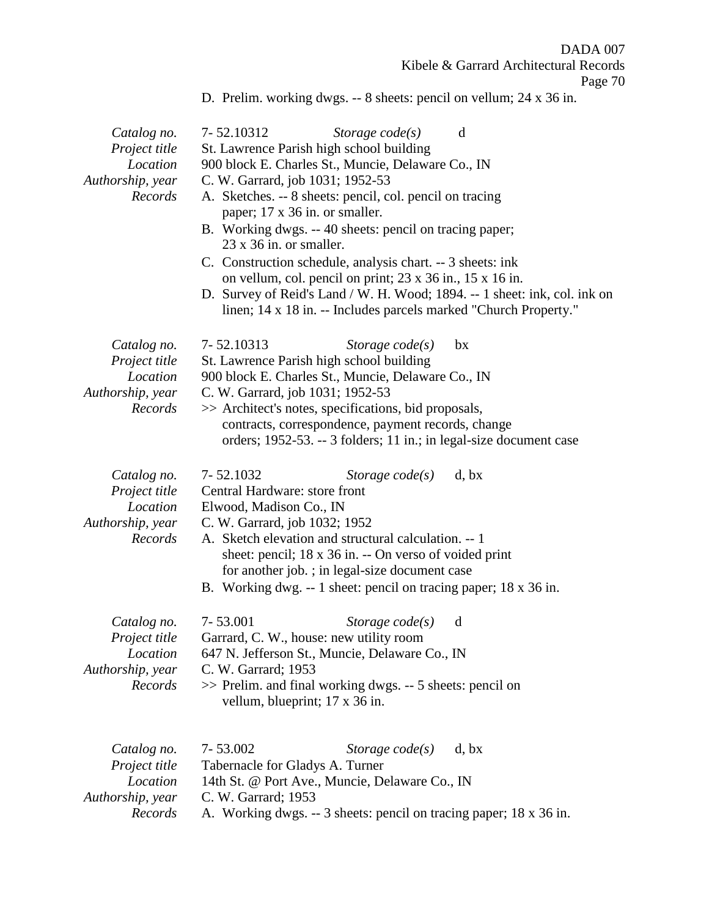D. Prelim. working dwgs. -- 8 sheets: pencil on vellum; 24 x 36 in.

| | |
|---|---|
| *Catalog no.* | 7- 52.10312 *Storage code(s)* d |
| *Project title* | St. Lawrence Parish high school building |
| *Location* | 900 block E. Charles St., Muncie, Delaware Co., IN |
| *Authorship, year* | C. W. Garrard, job 1031; 1952-53 |
| *Records* | A. Sketches. -- 8 sheets: pencil, col. pencil on tracing paper; 17 x 36 in. or smaller.<br>B. Working dwgs. -- 40 sheets: pencil on tracing paper; 23 x 36 in. or smaller.<br>C. Construction schedule, analysis chart. -- 3 sheets: ink on vellum, col. pencil on print; 23 x 36 in., 15 x 16 in.<br>D. Survey of Reid's Land / W. H. Wood; 1894. -- 1 sheet: ink, col. ink on linen; 14 x 18 in. -- Includes parcels marked "Church Property." |

| | |
|---|---|
| *Catalog no.* | 7- 52.10313 *Storage code(s)* bx |
| *Project title* | St. Lawrence Parish high school building |
| *Location* | 900 block E. Charles St., Muncie, Delaware Co., IN |
| *Authorship, year* | C. W. Garrard, job 1031; 1952-53 |
| *Records* | >> Architect's notes, specifications, bid proposals, contracts, correspondence, payment records, change orders; 1952-53. -- 3 folders; 11 in.; in legal-size document case |

| | |
|---|---|
| *Catalog no.* | 7- 52.1032 *Storage code(s)* d, bx |
| *Project title* | Central Hardware: store front |
| *Location* | Elwood, Madison Co., IN |
| *Authorship, year* | C. W. Garrard, job 1032; 1952 |
| *Records* | A. Sketch elevation and structural calculation. -- 1 sheet: pencil; 18 x 36 in. -- On verso of voided print for another job. ; in legal-size document case<br>B. Working dwg. -- 1 sheet: pencil on tracing paper; 18 x 36 in. |

| | |
|---|---|
| *Catalog no.* | 7- 53.001 *Storage code(s)* d |
| *Project title* | Garrard, C. W., house: new utility room |
| *Location* | 647 N. Jefferson St., Muncie, Delaware Co., IN |
| *Authorship, year* | C. W. Garrard; 1953 |
| *Records* | >> Prelim. and final working dwgs. -- 5 sheets: pencil on vellum, blueprint; 17 x 36 in. |

| | |
|---|---|
| *Catalog no.* | 7- 53.002 *Storage code(s)* d, bx |
| *Project title* | Tabernacle for Gladys A. Turner |
| *Location* | 14th St. @ Port Ave., Muncie, Delaware Co., IN |
| *Authorship, year* | C. W. Garrard; 1953 |
| *Records* | A. Working dwgs. -- 3 sheets: pencil on tracing paper; 18 x 36 in. |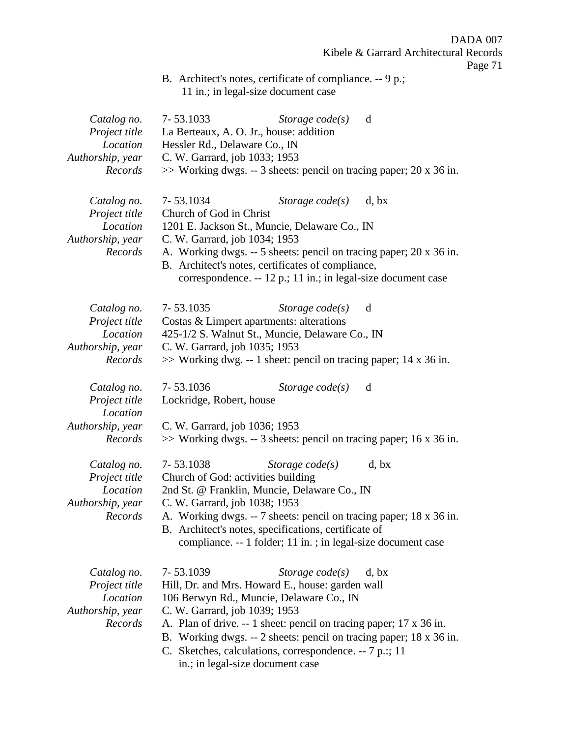B. Architect's notes, certificate of compliance. -- 9 p.; 11 in.; in legal-size document case

*Catalog no.* 7- 53.1033 *Storage code(s)* d
*Project title* La Berteaux, A. O. Jr., house: addition
*Location* Hessler Rd., Delaware Co., IN
*Authorship, year* C. W. Garrard, job 1033; 1953
*Records* >> Working dwgs. -- 3 sheets: pencil on tracing paper; 20 x 36 in.

*Catalog no.* 7- 53.1034 *Storage code(s)* d, bx
*Project title* Church of God in Christ
*Location* 1201 E. Jackson St., Muncie, Delaware Co., IN
*Authorship, year* C. W. Garrard, job 1034; 1953
*Records* A. Working dwgs. -- 5 sheets: pencil on tracing paper; 20 x 36 in.
B. Architect's notes, certificates of compliance, correspondence. -- 12 p.; 11 in.; in legal-size document case

*Catalog no.* 7- 53.1035 *Storage code(s)* d
*Project title* Costas & Limpert apartments: alterations
*Location* 425-1/2 S. Walnut St., Muncie, Delaware Co., IN
*Authorship, year* C. W. Garrard, job 1035; 1953
*Records* >> Working dwg. -- 1 sheet: pencil on tracing paper; 14 x 36 in.

*Catalog no.* 7- 53.1036 *Storage code(s)* d
*Project title* Lockridge, Robert, house
*Location*
*Authorship, year* C. W. Garrard, job 1036; 1953
*Records* >> Working dwgs. -- 3 sheets: pencil on tracing paper; 16 x 36 in.

*Catalog no.* 7- 53.1038 *Storage code(s)* d, bx
*Project title* Church of God: activities building
*Location* 2nd St. @ Franklin, Muncie, Delaware Co., IN
*Authorship, year* C. W. Garrard, job 1038; 1953
*Records* A. Working dwgs. -- 7 sheets: pencil on tracing paper; 18 x 36 in.
B. Architect's notes, specifications, certificate of compliance. -- 1 folder; 11 in. ; in legal-size document case

*Catalog no.* 7- 53.1039 *Storage code(s)* d, bx
*Project title* Hill, Dr. and Mrs. Howard E., house: garden wall
*Location* 106 Berwyn Rd., Muncie, Delaware Co., IN
*Authorship, year* C. W. Garrard, job 1039; 1953
*Records* A. Plan of drive. -- 1 sheet: pencil on tracing paper; 17 x 36 in.
B. Working dwgs. -- 2 sheets: pencil on tracing paper; 18 x 36 in.
C. Sketches, calculations, correspondence. -- 7 p.:; 11 in.; in legal-size document case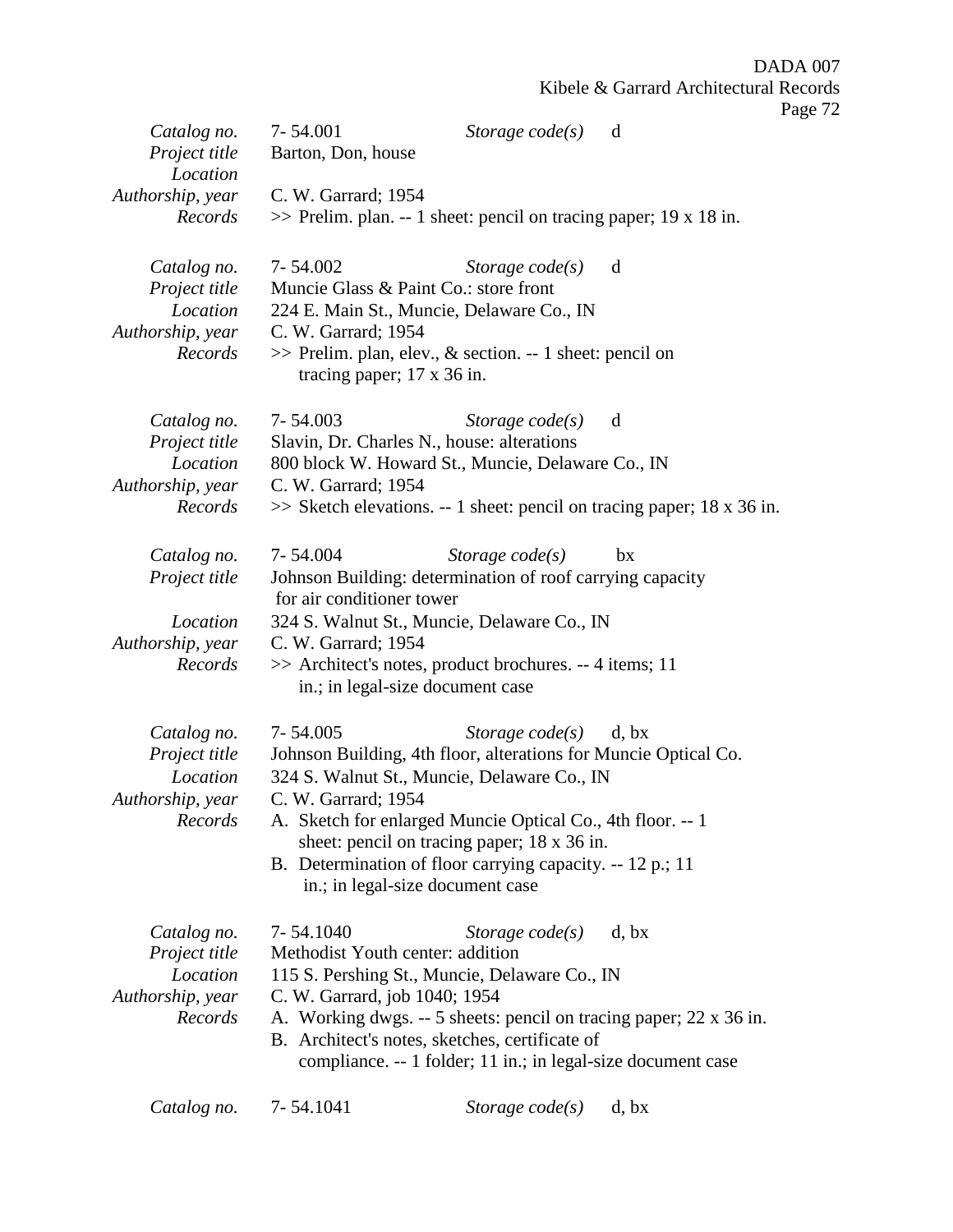| | | | |
|---|---|---|---|
| *Catalog no.* | 7- 54.001 | *Storage code(s)* | d |
| *Project title* | Barton, Don, house | | |
| *Location* | | | |
| *Authorship, year* | C. W. Garrard; 1954 | | |
| *Records* | >> Prelim. plan. -- 1 sheet: pencil on tracing paper; 19 x 18 in. | | |

| | | | |
|---|---|---|---|
| *Catalog no.* | 7- 54.002 | *Storage code(s)* | d |
| *Project title* | Muncie Glass & Paint Co.: store front | | |
| *Location* | 224 E. Main St., Muncie, Delaware Co., IN | | |
| *Authorship, year* | C. W. Garrard; 1954 | | |
| *Records* | >> Prelim. plan, elev., & section. -- 1 sheet: pencil on tracing paper; 17 x 36 in. | | |

| | | | |
|---|---|---|---|
| *Catalog no.* | 7- 54.003 | *Storage code(s)* | d |
| *Project title* | Slavin, Dr. Charles N., house: alterations | | |
| *Location* | 800 block W. Howard St., Muncie, Delaware Co., IN | | |
| *Authorship, year* | C. W. Garrard; 1954 | | |
| *Records* | >> Sketch elevations. -- 1 sheet: pencil on tracing paper; 18 x 36 in. | | |

| | | | |
|---|---|---|---|
| *Catalog no.* | 7- 54.004 | *Storage code(s)* | bx |
| *Project title* | Johnson Building: determination of roof carrying capacity for air conditioner tower | | |
| *Location* | 324 S. Walnut St., Muncie, Delaware Co., IN | | |
| *Authorship, year* | C. W. Garrard; 1954 | | |
| *Records* | >> Architect's notes, product brochures. -- 4 items; 11 in.; in legal-size document case | | |

| | | | |
|---|---|---|---|
| *Catalog no.* | 7- 54.005 | *Storage code(s)* | d, bx |
| *Project title* | Johnson Building, 4th floor, alterations for Muncie Optical Co. | | |
| *Location* | 324 S. Walnut St., Muncie, Delaware Co., IN | | |
| *Authorship, year* | C. W. Garrard; 1954 | | |
| *Records* | A. Sketch for enlarged Muncie Optical Co., 4th floor. -- 1 sheet: pencil on tracing paper; 18 x 36 in.<br>B. Determination of floor carrying capacity. -- 12 p.; 11 in.; in legal-size document case | | |

| | | | |
|---|---|---|---|
| *Catalog no.* | 7- 54.1040 | *Storage code(s)* | d, bx |
| *Project title* | Methodist Youth center: addition | | |
| *Location* | 115 S. Pershing St., Muncie, Delaware Co., IN | | |
| *Authorship, year* | C. W. Garrard, job 1040; 1954 | | |
| *Records* | A. Working dwgs. -- 5 sheets: pencil on tracing paper; 22 x 36 in.<br>B. Architect's notes, sketches, certificate of compliance. -- 1 folder; 11 in.; in legal-size document case | | |

| | | | |
|---|---|---|---|
| *Catalog no.* | 7- 54.1041 | *Storage code(s)* | d, bx |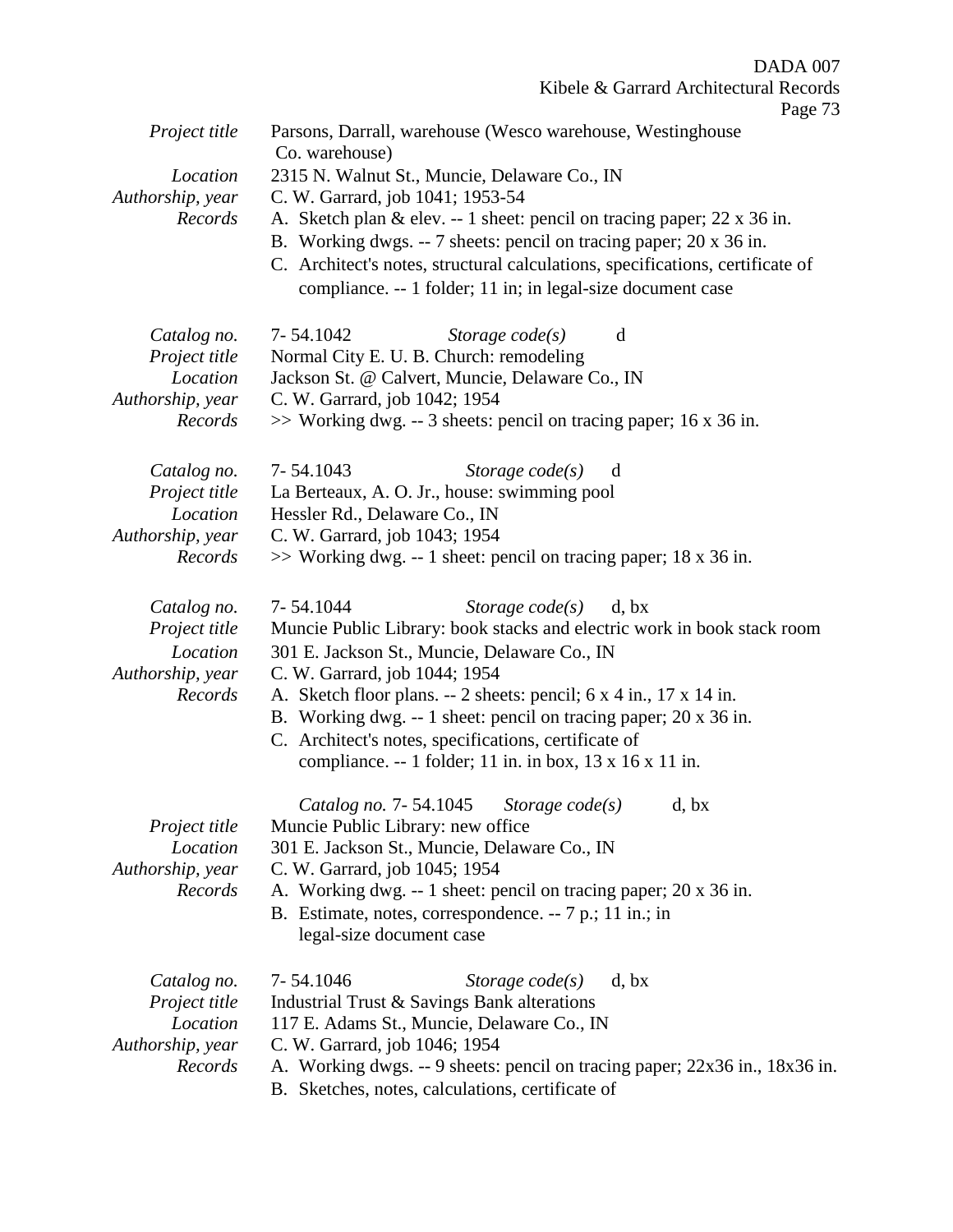*Project title* Parsons, Darrall, warehouse (Wesco warehouse, Westinghouse Co. warehouse)
*Location* 2315 N. Walnut St., Muncie, Delaware Co., IN
*Authorship, year* C. W. Garrard, job 1041; 1953-54
*Records*
A. Sketch plan & elev. -- 1 sheet: pencil on tracing paper; 22 x 36 in.
B. Working dwgs. -- 7 sheets: pencil on tracing paper; 20 x 36 in.
C. Architect's notes, structural calculations, specifications, certificate of compliance. -- 1 folder; 11 in; in legal-size document case

*Catalog no.* 7- 54.1042 *Storage code(s)* d
*Project title* Normal City E. U. B. Church: remodeling
*Location* Jackson St. @ Calvert, Muncie, Delaware Co., IN
*Authorship, year* C. W. Garrard, job 1042; 1954
*Records* >> Working dwg. -- 3 sheets: pencil on tracing paper; 16 x 36 in.

*Catalog no.* 7- 54.1043 *Storage code(s)* d
*Project title* La Berteaux, A. O. Jr., house: swimming pool
*Location* Hessler Rd., Delaware Co., IN
*Authorship, year* C. W. Garrard, job 1043; 1954
*Records* >> Working dwg. -- 1 sheet: pencil on tracing paper; 18 x 36 in.

*Catalog no.* 7- 54.1044 *Storage code(s)* d, bx
*Project title* Muncie Public Library: book stacks and electric work in book stack room
*Location* 301 E. Jackson St., Muncie, Delaware Co., IN
*Authorship, year* C. W. Garrard, job 1044; 1954
*Records*
A. Sketch floor plans. -- 2 sheets: pencil; 6 x 4 in., 17 x 14 in.
B. Working dwg. -- 1 sheet: pencil on tracing paper; 20 x 36 in.
C. Architect's notes, specifications, certificate of compliance. -- 1 folder; 11 in. in box, 13 x 16 x 11 in.

*Catalog no.* 7- 54.1045 *Storage code(s)* d, bx
*Project title* Muncie Public Library: new office
*Location* 301 E. Jackson St., Muncie, Delaware Co., IN
*Authorship, year* C. W. Garrard, job 1045; 1954
*Records*
A. Working dwg. -- 1 sheet: pencil on tracing paper; 20 x 36 in.
B. Estimate, notes, correspondence. -- 7 p.; 11 in.; in legal-size document case

*Catalog no.* 7- 54.1046 *Storage code(s)* d, bx
*Project title* Industrial Trust & Savings Bank alterations
*Location* 117 E. Adams St., Muncie, Delaware Co., IN
*Authorship, year* C. W. Garrard, job 1046; 1954
*Records*
A. Working dwgs. -- 9 sheets: pencil on tracing paper; 22x36 in., 18x36 in.
B. Sketches, notes, calculations, certificate of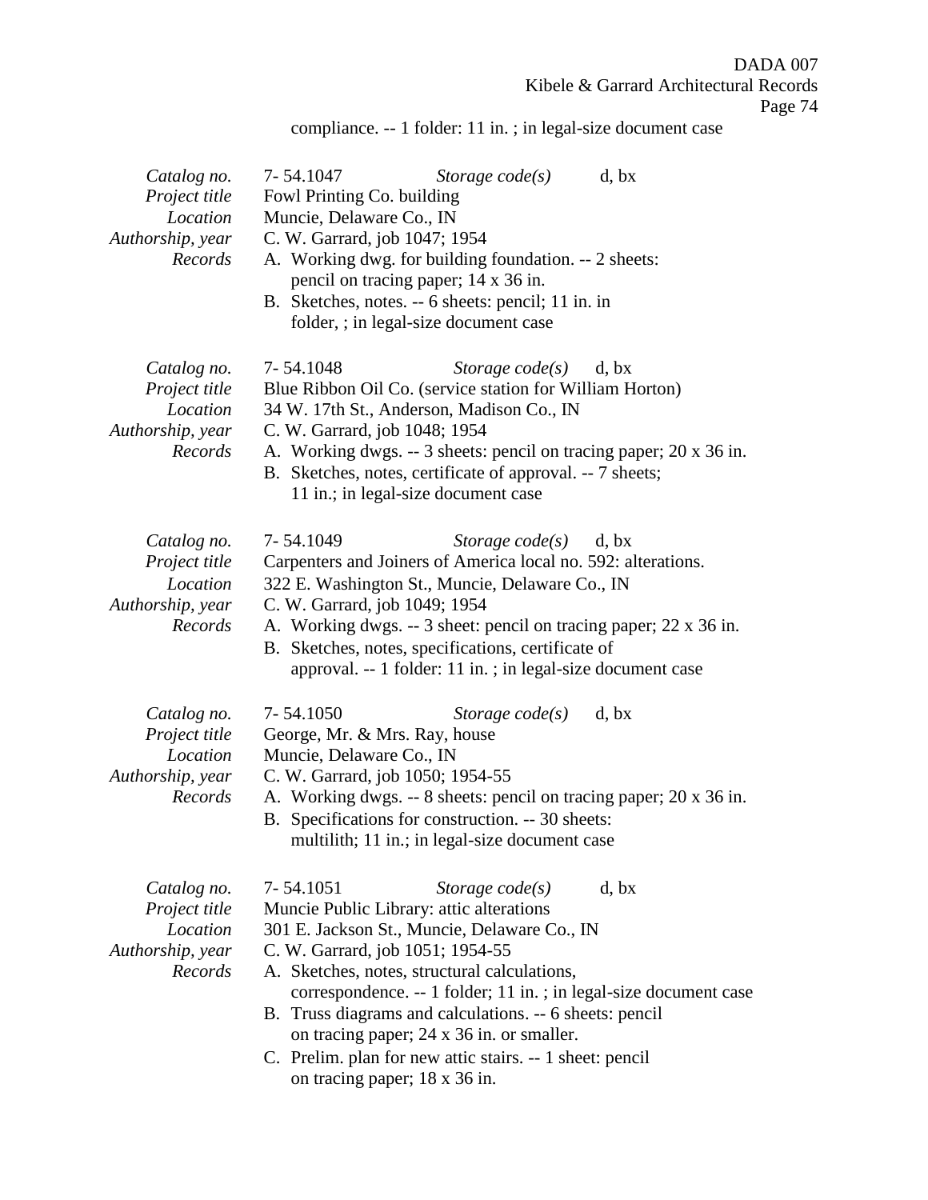compliance. -- 1 folder: 11 in. ; in legal-size document case

| | |
|---|---|
| *Catalog no.* | 7- 54.1047 *Storage code(s)* d, bx |
| *Project title* | Fowl Printing Co. building |
| *Location* | Muncie, Delaware Co., IN |
| *Authorship, year* | C. W. Garrard, job 1047; 1954 |
| *Records* | A. Working dwg. for building foundation. -- 2 sheets: pencil on tracing paper; 14 x 36 in.<br>B. Sketches, notes. -- 6 sheets: pencil; 11 in. in folder, ; in legal-size document case |

| | |
|---|---|
| *Catalog no.* | 7- 54.1048 *Storage code(s)* d, bx |
| *Project title* | Blue Ribbon Oil Co. (service station for William Horton) |
| *Location* | 34 W. 17th St., Anderson, Madison Co., IN |
| *Authorship, year* | C. W. Garrard, job 1048; 1954 |
| *Records* | A. Working dwgs. -- 3 sheets: pencil on tracing paper; 20 x 36 in.<br>B. Sketches, notes, certificate of approval. -- 7 sheets; 11 in.; in legal-size document case |

| | |
|---|---|
| *Catalog no.* | 7- 54.1049 *Storage code(s)* d, bx |
| *Project title* | Carpenters and Joiners of America local no. 592: alterations. |
| *Location* | 322 E. Washington St., Muncie, Delaware Co., IN |
| *Authorship, year* | C. W. Garrard, job 1049; 1954 |
| *Records* | A. Working dwgs. -- 3 sheet: pencil on tracing paper; 22 x 36 in.<br>B. Sketches, notes, specifications, certificate of approval. -- 1 folder: 11 in. ; in legal-size document case |

| | |
|---|---|
| *Catalog no.* | 7- 54.1050 *Storage code(s)* d, bx |
| *Project title* | George, Mr. & Mrs. Ray, house |
| *Location* | Muncie, Delaware Co., IN |
| *Authorship, year* | C. W. Garrard, job 1050; 1954-55 |
| *Records* | A. Working dwgs. -- 8 sheets: pencil on tracing paper; 20 x 36 in.<br>B. Specifications for construction. -- 30 sheets: multilith; 11 in.; in legal-size document case |

| | |
|---|---|
| *Catalog no.* | 7- 54.1051 *Storage code(s)* d, bx |
| *Project title* | Muncie Public Library: attic alterations |
| *Location* | 301 E. Jackson St., Muncie, Delaware Co., IN |
| *Authorship, year* | C. W. Garrard, job 1051; 1954-55 |
| *Records* | A. Sketches, notes, structural calculations, correspondence. -- 1 folder; 11 in. ; in legal-size document case<br>B. Truss diagrams and calculations. -- 6 sheets: pencil on tracing paper; 24 x 36 in. or smaller.<br>C. Prelim. plan for new attic stairs. -- 1 sheet: pencil on tracing paper; 18 x 36 in. |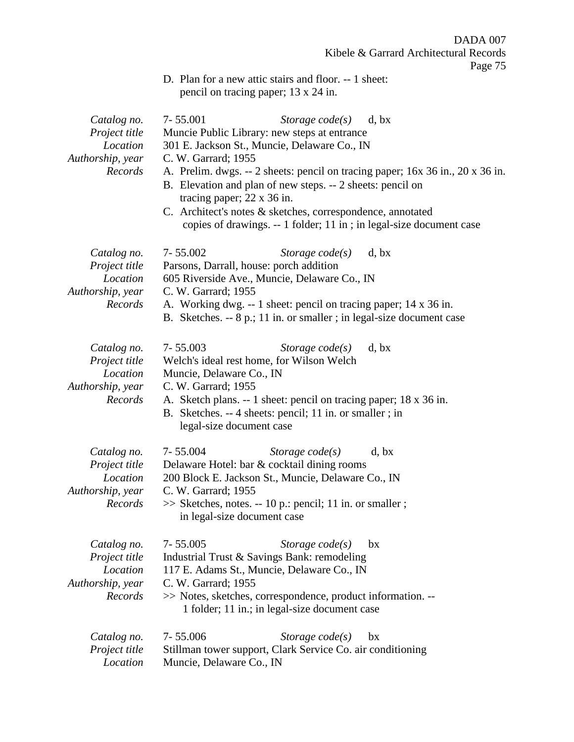D. Plan for a new attic stairs and floor. -- 1 sheet: pencil on tracing paper; 13 x 24 in.

*Catalog no.* 7- 55.001 *Storage code(s)* d, bx
*Project title* Muncie Public Library: new steps at entrance
*Location* 301 E. Jackson St., Muncie, Delaware Co., IN
*Authorship, year* C. W. Garrard; 1955
*Records*
A. Prelim. dwgs. -- 2 sheets: pencil on tracing paper; 16x 36 in., 20 x 36 in.
B. Elevation and plan of new steps. -- 2 sheets: pencil on tracing paper; 22 x 36 in.
C. Architect's notes & sketches, correspondence, annotated copies of drawings. -- 1 folder; 11 in ; in legal-size document case

*Catalog no.* 7- 55.002 *Storage code(s)* d, bx
*Project title* Parsons, Darrall, house: porch addition
*Location* 605 Riverside Ave., Muncie, Delaware Co., IN
*Authorship, year* C. W. Garrard; 1955
*Records*
A. Working dwg. -- 1 sheet: pencil on tracing paper; 14 x 36 in.
B. Sketches. -- 8 p.; 11 in. or smaller ; in legal-size document case

*Catalog no.* 7- 55.003 *Storage code(s)* d, bx
*Project title* Welch's ideal rest home, for Wilson Welch
*Location* Muncie, Delaware Co., IN
*Authorship, year* C. W. Garrard; 1955
*Records*
A. Sketch plans. -- 1 sheet: pencil on tracing paper; 18 x 36 in.
B. Sketches. -- 4 sheets: pencil; 11 in. or smaller ; in legal-size document case

*Catalog no.* 7- 55.004 *Storage code(s)* d, bx
*Project title* Delaware Hotel: bar & cocktail dining rooms
*Location* 200 Block E. Jackson St., Muncie, Delaware Co., IN
*Authorship, year* C. W. Garrard; 1955
*Records*
>> Sketches, notes. -- 10 p.: pencil; 11 in. or smaller ; in legal-size document case

*Catalog no.* 7- 55.005 *Storage code(s)* bx
*Project title* Industrial Trust & Savings Bank: remodeling
*Location* 117 E. Adams St., Muncie, Delaware Co., IN
*Authorship, year* C. W. Garrard; 1955
*Records*
>> Notes, sketches, correspondence, product information. -- 1 folder; 11 in.; in legal-size document case

*Catalog no.* 7- 55.006 *Storage code(s)* bx
*Project title* Stillman tower support, Clark Service Co. air conditioning
*Location* Muncie, Delaware Co., IN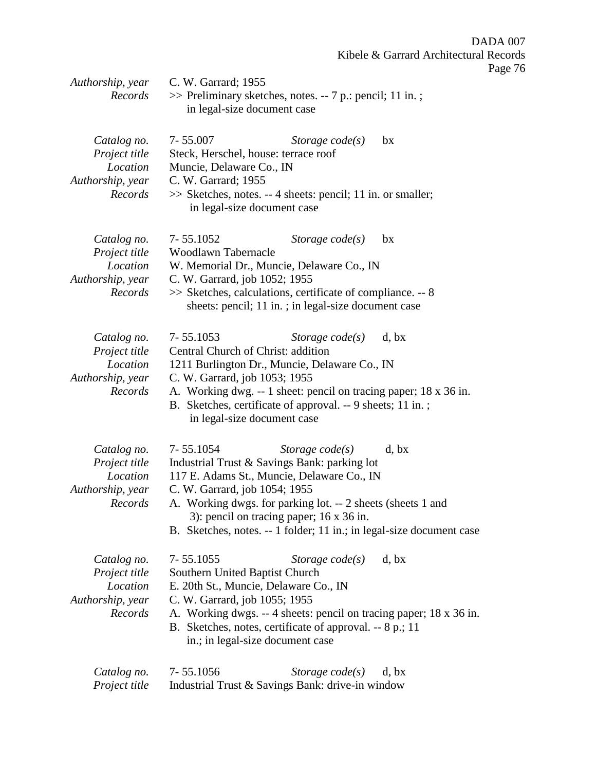*Authorship, year* C. W. Garrard; 1955
*Records* >> Preliminary sketches, notes. -- 7 p.: pencil; 11 in. ; in legal-size document case

*Catalog no.* 7- 55.007 *Storage code(s)* bx
*Project title* Steck, Herschel, house: terrace roof
*Location* Muncie, Delaware Co., IN
*Authorship, year* C. W. Garrard; 1955
*Records* >> Sketches, notes. -- 4 sheets: pencil; 11 in. or smaller; in legal-size document case

*Catalog no.* 7- 55.1052 *Storage code(s)* bx
*Project title* Woodlawn Tabernacle
*Location* W. Memorial Dr., Muncie, Delaware Co., IN
*Authorship, year* C. W. Garrard, job 1052; 1955
*Records* >> Sketches, calculations, certificate of compliance. -- 8 sheets: pencil; 11 in. ; in legal-size document case

*Catalog no.* 7- 55.1053 *Storage code(s)* d, bx
*Project title* Central Church of Christ: addition
*Location* 1211 Burlington Dr., Muncie, Delaware Co., IN
*Authorship, year* C. W. Garrard, job 1053; 1955
*Records*
A. Working dwg. -- 1 sheet: pencil on tracing paper; 18 x 36 in.
B. Sketches, certificate of approval. -- 9 sheets; 11 in. ; in legal-size document case

*Catalog no.* 7- 55.1054 *Storage code(s)* d, bx
*Project title* Industrial Trust & Savings Bank: parking lot
*Location* 117 E. Adams St., Muncie, Delaware Co., IN
*Authorship, year* C. W. Garrard, job 1054; 1955
*Records*
A. Working dwgs. for parking lot. -- 2 sheets (sheets 1 and 3): pencil on tracing paper; 16 x 36 in.
B. Sketches, notes. -- 1 folder; 11 in.; in legal-size document case

*Catalog no.* 7- 55.1055 *Storage code(s)* d, bx
*Project title* Southern United Baptist Church
*Location* E. 20th St., Muncie, Delaware Co., IN
*Authorship, year* C. W. Garrard, job 1055; 1955
*Records*
A. Working dwgs. -- 4 sheets: pencil on tracing paper; 18 x 36 in.
B. Sketches, notes, certificate of approval. -- 8 p.; 11 in.; in legal-size document case

*Catalog no.* 7- 55.1056 *Storage code(s)* d, bx
*Project title* Industrial Trust & Savings Bank: drive-in window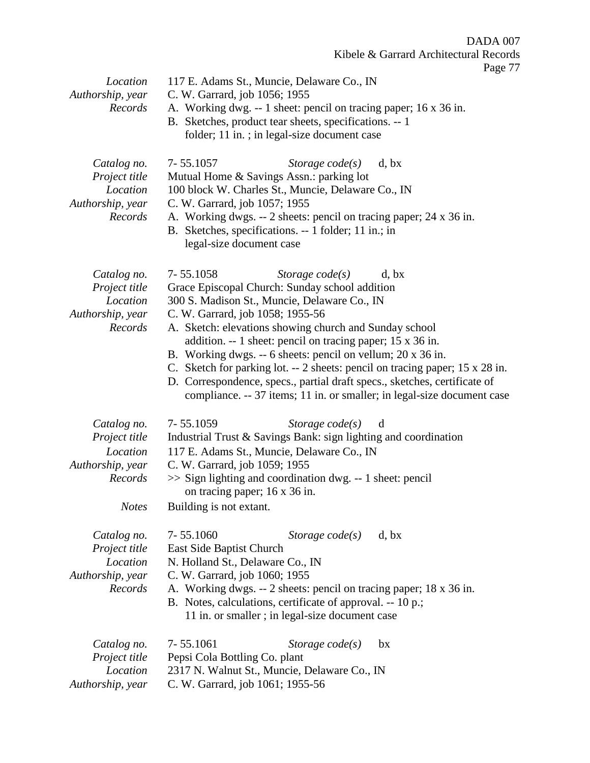*Location* 117 E. Adams St., Muncie, Delaware Co., IN
*Authorship, year* C. W. Garrard, job 1056; 1955
*Records*
A. Working dwg. -- 1 sheet: pencil on tracing paper; 16 x 36 in.
B. Sketches, product tear sheets, specifications. -- 1 folder; 11 in. ; in legal-size document case

*Catalog no.* 7- 55.1057 *Storage code(s)* d, bx
*Project title* Mutual Home & Savings Assn.: parking lot
*Location* 100 block W. Charles St., Muncie, Delaware Co., IN
*Authorship, year* C. W. Garrard, job 1057; 1955
*Records*
A. Working dwgs. -- 2 sheets: pencil on tracing paper; 24 x 36 in.
B. Sketches, specifications. -- 1 folder; 11 in.; in legal-size document case

*Catalog no.* 7- 55.1058 *Storage code(s)* d, bx
*Project title* Grace Episcopal Church: Sunday school addition
*Location* 300 S. Madison St., Muncie, Delaware Co., IN
*Authorship, year* C. W. Garrard, job 1058; 1955-56
*Records*
A. Sketch: elevations showing church and Sunday school addition. -- 1 sheet: pencil on tracing paper; 15 x 36 in.
B. Working dwgs. -- 6 sheets: pencil on vellum; 20 x 36 in.
C. Sketch for parking lot. -- 2 sheets: pencil on tracing paper; 15 x 28 in.
D. Correspondence, specs., partial draft specs., sketches, certificate of compliance. -- 37 items; 11 in. or smaller; in legal-size document case

*Catalog no.* 7- 55.1059 *Storage code(s)* d
*Project title* Industrial Trust & Savings Bank: sign lighting and coordination
*Location* 117 E. Adams St., Muncie, Delaware Co., IN
*Authorship, year* C. W. Garrard, job 1059; 1955
*Records*
>> Sign lighting and coordination dwg. -- 1 sheet: pencil on tracing paper; 16 x 36 in.
*Notes* Building is not extant.

*Catalog no.* 7- 55.1060 *Storage code(s)* d, bx
*Project title* East Side Baptist Church
*Location* N. Holland St., Delaware Co., IN
*Authorship, year* C. W. Garrard, job 1060; 1955
*Records*
A. Working dwgs. -- 2 sheets: pencil on tracing paper; 18 x 36 in.
B. Notes, calculations, certificate of approval. -- 10 p.; 11 in. or smaller ; in legal-size document case

*Catalog no.* 7- 55.1061 *Storage code(s)* bx
*Project title* Pepsi Cola Bottling Co. plant
*Location* 2317 N. Walnut St., Muncie, Delaware Co., IN
*Authorship, year* C. W. Garrard, job 1061; 1955-56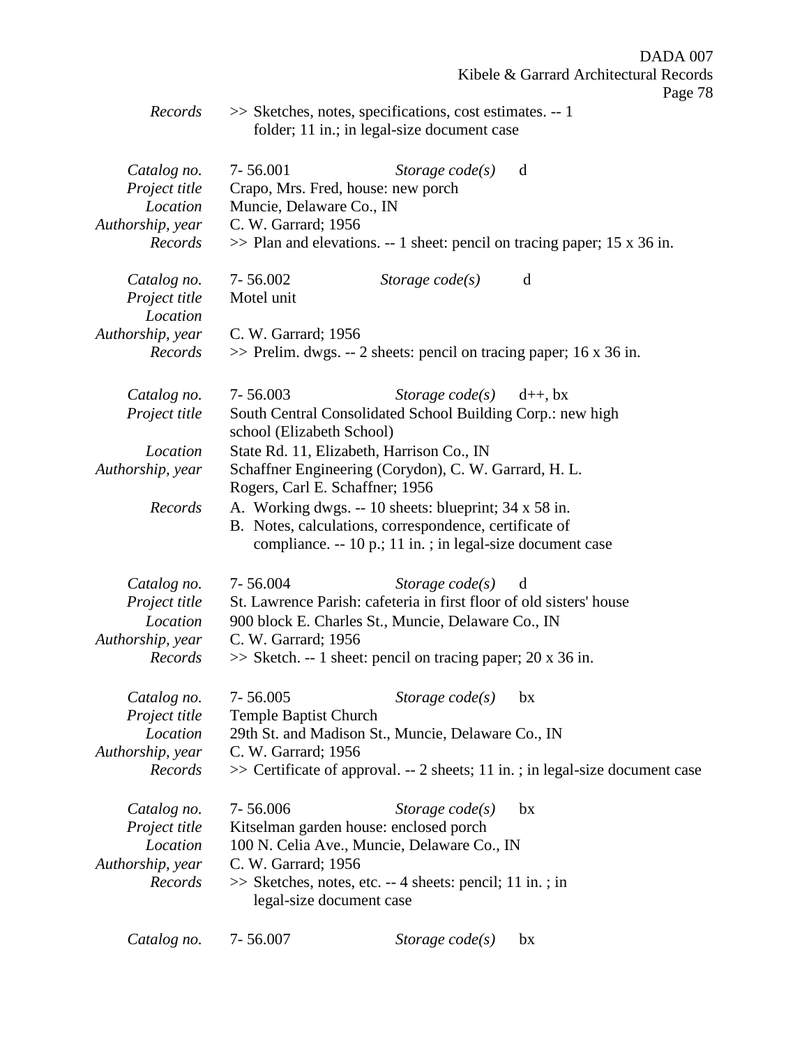*Records* >> Sketches, notes, specifications, cost estimates. -- 1 folder; 11 in.; in legal-size document case

*Catalog no.* 7- 56.001 *Storage code(s)* d
*Project title* Crapo, Mrs. Fred, house: new porch
*Location* Muncie, Delaware Co., IN
*Authorship, year* C. W. Garrard; 1956
*Records* >> Plan and elevations. -- 1 sheet: pencil on tracing paper; 15 x 36 in.

*Catalog no.* 7- 56.002 *Storage code(s)* d
*Project title* Motel unit
*Location*
*Authorship, year* C. W. Garrard; 1956
*Records* >> Prelim. dwgs. -- 2 sheets: pencil on tracing paper; 16 x 36 in.

*Catalog no.* 7- 56.003 *Storage code(s)* d++, bx
*Project title* South Central Consolidated School Building Corp.: new high school (Elizabeth School)
*Location* State Rd. 11, Elizabeth, Harrison Co., IN
*Authorship, year* Schaffner Engineering (Corydon), C. W. Garrard, H. L. Rogers, Carl E. Schaffner; 1956
*Records* A. Working dwgs. -- 10 sheets: blueprint; 34 x 58 in.
B. Notes, calculations, correspondence, certificate of compliance. -- 10 p.; 11 in. ; in legal-size document case

*Catalog no.* 7- 56.004 *Storage code(s)* d
*Project title* St. Lawrence Parish: cafeteria in first floor of old sisters' house
*Location* 900 block E. Charles St., Muncie, Delaware Co., IN
*Authorship, year* C. W. Garrard; 1956
*Records* >> Sketch. -- 1 sheet: pencil on tracing paper; 20 x 36 in.

*Catalog no.* 7- 56.005 *Storage code(s)* bx
*Project title* Temple Baptist Church
*Location* 29th St. and Madison St., Muncie, Delaware Co., IN
*Authorship, year* C. W. Garrard; 1956
*Records* >> Certificate of approval. -- 2 sheets; 11 in. ; in legal-size document case

*Catalog no.* 7- 56.006 *Storage code(s)* bx
*Project title* Kitselman garden house: enclosed porch
*Location* 100 N. Celia Ave., Muncie, Delaware Co., IN
*Authorship, year* C. W. Garrard; 1956
*Records* >> Sketches, notes, etc. -- 4 sheets: pencil; 11 in. ; in legal-size document case

*Catalog no.* 7- 56.007 *Storage code(s)* bx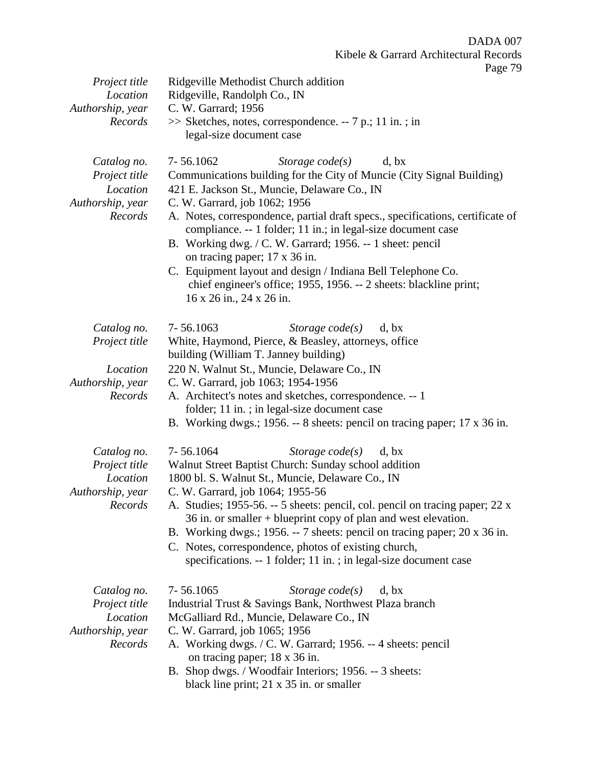*Project title* Ridgeville Methodist Church addition
*Location* Ridgeville, Randolph Co., IN
*Authorship, year* C. W. Garrard; 1956
*Records* >> Sketches, notes, correspondence. -- 7 p.; 11 in. ; in legal-size document case

*Catalog no.* 7- 56.1062 *Storage code(s)* d, bx
*Project title* Communications building for the City of Muncie (City Signal Building)
*Location* 421 E. Jackson St., Muncie, Delaware Co., IN
*Authorship, year* C. W. Garrard, job 1062; 1956
*Records*
A. Notes, correspondence, partial draft specs., specifications, certificate of compliance. -- 1 folder; 11 in.; in legal-size document case
B. Working dwg. / C. W. Garrard; 1956. -- 1 sheet: pencil on tracing paper; 17 x 36 in.
C. Equipment layout and design / Indiana Bell Telephone Co. chief engineer's office; 1955, 1956. -- 2 sheets: blackline print; 16 x 26 in., 24 x 26 in.

*Catalog no.* 7- 56.1063 *Storage code(s)* d, bx
*Project title* White, Haymond, Pierce, & Beasley, attorneys, office building (William T. Janney building)
*Location* 220 N. Walnut St., Muncie, Delaware Co., IN
*Authorship, year* C. W. Garrard, job 1063; 1954-1956
*Records*
A. Architect's notes and sketches, correspondence. -- 1 folder; 11 in. ; in legal-size document case
B. Working dwgs.; 1956. -- 8 sheets: pencil on tracing paper; 17 x 36 in.

*Catalog no.* 7- 56.1064 *Storage code(s)* d, bx
*Project title* Walnut Street Baptist Church: Sunday school addition
*Location* 1800 bl. S. Walnut St., Muncie, Delaware Co., IN
*Authorship, year* C. W. Garrard, job 1064; 1955-56
*Records*
A. Studies; 1955-56. -- 5 sheets: pencil, col. pencil on tracing paper; 22 x 36 in. or smaller + blueprint copy of plan and west elevation.
B. Working dwgs.; 1956. -- 7 sheets: pencil on tracing paper; 20 x 36 in.
C. Notes, correspondence, photos of existing church, specifications. -- 1 folder; 11 in. ; in legal-size document case

*Catalog no.* 7- 56.1065 *Storage code(s)* d, bx
*Project title* Industrial Trust & Savings Bank, Northwest Plaza branch
*Location* McGalliard Rd., Muncie, Delaware Co., IN
*Authorship, year* C. W. Garrard, job 1065; 1956
*Records*
A. Working dwgs. / C. W. Garrard; 1956. -- 4 sheets: pencil on tracing paper; 18 x 36 in.
B. Shop dwgs. / Woodfair Interiors; 1956. -- 3 sheets: black line print; 21 x 35 in. or smaller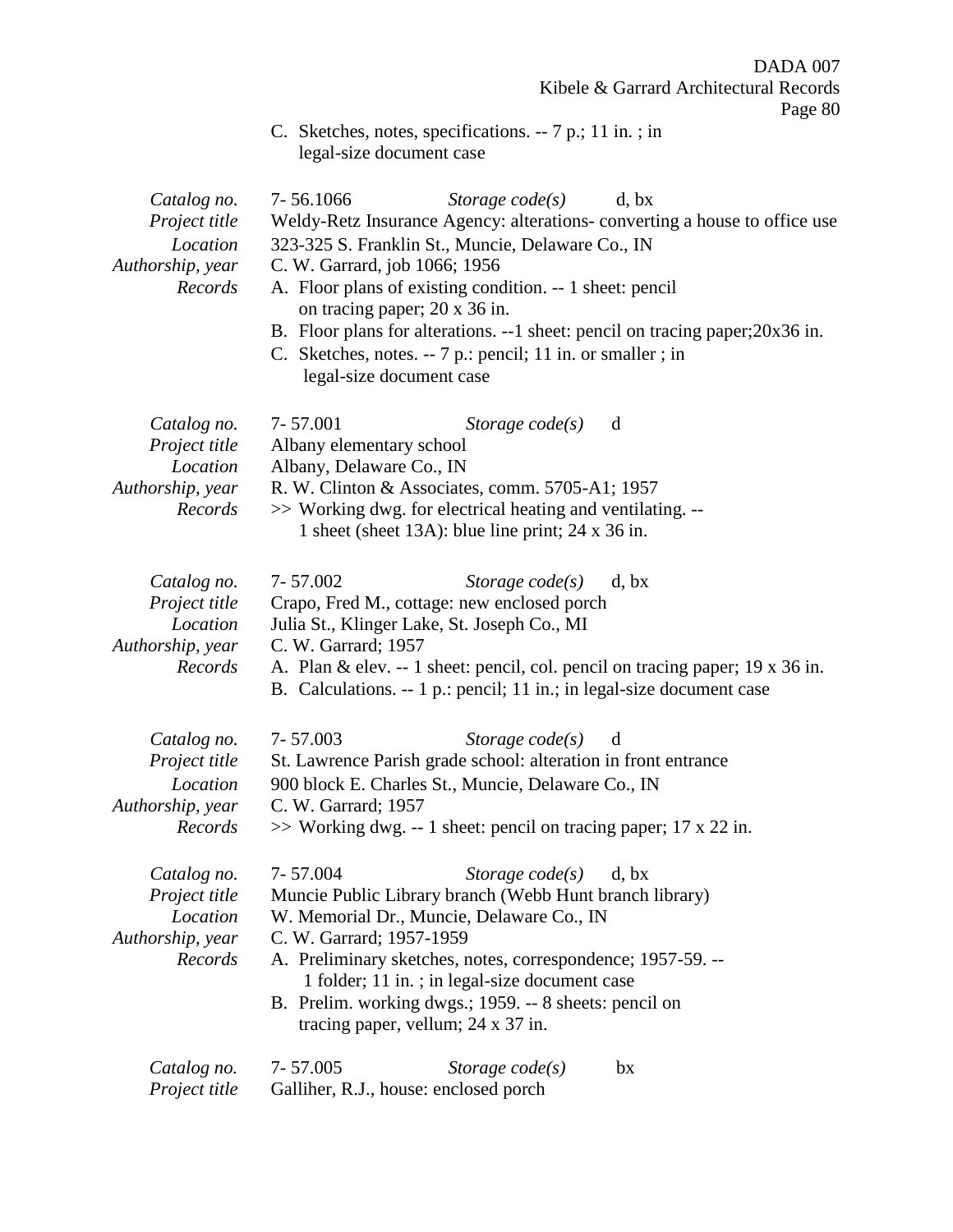C. Sketches, notes, specifications. -- 7 p.; 11 in. ; in legal-size document case

| | |
|---|---|
| *Catalog no.* | 7- 56.1066 *Storage code(s)* d, bx |
| *Project title* | Weldy-Retz Insurance Agency: alterations- converting a house to office use |
| *Location* | 323-325 S. Franklin St., Muncie, Delaware Co., IN |
| *Authorship, year* | C. W. Garrard, job 1066; 1956 |
| *Records* | A. Floor plans of existing condition. -- 1 sheet: pencil on tracing paper; 20 x 36 in.<br>B. Floor plans for alterations. --1 sheet: pencil on tracing paper;20x36 in.<br>C. Sketches, notes. -- 7 p.: pencil; 11 in. or smaller ; in legal-size document case |

| | |
|---|---|
| *Catalog no.* | 7- 57.001 *Storage code(s)* d |
| *Project title* | Albany elementary school |
| *Location* | Albany, Delaware Co., IN |
| *Authorship, year* | R. W. Clinton & Associates, comm. 5705-A1; 1957 |
| *Records* | >> Working dwg. for electrical heating and ventilating. -- 1 sheet (sheet 13A): blue line print; 24 x 36 in. |

| | |
|---|---|
| *Catalog no.* | 7- 57.002 *Storage code(s)* d, bx |
| *Project title* | Crapo, Fred M., cottage: new enclosed porch |
| *Location* | Julia St., Klinger Lake, St. Joseph Co., MI |
| *Authorship, year* | C. W. Garrard; 1957 |
| *Records* | A. Plan & elev. -- 1 sheet: pencil, col. pencil on tracing paper; 19 x 36 in.<br>B. Calculations. -- 1 p.: pencil; 11 in.; in legal-size document case |

| | |
|---|---|
| *Catalog no.* | 7- 57.003 *Storage code(s)* d |
| *Project title* | St. Lawrence Parish grade school: alteration in front entrance |
| *Location* | 900 block E. Charles St., Muncie, Delaware Co., IN |
| *Authorship, year* | C. W. Garrard; 1957 |
| *Records* | >> Working dwg. -- 1 sheet: pencil on tracing paper; 17 x 22 in. |

| | |
|---|---|
| *Catalog no.* | 7- 57.004 *Storage code(s)* d, bx |
| *Project title* | Muncie Public Library branch (Webb Hunt branch library) |
| *Location* | W. Memorial Dr., Muncie, Delaware Co., IN |
| *Authorship, year* | C. W. Garrard; 1957-1959 |
| *Records* | A. Preliminary sketches, notes, correspondence; 1957-59. -- 1 folder; 11 in. ; in legal-size document case<br>B. Prelim. working dwgs.; 1959. -- 8 sheets: pencil on tracing paper, vellum; 24 x 37 in. |

| | |
|---|---|
| *Catalog no.* | 7- 57.005 *Storage code(s)* bx |
| *Project title* | Galliher, R.J., house: enclosed porch |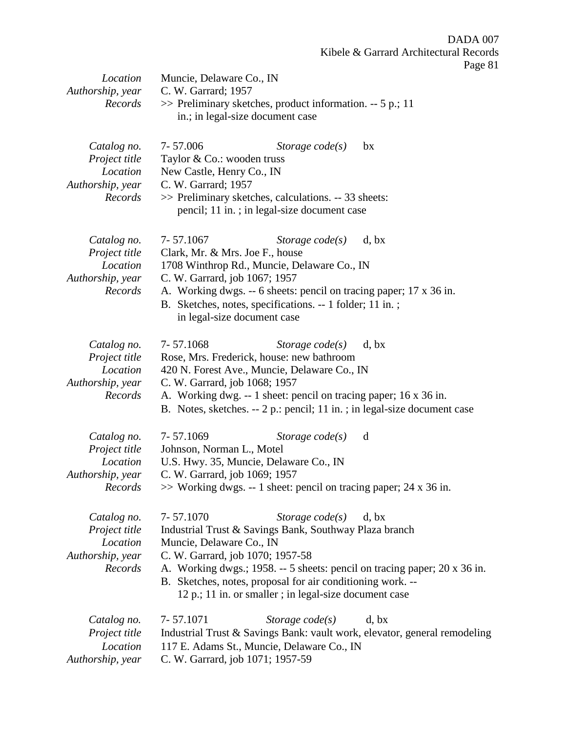*Location* Muncie, Delaware Co., IN
*Authorship, year* C. W. Garrard; 1957
*Records* >> Preliminary sketches, product information. -- 5 p.; 11 in.; in legal-size document case

*Catalog no.* 7- 57.006 *Storage code(s)* bx
*Project title* Taylor & Co.: wooden truss
*Location* New Castle, Henry Co., IN
*Authorship, year* C. W. Garrard; 1957
*Records* >> Preliminary sketches, calculations. -- 33 sheets: pencil; 11 in. ; in legal-size document case

*Catalog no.* 7- 57.1067 *Storage code(s)* d, bx
*Project title* Clark, Mr. & Mrs. Joe F., house
*Location* 1708 Winthrop Rd., Muncie, Delaware Co., IN
*Authorship, year* C. W. Garrard, job 1067; 1957
*Records* A. Working dwgs. -- 6 sheets: pencil on tracing paper; 17 x 36 in.
B. Sketches, notes, specifications. -- 1 folder; 11 in. ; in legal-size document case

*Catalog no.* 7- 57.1068 *Storage code(s)* d, bx
*Project title* Rose, Mrs. Frederick, house: new bathroom
*Location* 420 N. Forest Ave., Muncie, Delaware Co., IN
*Authorship, year* C. W. Garrard, job 1068; 1957
*Records* A. Working dwg. -- 1 sheet: pencil on tracing paper; 16 x 36 in.
B. Notes, sketches. -- 2 p.: pencil; 11 in. ; in legal-size document case

*Catalog no.* 7- 57.1069 *Storage code(s)* d
*Project title* Johnson, Norman L., Motel
*Location* U.S. Hwy. 35, Muncie, Delaware Co., IN
*Authorship, year* C. W. Garrard, job 1069; 1957
*Records* >> Working dwgs. -- 1 sheet: pencil on tracing paper; 24 x 36 in.

*Catalog no.* 7- 57.1070 *Storage code(s)* d, bx
*Project title* Industrial Trust & Savings Bank, Southway Plaza branch
*Location* Muncie, Delaware Co., IN
*Authorship, year* C. W. Garrard, job 1070; 1957-58
*Records* A. Working dwgs.; 1958. -- 5 sheets: pencil on tracing paper; 20 x 36 in.
B. Sketches, notes, proposal for air conditioning work. -- 12 p.; 11 in. or smaller ; in legal-size document case

*Catalog no.* 7- 57.1071 *Storage code(s)* d, bx
*Project title* Industrial Trust & Savings Bank: vault work, elevator, general remodeling
*Location* 117 E. Adams St., Muncie, Delaware Co., IN
*Authorship, year* C. W. Garrard, job 1071; 1957-59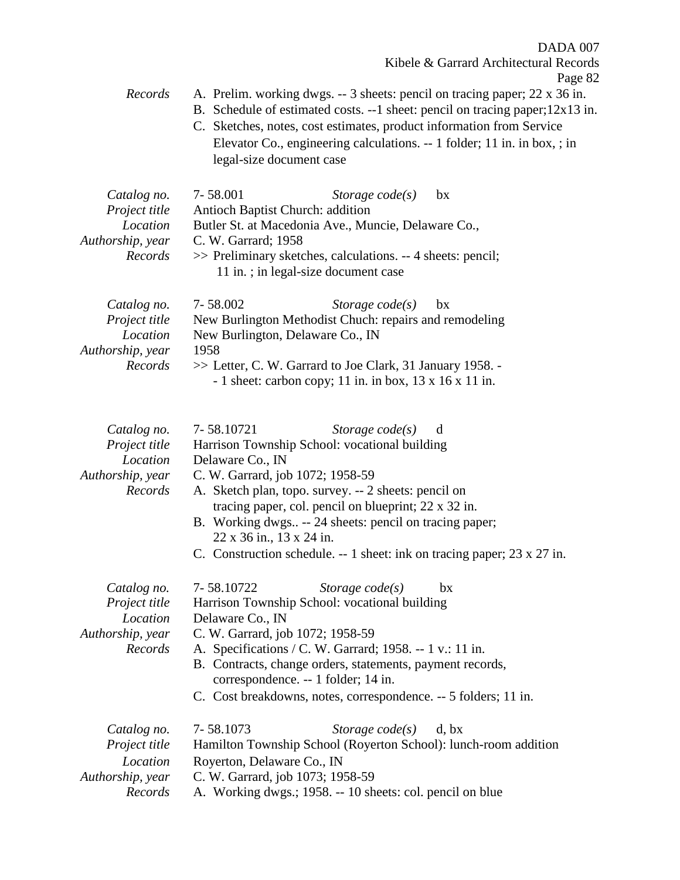*Records* A. Prelim. working dwgs. -- 3 sheets: pencil on tracing paper; 22 x 36 in.
B. Schedule of estimated costs. --1 sheet: pencil on tracing paper;12x13 in.
C. Sketches, notes, cost estimates, product information from Service Elevator Co., engineering calculations. -- 1 folder; 11 in. in box, ; in legal-size document case

*Catalog no.* 7- 58.001 *Storage code(s)* bx
*Project title* Antioch Baptist Church: addition
*Location* Butler St. at Macedonia Ave., Muncie, Delaware Co.,
*Authorship, year* C. W. Garrard; 1958
*Records* >> Preliminary sketches, calculations. -- 4 sheets: pencil; 11 in. ; in legal-size document case

*Catalog no.* 7- 58.002 *Storage code(s)* bx
*Project title* New Burlington Methodist Chuch: repairs and remodeling
*Location* New Burlington, Delaware Co., IN
*Authorship, year* 1958
*Records* >> Letter, C. W. Garrard to Joe Clark, 31 January 1958. -- 1 sheet: carbon copy; 11 in. in box, 13 x 16 x 11 in.

*Catalog no.* 7- 58.10721 *Storage code(s)* d
*Project title* Harrison Township School: vocational building
*Location* Delaware Co., IN
*Authorship, year* C. W. Garrard, job 1072; 1958-59
*Records* A. Sketch plan, topo. survey. -- 2 sheets: pencil on tracing paper, col. pencil on blueprint; 22 x 32 in.
B. Working dwgs.. -- 24 sheets: pencil on tracing paper; 22 x 36 in., 13 x 24 in.
C. Construction schedule. -- 1 sheet: ink on tracing paper; 23 x 27 in.

*Catalog no.* 7- 58.10722 *Storage code(s)* bx
*Project title* Harrison Township School: vocational building
*Location* Delaware Co., IN
*Authorship, year* C. W. Garrard, job 1072; 1958-59
*Records* A. Specifications / C. W. Garrard; 1958. -- 1 v.: 11 in.
B. Contracts, change orders, statements, payment records, correspondence. -- 1 folder; 14 in.
C. Cost breakdowns, notes, correspondence. -- 5 folders; 11 in.

*Catalog no.* 7- 58.1073 *Storage code(s)* d, bx
*Project title* Hamilton Township School (Royerton School): lunch-room addition
*Location* Royerton, Delaware Co., IN
*Authorship, year* C. W. Garrard, job 1073; 1958-59
*Records* A. Working dwgs.; 1958. -- 10 sheets: col. pencil on blue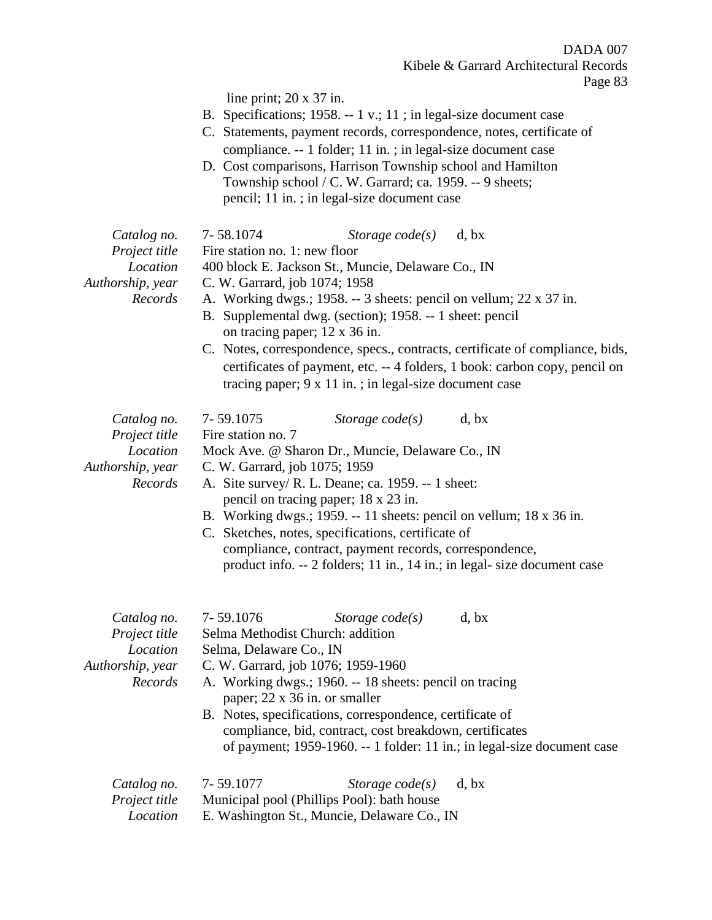line print; 20 x 37 in.

B. Specifications; 1958. -- 1 v.; 11 ; in legal-size document case
C. Statements, payment records, correspondence, notes, certificate of compliance. -- 1 folder; 11 in. ; in legal-size document case
D. Cost comparisons, Harrison Township school and Hamilton Township school / C. W. Garrard; ca. 1959. -- 9 sheets; pencil; 11 in. ; in legal-size document case

*Catalog no.* 7- 58.1074 *Storage code(s)* d, bx
*Project title* Fire station no. 1: new floor
*Location* 400 block E. Jackson St., Muncie, Delaware Co., IN
*Authorship, year* C. W. Garrard, job 1074; 1958
*Records*
A. Working dwgs.; 1958. -- 3 sheets: pencil on vellum; 22 x 37 in.
B. Supplemental dwg. (section); 1958. -- 1 sheet: pencil on tracing paper; 12 x 36 in.
C. Notes, correspondence, specs., contracts, certificate of compliance, bids, certificates of payment, etc. -- 4 folders, 1 book: carbon copy, pencil on tracing paper; 9 x 11 in. ; in legal-size document case

*Catalog no.* 7- 59.1075 *Storage code(s)* d, bx
*Project title* Fire station no. 7
*Location* Mock Ave. @ Sharon Dr., Muncie, Delaware Co., IN
*Authorship, year* C. W. Garrard, job 1075; 1959
*Records*
A. Site survey/ R. L. Deane; ca. 1959. -- 1 sheet: pencil on tracing paper; 18 x 23 in.
B. Working dwgs.; 1959. -- 11 sheets: pencil on vellum; 18 x 36 in.
C. Sketches, notes, specifications, certificate of compliance, contract, payment records, correspondence, product info. -- 2 folders; 11 in., 14 in.; in legal- size document case

*Catalog no.* 7- 59.1076 *Storage code(s)* d, bx
*Project title* Selma Methodist Church: addition
*Location* Selma, Delaware Co., IN
*Authorship, year* C. W. Garrard, job 1076; 1959-1960
*Records*
A. Working dwgs.; 1960. -- 18 sheets: pencil on tracing paper; 22 x 36 in. or smaller
B. Notes, specifications, correspondence, certificate of compliance, bid, contract, cost breakdown, certificates of payment; 1959-1960. -- 1 folder: 11 in.; in legal-size document case

*Catalog no.* 7- 59.1077 *Storage code(s)* d, bx
*Project title* Municipal pool (Phillips Pool): bath house
*Location* E. Washington St., Muncie, Delaware Co., IN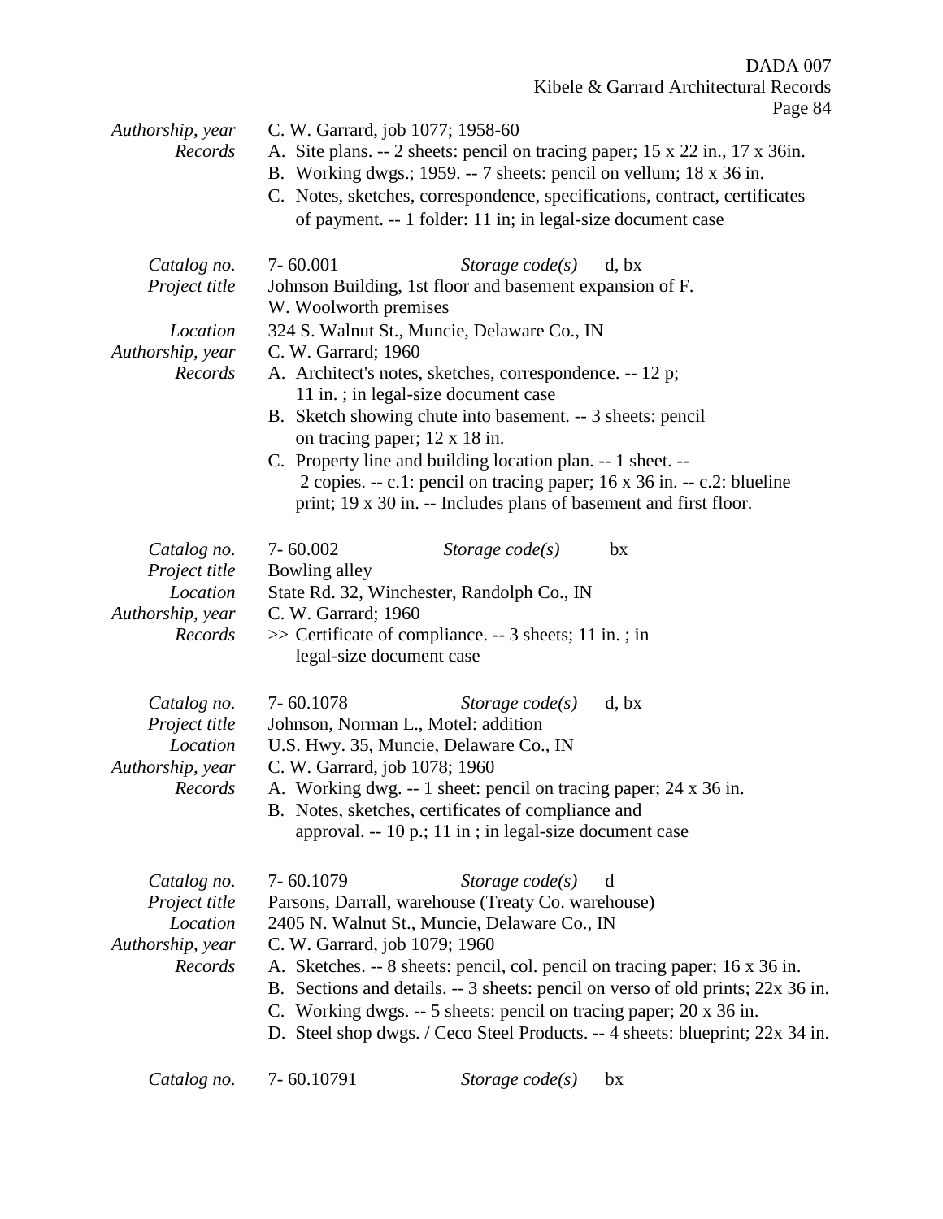*Authorship, year* C. W. Garrard, job 1077; 1958-60

*Records*
A. Site plans. -- 2 sheets: pencil on tracing paper; 15 x 22 in., 17 x 36in.
B. Working dwgs.; 1959. -- 7 sheets: pencil on vellum; 18 x 36 in.
C. Notes, sketches, correspondence, specifications, contract, certificates of payment. -- 1 folder: 11 in; in legal-size document case

*Catalog no.* 7- 60.001 *Storage code(s)* d, bx

*Project title* Johnson Building, 1st floor and basement expansion of F. W. Woolworth premises

*Location* 324 S. Walnut St., Muncie, Delaware Co., IN

*Authorship, year* C. W. Garrard; 1960

*Records*
A. Architect's notes, sketches, correspondence. -- 12 p; 11 in. ; in legal-size document case
B. Sketch showing chute into basement. -- 3 sheets: pencil on tracing paper; 12 x 18 in.
C. Property line and building location plan. -- 1 sheet. -- 2 copies. -- c.1: pencil on tracing paper; 16 x 36 in. -- c.2: blueline print; 19 x 30 in. -- Includes plans of basement and first floor.

*Catalog no.* 7- 60.002 *Storage code(s)* bx

*Project title* Bowling alley

*Location* State Rd. 32, Winchester, Randolph Co., IN

*Authorship, year* C. W. Garrard; 1960

*Records*
>> Certificate of compliance. -- 3 sheets; 11 in. ; in legal-size document case

*Catalog no.* 7- 60.1078 *Storage code(s)* d, bx

*Project title* Johnson, Norman L., Motel: addition

*Location* U.S. Hwy. 35, Muncie, Delaware Co., IN

*Authorship, year* C. W. Garrard, job 1078; 1960

*Records*
A. Working dwg. -- 1 sheet: pencil on tracing paper; 24 x 36 in.
B. Notes, sketches, certificates of compliance and approval. -- 10 p.; 11 in ; in legal-size document case

*Catalog no.* 7- 60.1079 *Storage code(s)* d

*Project title* Parsons, Darrall, warehouse (Treaty Co. warehouse)

*Location* 2405 N. Walnut St., Muncie, Delaware Co., IN

*Authorship, year* C. W. Garrard, job 1079; 1960

*Records*
A. Sketches. -- 8 sheets: pencil, col. pencil on tracing paper; 16 x 36 in.
B. Sections and details. -- 3 sheets: pencil on verso of old prints; 22x 36 in.
C. Working dwgs. -- 5 sheets: pencil on tracing paper; 20 x 36 in.
D. Steel shop dwgs. / Ceco Steel Products. -- 4 sheets: blueprint; 22x 34 in.

*Catalog no.* 7- 60.10791 *Storage code(s)* bx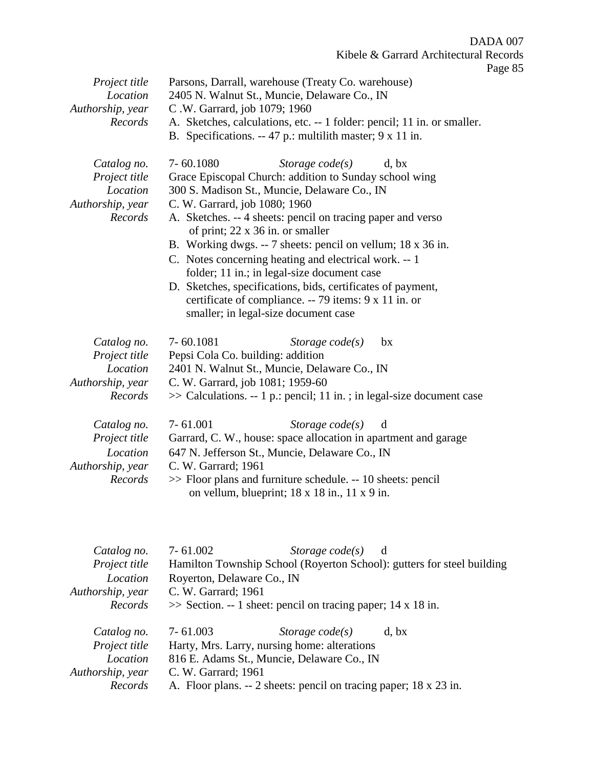| | |
|---|---|
| *Project title* | Parsons, Darrall, warehouse (Treaty Co. warehouse) |
| *Location* | 2405 N. Walnut St., Muncie, Delaware Co., IN |
| *Authorship, year* | C .W. Garrard, job 1079; 1960 |
| *Records* | A. Sketches, calculations, etc. -- 1 folder: pencil; 11 in. or smaller.<br>B. Specifications. -- 47 p.: multilith master; 9 x 11 in. |

| | |
|---|---|
| *Catalog no.* | 7- 60.1080 *Storage code(s)* d, bx |
| *Project title* | Grace Episcopal Church: addition to Sunday school wing |
| *Location* | 300 S. Madison St., Muncie, Delaware Co., IN |
| *Authorship, year* | C. W. Garrard, job 1080; 1960 |
| *Records* | A. Sketches. -- 4 sheets: pencil on tracing paper and verso of print; 22 x 36 in. or smaller<br>B. Working dwgs. -- 7 sheets: pencil on vellum; 18 x 36 in.<br>C. Notes concerning heating and electrical work. -- 1 folder; 11 in.; in legal-size document case<br>D. Sketches, specifications, bids, certificates of payment, certificate of compliance. -- 79 items: 9 x 11 in. or smaller; in legal-size document case |

| | |
|---|---|
| *Catalog no.* | 7- 60.1081 *Storage code(s)* bx |
| *Project title* | Pepsi Cola Co. building: addition |
| *Location* | 2401 N. Walnut St., Muncie, Delaware Co., IN |
| *Authorship, year* | C. W. Garrard, job 1081; 1959-60 |
| *Records* | >> Calculations. -- 1 p.: pencil; 11 in. ; in legal-size document case |

| | |
|---|---|
| *Catalog no.* | 7- 61.001 *Storage code(s)* d |
| *Project title* | Garrard, C. W., house: space allocation in apartment and garage |
| *Location* | 647 N. Jefferson St., Muncie, Delaware Co., IN |
| *Authorship, year* | C. W. Garrard; 1961 |
| *Records* | >> Floor plans and furniture schedule. -- 10 sheets: pencil on vellum, blueprint; 18 x 18 in., 11 x 9 in. |

| | |
|---|---|
| *Catalog no.* | 7- 61.002 *Storage code(s)* d |
| *Project title* | Hamilton Township School (Royerton School): gutters for steel building |
| *Location* | Royerton, Delaware Co., IN |
| *Authorship, year* | C. W. Garrard; 1961 |
| *Records* | >> Section. -- 1 sheet: pencil on tracing paper; 14 x 18 in. |

| | |
|---|---|
| *Catalog no.* | 7- 61.003 *Storage code(s)* d, bx |
| *Project title* | Harty, Mrs. Larry, nursing home: alterations |
| *Location* | 816 E. Adams St., Muncie, Delaware Co., IN |
| *Authorship, year* | C. W. Garrard; 1961 |
| *Records* | A. Floor plans. -- 2 sheets: pencil on tracing paper; 18 x 23 in. |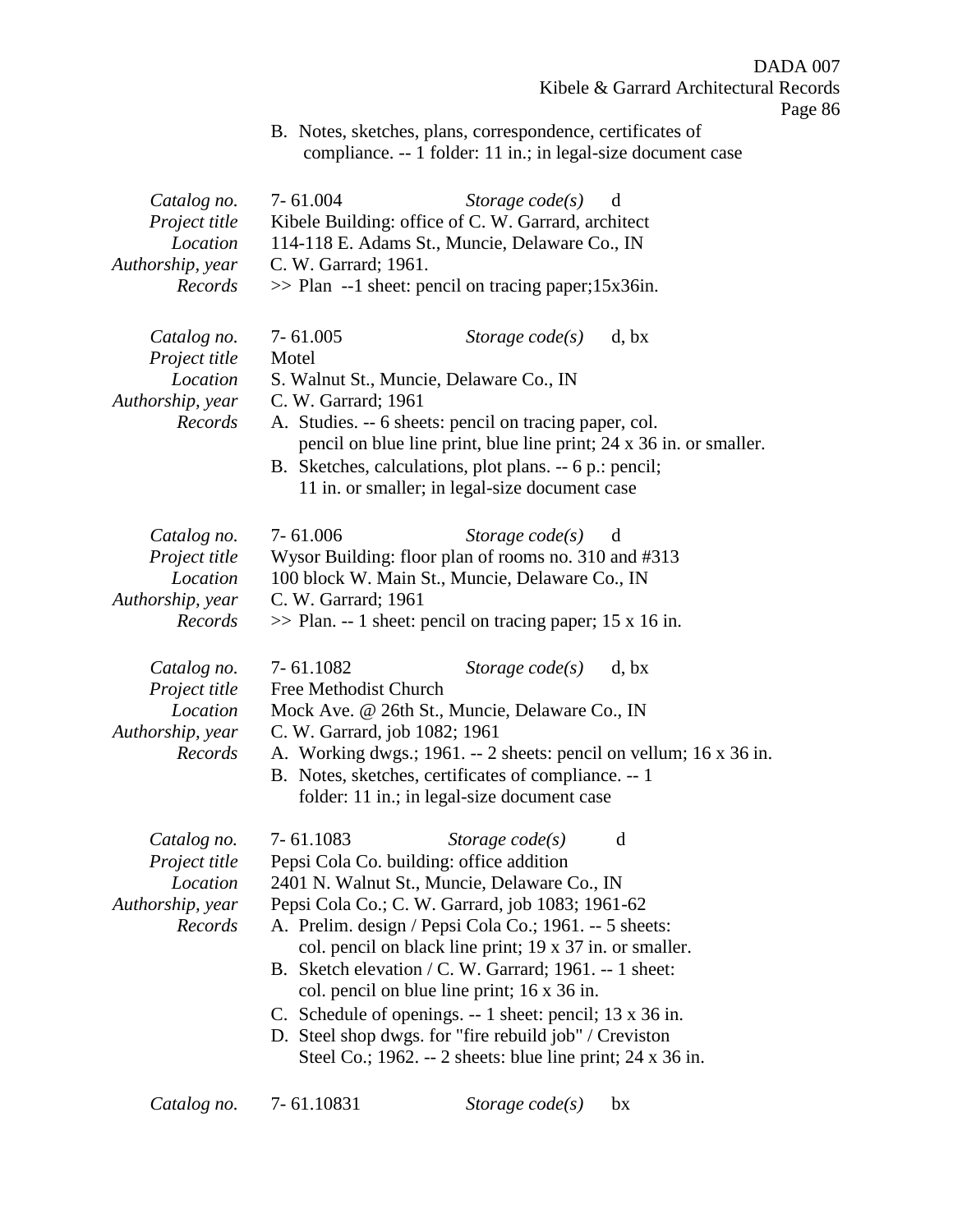B. Notes, sketches, plans, correspondence, certificates of compliance. -- 1 folder: 11 in.; in legal-size document case

| | | | |
|---|---|---|---|
| *Catalog no.* | 7- 61.004 | *Storage code(s)* | d |
| *Project title* | Kibele Building: office of C. W. Garrard, architect | | |
| *Location* | 114-118 E. Adams St., Muncie, Delaware Co., IN | | |
| *Authorship, year* | C. W. Garrard; 1961. | | |
| *Records* | >> Plan --1 sheet: pencil on tracing paper;15x36in. | | |

| | | | |
|---|---|---|---|
| *Catalog no.* | 7- 61.005 | *Storage code(s)* | d, bx |
| *Project title* | Motel | | |
| *Location* | S. Walnut St., Muncie, Delaware Co., IN | | |
| *Authorship, year* | C. W. Garrard; 1961 | | |
| *Records* | A. Studies. -- 6 sheets: pencil on tracing paper, col. pencil on blue line print, blue line print; 24 x 36 in. or smaller.<br>B. Sketches, calculations, plot plans. -- 6 p.: pencil; 11 in. or smaller; in legal-size document case | | |

| | | | |
|---|---|---|---|
| *Catalog no.* | 7- 61.006 | *Storage code(s)* | d |
| *Project title* | Wysor Building: floor plan of rooms no. 310 and #313 | | |
| *Location* | 100 block W. Main St., Muncie, Delaware Co., IN | | |
| *Authorship, year* | C. W. Garrard; 1961 | | |
| *Records* | >> Plan. -- 1 sheet: pencil on tracing paper; 15 x 16 in. | | |

| | | | |
|---|---|---|---|
| *Catalog no.* | 7- 61.1082 | *Storage code(s)* | d, bx |
| *Project title* | Free Methodist Church | | |
| *Location* | Mock Ave. @ 26th St., Muncie, Delaware Co., IN | | |
| *Authorship, year* | C. W. Garrard, job 1082; 1961 | | |
| *Records* | A. Working dwgs.; 1961. -- 2 sheets: pencil on vellum; 16 x 36 in.<br>B. Notes, sketches, certificates of compliance. -- 1 folder: 11 in.; in legal-size document case | | |

| | | | |
|---|---|---|---|
| *Catalog no.* | 7- 61.1083 | *Storage code(s)* | d |
| *Project title* | Pepsi Cola Co. building: office addition | | |
| *Location* | 2401 N. Walnut St., Muncie, Delaware Co., IN | | |
| *Authorship, year* | Pepsi Cola Co.; C. W. Garrard, job 1083; 1961-62 | | |
| *Records* | A. Prelim. design / Pepsi Cola Co.; 1961. -- 5 sheets: col. pencil on black line print; 19 x 37 in. or smaller.<br>B. Sketch elevation / C. W. Garrard; 1961. -- 1 sheet: col. pencil on blue line print; 16 x 36 in.<br>C. Schedule of openings. -- 1 sheet: pencil; 13 x 36 in.<br>D. Steel shop dwgs. for "fire rebuild job" / Creviston Steel Co.; 1962. -- 2 sheets: blue line print; 24 x 36 in. | | |

| | | | |
|---|---|---|---|
| *Catalog no.* | 7- 61.10831 | *Storage code(s)* | bx |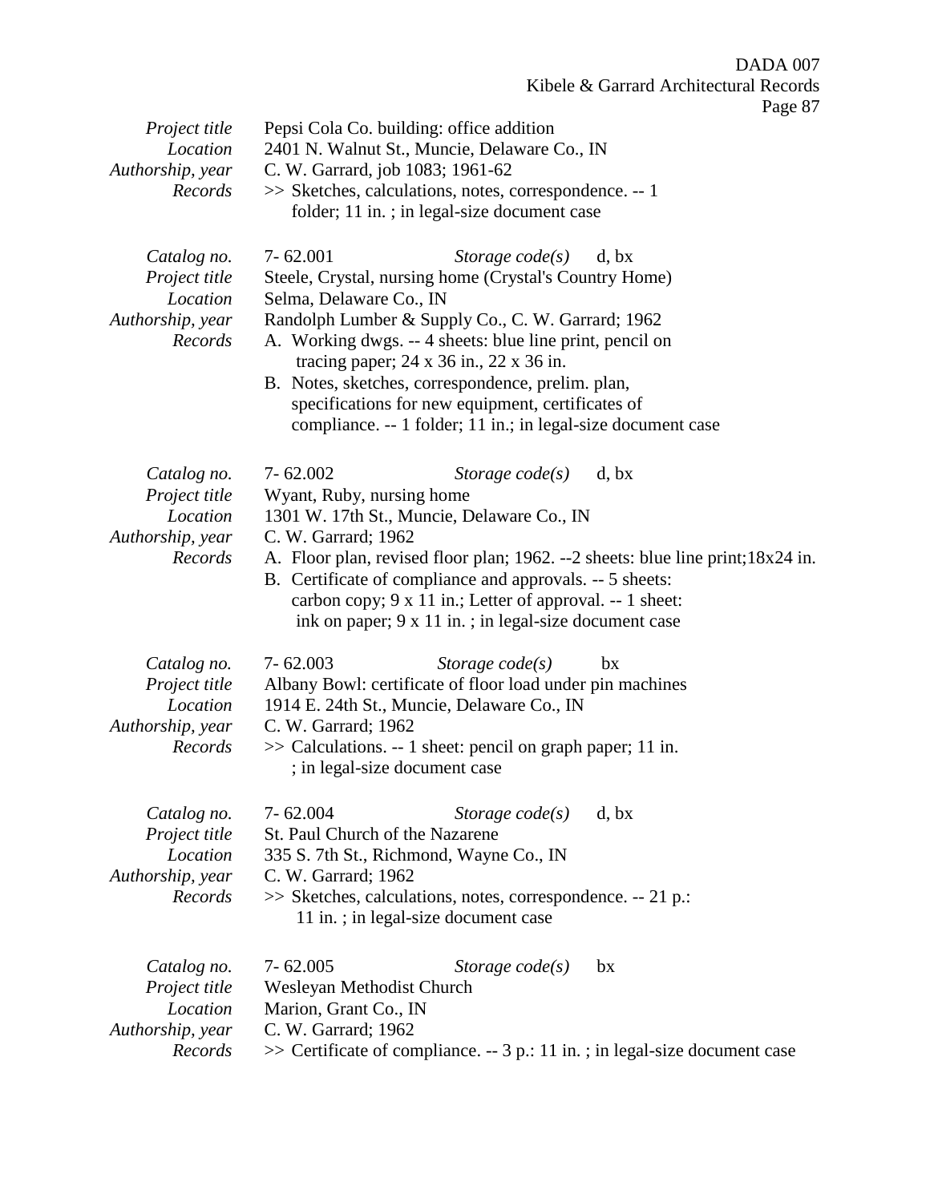*Project title* Pepsi Cola Co. building: office addition
*Location* 2401 N. Walnut St., Muncie, Delaware Co., IN
*Authorship, year* C. W. Garrard, job 1083; 1961-62
*Records* >> Sketches, calculations, notes, correspondence. -- 1 folder; 11 in. ; in legal-size document case

*Catalog no.* 7- 62.001 *Storage code(s)* d, bx
*Project title* Steele, Crystal, nursing home (Crystal's Country Home)
*Location* Selma, Delaware Co., IN
*Authorship, year* Randolph Lumber & Supply Co., C. W. Garrard; 1962
*Records* A. Working dwgs. -- 4 sheets: blue line print, pencil on tracing paper; 24 x 36 in., 22 x 36 in.
B. Notes, sketches, correspondence, prelim. plan, specifications for new equipment, certificates of compliance. -- 1 folder; 11 in.; in legal-size document case

*Catalog no.* 7- 62.002 *Storage code(s)* d, bx
*Project title* Wyant, Ruby, nursing home
*Location* 1301 W. 17th St., Muncie, Delaware Co., IN
*Authorship, year* C. W. Garrard; 1962
*Records* A. Floor plan, revised floor plan; 1962. --2 sheets: blue line print;18x24 in.
B. Certificate of compliance and approvals. -- 5 sheets: carbon copy; 9 x 11 in.; Letter of approval. -- 1 sheet: ink on paper; 9 x 11 in. ; in legal-size document case

*Catalog no.* 7- 62.003 *Storage code(s)* bx
*Project title* Albany Bowl: certificate of floor load under pin machines
*Location* 1914 E. 24th St., Muncie, Delaware Co., IN
*Authorship, year* C. W. Garrard; 1962
*Records* >> Calculations. -- 1 sheet: pencil on graph paper; 11 in. ; in legal-size document case

*Catalog no.* 7- 62.004 *Storage code(s)* d, bx
*Project title* St. Paul Church of the Nazarene
*Location* 335 S. 7th St., Richmond, Wayne Co., IN
*Authorship, year* C. W. Garrard; 1962
*Records* >> Sketches, calculations, notes, correspondence. -- 21 p.: 11 in. ; in legal-size document case

*Catalog no.* 7- 62.005 *Storage code(s)* bx
*Project title* Wesleyan Methodist Church
*Location* Marion, Grant Co., IN
*Authorship, year* C. W. Garrard; 1962
*Records* >> Certificate of compliance. -- 3 p.: 11 in. ; in legal-size document case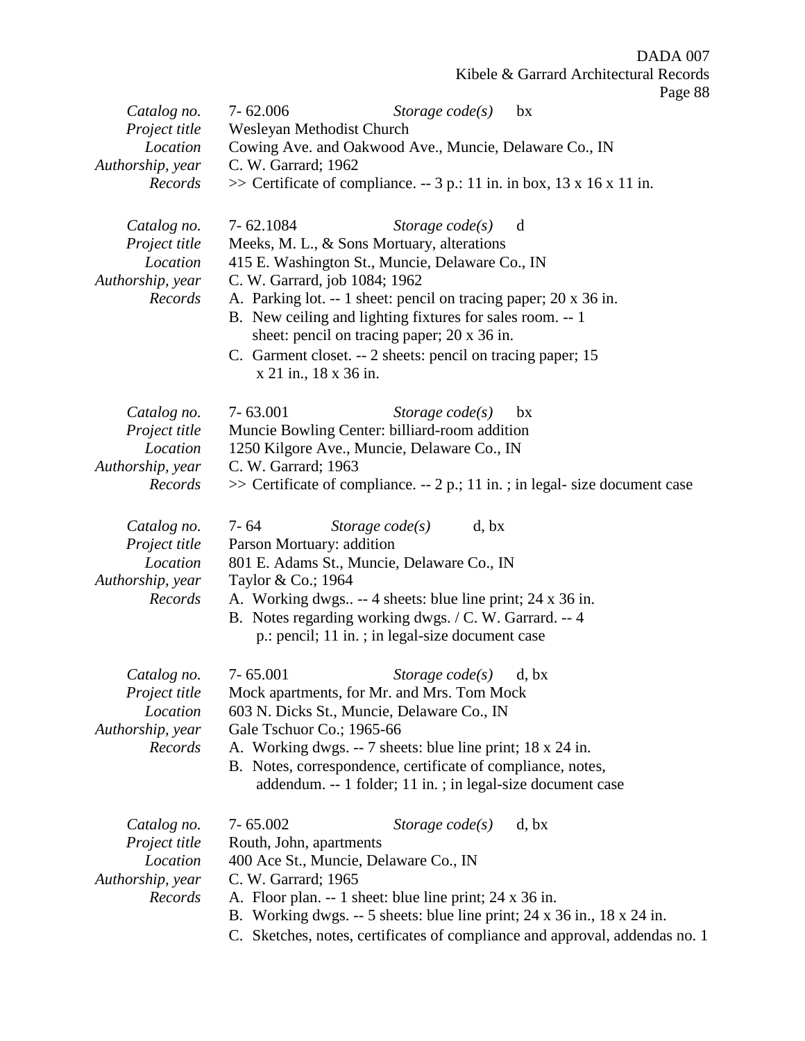*Catalog no.* 7- 62.006 *Storage code(s)* bx
*Project title* Wesleyan Methodist Church
*Location* Cowing Ave. and Oakwood Ave., Muncie, Delaware Co., IN
*Authorship, year* C. W. Garrard; 1962
*Records* >> Certificate of compliance. -- 3 p.: 11 in. in box, 13 x 16 x 11 in.

*Catalog no.* 7- 62.1084 *Storage code(s)* d
*Project title* Meeks, M. L., & Sons Mortuary, alterations
*Location* 415 E. Washington St., Muncie, Delaware Co., IN
*Authorship, year* C. W. Garrard, job 1084; 1962
*Records*
A. Parking lot. -- 1 sheet: pencil on tracing paper; 20 x 36 in.
B. New ceiling and lighting fixtures for sales room. -- 1 sheet: pencil on tracing paper; 20 x 36 in.
C. Garment closet. -- 2 sheets: pencil on tracing paper; 15 x 21 in., 18 x 36 in.

*Catalog no.* 7- 63.001 *Storage code(s)* bx
*Project title* Muncie Bowling Center: billiard-room addition
*Location* 1250 Kilgore Ave., Muncie, Delaware Co., IN
*Authorship, year* C. W. Garrard; 1963
*Records* >> Certificate of compliance. -- 2 p.; 11 in. ; in legal- size document case

*Catalog no.* 7- 64 *Storage code(s)* d, bx
*Project title* Parson Mortuary: addition
*Location* 801 E. Adams St., Muncie, Delaware Co., IN
*Authorship, year* Taylor & Co.; 1964
*Records*
A. Working dwgs.. -- 4 sheets: blue line print; 24 x 36 in.
B. Notes regarding working dwgs. / C. W. Garrard. -- 4 p.: pencil; 11 in. ; in legal-size document case

*Catalog no.* 7- 65.001 *Storage code(s)* d, bx
*Project title* Mock apartments, for Mr. and Mrs. Tom Mock
*Location* 603 N. Dicks St., Muncie, Delaware Co., IN
*Authorship, year* Gale Tschuor Co.; 1965-66
*Records*
A. Working dwgs. -- 7 sheets: blue line print; 18 x 24 in.
B. Notes, correspondence, certificate of compliance, notes, addendum. -- 1 folder; 11 in. ; in legal-size document case

*Catalog no.* 7- 65.002 *Storage code(s)* d, bx
*Project title* Routh, John, apartments
*Location* 400 Ace St., Muncie, Delaware Co., IN
*Authorship, year* C. W. Garrard; 1965
*Records*
A. Floor plan. -- 1 sheet: blue line print; 24 x 36 in.
B. Working dwgs. -- 5 sheets: blue line print; 24 x 36 in., 18 x 24 in.
C. Sketches, notes, certificates of compliance and approval, addendas no. 1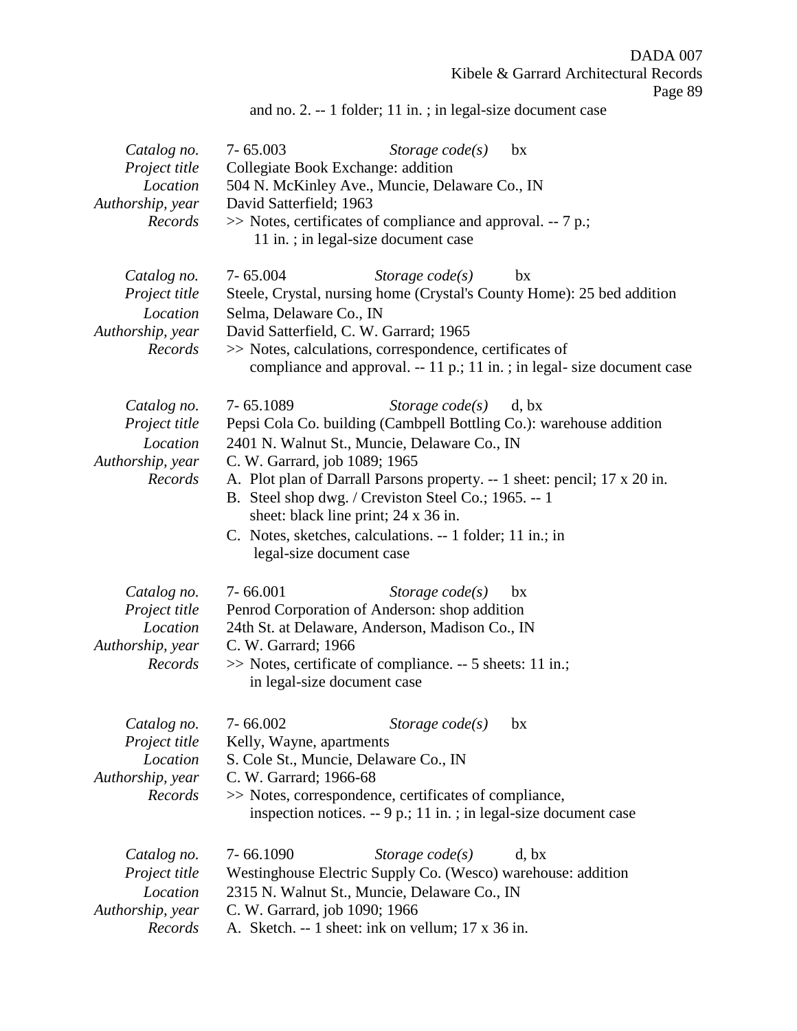and no. 2. -- 1 folder; 11 in. ; in legal-size document case

*Catalog no.* 7- 65.003 *Storage code(s)* bx
*Project title* Collegiate Book Exchange: addition
*Location* 504 N. McKinley Ave., Muncie, Delaware Co., IN
*Authorship, year* David Satterfield; 1963
*Records* >> Notes, certificates of compliance and approval. -- 7 p.; 11 in. ; in legal-size document case

*Catalog no.* 7- 65.004 *Storage code(s)* bx
*Project title* Steele, Crystal, nursing home (Crystal's County Home): 25 bed addition
*Location* Selma, Delaware Co., IN
*Authorship, year* David Satterfield, C. W. Garrard; 1965
*Records* >> Notes, calculations, correspondence, certificates of compliance and approval. -- 11 p.; 11 in. ; in legal- size document case

*Catalog no.* 7- 65.1089 *Storage code(s)* d, bx
*Project title* Pepsi Cola Co. building (Cambpell Bottling Co.): warehouse addition
*Location* 2401 N. Walnut St., Muncie, Delaware Co., IN
*Authorship, year* C. W. Garrard, job 1089; 1965
*Records*
A. Plot plan of Darrall Parsons property. -- 1 sheet: pencil; 17 x 20 in.
B. Steel shop dwg. / Creviston Steel Co.; 1965. -- 1 sheet: black line print; 24 x 36 in.
C. Notes, sketches, calculations. -- 1 folder; 11 in.; in legal-size document case

*Catalog no.* 7- 66.001 *Storage code(s)* bx
*Project title* Penrod Corporation of Anderson: shop addition
*Location* 24th St. at Delaware, Anderson, Madison Co., IN
*Authorship, year* C. W. Garrard; 1966
*Records* >> Notes, certificate of compliance. -- 5 sheets: 11 in.; in legal-size document case

*Catalog no.* 7- 66.002 *Storage code(s)* bx
*Project title* Kelly, Wayne, apartments
*Location* S. Cole St., Muncie, Delaware Co., IN
*Authorship, year* C. W. Garrard; 1966-68
*Records* >> Notes, correspondence, certificates of compliance, inspection notices. -- 9 p.; 11 in. ; in legal-size document case

*Catalog no.* 7- 66.1090 *Storage code(s)* d, bx
*Project title* Westinghouse Electric Supply Co. (Wesco) warehouse: addition
*Location* 2315 N. Walnut St., Muncie, Delaware Co., IN
*Authorship, year* C. W. Garrard, job 1090; 1966
*Records* A. Sketch. -- 1 sheet: ink on vellum; 17 x 36 in.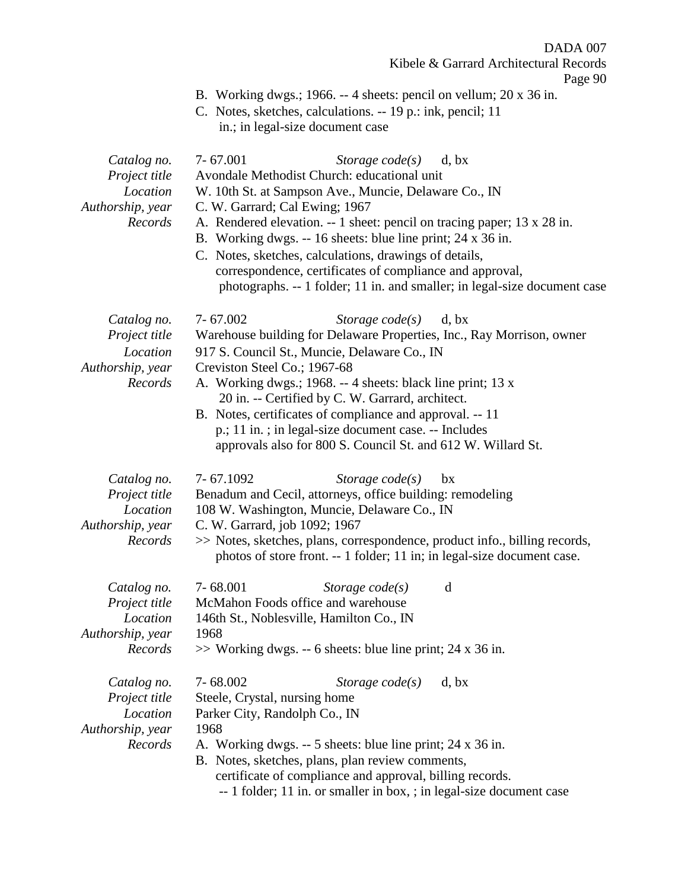B. Working dwgs.; 1966. -- 4 sheets: pencil on vellum; 20 x 36 in.
C. Notes, sketches, calculations. -- 19 p.: ink, pencil; 11 in.; in legal-size document case

*Catalog no.* 7- 67.001 *Storage code(s)* d, bx
*Project title* Avondale Methodist Church: educational unit
*Location* W. 10th St. at Sampson Ave., Muncie, Delaware Co., IN
*Authorship, year* C. W. Garrard; Cal Ewing; 1967
*Records*
A. Rendered elevation. -- 1 sheet: pencil on tracing paper; 13 x 28 in.
B. Working dwgs. -- 16 sheets: blue line print; 24 x 36 in.
C. Notes, sketches, calculations, drawings of details, correspondence, certificates of compliance and approval, photographs. -- 1 folder; 11 in. and smaller; in legal-size document case

*Catalog no.* 7- 67.002 *Storage code(s)* d, bx
*Project title* Warehouse building for Delaware Properties, Inc., Ray Morrison, owner
*Location* 917 S. Council St., Muncie, Delaware Co., IN
*Authorship, year* Creviston Steel Co.; 1967-68
*Records*
A. Working dwgs.; 1968. -- 4 sheets: black line print; 13 x 20 in. -- Certified by C. W. Garrard, architect.
B. Notes, certificates of compliance and approval. -- 11 p.; 11 in. ; in legal-size document case. -- Includes approvals also for 800 S. Council St. and 612 W. Willard St.

*Catalog no.* 7- 67.1092 *Storage code(s)* bx
*Project title* Benadum and Cecil, attorneys, office building: remodeling
*Location* 108 W. Washington, Muncie, Delaware Co., IN
*Authorship, year* C. W. Garrard, job 1092; 1967
*Records*
>> Notes, sketches, plans, correspondence, product info., billing records, photos of store front. -- 1 folder; 11 in; in legal-size document case.

*Catalog no.* 7- 68.001 *Storage code(s)* d
*Project title* McMahon Foods office and warehouse
*Location* 146th St., Noblesville, Hamilton Co., IN
*Authorship, year* 1968
*Records*
>> Working dwgs. -- 6 sheets: blue line print; 24 x 36 in.

*Catalog no.* 7- 68.002 *Storage code(s)* d, bx
*Project title* Steele, Crystal, nursing home
*Location* Parker City, Randolph Co., IN
*Authorship, year* 1968
*Records*
A. Working dwgs. -- 5 sheets: blue line print; 24 x 36 in.
B. Notes, sketches, plans, plan review comments, certificate of compliance and approval, billing records. -- 1 folder; 11 in. or smaller in box, ; in legal-size document case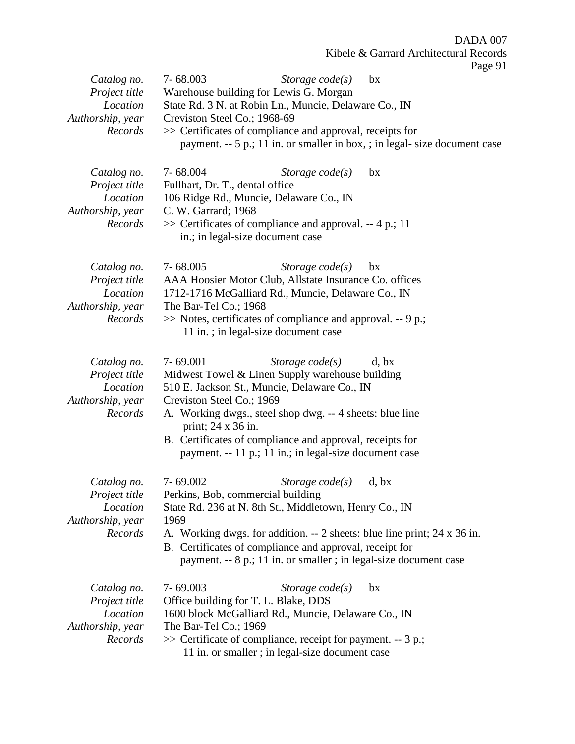| | |
|---|---|
| *Catalog no.* | 7- 68.003 *Storage code(s)* bx |
| *Project title* | Warehouse building for Lewis G. Morgan |
| *Location* | State Rd. 3 N. at Robin Ln., Muncie, Delaware Co., IN |
| *Authorship, year* | Creviston Steel Co.; 1968-69 |
| *Records* | >> Certificates of compliance and approval, receipts for payment. -- 5 p.; 11 in. or smaller in box, ; in legal- size document case |

| | |
|---|---|
| *Catalog no.* | 7- 68.004 *Storage code(s)* bx |
| *Project title* | Fullhart, Dr. T., dental office |
| *Location* | 106 Ridge Rd., Muncie, Delaware Co., IN |
| *Authorship, year* | C. W. Garrard; 1968 |
| *Records* | >> Certificates of compliance and approval. -- 4 p.; 11 in.; in legal-size document case |

| | |
|---|---|
| *Catalog no.* | 7- 68.005 *Storage code(s)* bx |
| *Project title* | AAA Hoosier Motor Club, Allstate Insurance Co. offices |
| *Location* | 1712-1716 McGalliard Rd., Muncie, Delaware Co., IN |
| *Authorship, year* | The Bar-Tel Co.; 1968 |
| *Records* | >> Notes, certificates of compliance and approval. -- 9 p.; 11 in. ; in legal-size document case |

| | |
|---|---|
| *Catalog no.* | 7- 69.001 *Storage code(s)* d, bx |
| *Project title* | Midwest Towel & Linen Supply warehouse building |
| *Location* | 510 E. Jackson St., Muncie, Delaware Co., IN |
| *Authorship, year* | Creviston Steel Co.; 1969 |
| *Records* | A. Working dwgs., steel shop dwg. -- 4 sheets: blue line print; 24 x 36 in.<br>B. Certificates of compliance and approval, receipts for payment. -- 11 p.; 11 in.; in legal-size document case |

| | |
|---|---|
| *Catalog no.* | 7- 69.002 *Storage code(s)* d, bx |
| *Project title* | Perkins, Bob, commercial building |
| *Location* | State Rd. 236 at N. 8th St., Middletown, Henry Co., IN |
| *Authorship, year* | 1969 |
| *Records* | A. Working dwgs. for addition. -- 2 sheets: blue line print; 24 x 36 in.<br>B. Certificates of compliance and approval, receipt for payment. -- 8 p.; 11 in. or smaller ; in legal-size document case |

| | |
|---|---|
| *Catalog no.* | 7- 69.003 *Storage code(s)* bx |
| *Project title* | Office building for T. L. Blake, DDS |
| *Location* | 1600 block McGalliard Rd., Muncie, Delaware Co., IN |
| *Authorship, year* | The Bar-Tel Co.; 1969 |
| *Records* | >> Certificate of compliance, receipt for payment. -- 3 p.; 11 in. or smaller ; in legal-size document case |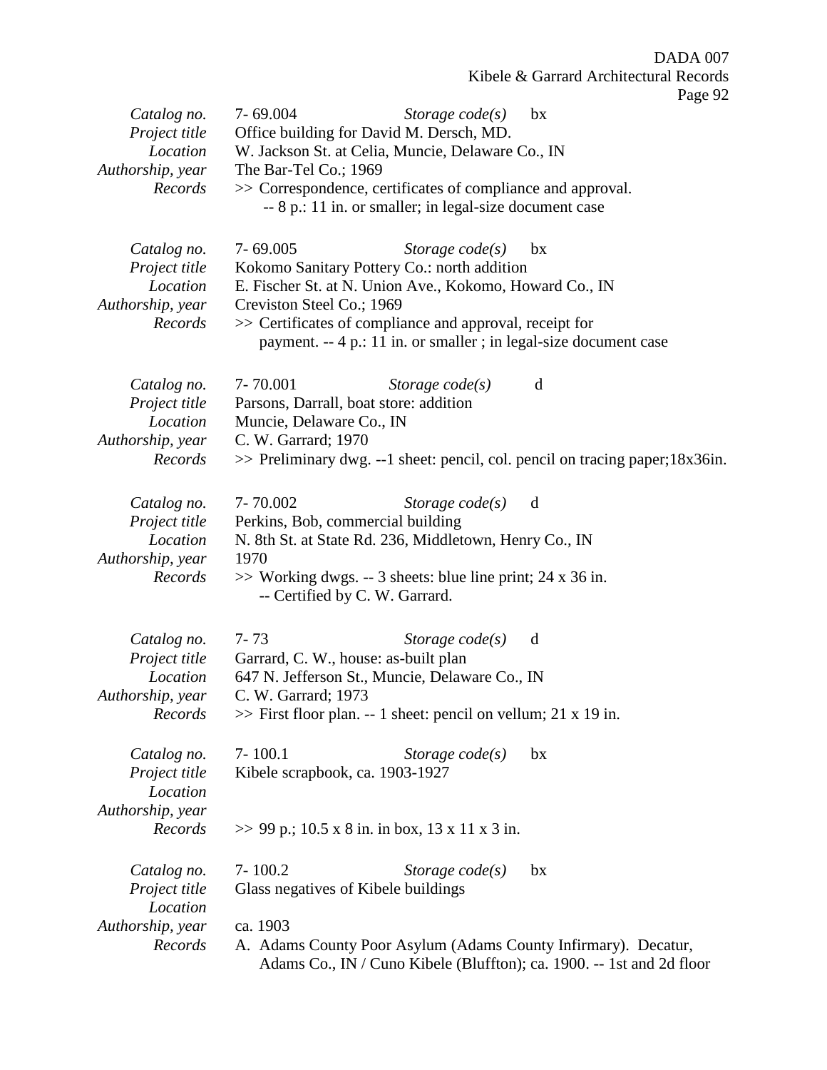*Catalog no.* 7- 69.004 *Storage code(s)* bx
*Project title* Office building for David M. Dersch, MD.
*Location* W. Jackson St. at Celia, Muncie, Delaware Co., IN
*Authorship, year* The Bar-Tel Co.; 1969
*Records* >> Correspondence, certificates of compliance and approval. -- 8 p.: 11 in. or smaller; in legal-size document case

*Catalog no.* 7- 69.005 *Storage code(s)* bx
*Project title* Kokomo Sanitary Pottery Co.: north addition
*Location* E. Fischer St. at N. Union Ave., Kokomo, Howard Co., IN
*Authorship, year* Creviston Steel Co.; 1969
*Records* >> Certificates of compliance and approval, receipt for payment. -- 4 p.: 11 in. or smaller ; in legal-size document case

*Catalog no.* 7- 70.001 *Storage code(s)* d
*Project title* Parsons, Darrall, boat store: addition
*Location* Muncie, Delaware Co., IN
*Authorship, year* C. W. Garrard; 1970
*Records* >> Preliminary dwg. --1 sheet: pencil, col. pencil on tracing paper;18x36in.

*Catalog no.* 7- 70.002 *Storage code(s)* d
*Project title* Perkins, Bob, commercial building
*Location* N. 8th St. at State Rd. 236, Middletown, Henry Co., IN
*Authorship, year* 1970
*Records* >> Working dwgs. -- 3 sheets: blue line print; 24 x 36 in. -- Certified by C. W. Garrard.

*Catalog no.* 7- 73 *Storage code(s)* d
*Project title* Garrard, C. W., house: as-built plan
*Location* 647 N. Jefferson St., Muncie, Delaware Co., IN
*Authorship, year* C. W. Garrard; 1973
*Records* >> First floor plan. -- 1 sheet: pencil on vellum; 21 x 19 in.

*Catalog no.* 7- 100.1 *Storage code(s)* bx
*Project title* Kibele scrapbook, ca. 1903-1927
*Location*
*Authorship, year*
*Records* >> 99 p.; 10.5 x 8 in. in box, 13 x 11 x 3 in.

*Catalog no.* 7- 100.2 *Storage code(s)* bx
*Project title* Glass negatives of Kibele buildings
*Location*
*Authorship, year* ca. 1903
*Records* A. Adams County Poor Asylum (Adams County Infirmary). Decatur, Adams Co., IN / Cuno Kibele (Bluffton); ca. 1900. -- 1st and 2d floor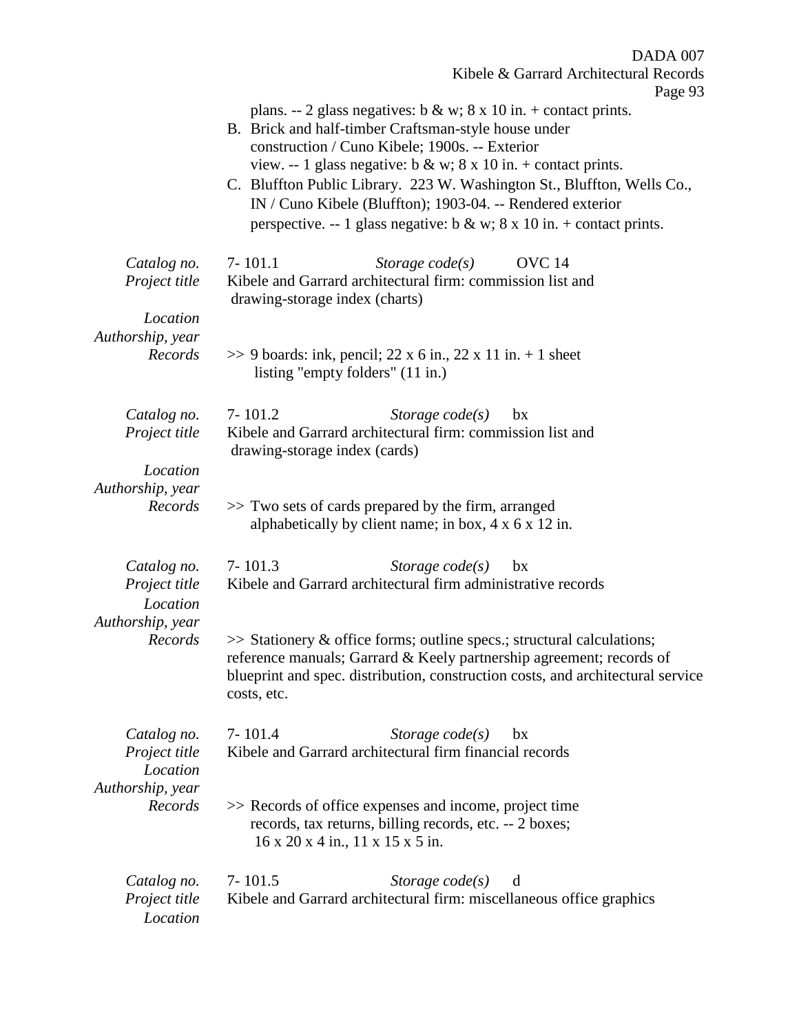plans. -- 2 glass negatives: b & w; 8 x 10 in. + contact prints.

B. Brick and half-timber Craftsman-style house under construction / Cuno Kibele; 1900s. -- Exterior view. -- 1 glass negative: b & w; 8 x 10 in. + contact prints.

C. Bluffton Public Library. 223 W. Washington St., Bluffton, Wells Co., IN / Cuno Kibele (Bluffton); 1903-04. -- Rendered exterior perspective. -- 1 glass negative: b & w; 8 x 10 in. + contact prints.

*Catalog no.* 7- 101.1 *Storage code(s)* OVC 14
*Project title* Kibele and Garrard architectural firm: commission list and drawing-storage index (charts)
*Location*
*Authorship, year*
*Records* >> 9 boards: ink, pencil; 22 x 6 in., 22 x 11 in. + 1 sheet listing "empty folders" (11 in.)

*Catalog no.* 7- 101.2 *Storage code(s)* bx
*Project title* Kibele and Garrard architectural firm: commission list and drawing-storage index (cards)
*Location*
*Authorship, year*
*Records* >> Two sets of cards prepared by the firm, arranged alphabetically by client name; in box, 4 x 6 x 12 in.

*Catalog no.* 7- 101.3 *Storage code(s)* bx
*Project title* Kibele and Garrard architectural firm administrative records
*Location*
*Authorship, year*
*Records* >> Stationery & office forms; outline specs.; structural calculations; reference manuals; Garrard & Keely partnership agreement; records of blueprint and spec. distribution, construction costs, and architectural service costs, etc.

*Catalog no.* 7- 101.4 *Storage code(s)* bx
*Project title* Kibele and Garrard architectural firm financial records
*Location*
*Authorship, year*
*Records* >> Records of office expenses and income, project time records, tax returns, billing records, etc. -- 2 boxes; 16 x 20 x 4 in., 11 x 15 x 5 in.

*Catalog no.* 7- 101.5 *Storage code(s)* d
*Project title* Kibele and Garrard architectural firm: miscellaneous office graphics
*Location*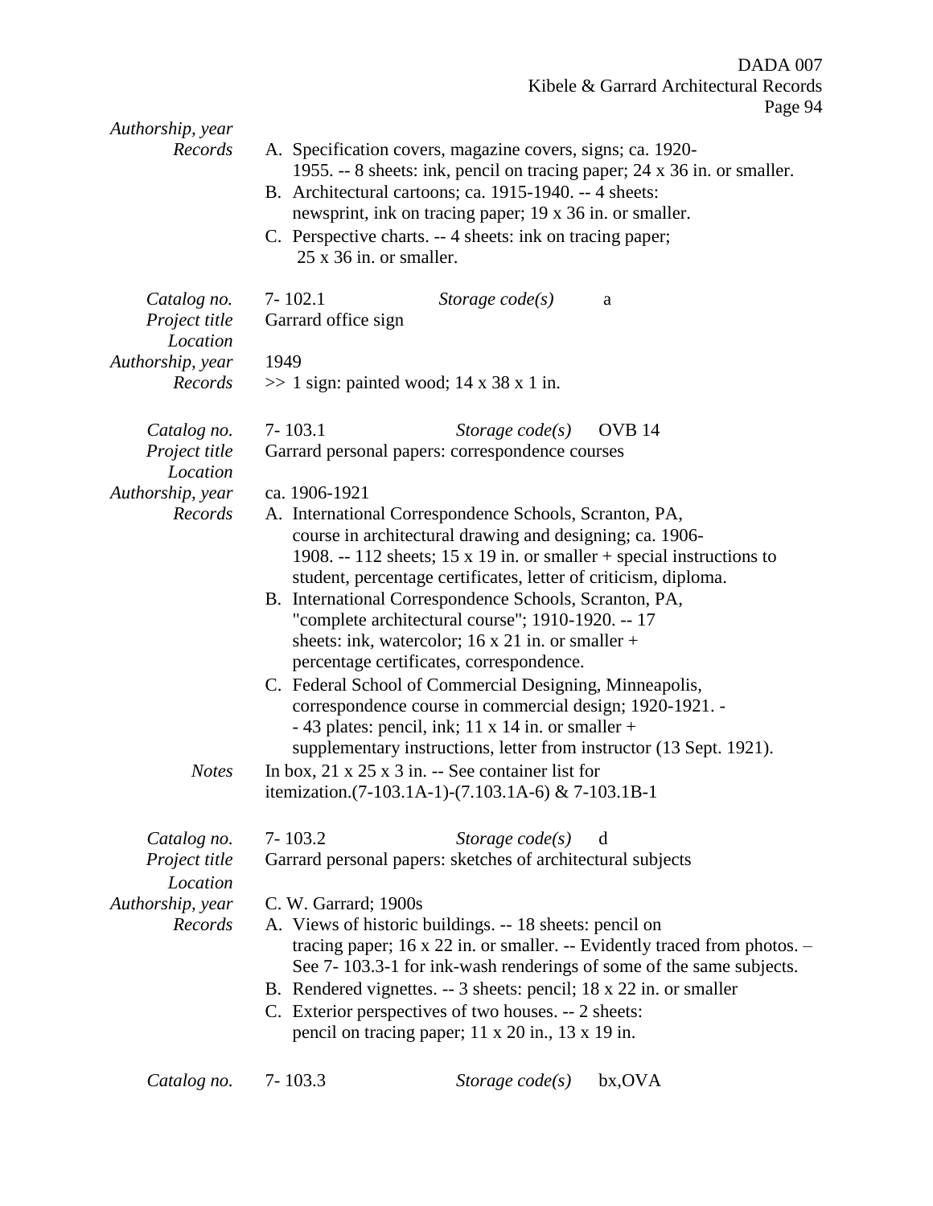*Authorship, year*

*Records*
A. Specification covers, magazine covers, signs; ca. 1920-1955. -- 8 sheets: ink, pencil on tracing paper; 24 x 36 in. or smaller.
B. Architectural cartoons; ca. 1915-1940. -- 4 sheets: newsprint, ink on tracing paper; 19 x 36 in. or smaller.
C. Perspective charts. -- 4 sheets: ink on tracing paper; 25 x 36 in. or smaller.

*Catalog no.* 7- 102.1 *Storage code(s)* a
*Project title* Garrard office sign
*Location*
*Authorship, year* 1949
*Records* >> 1 sign: painted wood; 14 x 38 x 1 in.

*Catalog no.* 7- 103.1 *Storage code(s)* OVB 14
*Project title* Garrard personal papers: correspondence courses
*Location*
*Authorship, year* ca. 1906-1921
*Records*
A. International Correspondence Schools, Scranton, PA, course in architectural drawing and designing; ca. 1906-1908. -- 112 sheets; 15 x 19 in. or smaller + special instructions to student, percentage certificates, letter of criticism, diploma.
B. International Correspondence Schools, Scranton, PA, "complete architectural course"; 1910-1920. -- 17 sheets: ink, watercolor; 16 x 21 in. or smaller + percentage certificates, correspondence.
C. Federal School of Commercial Designing, Minneapolis, correspondence course in commercial design; 1920-1921. -- 43 plates: pencil, ink; 11 x 14 in. or smaller + supplementary instructions, letter from instructor (13 Sept. 1921).

*Notes* In box, 21 x 25 x 3 in. -- See container list for itemization.(7-103.1A-1)-(7.103.1A-6) & 7-103.1B-1

*Catalog no.* 7- 103.2 *Storage code(s)* d
*Project title* Garrard personal papers: sketches of architectural subjects
*Location*
*Authorship, year* C. W. Garrard; 1900s
*Records*
A. Views of historic buildings. -- 18 sheets: pencil on tracing paper; 16 x 22 in. or smaller. -- Evidently traced from photos. – See 7- 103.3-1 for ink-wash renderings of some of the same subjects.
B. Rendered vignettes. -- 3 sheets: pencil; 18 x 22 in. or smaller
C. Exterior perspectives of two houses. -- 2 sheets: pencil on tracing paper; 11 x 20 in., 13 x 19 in.

*Catalog no.* 7- 103.3 *Storage code(s)* bx,OVA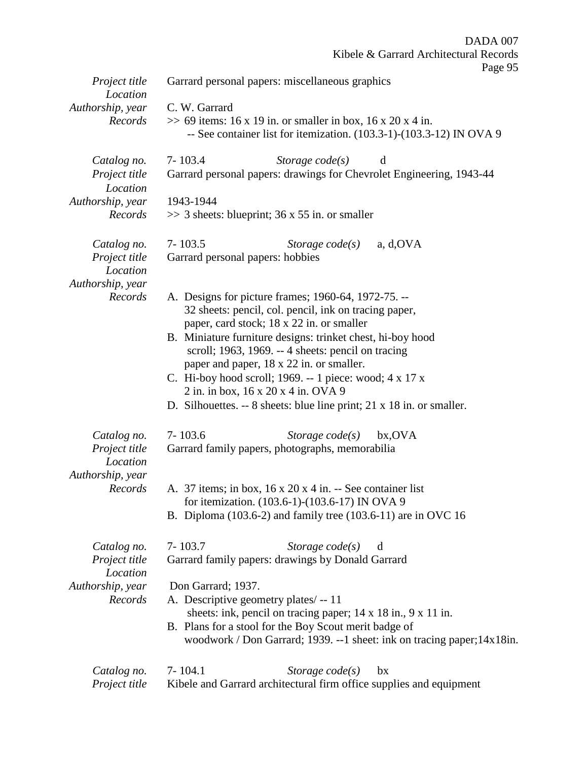| | |
|---|---|
| *Project title* | Garrard personal papers: miscellaneous graphics |
| *Location* | |
| *Authorship, year* | C. W. Garrard |
| *Records* | >> 69 items: 16 x 19 in. or smaller in box, 16 x 20 x 4 in. -- See container list for itemization. (103.3-1)-(103.3-12) IN OVA 9 |

| | |
|---|---|
| *Catalog no.* | 7- 103.4 *Storage code(s)* d |
| *Project title* | Garrard personal papers: drawings for Chevrolet Engineering, 1943-44 |
| *Location* | |
| *Authorship, year* | 1943-1944 |
| *Records* | >> 3 sheets: blueprint; 36 x 55 in. or smaller |

| | |
|---|---|
| *Catalog no.* | 7- 103.5 *Storage code(s)* a, d,OVA |
| *Project title* | Garrard personal papers: hobbies |
| *Location* | |
| *Authorship, year* | |
| *Records* | A. Designs for picture frames; 1960-64, 1972-75. -- 32 sheets: pencil, col. pencil, ink on tracing paper, paper, card stock; 18 x 22 in. or smaller<br>B. Miniature furniture designs: trinket chest, hi-boy hood scroll; 1963, 1969. -- 4 sheets: pencil on tracing paper and paper, 18 x 22 in. or smaller.<br>C. Hi-boy hood scroll; 1969. -- 1 piece: wood; 4 x 17 x 2 in. in box, 16 x 20 x 4 in. OVA 9<br>D. Silhouettes. -- 8 sheets: blue line print; 21 x 18 in. or smaller. |

| | |
|---|---|
| *Catalog no.* | 7- 103.6 *Storage code(s)* bx,OVA |
| *Project title* | Garrard family papers, photographs, memorabilia |
| *Location* | |
| *Authorship, year* | |
| *Records* | A. 37 items; in box, 16 x 20 x 4 in. -- See container list for itemization. (103.6-1)-(103.6-17) IN OVA 9<br>B. Diploma (103.6-2) and family tree (103.6-11) are in OVC 16 |

| | |
|---|---|
| *Catalog no.* | 7- 103.7 *Storage code(s)* d |
| *Project title* | Garrard family papers: drawings by Donald Garrard |
| *Location* | |
| *Authorship, year* | Don Garrard; 1937. |
| *Records* | A. Descriptive geometry plates/ -- 11 sheets: ink, pencil on tracing paper; 14 x 18 in., 9 x 11 in.<br>B. Plans for a stool for the Boy Scout merit badge of woodwork / Don Garrard; 1939. --1 sheet: ink on tracing paper;14x18in. |

| | |
|---|---|
| *Catalog no.* | 7- 104.1 *Storage code(s)* bx |
| *Project title* | Kibele and Garrard architectural firm office supplies and equipment |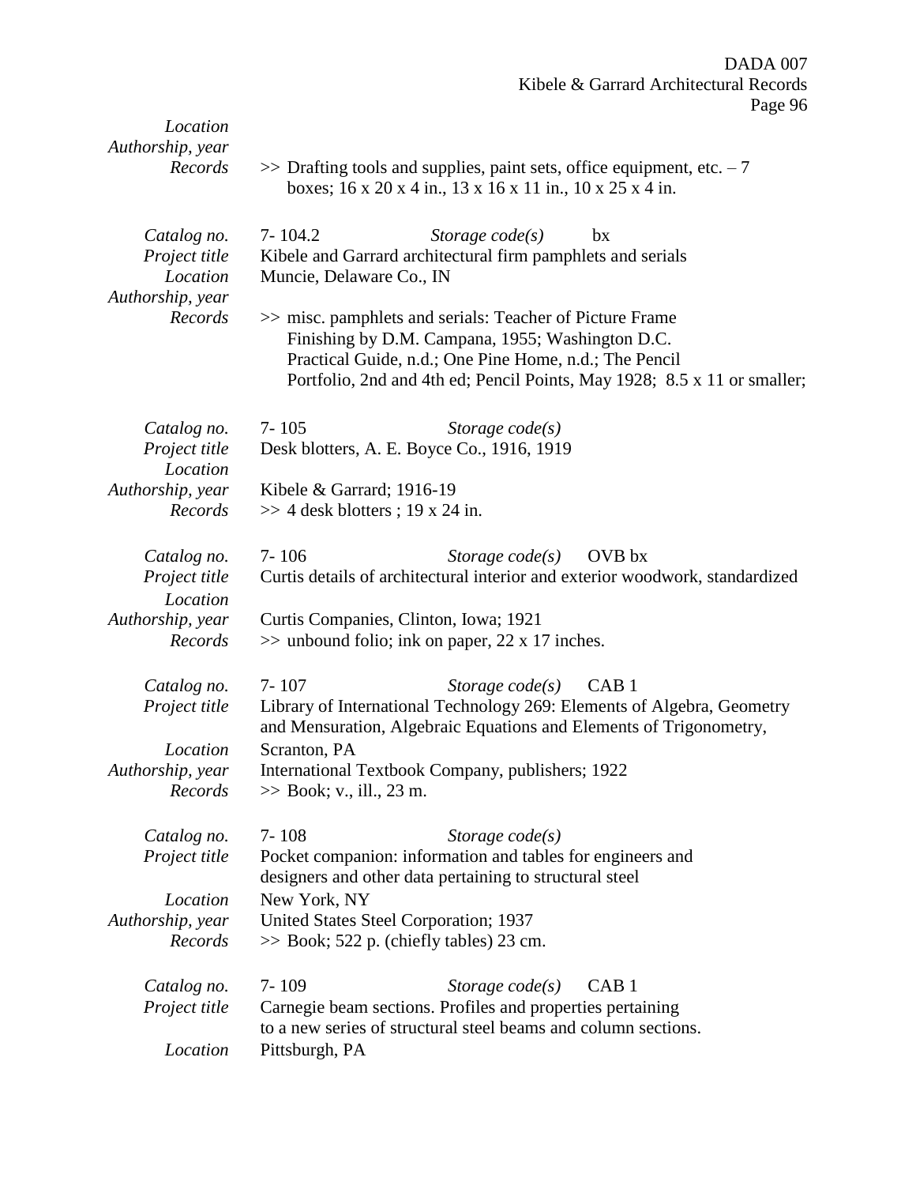*Location*
*Authorship, year*
*Records* >> Drafting tools and supplies, paint sets, office equipment, etc. – 7 boxes; 16 x 20 x 4 in., 13 x 16 x 11 in., 10 x 25 x 4 in.

*Catalog no.* 7- 104.2 *Storage code(s)* bx
*Project title* Kibele and Garrard architectural firm pamphlets and serials
*Location* Muncie, Delaware Co., IN
*Authorship, year*
*Records* >> misc. pamphlets and serials: Teacher of Picture Frame Finishing by D.M. Campana, 1955; Washington D.C. Practical Guide, n.d.; One Pine Home, n.d.; The Pencil Portfolio, 2nd and 4th ed; Pencil Points, May 1928; 8.5 x 11 or smaller;

*Catalog no.* 7- 105 *Storage code(s)*
*Project title* Desk blotters, A. E. Boyce Co., 1916, 1919
*Location*
*Authorship, year* Kibele & Garrard; 1916-19
*Records* >> 4 desk blotters ; 19 x 24 in.

*Catalog no.* 7- 106 *Storage code(s)* OVB bx
*Project title* Curtis details of architectural interior and exterior woodwork, standardized
*Location*
*Authorship, year* Curtis Companies, Clinton, Iowa; 1921
*Records* >> unbound folio; ink on paper, 22 x 17 inches.

*Catalog no.* 7- 107 *Storage code(s)* CAB 1
*Project title* Library of International Technology 269: Elements of Algebra, Geometry and Mensuration, Algebraic Equations and Elements of Trigonometry,
*Location* Scranton, PA
*Authorship, year* International Textbook Company, publishers; 1922
*Records* >> Book; v., ill., 23 m.

*Catalog no.* 7- 108 *Storage code(s)*
*Project title* Pocket companion: information and tables for engineers and designers and other data pertaining to structural steel
*Location* New York, NY
*Authorship, year* United States Steel Corporation; 1937
*Records* >> Book; 522 p. (chiefly tables) 23 cm.

*Catalog no.* 7- 109 *Storage code(s)* CAB 1
*Project title* Carnegie beam sections. Profiles and properties pertaining to a new series of structural steel beams and column sections.
*Location* Pittsburgh, PA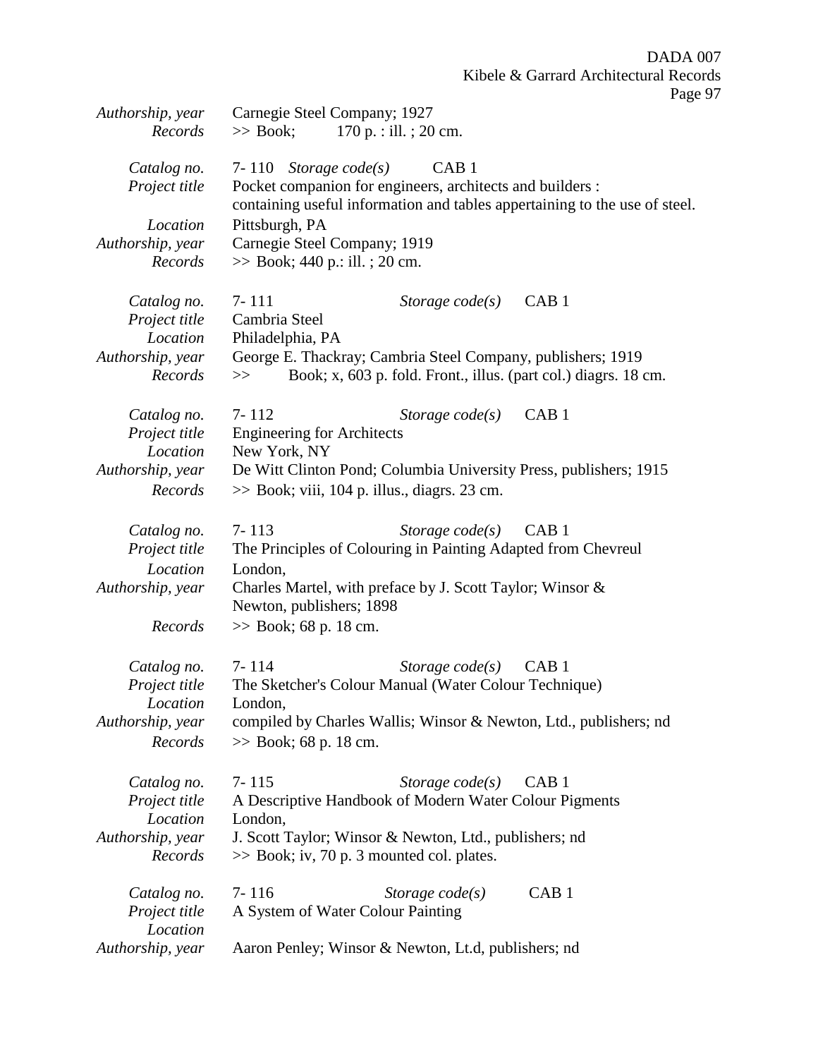*Authorship, year* Carnegie Steel Company; 1927
*Records* >> Book; 170 p. : ill. ; 20 cm.

*Catalog no.* 7- 110 *Storage code(s)* CAB 1
*Project title* Pocket companion for engineers, architects and builders : containing useful information and tables appertaining to the use of steel.
*Location* Pittsburgh, PA
*Authorship, year* Carnegie Steel Company; 1919
*Records* >> Book; 440 p.: ill. ; 20 cm.

*Catalog no.* 7- 111 *Storage code(s)* CAB 1
*Project title* Cambria Steel
*Location* Philadelphia, PA
*Authorship, year* George E. Thackray; Cambria Steel Company, publishers; 1919
*Records* >> Book; x, 603 p. fold. Front., illus. (part col.) diagrs. 18 cm.

*Catalog no.* 7- 112 *Storage code(s)* CAB 1
*Project title* Engineering for Architects
*Location* New York, NY
*Authorship, year* De Witt Clinton Pond; Columbia University Press, publishers; 1915
*Records* >> Book; viii, 104 p. illus., diagrs. 23 cm.

*Catalog no.* 7- 113 *Storage code(s)* CAB 1
*Project title* The Principles of Colouring in Painting Adapted from Chevreul
*Location* London,
*Authorship, year* Charles Martel, with preface by J. Scott Taylor; Winsor & Newton, publishers; 1898
*Records* >> Book; 68 p. 18 cm.

*Catalog no.* 7- 114 *Storage code(s)* CAB 1
*Project title* The Sketcher's Colour Manual (Water Colour Technique)
*Location* London,
*Authorship, year* compiled by Charles Wallis; Winsor & Newton, Ltd., publishers; nd
*Records* >> Book; 68 p. 18 cm.

*Catalog no.* 7- 115 *Storage code(s)* CAB 1
*Project title* A Descriptive Handbook of Modern Water Colour Pigments
*Location* London,
*Authorship, year* J. Scott Taylor; Winsor & Newton, Ltd., publishers; nd
*Records* >> Book; iv, 70 p. 3 mounted col. plates.

*Catalog no.* 7- 116 *Storage code(s)* CAB 1
*Project title* A System of Water Colour Painting
*Location*
*Authorship, year* Aaron Penley; Winsor & Newton, Lt.d, publishers; nd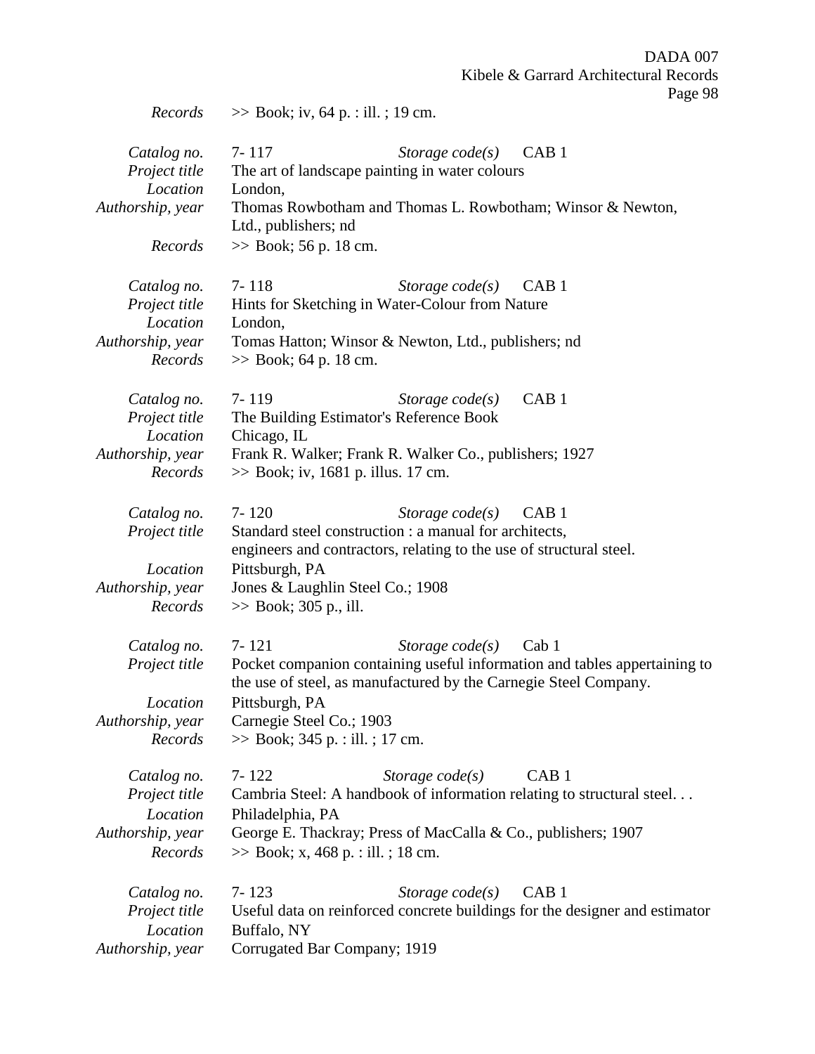*Records* >> Book; iv, 64 p. : ill. ; 19 cm.

*Catalog no.* 7- 117 *Storage code(s)* CAB 1
*Project title* The art of landscape painting in water colours
*Location* London,
*Authorship, year* Thomas Rowbotham and Thomas L. Rowbotham; Winsor & Newton, Ltd., publishers; nd
*Records* >> Book; 56 p. 18 cm.

*Catalog no.* 7- 118 *Storage code(s)* CAB 1
*Project title* Hints for Sketching in Water-Colour from Nature
*Location* London,
*Authorship, year* Tomas Hatton; Winsor & Newton, Ltd., publishers; nd
*Records* >> Book; 64 p. 18 cm.

*Catalog no.* 7- 119 *Storage code(s)* CAB 1
*Project title* The Building Estimator's Reference Book
*Location* Chicago, IL
*Authorship, year* Frank R. Walker; Frank R. Walker Co., publishers; 1927
*Records* >> Book; iv, 1681 p. illus. 17 cm.

*Catalog no.* 7- 120 *Storage code(s)* CAB 1
*Project title* Standard steel construction : a manual for architects, engineers and contractors, relating to the use of structural steel.
*Location* Pittsburgh, PA
*Authorship, year* Jones & Laughlin Steel Co.; 1908
*Records* >> Book; 305 p., ill.

*Catalog no.* 7- 121 *Storage code(s)* Cab 1
*Project title* Pocket companion containing useful information and tables appertaining to the use of steel, as manufactured by the Carnegie Steel Company.
*Location* Pittsburgh, PA
*Authorship, year* Carnegie Steel Co.; 1903
*Records* >> Book; 345 p. : ill. ; 17 cm.

*Catalog no.* 7- 122 *Storage code(s)* CAB 1
*Project title* Cambria Steel: A handbook of information relating to structural steel. . .
*Location* Philadelphia, PA
*Authorship, year* George E. Thackray; Press of MacCalla & Co., publishers; 1907
*Records* >> Book; x, 468 p. : ill. ; 18 cm.

*Catalog no.* 7- 123 *Storage code(s)* CAB 1
*Project title* Useful data on reinforced concrete buildings for the designer and estimator
*Location* Buffalo, NY
*Authorship, year* Corrugated Bar Company; 1919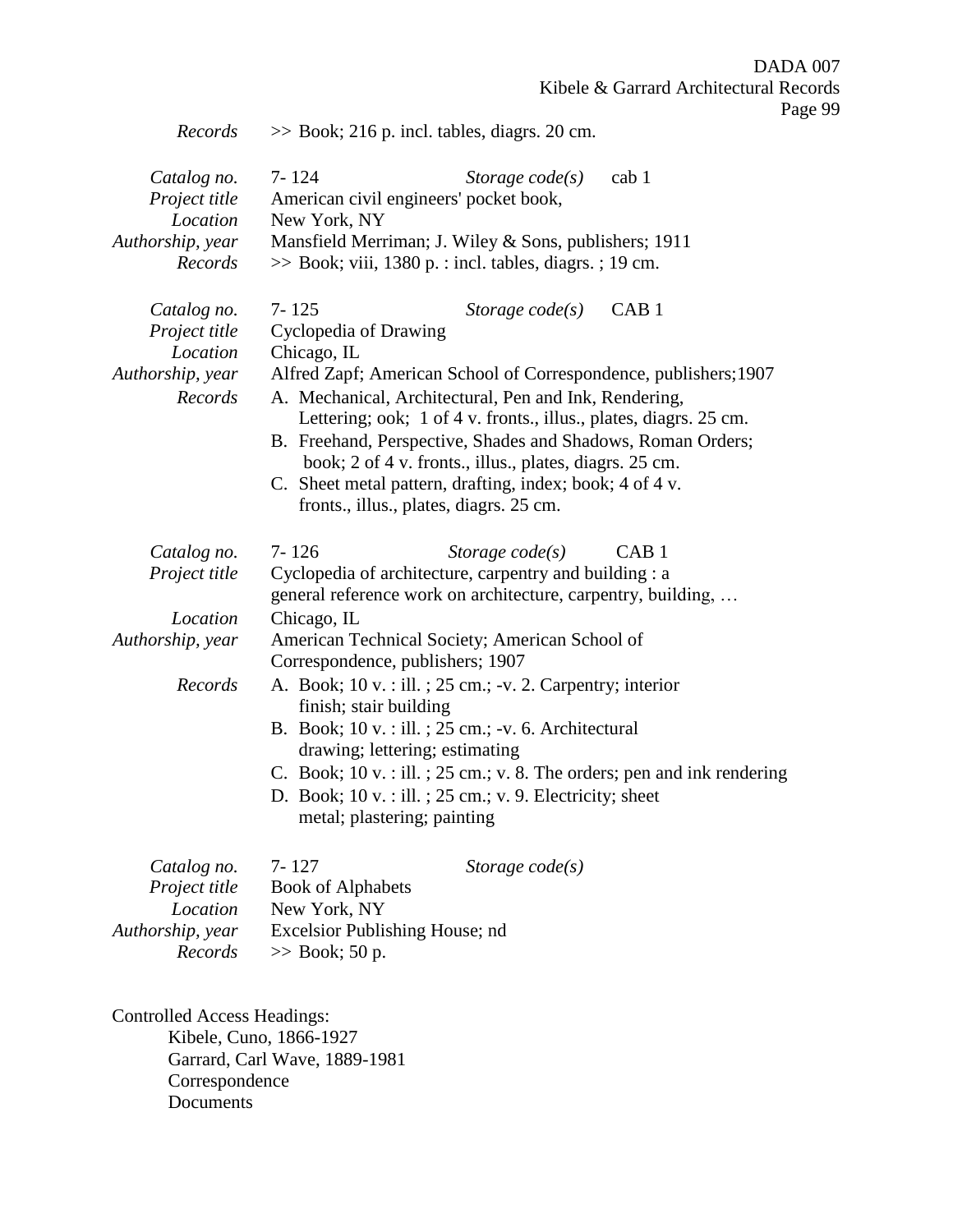*Records* >> Book; 216 p. incl. tables, diagrs. 20 cm.

*Catalog no.* 7- 124 *Storage code(s)* cab 1
*Project title* American civil engineers' pocket book,
*Location* New York, NY
*Authorship, year* Mansfield Merriman; J. Wiley & Sons, publishers; 1911
*Records* >> Book; viii, 1380 p. : incl. tables, diagrs. ; 19 cm.

*Catalog no.* 7- 125 *Storage code(s)* CAB 1
*Project title* Cyclopedia of Drawing
*Location* Chicago, IL
*Authorship, year* Alfred Zapf; American School of Correspondence, publishers;1907
*Records*

A. Mechanical, Architectural, Pen and Ink, Rendering, Lettering; ook; 1 of 4 v. fronts., illus., plates, diagrs. 25 cm.
B. Freehand, Perspective, Shades and Shadows, Roman Orders; book; 2 of 4 v. fronts., illus., plates, diagrs. 25 cm.
C. Sheet metal pattern, drafting, index; book; 4 of 4 v. fronts., illus., plates, diagrs. 25 cm.

*Catalog no.* 7- 126 *Storage code(s)* CAB 1
*Project title* Cyclopedia of architecture, carpentry and building : a general reference work on architecture, carpentry, building, …
*Location* Chicago, IL
*Authorship, year* American Technical Society; American School of Correspondence, publishers; 1907
*Records*

A. Book; 10 v. : ill. ; 25 cm.; -v. 2. Carpentry; interior finish; stair building
B. Book; 10 v. : ill. ; 25 cm.; -v. 6. Architectural drawing; lettering; estimating
C. Book; 10 v. : ill. ; 25 cm.; v. 8. The orders; pen and ink rendering
D. Book; 10 v. : ill. ; 25 cm.; v. 9. Electricity; sheet metal; plastering; painting

*Catalog no.* 7- 127 *Storage code(s)*
*Project title* Book of Alphabets
*Location* New York, NY
*Authorship, year* Excelsior Publishing House; nd
*Records* >> Book; 50 p.

Controlled Access Headings:

Kibele, Cuno, 1866-1927
Garrard, Carl Wave, 1889-1981
Correspondence
Documents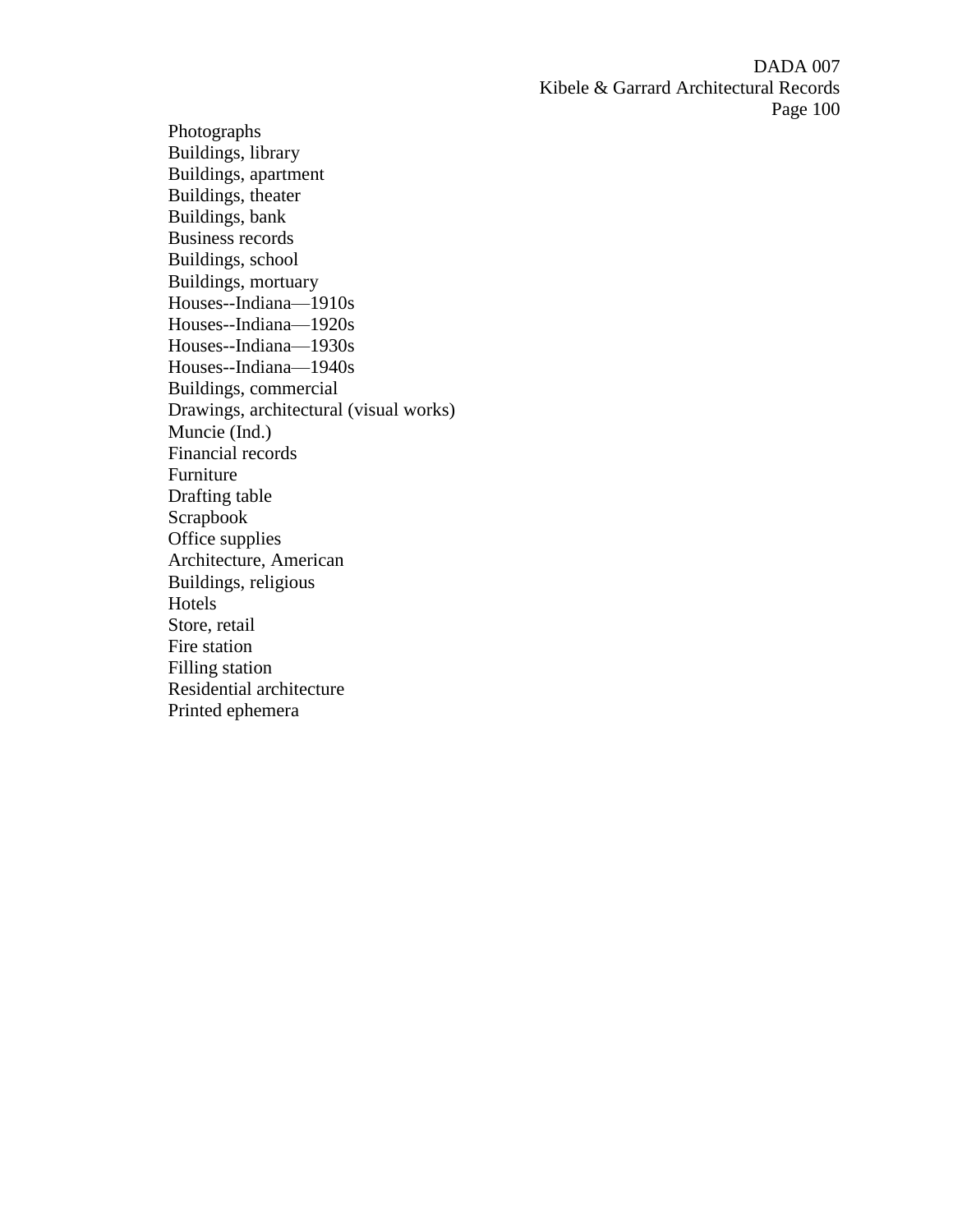Photographs
Buildings, library
Buildings, apartment
Buildings, theater
Buildings, bank
Business records
Buildings, school
Buildings, mortuary
Houses--Indiana—1910s
Houses--Indiana—1920s
Houses--Indiana—1930s
Houses--Indiana—1940s
Buildings, commercial
Drawings, architectural (visual works)
Muncie (Ind.)
Financial records
Furniture
Drafting table
Scrapbook
Office supplies
Architecture, American
Buildings, religious
Hotels
Store, retail
Fire station
Filling station
Residential architecture
Printed ephemera